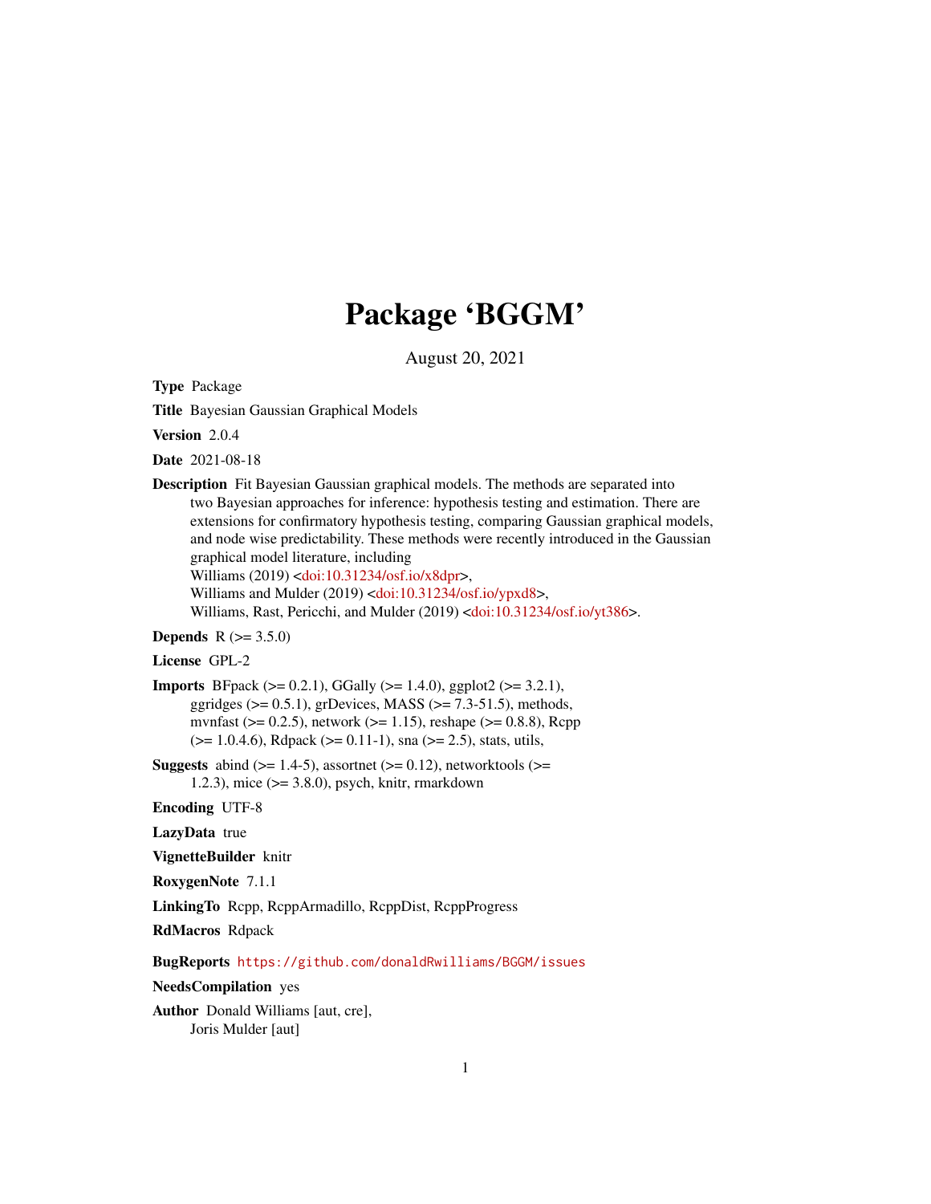# Package 'BGGM'

August 20, 2021

**Type** Package

**Title** Bayesian Gaussian Graphical Models

**Version** 2.0.4

**Date** 2021-08-18

**Description** Fit Bayesian Gaussian graphical models. The methods are separated into two Bayesian approaches for inference: hypothesis testing and estimation. There are extensions for confirmatory hypothesis testing, comparing Gaussian graphical models, and node wise predictability. These methods were recently introduced in the Gaussian graphical model literature, including
Williams (2019) <doi:10.31234/osf.io/x8dpr>,
Williams and Mulder (2019) <doi:10.31234/osf.io/ypxd8>,
Williams, Rast, Pericchi, and Mulder (2019) <doi:10.31234/osf.io/yt386>.

**Depends** R (>= 3.5.0)

**License** GPL-2

**Imports** BFpack (>= 0.2.1), GGally (>= 1.4.0), ggplot2 (>= 3.2.1), ggridges (>= 0.5.1), grDevices, MASS (>= 7.3-51.5), methods, mvnfast (>= 0.2.5), network (>= 1.15), reshape (>= 0.8.8), Rcpp (>= 1.0.4.6), Rdpack (>= 0.11-1), sna (>= 2.5), stats, utils,

**Suggests** abind (>= 1.4-5), assortnet (>= 0.12), networktools (>= 1.2.3), mice (>= 3.8.0), psych, knitr, rmarkdown

**Encoding** UTF-8

**LazyData** true

**VignetteBuilder** knitr

**RoxygenNote** 7.1.1

**LinkingTo** Rcpp, RcppArmadillo, RcppDist, RcppProgress

**RdMacros** Rdpack

**BugReports** https://github.com/donaldRwilliams/BGGM/issues

**NeedsCompilation** yes

**Author** Donald Williams [aut, cre],
Joris Mulder [aut]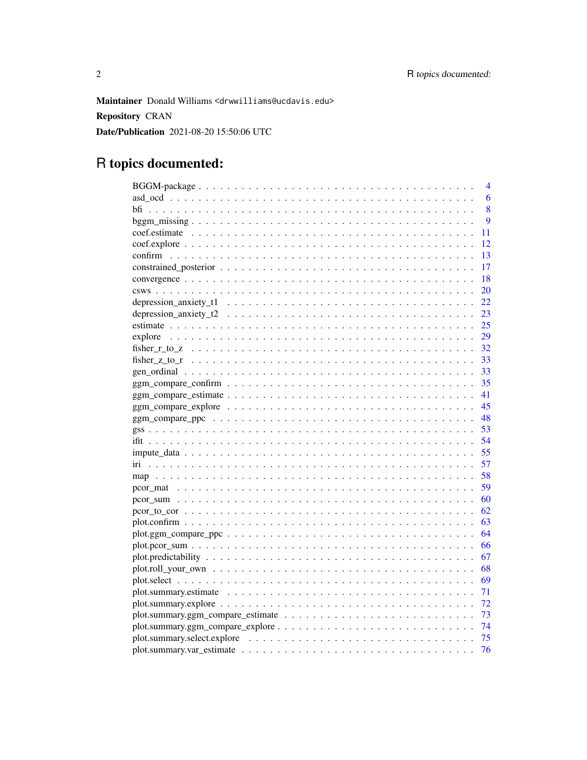**Maintainer** Donald Williams <drwwilliams@ucdavis.edu>

**Repository** CRAN

**Date/Publication** 2021-08-20 15:50:06 UTC

# R topics documented:

| | |
|---|---|
| BGGM-package | 4 |
| asd_ocd | 6 |
| bfi | 8 |
| bggm_missing | 9 |
| coef.estimate | 11 |
| coef.explore | 12 |
| confirm | 13 |
| constrained_posterior | 17 |
| convergence | 18 |
| csws | 20 |
| depression_anxiety_t1 | 22 |
| depression_anxiety_t2 | 23 |
| estimate | 25 |
| explore | 29 |
| fisher_r_to_z | 32 |
| fisher_z_to_r | 33 |
| gen_ordinal | 33 |
| ggm_compare_confirm | 35 |
| ggm_compare_estimate | 41 |
| ggm_compare_explore | 45 |
| ggm_compare_ppc | 48 |
| gss | 53 |
| ifit | 54 |
| impute_data | 55 |
| iri | 57 |
| map | 58 |
| pcor_mat | 59 |
| pcor_sum | 60 |
| pcor_to_cor | 62 |
| plot.confirm | 63 |
| plot.ggm_compare_ppc | 64 |
| plot.pcor_sum | 66 |
| plot.predictability | 67 |
| plot.roll_your_own | 68 |
| plot.select | 69 |
| plot.summary.estimate | 71 |
| plot.summary.explore | 72 |
| plot.summary.ggm_compare_estimate | 73 |
| plot.summary.ggm_compare_explore | 74 |
| plot.summary.select.explore | 75 |
| plot.summary.var_estimate | 76 |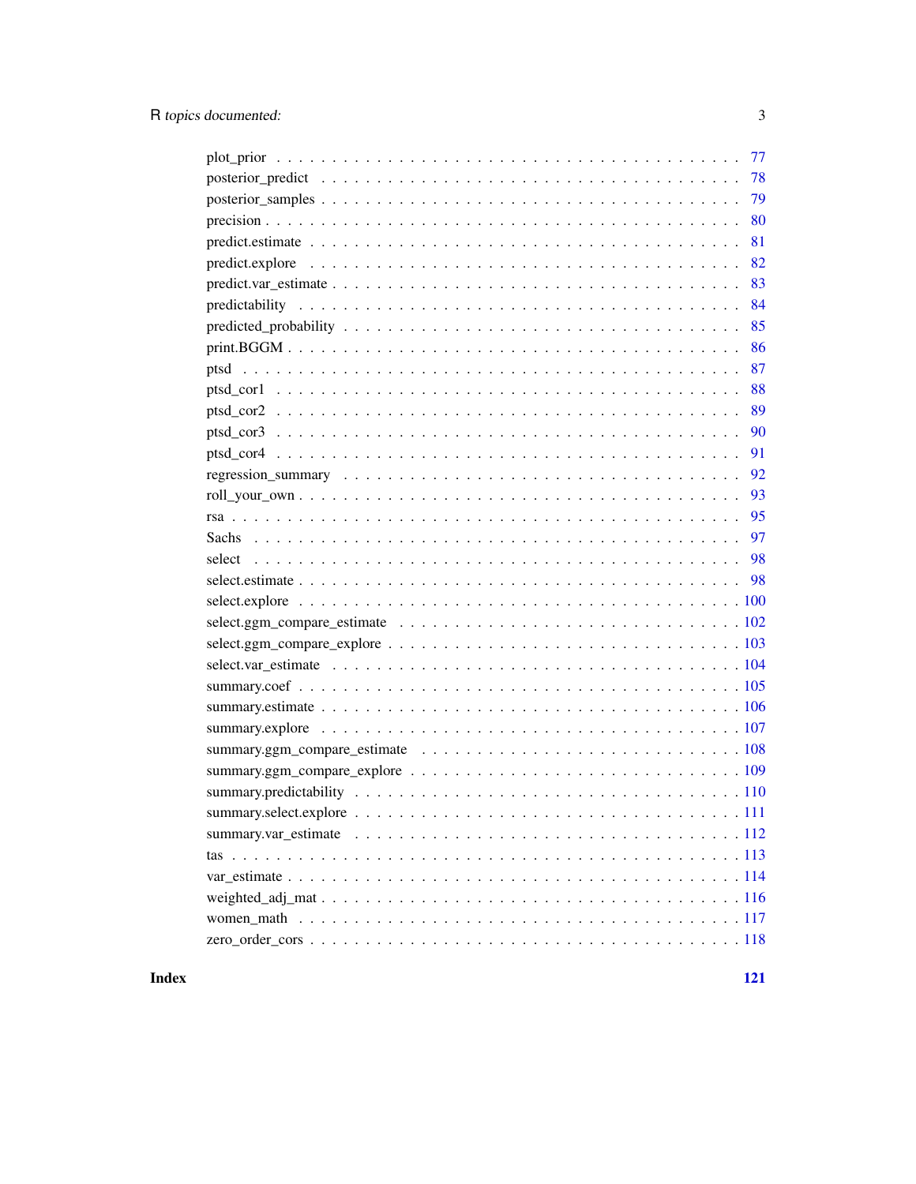plot_prior . . . . . . . . . . . . . . . . . . . . . . . . . . . . . . . . . . . . . . . . 77
posterior_predict . . . . . . . . . . . . . . . . . . . . . . . . . . . . . . . . . . . . . 78
posterior_samples . . . . . . . . . . . . . . . . . . . . . . . . . . . . . . . . . . . . . 79
precision . . . . . . . . . . . . . . . . . . . . . . . . . . . . . . . . . . . . . . . . . 80
predict.estimate . . . . . . . . . . . . . . . . . . . . . . . . . . . . . . . . . . . . . . 81
predict.explore . . . . . . . . . . . . . . . . . . . . . . . . . . . . . . . . . . . . . . 82
predict.var_estimate . . . . . . . . . . . . . . . . . . . . . . . . . . . . . . . . . . . 83
predictability . . . . . . . . . . . . . . . . . . . . . . . . . . . . . . . . . . . . . . . 84
predicted_probability . . . . . . . . . . . . . . . . . . . . . . . . . . . . . . . . . . . 85
print.BGGM . . . . . . . . . . . . . . . . . . . . . . . . . . . . . . . . . . . . . . . . 86
ptsd . . . . . . . . . . . . . . . . . . . . . . . . . . . . . . . . . . . . . . . . . . . . 87
ptsd_cor1 . . . . . . . . . . . . . . . . . . . . . . . . . . . . . . . . . . . . . . . . . 88
ptsd_cor2 . . . . . . . . . . . . . . . . . . . . . . . . . . . . . . . . . . . . . . . . . 89
ptsd_cor3 . . . . . . . . . . . . . . . . . . . . . . . . . . . . . . . . . . . . . . . . . 90
ptsd_cor4 . . . . . . . . . . . . . . . . . . . . . . . . . . . . . . . . . . . . . . . . . 91
regression_summary . . . . . . . . . . . . . . . . . . . . . . . . . . . . . . . . . . . . 92
roll_your_own . . . . . . . . . . . . . . . . . . . . . . . . . . . . . . . . . . . . . . . 93
rsa . . . . . . . . . . . . . . . . . . . . . . . . . . . . . . . . . . . . . . . . . . . . . 95
Sachs . . . . . . . . . . . . . . . . . . . . . . . . . . . . . . . . . . . . . . . . . . . . 97
select . . . . . . . . . . . . . . . . . . . . . . . . . . . . . . . . . . . . . . . . . . . 98
select.estimate . . . . . . . . . . . . . . . . . . . . . . . . . . . . . . . . . . . . . . . 98
select.explore . . . . . . . . . . . . . . . . . . . . . . . . . . . . . . . . . . . . . . . 100
select.ggm_compare_estimate . . . . . . . . . . . . . . . . . . . . . . . . . . . . . . . 102
select.ggm_compare_explore . . . . . . . . . . . . . . . . . . . . . . . . . . . . . . . . 103
select.var_estimate . . . . . . . . . . . . . . . . . . . . . . . . . . . . . . . . . . . . 104
summary.coef . . . . . . . . . . . . . . . . . . . . . . . . . . . . . . . . . . . . . . . . 105
summary.estimate . . . . . . . . . . . . . . . . . . . . . . . . . . . . . . . . . . . . . . 106
summary.explore . . . . . . . . . . . . . . . . . . . . . . . . . . . . . . . . . . . . . . 107
summary.ggm_compare_estimate . . . . . . . . . . . . . . . . . . . . . . . . . . . . . . 108
summary.ggm_compare_explore . . . . . . . . . . . . . . . . . . . . . . . . . . . . . . . 109
summary.predictability . . . . . . . . . . . . . . . . . . . . . . . . . . . . . . . . . . 110
summary.select.explore . . . . . . . . . . . . . . . . . . . . . . . . . . . . . . . . . . 111
summary.var_estimate . . . . . . . . . . . . . . . . . . . . . . . . . . . . . . . . . . . 112
tas . . . . . . . . . . . . . . . . . . . . . . . . . . . . . . . . . . . . . . . . . . . . . 113
var_estimate . . . . . . . . . . . . . . . . . . . . . . . . . . . . . . . . . . . . . . . . 114
weighted_adj_mat . . . . . . . . . . . . . . . . . . . . . . . . . . . . . . . . . . . . . . 116
women_math . . . . . . . . . . . . . . . . . . . . . . . . . . . . . . . . . . . . . . . . . 117
zero_order_cors . . . . . . . . . . . . . . . . . . . . . . . . . . . . . . . . . . . . . . 118

**Index** **121**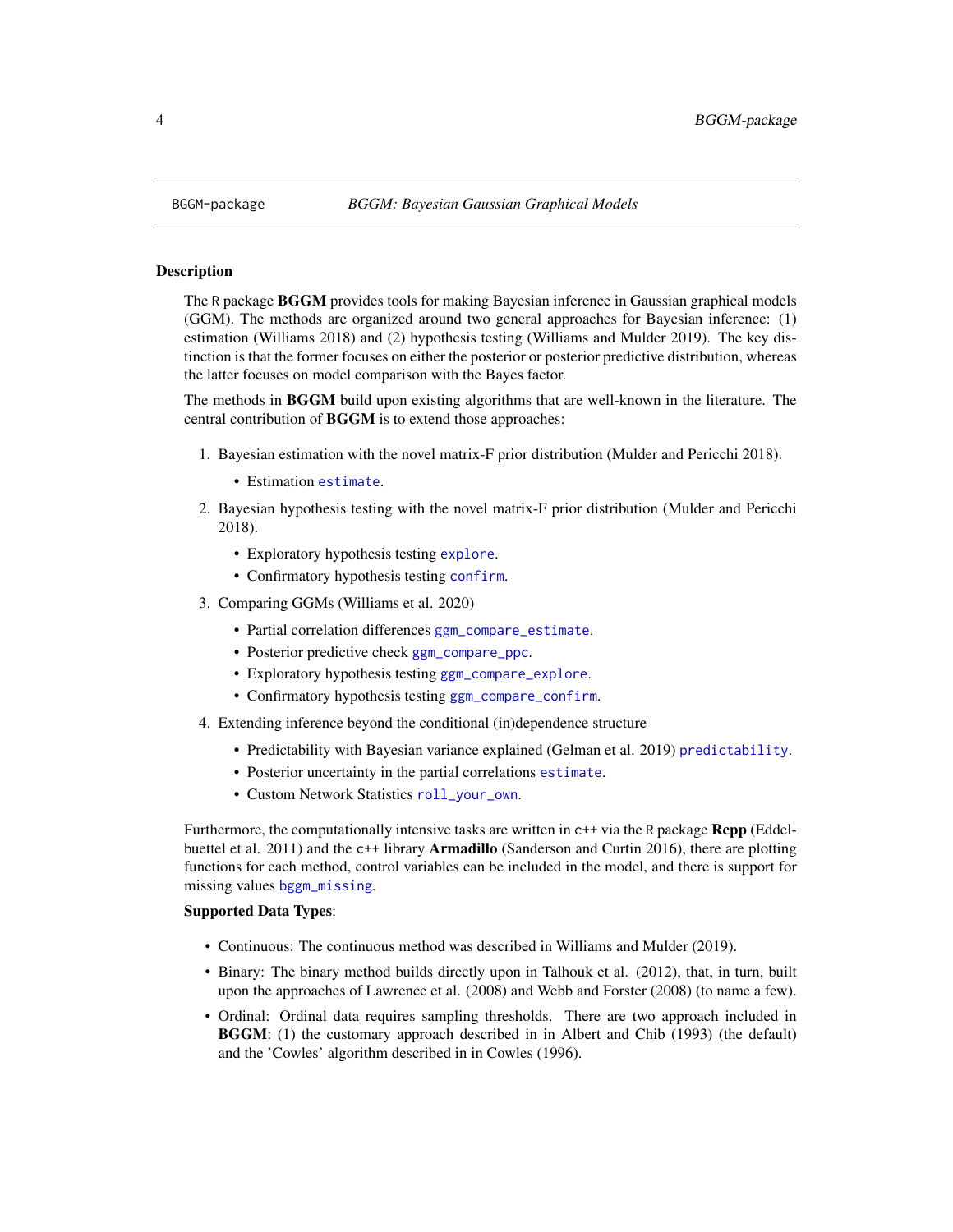BGGM-package *BGGM: Bayesian Gaussian Graphical Models*

### Description

The R package **BGGM** provides tools for making Bayesian inference in Gaussian graphical models (GGM). The methods are organized around two general approaches for Bayesian inference: (1) estimation (Williams 2018) and (2) hypothesis testing (Williams and Mulder 2019). The key distinction is that the former focuses on either the posterior or posterior predictive distribution, whereas the latter focuses on model comparison with the Bayes factor.

The methods in **BGGM** build upon existing algorithms that are well-known in the literature. The central contribution of **BGGM** is to extend those approaches:

1. Bayesian estimation with the novel matrix-F prior distribution (Mulder and Pericchi 2018).
   - Estimation `estimate`.
2. Bayesian hypothesis testing with the novel matrix-F prior distribution (Mulder and Pericchi 2018).
   - Exploratory hypothesis testing `explore`.
   - Confirmatory hypothesis testing `confirm`.
3. Comparing GGMs (Williams et al. 2020)
   - Partial correlation differences `ggm_compare_estimate`.
   - Posterior predictive check `ggm_compare_ppc`.
   - Exploratory hypothesis testing `ggm_compare_explore`.
   - Confirmatory hypothesis testing `ggm_compare_confirm`.
4. Extending inference beyond the conditional (in)dependence structure
   - Predictability with Bayesian variance explained (Gelman et al. 2019) `predictability`.
   - Posterior uncertainty in the partial correlations `estimate`.
   - Custom Network Statistics `roll_your_own`.

Furthermore, the computationally intensive tasks are written in `c++` via the R package **Rcpp** (Eddelbuettel et al. 2011) and the `c++` library **Armadillo** (Sanderson and Curtin 2016), there are plotting functions for each method, control variables can be included in the model, and there is support for missing values `bggm_missing`.

**Supported Data Types**:

- Continuous: The continuous method was described in Williams and Mulder (2019).
- Binary: The binary method builds directly upon in Talhouk et al. (2012), that, in turn, built upon the approaches of Lawrence et al. (2008) and Webb and Forster (2008) (to name a few).
- Ordinal: Ordinal data requires sampling thresholds. There are two approach included in **BGGM**: (1) the customary approach described in in Albert and Chib (1993) (the default) and the 'Cowles' algorithm described in in Cowles (1996).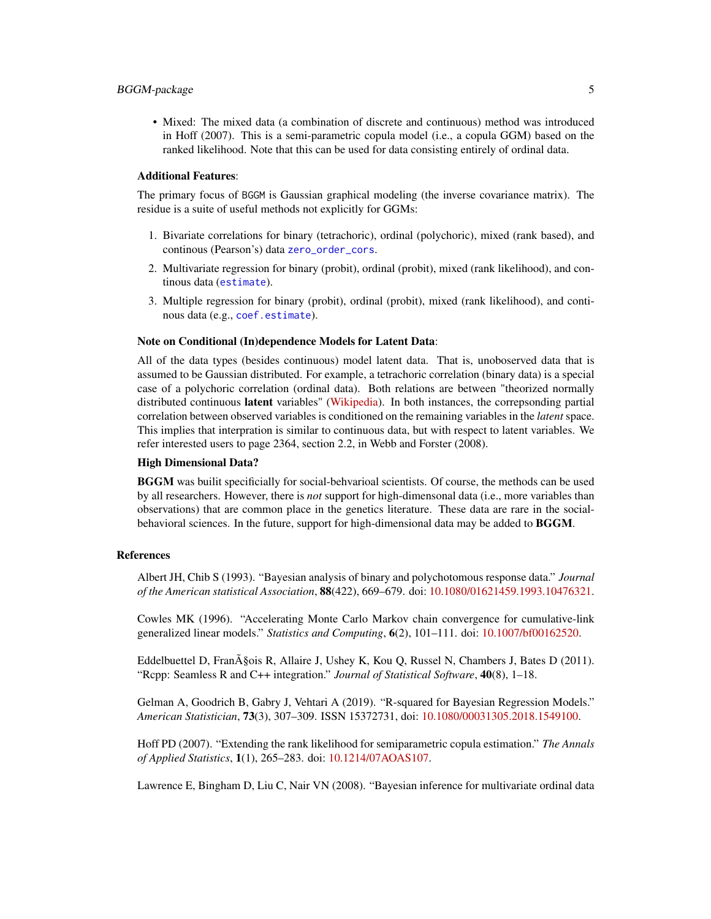- Mixed: The mixed data (a combination of discrete and continuous) method was introduced in Hoff (2007). This is a semi-parametric copula model (i.e., a copula GGM) based on the ranked likelihood. Note that this can be used for data consisting entirely of ordinal data.

**Additional Features**:

The primary focus of BGGM is Gaussian graphical modeling (the inverse covariance matrix). The residue is a suite of useful methods not explicitly for GGMs:

1. Bivariate correlations for binary (tetrachoric), ordinal (polychoric), mixed (rank based), and continous (Pearson's) data `zero_order_cors`.
2. Multivariate regression for binary (probit), ordinal (probit), mixed (rank likelihood), and continous data (`estimate`).
3. Multiple regression for binary (probit), ordinal (probit), mixed (rank likelihood), and continous data (e.g., `coef.estimate`).

**Note on Conditional (In)dependence Models for Latent Data**:

All of the data types (besides continuous) model latent data. That is, unoboserved data that is assumed to be Gaussian distributed. For example, a tetrachoric correlation (binary data) is a special case of a polychoric correlation (ordinal data). Both relations are between "theorized normally distributed continuous **latent** variables" (Wikipedia). In both instances, the correpsonding partial correlation between observed variables is conditioned on the remaining variables in the *latent* space. This implies that interpration is similar to continuous data, but with respect to latent variables. We refer interested users to page 2364, section 2.2, in Webb and Forster (2008).

**High Dimensional Data?**

**BGGM** was builit specificially for social-behvarioal scientists. Of course, the methods can be used by all researchers. However, there is *not* support for high-dimensonal data (i.e., more variables than observations) that are common place in the genetics literature. These data are rare in the social-behavioral sciences. In the future, support for high-dimensional data may be added to **BGGM**.

## References

Albert JH, Chib S (1993). "Bayesian analysis of binary and polychotomous response data." *Journal of the American statistical Association*, **88**(422), 669–679. doi: 10.1080/01621459.1993.10476321.

Cowles MK (1996). "Accelerating Monte Carlo Markov chain convergence for cumulative-link generalized linear models." *Statistics and Computing*, **6**(2), 101–111. doi: 10.1007/bf00162520.

Eddelbuettel D, FranÃ§ois R, Allaire J, Ushey K, Kou Q, Russel N, Chambers J, Bates D (2011). "Rcpp: Seamless R and C++ integration." *Journal of Statistical Software*, **40**(8), 1–18.

Gelman A, Goodrich B, Gabry J, Vehtari A (2019). "R-squared for Bayesian Regression Models." *American Statistician*, **73**(3), 307–309. ISSN 15372731, doi: 10.1080/00031305.2018.1549100.

Hoff PD (2007). "Extending the rank likelihood for semiparametric copula estimation." *The Annals of Applied Statistics*, **1**(1), 265–283. doi: 10.1214/07AOAS107.

Lawrence E, Bingham D, Liu C, Nair VN (2008). "Bayesian inference for multivariate ordinal data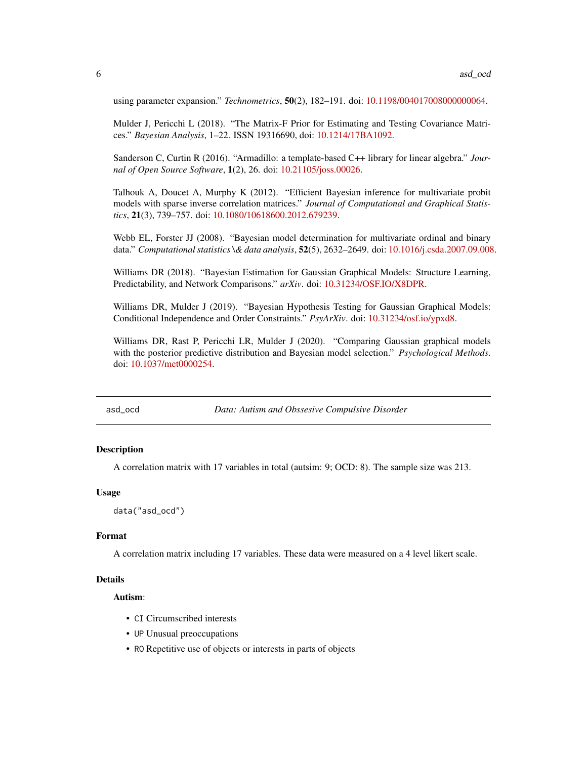using parameter expansion." *Technometrics*, **50**(2), 182–191. doi: 10.1198/004017008000000064.

Mulder J, Pericchi L (2018). "The Matrix-F Prior for Estimating and Testing Covariance Matrices." *Bayesian Analysis*, 1–22. ISSN 19316690, doi: 10.1214/17BA1092.

Sanderson C, Curtin R (2016). "Armadillo: a template-based C++ library for linear algebra." *Journal of Open Source Software*, **1**(2), 26. doi: 10.21105/joss.00026.

Talhouk A, Doucet A, Murphy K (2012). "Efficient Bayesian inference for multivariate probit models with sparse inverse correlation matrices." *Journal of Computational and Graphical Statistics*, **21**(3), 739–757. doi: 10.1080/10618600.2012.679239.

Webb EL, Forster JJ (2008). "Bayesian model determination for multivariate ordinal and binary data." *Computational statistics \& data analysis*, **52**(5), 2632–2649. doi: 10.1016/j.csda.2007.09.008.

Williams DR (2018). "Bayesian Estimation for Gaussian Graphical Models: Structure Learning, Predictability, and Network Comparisons." *arXiv*. doi: 10.31234/OSF.IO/X8DPR.

Williams DR, Mulder J (2019). "Bayesian Hypothesis Testing for Gaussian Graphical Models: Conditional Independence and Order Constraints." *PsyArXiv*. doi: 10.31234/osf.io/ypxd8.

Williams DR, Rast P, Pericchi LR, Mulder J (2020). "Comparing Gaussian graphical models with the posterior predictive distribution and Bayesian model selection." *Psychological Methods*. doi: 10.1037/met0000254.

---

## asd_ocd — *Data: Autism and Obssesive Compulsive Disorder*

### Description

A correlation matrix with 17 variables in total (autsim: 9; OCD: 8). The sample size was 213.

### Usage

```
data("asd_ocd")
```

### Format

A correlation matrix including 17 variables. These data were measured on a 4 level likert scale.

### Details

**Autism**:

- `CI` Circumscribed interests
- `UP` Unusual preoccupations
- `RO` Repetitive use of objects or interests in parts of objects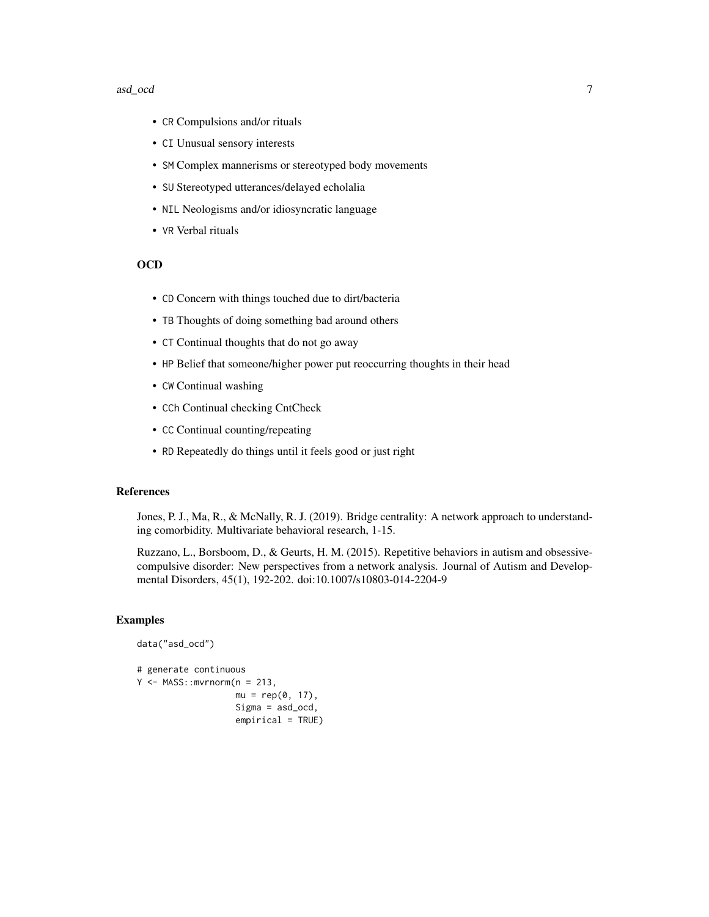- `CR` Compulsions and/or rituals
- `CI` Unusual sensory interests
- `SM` Complex mannerisms or stereotyped body movements
- `SU` Stereotyped utterances/delayed echolalia
- `NIL` Neologisms and/or idiosyncratic language
- `VR` Verbal rituals

### OCD

- `CD` Concern with things touched due to dirt/bacteria
- `TB` Thoughts of doing something bad around others
- `CT` Continual thoughts that do not go away
- `HP` Belief that someone/higher power put reoccurring thoughts in their head
- `CW` Continual washing
- `CCh` Continual checking CntCheck
- `CC` Continual counting/repeating
- `RD` Repeatedly do things until it feels good or just right

## References

Jones, P. J., Ma, R., & McNally, R. J. (2019). Bridge centrality: A network approach to understanding comorbidity. Multivariate behavioral research, 1-15.

Ruzzano, L., Borsboom, D., & Geurts, H. M. (2015). Repetitive behaviors in autism and obsessive-compulsive disorder: New perspectives from a network analysis. Journal of Autism and Developmental Disorders, 45(1), 192-202. doi:10.1007/s10803-014-2204-9

## Examples

```
data("asd_ocd")

# generate continuous
Y <- MASS::mvrnorm(n = 213,
                   mu = rep(0, 17),
                   Sigma = asd_ocd,
                   empirical = TRUE)
```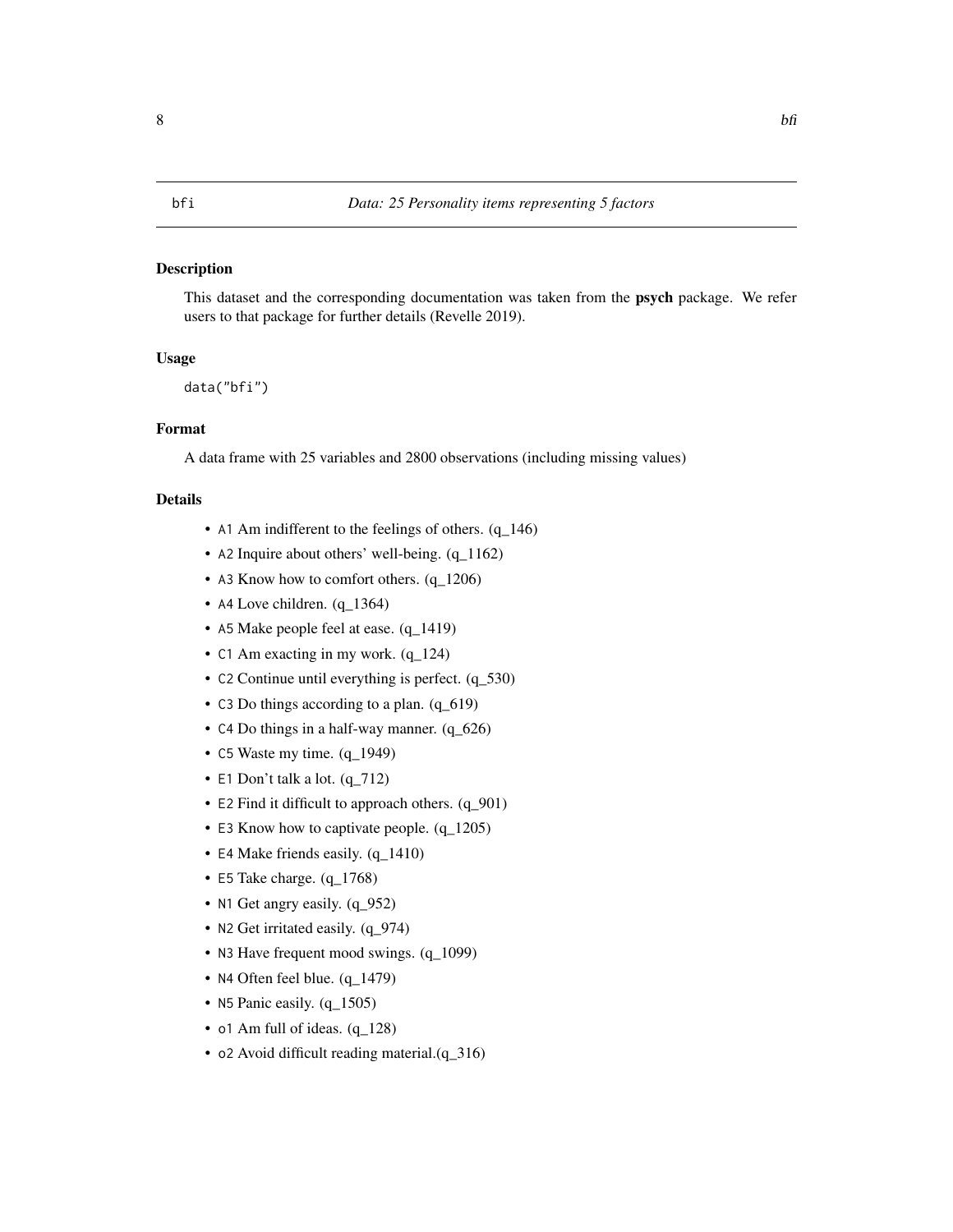`bfi` *Data: 25 Personality items representing 5 factors*

### Description

This dataset and the corresponding documentation was taken from the **psych** package. We refer users to that package for further details (Revelle 2019).

### Usage

```
data("bfi")
```

### Format

A data frame with 25 variables and 2800 observations (including missing values)

### Details

- `A1` Am indifferent to the feelings of others. (q_146)
- `A2` Inquire about others' well-being. (q_1162)
- `A3` Know how to comfort others. (q_1206)
- `A4` Love children. (q_1364)
- `A5` Make people feel at ease. (q_1419)
- `C1` Am exacting in my work. (q_124)
- `C2` Continue until everything is perfect. (q_530)
- `C3` Do things according to a plan. (q_619)
- `C4` Do things in a half-way manner. (q_626)
- `C5` Waste my time. (q_1949)
- `E1` Don't talk a lot. (q_712)
- `E2` Find it difficult to approach others. (q_901)
- `E3` Know how to captivate people. (q_1205)
- `E4` Make friends easily. (q_1410)
- `E5` Take charge. (q_1768)
- `N1` Get angry easily. (q_952)
- `N2` Get irritated easily. (q_974)
- `N3` Have frequent mood swings. (q_1099)
- `N4` Often feel blue. (q_1479)
- `N5` Panic easily. (q_1505)
- `o1` Am full of ideas. (q_128)
- `o2` Avoid difficult reading material.(q_316)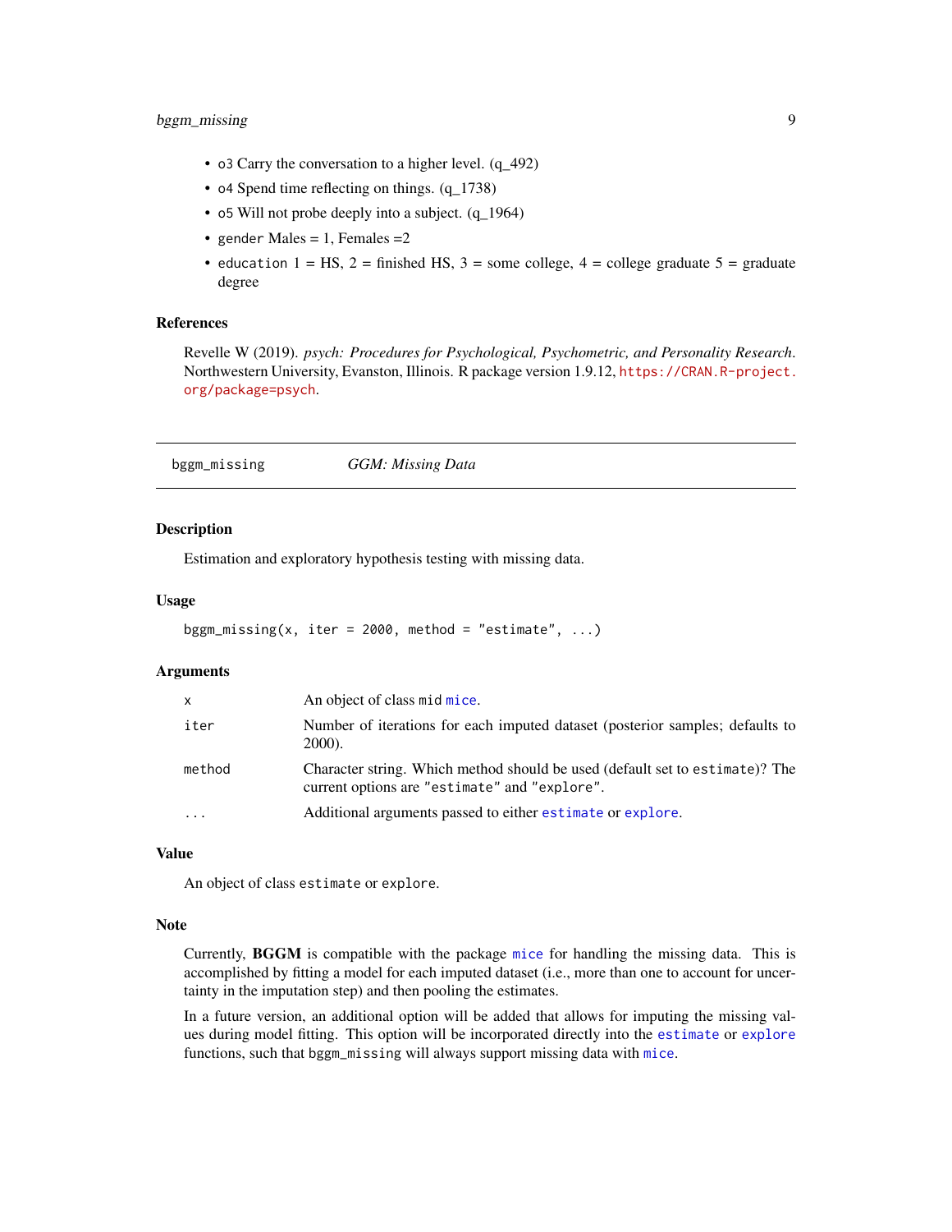- `o3` Carry the conversation to a higher level. (q_492)
- `o4` Spend time reflecting on things. (q_1738)
- `o5` Will not probe deeply into a subject. (q_1964)
- `gender` Males = 1, Females =2
- `education` 1 = HS, 2 = finished HS, 3 = some college, 4 = college graduate 5 = graduate degree

### References

Revelle W (2019). *psych: Procedures for Psychological, Psychometric, and Personality Research*. Northwestern University, Evanston, Illinois. R package version 1.9.12, https://CRAN.R-project.org/package=psych.

---

## bggm_missing    *GGM: Missing Data*

---

### Description

Estimation and exploratory hypothesis testing with missing data.

### Usage

```
bggm_missing(x, iter = 2000, method = "estimate", ...)
```

### Arguments

| | |
|---|---|
| `x` | An object of class `mid` `mice`. |
| `iter` | Number of iterations for each imputed dataset (posterior samples; defaults to 2000). |
| `method` | Character string. Which method should be used (default set to `estimate`)? The current options are `"estimate"` and `"explore"`. |
| `...` | Additional arguments passed to either `estimate` or `explore`. |

### Value

An object of class `estimate` or `explore`.

### Note

Currently, **BGGM** is compatible with the package `mice` for handling the missing data. This is accomplished by fitting a model for each imputed dataset (i.e., more than one to account for uncertainty in the imputation step) and then pooling the estimates.

In a future version, an additional option will be added that allows for imputing the missing values during model fitting. This option will be incorporated directly into the `estimate` or `explore` functions, such that `bggm_missing` will always support missing data with `mice`.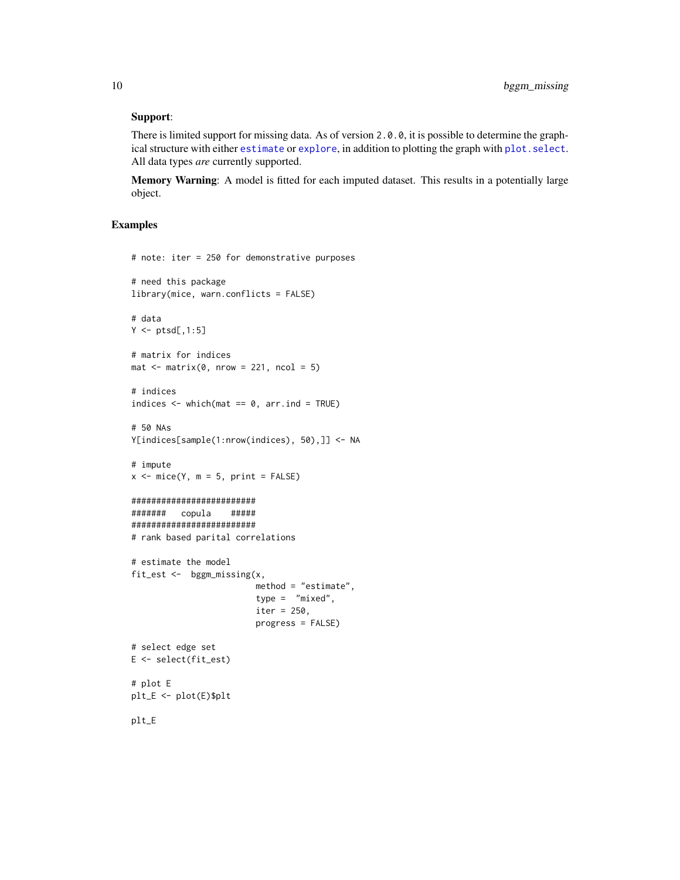**Support**:

There is limited support for missing data. As of version `2.0.0`, it is possible to determine the graphical structure with either `estimate` or `explore`, in addition to plotting the graph with `plot.select`. All data types *are* currently supported.

**Memory Warning**: A model is fitted for each imputed dataset. This results in a potentially large object.

## Examples

```
# note: iter = 250 for demonstrative purposes

# need this package
library(mice, warn.conflicts = FALSE)

# data
Y <- ptsd[,1:5]

# matrix for indices
mat <- matrix(0, nrow = 221, ncol = 5)

# indices
indices <- which(mat == 0, arr.ind = TRUE)

# 50 NAs
Y[indices[sample(1:nrow(indices), 50),]] <- NA

# impute
x <- mice(Y, m = 5, print = FALSE)

#########################
#######   copula    #####
#########################
# rank based parital correlations

# estimate the model
fit_est <-  bggm_missing(x,
                         method = "estimate",
                         type =  "mixed",
                         iter = 250,
                         progress = FALSE)

# select edge set
E <- select(fit_est)

# plot E
plt_E <- plot(E)$plt

plt_E
```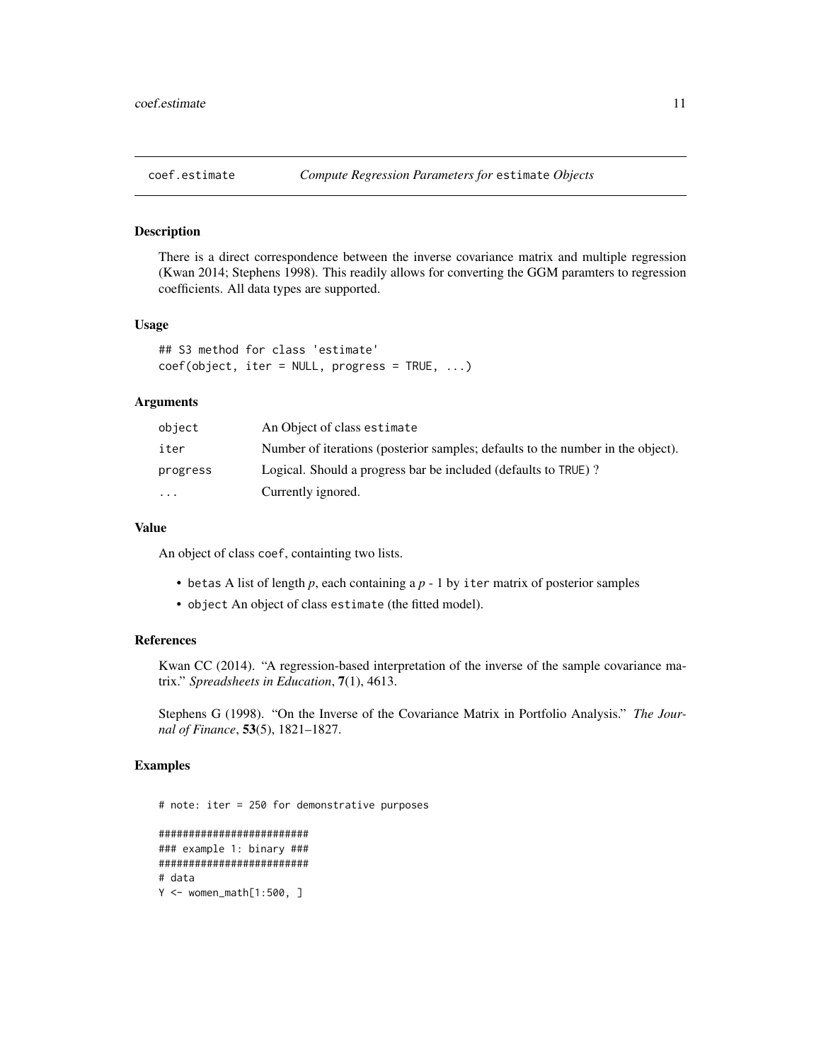## coef.estimate — *Compute Regression Parameters for* `estimate` *Objects*

### Description

There is a direct correspondence between the inverse covariance matrix and multiple regression (Kwan 2014; Stephens 1998). This readily allows for converting the GGM paramters to regression coefficients. All data types are supported.

### Usage

```
## S3 method for class 'estimate'
coef(object, iter = NULL, progress = TRUE, ...)
```

### Arguments

| | |
|---|---|
| `object` | An Object of class `estimate` |
| `iter` | Number of iterations (posterior samples; defaults to the number in the object). |
| `progress` | Logical. Should a progress bar be included (defaults to `TRUE`) ? |
| `...` | Currently ignored. |

### Value

An object of class `coef`, containting two lists.

- `betas` A list of length *p*, each containing a *p* - 1 by `iter` matrix of posterior samples
- `object` An object of class `estimate` (the fitted model).

### References

Kwan CC (2014). "A regression-based interpretation of the inverse of the sample covariance matrix." *Spreadsheets in Education*, **7**(1), 4613.

Stephens G (1998). "On the Inverse of the Covariance Matrix in Portfolio Analysis." *The Journal of Finance*, **53**(5), 1821–1827.

### Examples

```
# note: iter = 250 for demonstrative purposes

#########################
### example 1: binary ###
#########################
# data
Y <- women_math[1:500, ]
```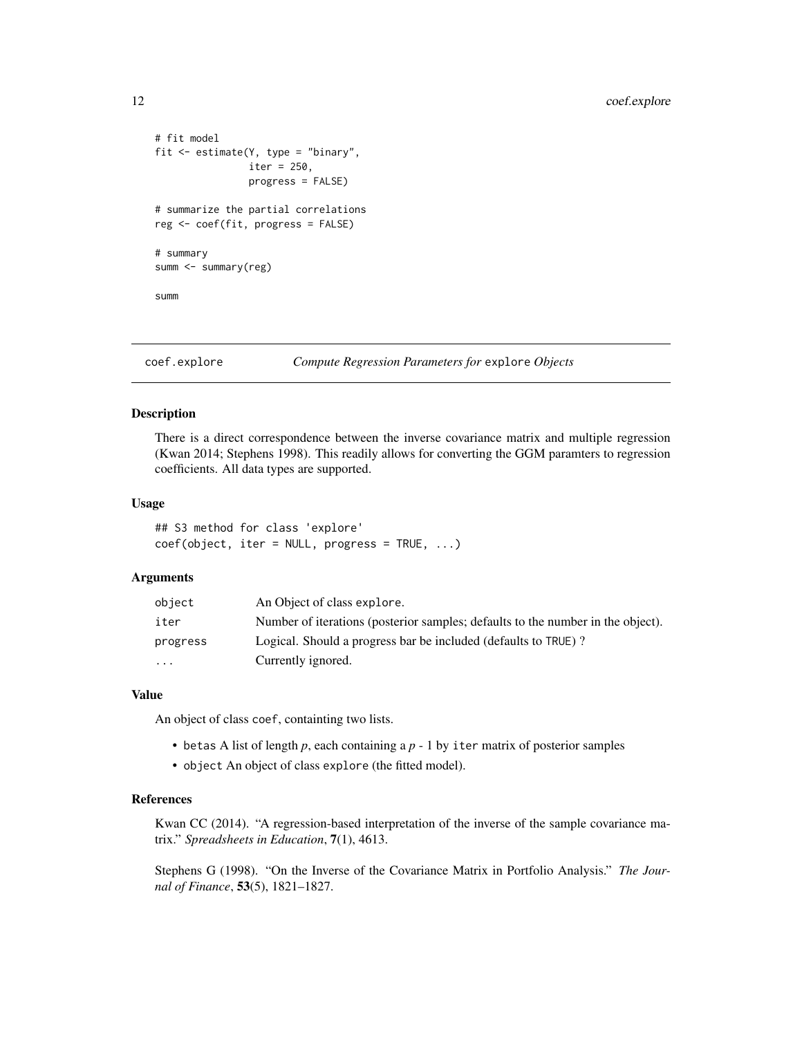```
# fit model
fit <- estimate(Y, type = "binary",
                iter = 250,
                progress = FALSE)

# summarize the partial correlations
reg <- coef(fit, progress = FALSE)

# summary
summ <- summary(reg)

summ
```

## coef.explore *Compute Regression Parameters for* explore *Objects*

### Description

There is a direct correspondence between the inverse covariance matrix and multiple regression (Kwan 2014; Stephens 1998). This readily allows for converting the GGM paramters to regression coefficients. All data types are supported.

### Usage

```
## S3 method for class 'explore'
coef(object, iter = NULL, progress = TRUE, ...)
```

### Arguments

| | |
|---|---|
| object | An Object of class explore. |
| iter | Number of iterations (posterior samples; defaults to the number in the object). |
| progress | Logical. Should a progress bar be included (defaults to TRUE) ? |
| ... | Currently ignored. |

### Value

An object of class coef, containting two lists.

- betas A list of length $p$, each containing a $p$ - 1 by iter matrix of posterior samples
- object An object of class explore (the fitted model).

### References

Kwan CC (2014). "A regression-based interpretation of the inverse of the sample covariance matrix." *Spreadsheets in Education*, **7**(1), 4613.

Stephens G (1998). "On the Inverse of the Covariance Matrix in Portfolio Analysis." *The Journal of Finance*, **53**(5), 1821–1827.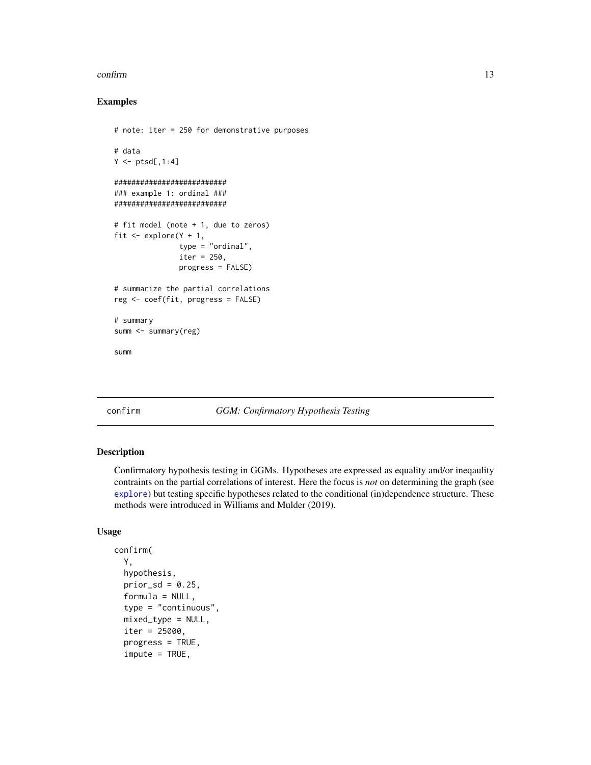## Examples

```
# note: iter = 250 for demonstrative purposes

# data
Y <- ptsd[,1:4]

##########################
### example 1: ordinal ###
##########################

# fit model (note + 1, due to zeros)
fit <- explore(Y + 1,
               type = "ordinal",
               iter = 250,
               progress = FALSE)

# summarize the partial correlations
reg <- coef(fit, progress = FALSE)

# summary
summ <- summary(reg)

summ
```

---

# confirm — *GGM: Confirmatory Hypothesis Testing*

## Description

Confirmatory hypothesis testing in GGMs. Hypotheses are expressed as equality and/or ineqaulity contraints on the partial correlations of interest. Here the focus is *not* on determining the graph (see explore) but testing specific hypotheses related to the conditional (in)dependence structure. These methods were introduced in Williams and Mulder (2019).

## Usage

```
confirm(
  Y,
  hypothesis,
  prior_sd = 0.25,
  formula = NULL,
  type = "continuous",
  mixed_type = NULL,
  iter = 25000,
  progress = TRUE,
  impute = TRUE,
```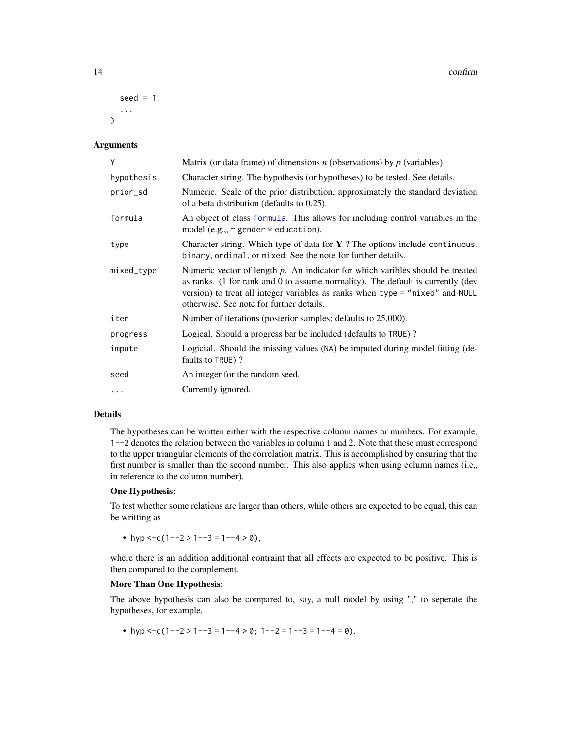```
  seed = 1,
  ...
)
```

## Arguments

| | |
|---|---|
| Y | Matrix (or data frame) of dimensions *n* (observations) by *p* (variables). |
| hypothesis | Character string. The hypothesis (or hypotheses) to be tested. See details. |
| prior_sd | Numeric. Scale of the prior distribution, approximately the standard deviation of a beta distribution (defaults to 0.25). |
| formula | An object of class `formula`. This allows for including control variables in the model (e.g.,, `~ gender * education`). |
| type | Character string. Which type of data for **Y** ? The options include `continuous`, `binary`, `ordinal`, or `mixed`. See the note for further details. |
| mixed_type | Numeric vector of length *p*. An indicator for which varibles should be treated as ranks. (1 for rank and 0 to assume normality). The default is currently (dev version) to treat all integer variables as ranks when `type = "mixed"` and `NULL` otherwise. See note for further details. |
| iter | Number of iterations (posterior samples; defaults to 25,000). |
| progress | Logical. Should a progress bar be included (defaults to `TRUE`) ? |
| impute | Logicial. Should the missing values (`NA`) be imputed during model fitting (defaults to `TRUE`) ? |
| seed | An integer for the random seed. |
| ... | Currently ignored. |

## Details

The hypotheses can be written either with the respective column names or numbers. For example, `1--2` denotes the relation between the variables in column 1 and 2. Note that these must correspond to the upper triangular elements of the correlation matrix. This is accomplished by ensuring that the first number is smaller than the second number. This also applies when using column names (i.e,, in reference to the column number).

**One Hypothesis**:

To test whether some relations are larger than others, while others are expected to be equal, this can be writting as

- `hyp <-c(1--2 > 1--3 = 1--4 > 0)`,

where there is an addition additional contraint that all effects are expected to be positive. This is then compared to the complement.

**More Than One Hypothesis**:

The above hypothesis can also be compared to, say, a null model by using ";" to seperate the hypotheses, for example,

- `hyp <-c(1--2 > 1--3 = 1--4 > 0; 1--2 = 1--3 = 1--4 = 0)`.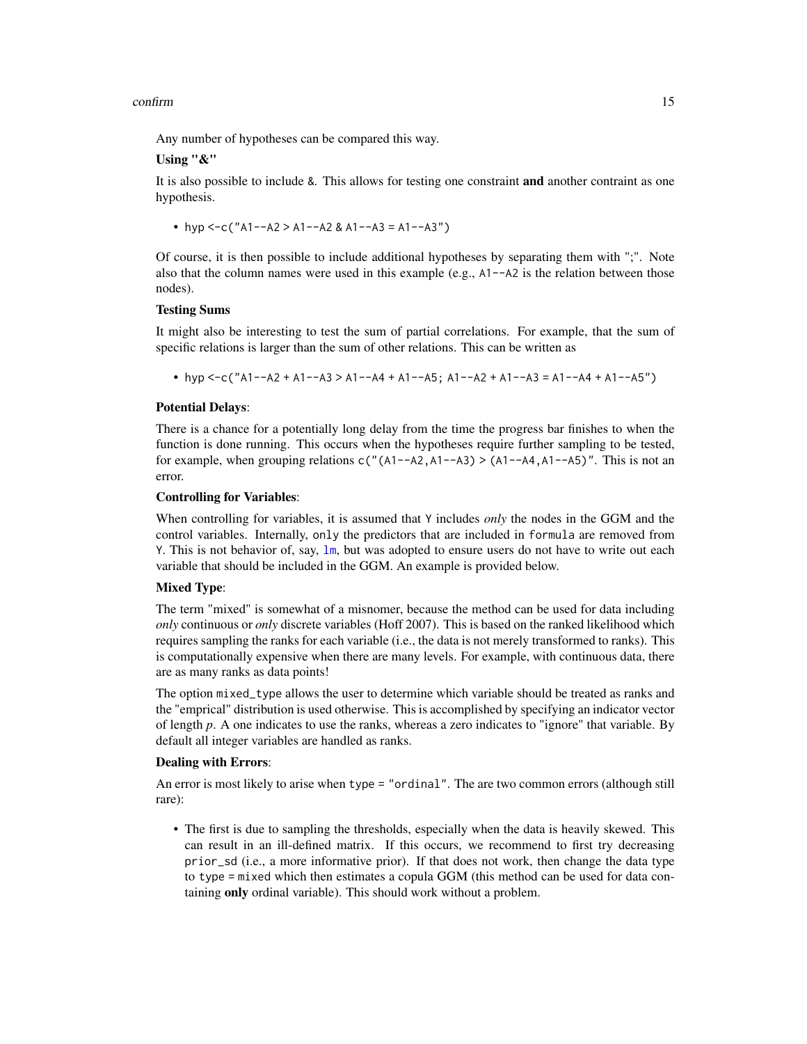Any number of hypotheses can be compared this way.

**Using "&"**

It is also possible to include `&`. This allows for testing one constraint **and** another contraint as one hypothesis.

- `hyp <-c("A1--A2 > A1--A2 & A1--A3 = A1--A3")`

Of course, it is then possible to include additional hypotheses by separating them with ";". Note also that the column names were used in this example (e.g., `A1--A2` is the relation between those nodes).

**Testing Sums**

It might also be interesting to test the sum of partial correlations. For example, that the sum of specific relations is larger than the sum of other relations. This can be written as

- `hyp <-c("A1--A2 + A1--A3 > A1--A4 + A1--A5; A1--A2 + A1--A3 = A1--A4 + A1--A5")`

**Potential Delays**:

There is a chance for a potentially long delay from the time the progress bar finishes to when the function is done running. This occurs when the hypotheses require further sampling to be tested, for example, when grouping relations `c("(A1--A2,A1--A3) > (A1--A4,A1--A5)"`. This is not an error.

**Controlling for Variables**:

When controlling for variables, it is assumed that `Y` includes *only* the nodes in the GGM and the control variables. Internally, `only` the predictors that are included in `formula` are removed from `Y`. This is not behavior of, say, `lm`, but was adopted to ensure users do not have to write out each variable that should be included in the GGM. An example is provided below.

**Mixed Type**:

The term "mixed" is somewhat of a misnomer, because the method can be used for data including *only* continuous or *only* discrete variables (Hoff 2007). This is based on the ranked likelihood which requires sampling the ranks for each variable (i.e., the data is not merely transformed to ranks). This is computationally expensive when there are many levels. For example, with continuous data, there are as many ranks as data points!

The option `mixed_type` allows the user to determine which variable should be treated as ranks and the "emprical" distribution is used otherwise. This is accomplished by specifying an indicator vector of length $p$. A one indicates to use the ranks, whereas a zero indicates to "ignore" that variable. By default all integer variables are handled as ranks.

**Dealing with Errors**:

An error is most likely to arise when `type = "ordinal"`. The are two common errors (although still rare):

- The first is due to sampling the thresholds, especially when the data is heavily skewed. This can result in an ill-defined matrix. If this occurs, we recommend to first try decreasing `prior_sd` (i.e., a more informative prior). If that does not work, then change the data type to `type = mixed` which then estimates a copula GGM (this method can be used for data containing **only** ordinal variable). This should work without a problem.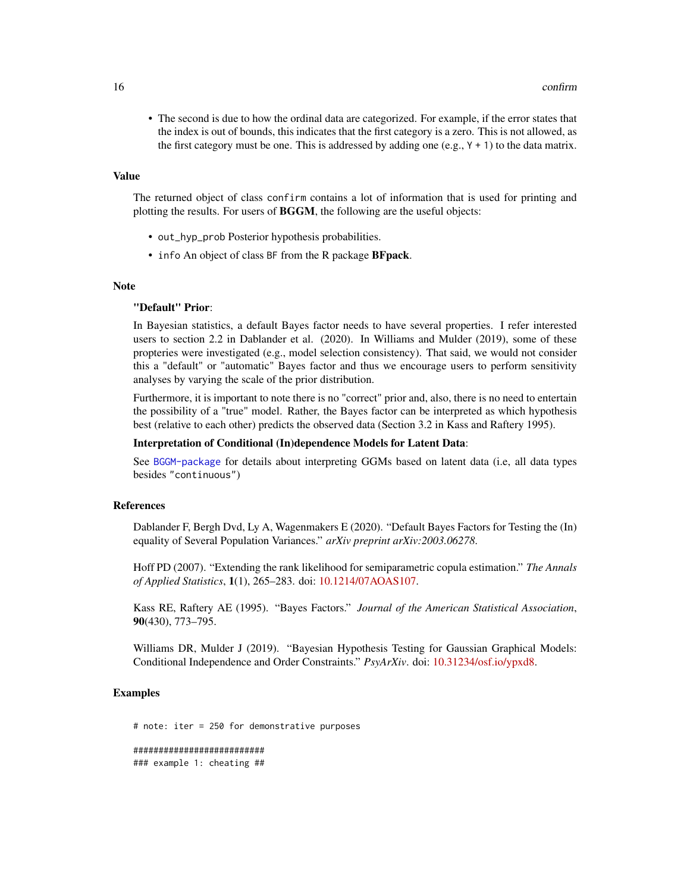- The second is due to how the ordinal data are categorized. For example, if the error states that the index is out of bounds, this indicates that the first category is a zero. This is not allowed, as the first category must be one. This is addressed by adding one (e.g., `Y + 1`) to the data matrix.

## Value

The returned object of class `confirm` contains a lot of information that is used for printing and plotting the results. For users of **BGGM**, the following are the useful objects:

- `out_hyp_prob` Posterior hypothesis probabilities.
- `info` An object of class `BF` from the R package **BFpack**.

## Note

**"Default" Prior**:

In Bayesian statistics, a default Bayes factor needs to have several properties. I refer interested users to section 2.2 in Dablander et al. (2020). In Williams and Mulder (2019), some of these propteries were investigated (e.g., model selection consistency). That said, we would not consider this a "default" or "automatic" Bayes factor and thus we encourage users to perform sensitivity analyses by varying the scale of the prior distribution.

Furthermore, it is important to note there is no "correct" prior and, also, there is no need to entertain the possibility of a "true" model. Rather, the Bayes factor can be interpreted as which hypothesis best (relative to each other) predicts the observed data (Section 3.2 in Kass and Raftery 1995).

**Interpretation of Conditional (In)dependence Models for Latent Data**:

See `BGGM-package` for details about interpreting GGMs based on latent data (i.e, all data types besides `"continuous"`)

## References

Dablander F, Bergh Dvd, Ly A, Wagenmakers E (2020). "Default Bayes Factors for Testing the (In) equality of Several Population Variances." *arXiv preprint arXiv:2003.06278*.

Hoff PD (2007). "Extending the rank likelihood for semiparametric copula estimation." *The Annals of Applied Statistics*, **1**(1), 265–283. doi: 10.1214/07AOAS107.

Kass RE, Raftery AE (1995). "Bayes Factors." *Journal of the American Statistical Association*, **90**(430), 773–795.

Williams DR, Mulder J (2019). "Bayesian Hypothesis Testing for Gaussian Graphical Models: Conditional Independence and Order Constraints." *PsyArXiv*. doi: 10.31234/osf.io/ypxd8.

## Examples

```
# note: iter = 250 for demonstrative purposes

#########################
### example 1: cheating ##
```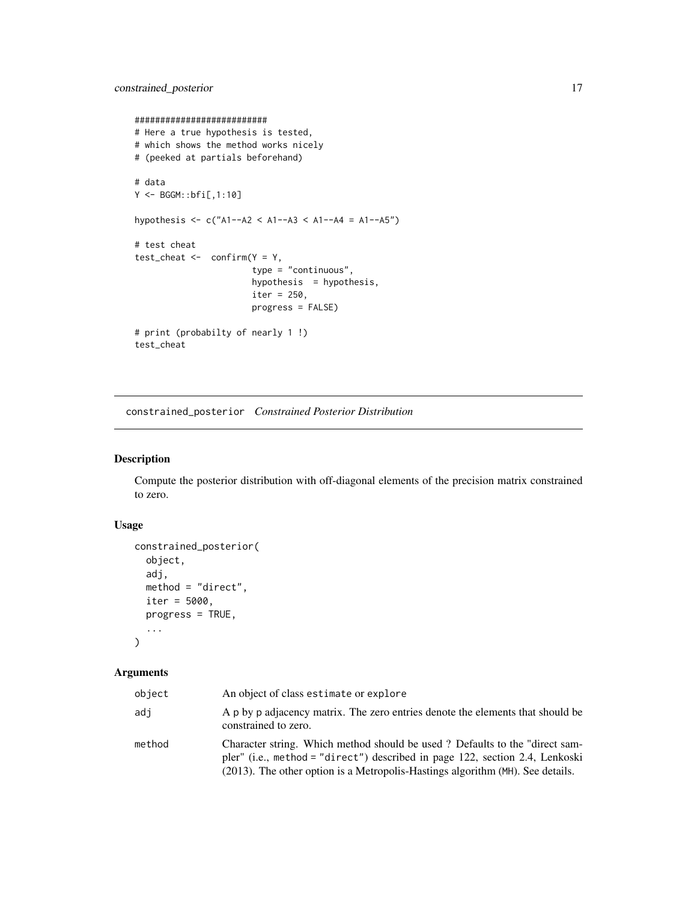```
##########################
# Here a true hypothesis is tested,
# which shows the method works nicely
# (peeked at partials beforehand)

# data
Y <- BGGM::bfi[,1:10]

hypothesis <- c("A1--A2 < A1--A3 < A1--A4 = A1--A5")

# test cheat
test_cheat <-  confirm(Y = Y,
                       type = "continuous",
                       hypothesis  = hypothesis,
                       iter = 250,
                       progress = FALSE)

# print (probabilty of nearly 1 !)
test_cheat
```

## constrained_posterior *Constrained Posterior Distribution*

### Description

Compute the posterior distribution with off-diagonal elements of the precision matrix constrained to zero.

### Usage

```
constrained_posterior(
  object,
  adj,
  method = "direct",
  iter = 5000,
  progress = TRUE,
  ...
)
```

### Arguments

| | |
|---|---|
| object | An object of class estimate or explore |
| adj | A p by p adjacency matrix. The zero entries denote the elements that should be constrained to zero. |
| method | Character string. Which method should be used ? Defaults to the "direct sampler" (i.e., method = "direct") described in page 122, section 2.4, Lenkoski (2013). The other option is a Metropolis-Hastings algorithm (MH). See details. |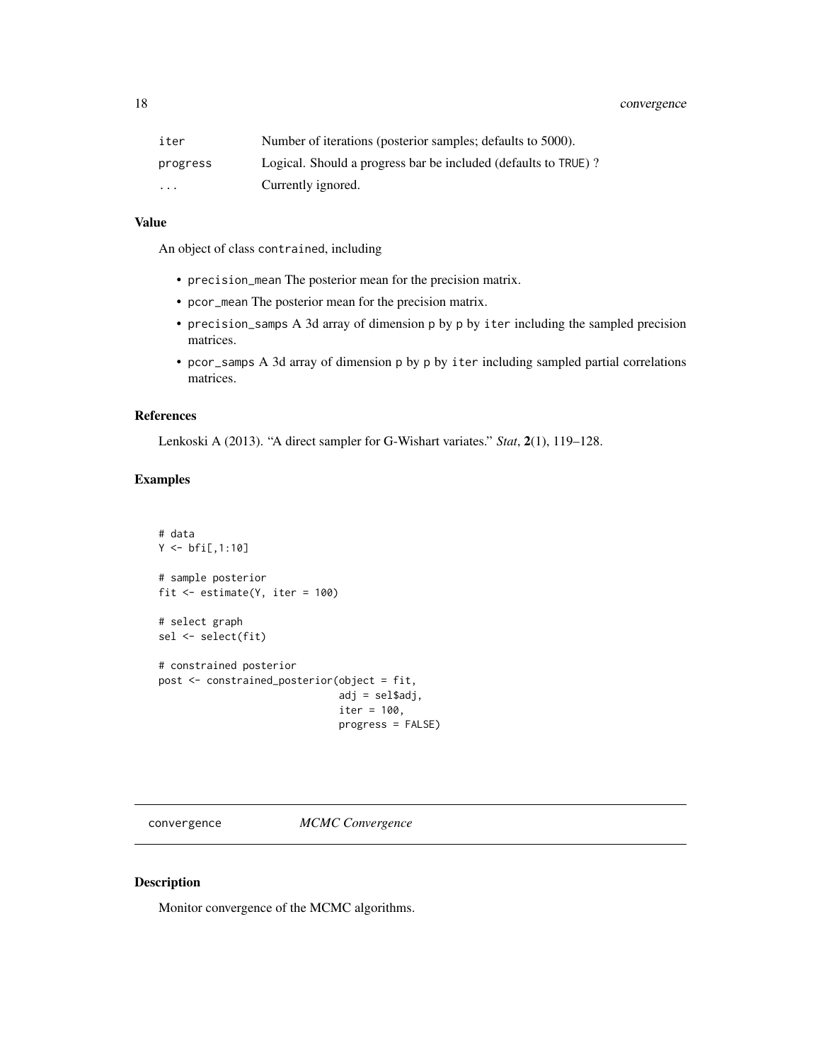| | |
|---|---|
| iter | Number of iterations (posterior samples; defaults to 5000). |
| progress | Logical. Should a progress bar be included (defaults to TRUE) ? |
| ... | Currently ignored. |

### Value

An object of class contrained, including

- precision_mean The posterior mean for the precision matrix.
- pcor_mean The posterior mean for the precision matrix.
- precision_samps A 3d array of dimension p by p by iter including the sampled precision matrices.
- pcor_samps A 3d array of dimension p by p by iter including sampled partial correlations matrices.

### References

Lenkoski A (2013). "A direct sampler for G-Wishart variates." *Stat*, **2**(1), 119–128.

### Examples

```
# data
Y <- bfi[,1:10]

# sample posterior
fit <- estimate(Y, iter = 100)

# select graph
sel <- select(fit)

# constrained posterior
post <- constrained_posterior(object = fit,
                              adj = sel$adj,
                              iter = 100,
                              progress = FALSE)
```

---

## convergence *MCMC Convergence*

---

### Description

Monitor convergence of the MCMC algorithms.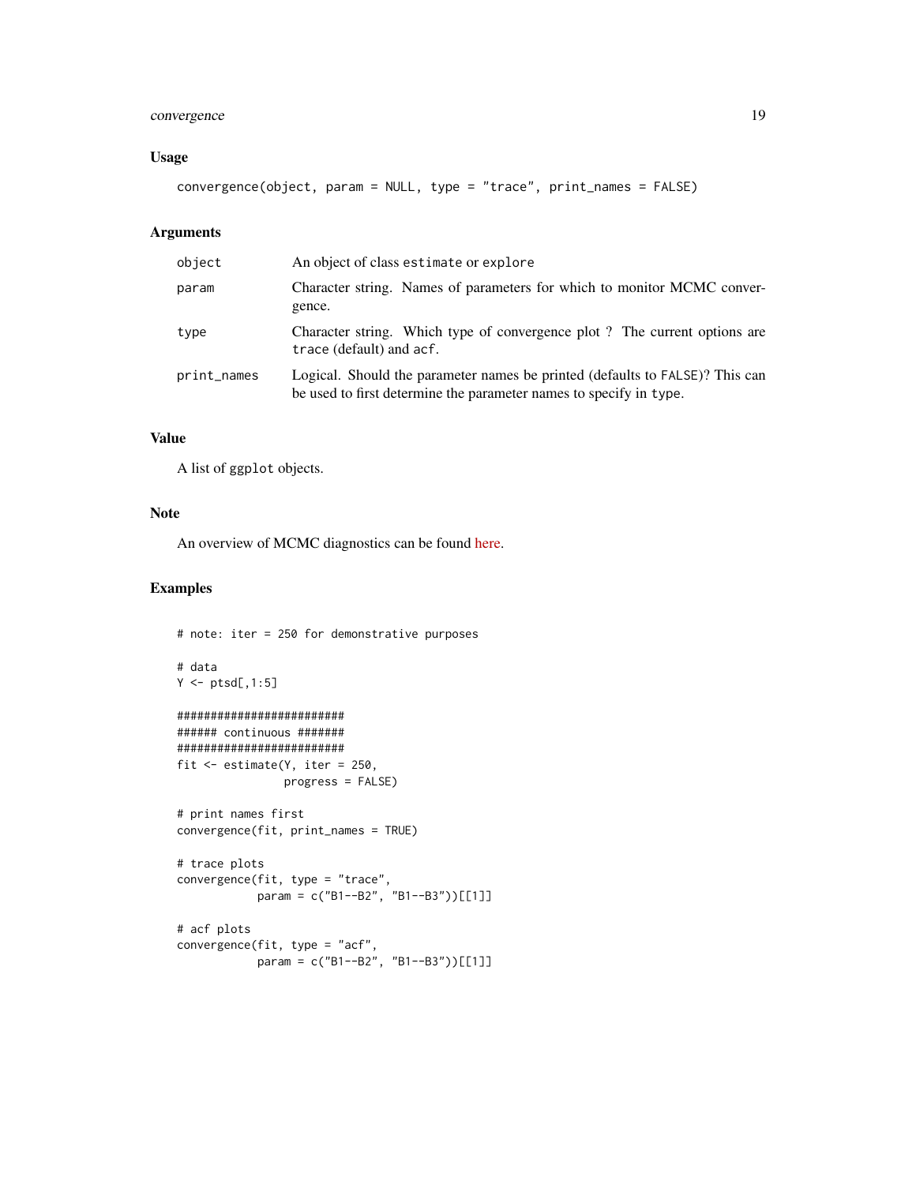## Usage

```
convergence(object, param = NULL, type = "trace", print_names = FALSE)
```

## Arguments

| | |
|---|---|
| object | An object of class estimate or explore |
| param | Character string. Names of parameters for which to monitor MCMC convergence. |
| type | Character string. Which type of convergence plot ? The current options are trace (default) and acf. |
| print_names | Logical. Should the parameter names be printed (defaults to FALSE)? This can be used to first determine the parameter names to specify in type. |

## Value

A list of ggplot objects.

## Note

An overview of MCMC diagnostics can be found here.

## Examples

```
# note: iter = 250 for demonstrative purposes

# data
Y <- ptsd[,1:5]

#########################
###### continuous #######
#########################
fit <- estimate(Y, iter = 250,
                progress = FALSE)

# print names first
convergence(fit, print_names = TRUE)

# trace plots
convergence(fit, type = "trace",
            param = c("B1--B2", "B1--B3"))[[1]]

# acf plots
convergence(fit, type = "acf",
            param = c("B1--B2", "B1--B3"))[[1]]
```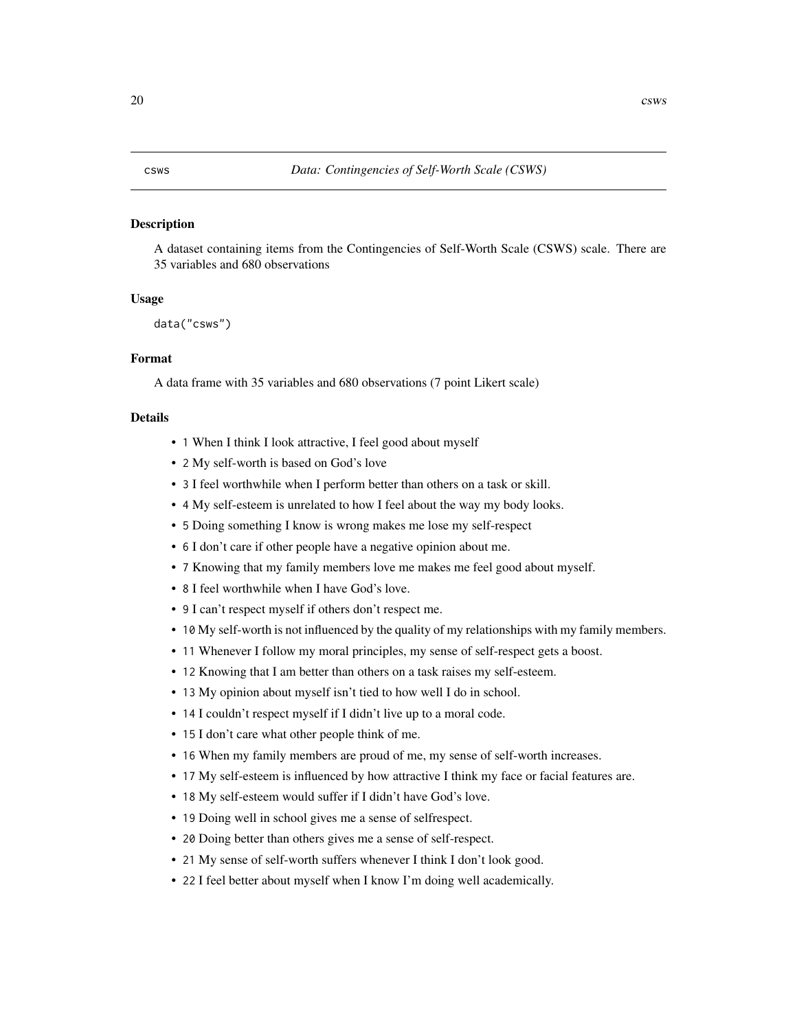`csws` *Data: Contingencies of Self-Worth Scale (CSWS)*

### Description

A dataset containing items from the Contingencies of Self-Worth Scale (CSWS) scale. There are 35 variables and 680 observations

### Usage

```
data("csws")
```

### Format

A data frame with 35 variables and 680 observations (7 point Likert scale)

### Details

- `1` When I think I look attractive, I feel good about myself
- `2` My self-worth is based on God's love
- `3` I feel worthwhile when I perform better than others on a task or skill.
- `4` My self-esteem is unrelated to how I feel about the way my body looks.
- `5` Doing something I know is wrong makes me lose my self-respect
- `6` I don't care if other people have a negative opinion about me.
- `7` Knowing that my family members love me makes me feel good about myself.
- `8` I feel worthwhile when I have God's love.
- `9` I can't respect myself if others don't respect me.
- `10` My self-worth is not influenced by the quality of my relationships with my family members.
- `11` Whenever I follow my moral principles, my sense of self-respect gets a boost.
- `12` Knowing that I am better than others on a task raises my self-esteem.
- `13` My opinion about myself isn't tied to how well I do in school.
- `14` I couldn't respect myself if I didn't live up to a moral code.
- `15` I don't care what other people think of me.
- `16` When my family members are proud of me, my sense of self-worth increases.
- `17` My self-esteem is influenced by how attractive I think my face or facial features are.
- `18` My self-esteem would suffer if I didn't have God's love.
- `19` Doing well in school gives me a sense of selfrespect.
- `20` Doing better than others gives me a sense of self-respect.
- `21` My sense of self-worth suffers whenever I think I don't look good.
- `22` I feel better about myself when I know I'm doing well academically.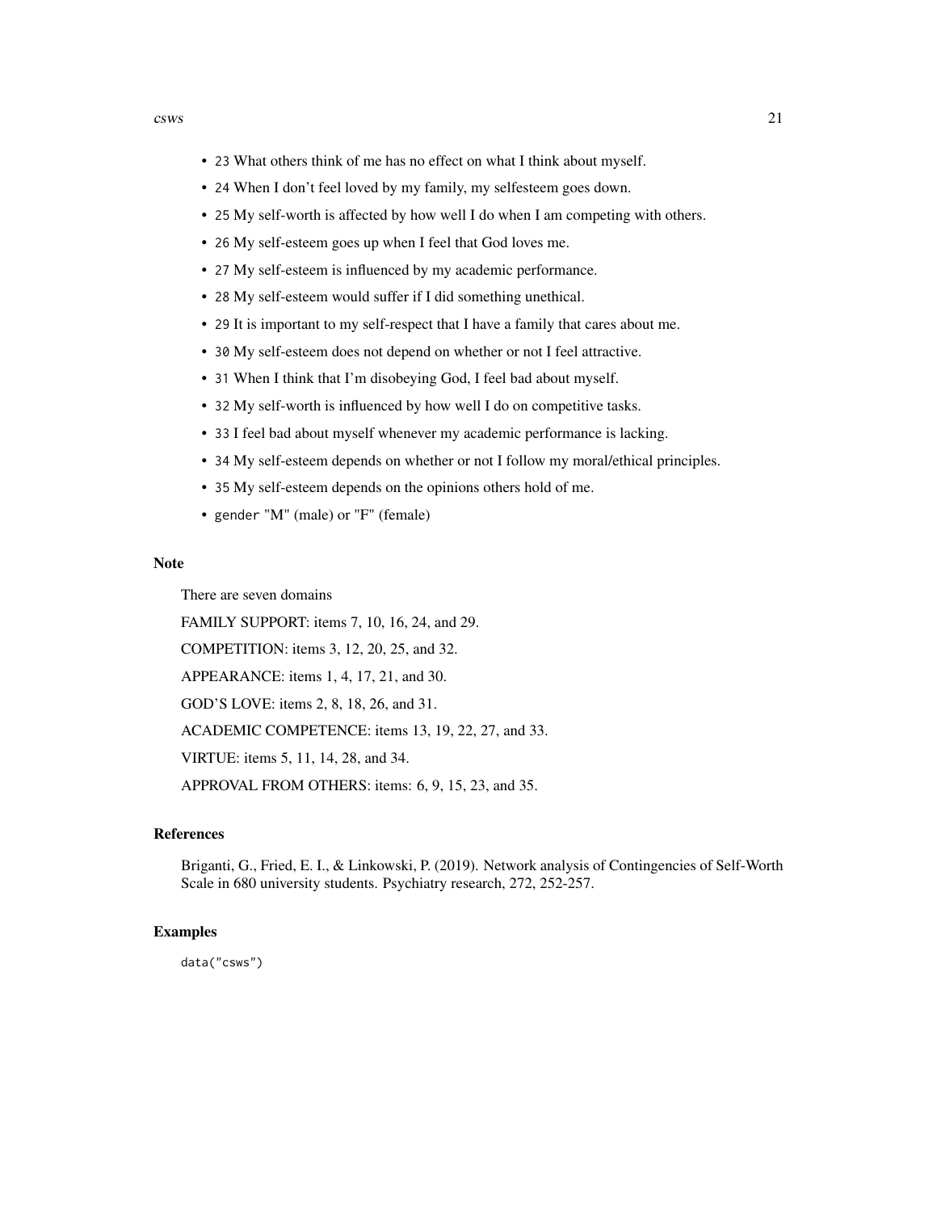- `23` What others think of me has no effect on what I think about myself.
- `24` When I don't feel loved by my family, my selfesteem goes down.
- `25` My self-worth is affected by how well I do when I am competing with others.
- `26` My self-esteem goes up when I feel that God loves me.
- `27` My self-esteem is influenced by my academic performance.
- `28` My self-esteem would suffer if I did something unethical.
- `29` It is important to my self-respect that I have a family that cares about me.
- `30` My self-esteem does not depend on whether or not I feel attractive.
- `31` When I think that I'm disobeying God, I feel bad about myself.
- `32` My self-worth is influenced by how well I do on competitive tasks.
- `33` I feel bad about myself whenever my academic performance is lacking.
- `34` My self-esteem depends on whether or not I follow my moral/ethical principles.
- `35` My self-esteem depends on the opinions others hold of me.
- `gender` "M" (male) or "F" (female)

## Note

There are seven domains

FAMILY SUPPORT: items 7, 10, 16, 24, and 29.

COMPETITION: items 3, 12, 20, 25, and 32.

APPEARANCE: items 1, 4, 17, 21, and 30.

GOD'S LOVE: items 2, 8, 18, 26, and 31.

ACADEMIC COMPETENCE: items 13, 19, 22, 27, and 33.

VIRTUE: items 5, 11, 14, 28, and 34.

APPROVAL FROM OTHERS: items: 6, 9, 15, 23, and 35.

## References

Briganti, G., Fried, E. I., & Linkowski, P. (2019). Network analysis of Contingencies of Self-Worth Scale in 680 university students. Psychiatry research, 272, 252-257.

## Examples

```
data("csws")
```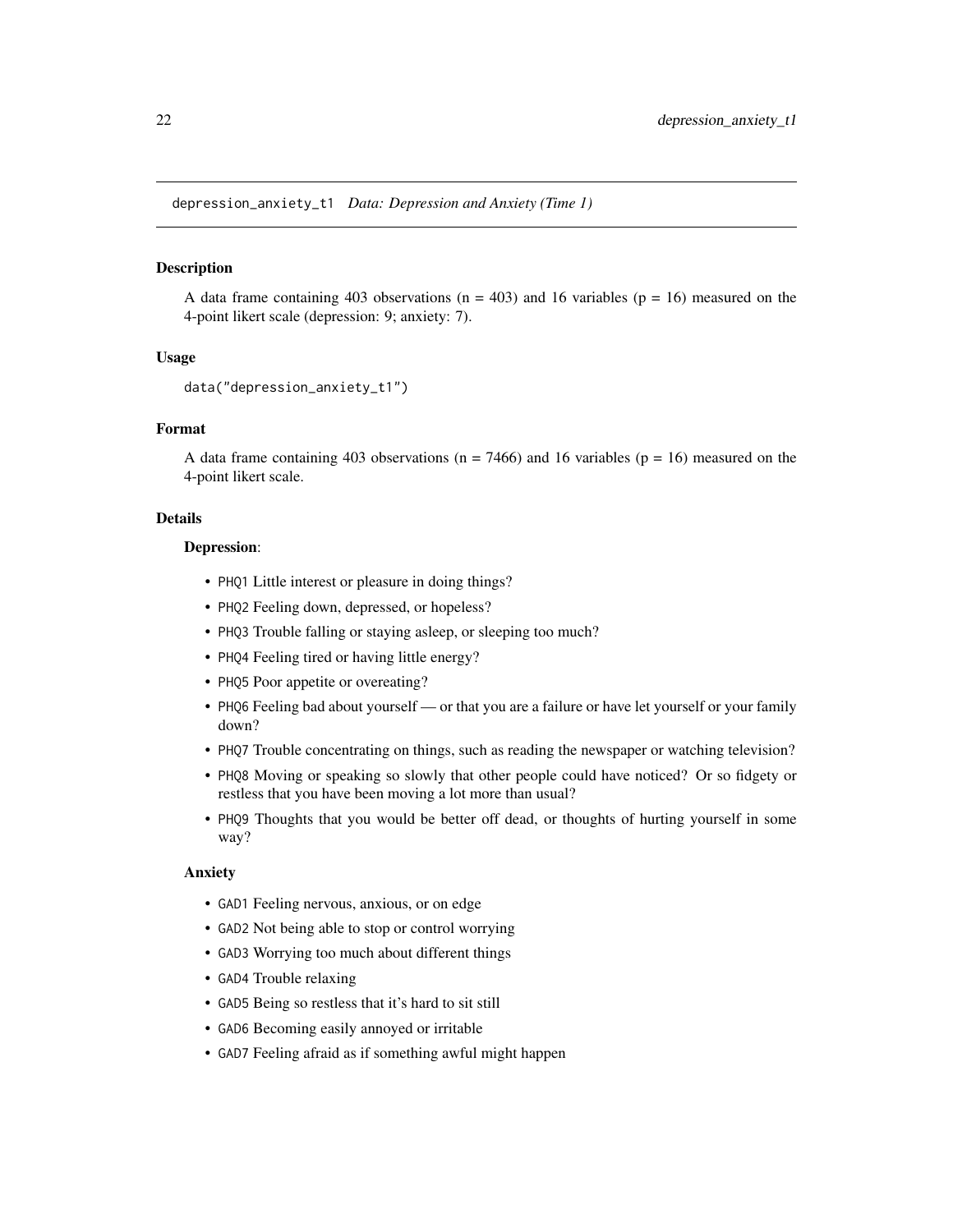depression_anxiety_t1 *Data: Depression and Anxiety (Time 1)*

## Description

A data frame containing 403 observations (n = 403) and 16 variables (p = 16) measured on the 4-point likert scale (depression: 9; anxiety: 7).

## Usage

```
data("depression_anxiety_t1")
```

## Format

A data frame containing 403 observations (n = 7466) and 16 variables (p = 16) measured on the 4-point likert scale.

## Details

### **Depression**:

- PHQ1 Little interest or pleasure in doing things?
- PHQ2 Feeling down, depressed, or hopeless?
- PHQ3 Trouble falling or staying asleep, or sleeping too much?
- PHQ4 Feeling tired or having little energy?
- PHQ5 Poor appetite or overeating?
- PHQ6 Feeling bad about yourself — or that you are a failure or have let yourself or your family down?
- PHQ7 Trouble concentrating on things, such as reading the newspaper or watching television?
- PHQ8 Moving or speaking so slowly that other people could have noticed? Or so fidgety or restless that you have been moving a lot more than usual?
- PHQ9 Thoughts that you would be better off dead, or thoughts of hurting yourself in some way?

### **Anxiety**

- GAD1 Feeling nervous, anxious, or on edge
- GAD2 Not being able to stop or control worrying
- GAD3 Worrying too much about different things
- GAD4 Trouble relaxing
- GAD5 Being so restless that it's hard to sit still
- GAD6 Becoming easily annoyed or irritable
- GAD7 Feeling afraid as if something awful might happen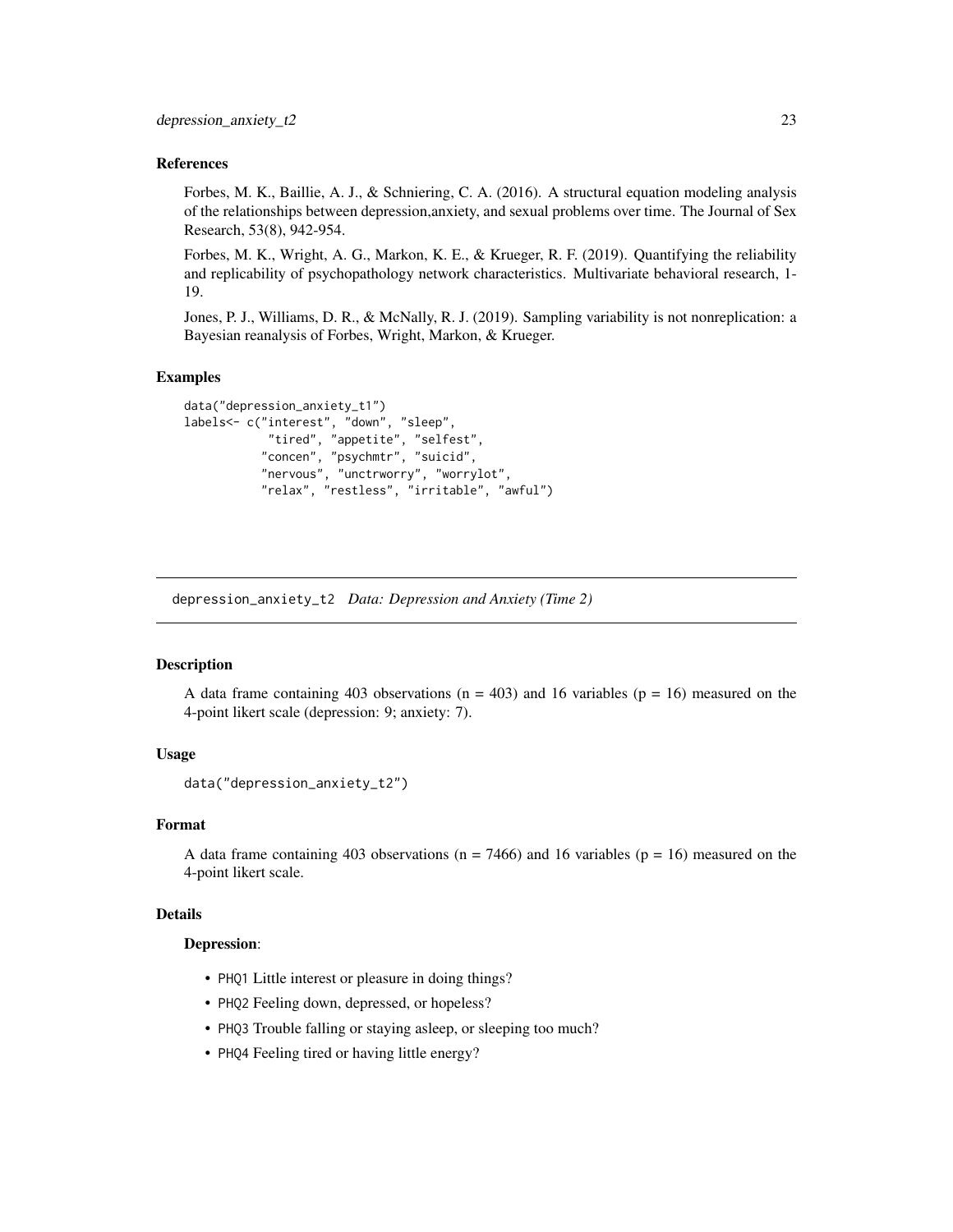### References

Forbes, M. K., Baillie, A. J., & Schniering, C. A. (2016). A structural equation modeling analysis of the relationships between depression,anxiety, and sexual problems over time. The Journal of Sex Research, 53(8), 942-954.

Forbes, M. K., Wright, A. G., Markon, K. E., & Krueger, R. F. (2019). Quantifying the reliability and replicability of psychopathology network characteristics. Multivariate behavioral research, 1-19.

Jones, P. J., Williams, D. R., & McNally, R. J. (2019). Sampling variability is not nonreplication: a Bayesian reanalysis of Forbes, Wright, Markon, & Krueger.

### Examples

```
data("depression_anxiety_t1")
labels<- c("interest", "down", "sleep",
            "tired", "appetite", "selfest",
           "concen", "psychmtr", "suicid",
           "nervous", "unctrworry", "worrylot",
           "relax", "restless", "irritable", "awful")
```

## depression_anxiety_t2 *Data: Depression and Anxiety (Time 2)*

### Description

A data frame containing 403 observations (n = 403) and 16 variables (p = 16) measured on the 4-point likert scale (depression: 9; anxiety: 7).

### Usage

```
data("depression_anxiety_t2")
```

### Format

A data frame containing 403 observations (n = 7466) and 16 variables (p = 16) measured on the 4-point likert scale.

### Details

**Depression**:

- PHQ1 Little interest or pleasure in doing things?
- PHQ2 Feeling down, depressed, or hopeless?
- PHQ3 Trouble falling or staying asleep, or sleeping too much?
- PHQ4 Feeling tired or having little energy?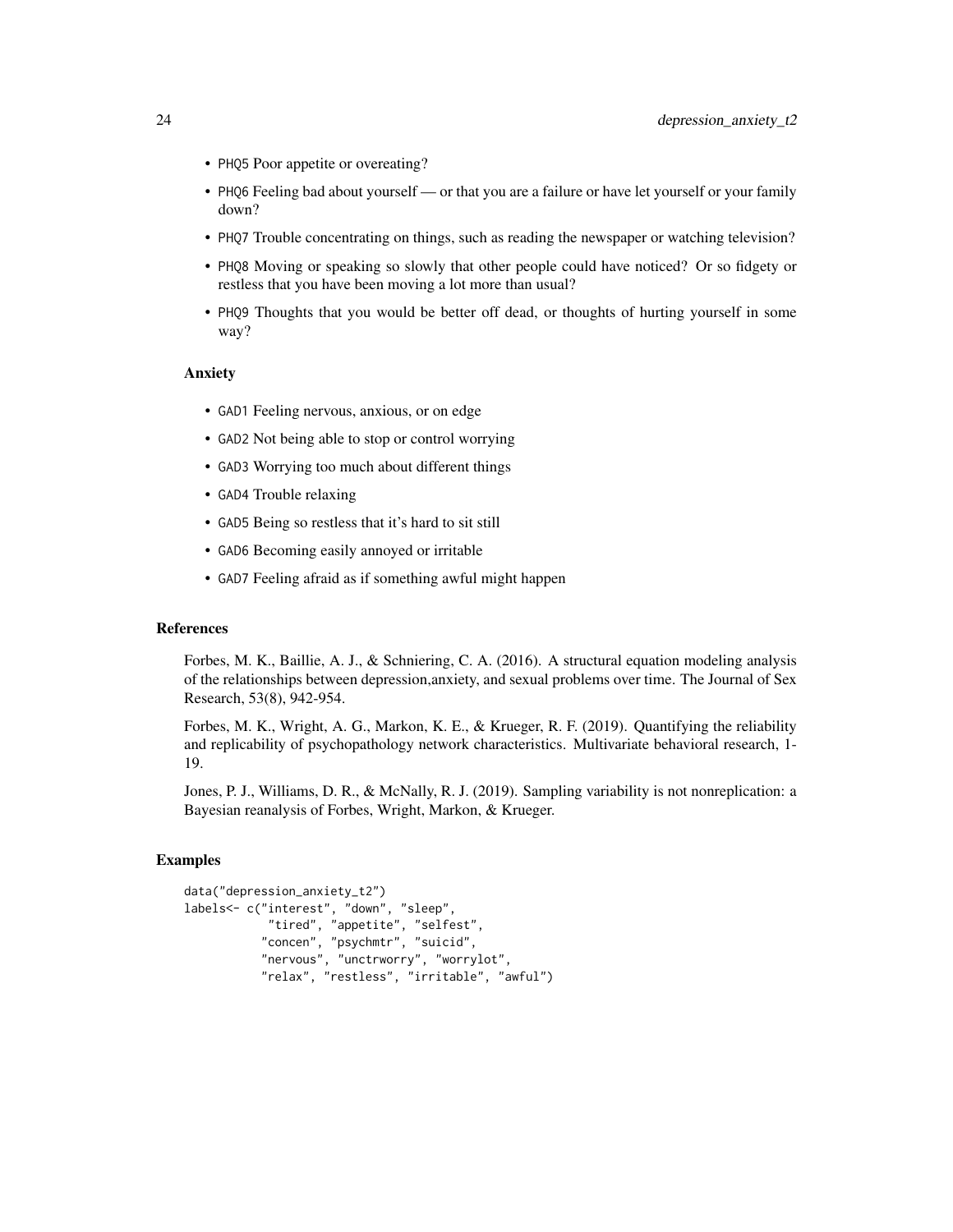- PHQ5 Poor appetite or overeating?
- PHQ6 Feeling bad about yourself — or that you are a failure or have let yourself or your family down?
- PHQ7 Trouble concentrating on things, such as reading the newspaper or watching television?
- PHQ8 Moving or speaking so slowly that other people could have noticed? Or so fidgety or restless that you have been moving a lot more than usual?
- PHQ9 Thoughts that you would be better off dead, or thoughts of hurting yourself in some way?

### Anxiety

- GAD1 Feeling nervous, anxious, or on edge
- GAD2 Not being able to stop or control worrying
- GAD3 Worrying too much about different things
- GAD4 Trouble relaxing
- GAD5 Being so restless that it's hard to sit still
- GAD6 Becoming easily annoyed or irritable
- GAD7 Feeling afraid as if something awful might happen

## References

Forbes, M. K., Baillie, A. J., & Schniering, C. A. (2016). A structural equation modeling analysis of the relationships between depression,anxiety, and sexual problems over time. The Journal of Sex Research, 53(8), 942-954.

Forbes, M. K., Wright, A. G., Markon, K. E., & Krueger, R. F. (2019). Quantifying the reliability and replicability of psychopathology network characteristics. Multivariate behavioral research, 1-19.

Jones, P. J., Williams, D. R., & McNally, R. J. (2019). Sampling variability is not nonreplication: a Bayesian reanalysis of Forbes, Wright, Markon, & Krueger.

## Examples

```
data("depression_anxiety_t2")
labels<- c("interest", "down", "sleep",
            "tired", "appetite", "selfest",
           "concen", "psychmtr", "suicid",
           "nervous", "unctrworry", "worrylot",
           "relax", "restless", "irritable", "awful")
```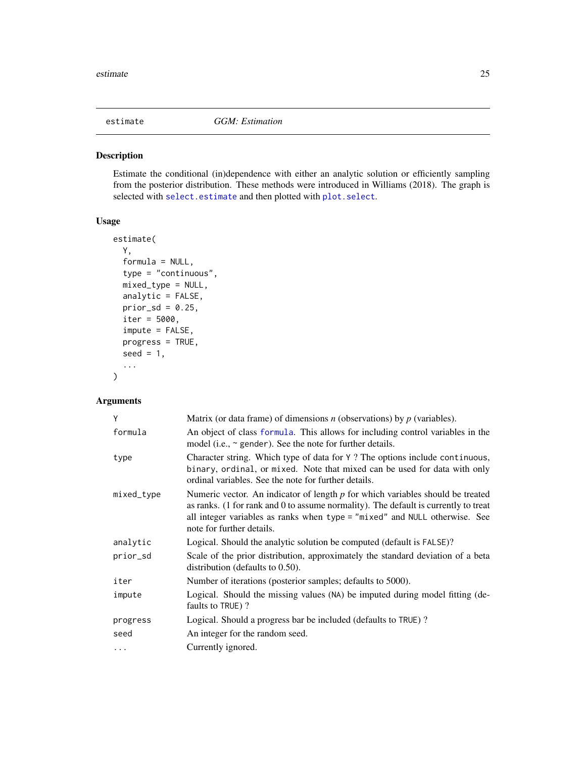## estimate *GGM: Estimation*

### Description

Estimate the conditional (in)dependence with either an analytic solution or efficiently sampling from the posterior distribution. These methods were introduced in Williams (2018). The graph is selected with `select.estimate` and then plotted with `plot.select`.

### Usage

```
estimate(
  Y,
  formula = NULL,
  type = "continuous",
  mixed_type = NULL,
  analytic = FALSE,
  prior_sd = 0.25,
  iter = 5000,
  impute = FALSE,
  progress = TRUE,
  seed = 1,
  ...
)
```

### Arguments

| | |
|---|---|
| `Y` | Matrix (or data frame) of dimensions *n* (observations) by *p* (variables). |
| `formula` | An object of class `formula`. This allows for including control variables in the model (i.e., `~ gender`). See the note for further details. |
| `type` | Character string. Which type of data for `Y` ? The options include `continuous`, `binary`, `ordinal`, or `mixed`. Note that mixed can be used for data with only ordinal variables. See the note for further details. |
| `mixed_type` | Numeric vector. An indicator of length *p* for which variables should be treated as ranks. (1 for rank and 0 to assume normality). The default is currently to treat all integer variables as ranks when `type = "mixed"` and `NULL` otherwise. See note for further details. |
| `analytic` | Logical. Should the analytic solution be computed (default is `FALSE`)? |
| `prior_sd` | Scale of the prior distribution, approximately the standard deviation of a beta distribution (defaults to 0.50). |
| `iter` | Number of iterations (posterior samples; defaults to 5000). |
| `impute` | Logical. Should the missing values (`NA`) be imputed during model fitting (defaults to `TRUE`) ? |
| `progress` | Logical. Should a progress bar be included (defaults to `TRUE`) ? |
| `seed` | An integer for the random seed. |
| `...` | Currently ignored. |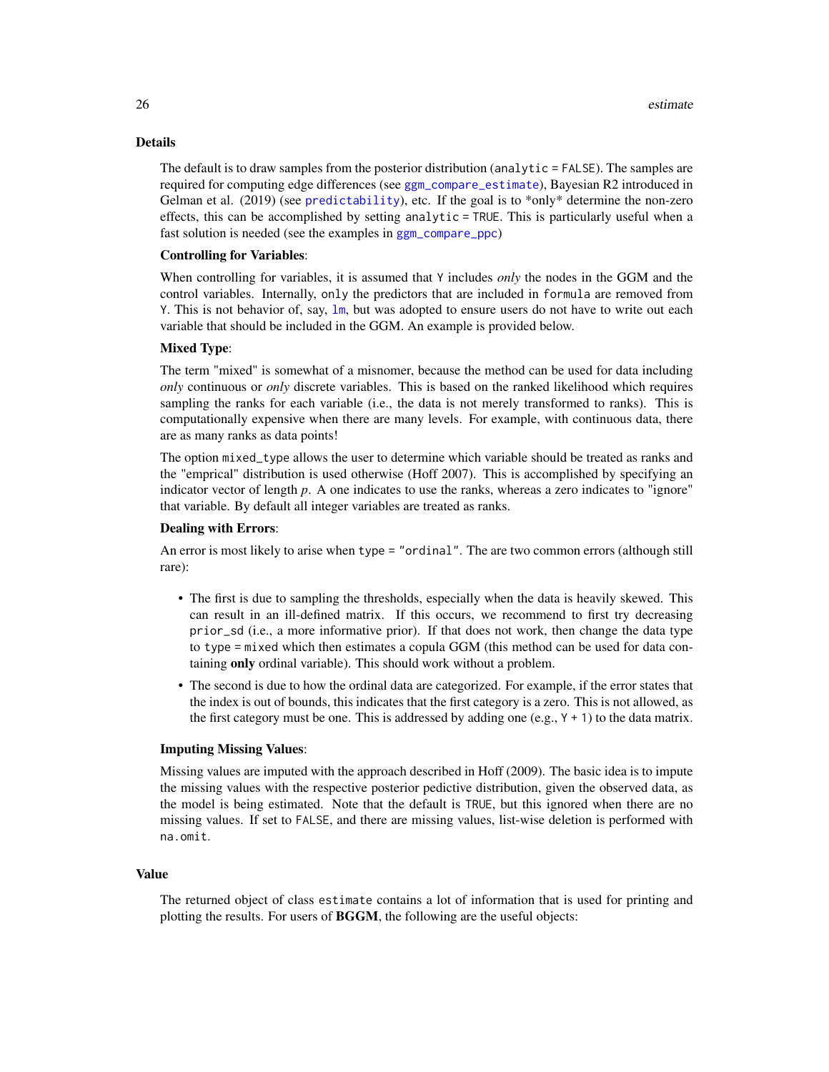## Details

The default is to draw samples from the posterior distribution (`analytic = FALSE`). The samples are required for computing edge differences (see `ggm_compare_estimate`), Bayesian R2 introduced in Gelman et al. (2019) (see `predictability`), etc. If the goal is to *only* determine the non-zero effects, this can be accomplished by setting `analytic = TRUE`. This is particularly useful when a fast solution is needed (see the examples in `ggm_compare_ppc`)

**Controlling for Variables**:

When controlling for variables, it is assumed that `Y` includes *only* the nodes in the GGM and the control variables. Internally, `only` the predictors that are included in `formula` are removed from `Y`. This is not behavior of, say, `lm`, but was adopted to ensure users do not have to write out each variable that should be included in the GGM. An example is provided below.

**Mixed Type**:

The term "mixed" is somewhat of a misnomer, because the method can be used for data including *only* continuous or *only* discrete variables. This is based on the ranked likelihood which requires sampling the ranks for each variable (i.e., the data is not merely transformed to ranks). This is computationally expensive when there are many levels. For example, with continuous data, there are as many ranks as data points!

The option `mixed_type` allows the user to determine which variable should be treated as ranks and the "emprical" distribution is used otherwise (Hoff 2007). This is accomplished by specifying an indicator vector of length $p$. A one indicates to use the ranks, whereas a zero indicates to "ignore" that variable. By default all integer variables are treated as ranks.

**Dealing with Errors**:

An error is most likely to arise when `type = "ordinal"`. The are two common errors (although still rare):

- The first is due to sampling the thresholds, especially when the data is heavily skewed. This can result in an ill-defined matrix. If this occurs, we recommend to first try decreasing `prior_sd` (i.e., a more informative prior). If that does not work, then change the data type to `type = mixed` which then estimates a copula GGM (this method can be used for data containing **only** ordinal variable). This should work without a problem.
- The second is due to how the ordinal data are categorized. For example, if the error states that the index is out of bounds, this indicates that the first category is a zero. This is not allowed, as the first category must be one. This is addressed by adding one (e.g., `Y + 1`) to the data matrix.

**Imputing Missing Values**:

Missing values are imputed with the approach described in Hoff (2009). The basic idea is to impute the missing values with the respective posterior pedictive distribution, given the observed data, as the model is being estimated. Note that the default is `TRUE`, but this ignored when there are no missing values. If set to `FALSE`, and there are missing values, list-wise deletion is performed with `na.omit`.

## Value

The returned object of class `estimate` contains a lot of information that is used for printing and plotting the results. For users of **BGGM**, the following are the useful objects: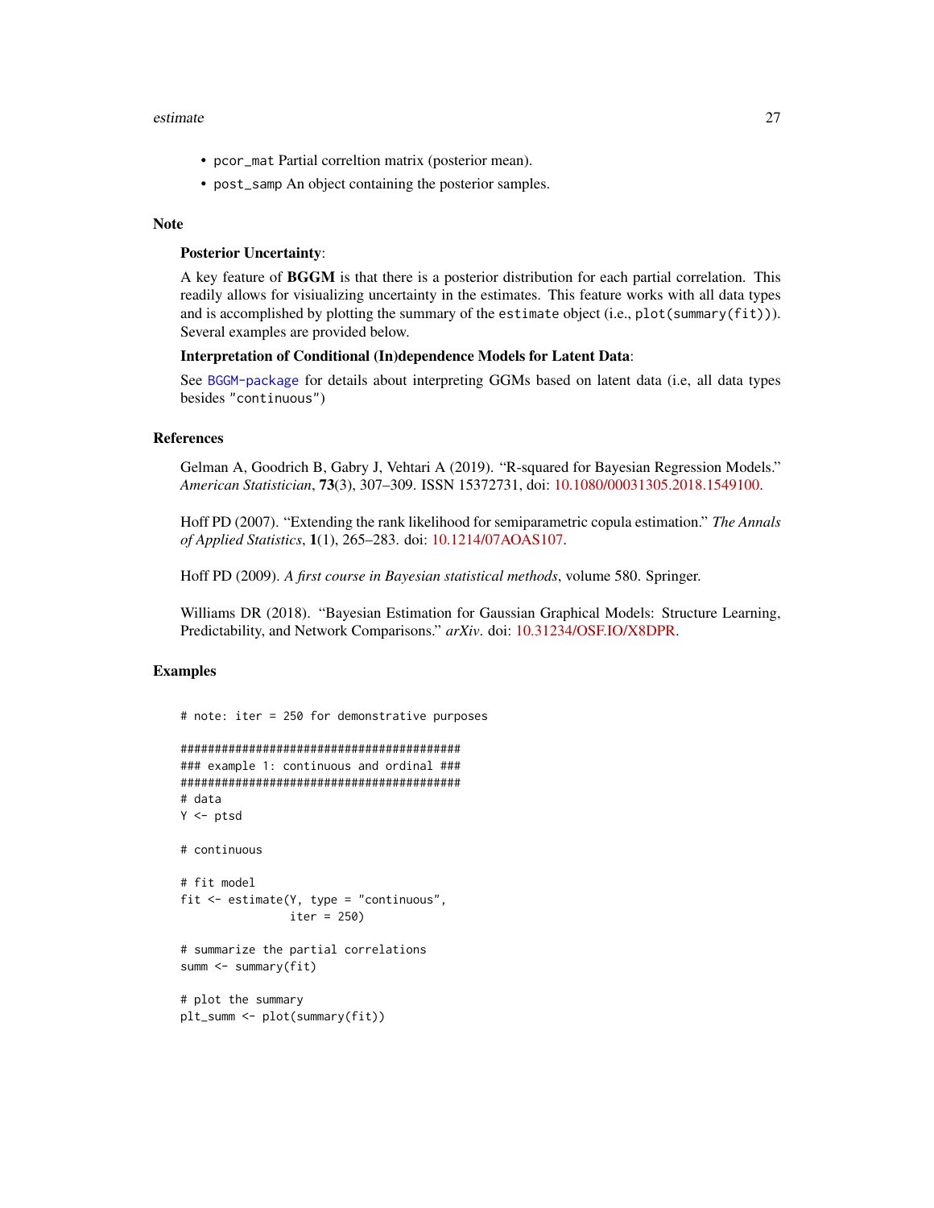- `pcor_mat` Partial correltion matrix (posterior mean).
- `post_samp` An object containing the posterior samples.

## Note

**Posterior Uncertainty**:

A key feature of **BGGM** is that there is a posterior distribution for each partial correlation. This readily allows for visiualizing uncertainty in the estimates. This feature works with all data types and is accomplished by plotting the summary of the `estimate` object (i.e., `plot(summary(fit))`). Several examples are provided below.

**Interpretation of Conditional (In)dependence Models for Latent Data**:

See `BGGM-package` for details about interpreting GGMs based on latent data (i.e, all data types besides `"continuous"`)

## References

Gelman A, Goodrich B, Gabry J, Vehtari A (2019). "R-squared for Bayesian Regression Models." *American Statistician*, **73**(3), 307–309. ISSN 15372731, doi: 10.1080/00031305.2018.1549100.

Hoff PD (2007). "Extending the rank likelihood for semiparametric copula estimation." *The Annals of Applied Statistics*, **1**(1), 265–283. doi: 10.1214/07AOAS107.

Hoff PD (2009). *A first course in Bayesian statistical methods*, volume 580. Springer.

Williams DR (2018). "Bayesian Estimation for Gaussian Graphical Models: Structure Learning, Predictability, and Network Comparisons." *arXiv*. doi: 10.31234/OSF.IO/X8DPR.

## Examples

```
# note: iter = 250 for demonstrative purposes

#########################################
### example 1: continuous and ordinal ###
#########################################
# data
Y <- ptsd

# continuous

# fit model
fit <- estimate(Y, type = "continuous",
                iter = 250)

# summarize the partial correlations
summ <- summary(fit)

# plot the summary
plt_summ <- plot(summary(fit))
```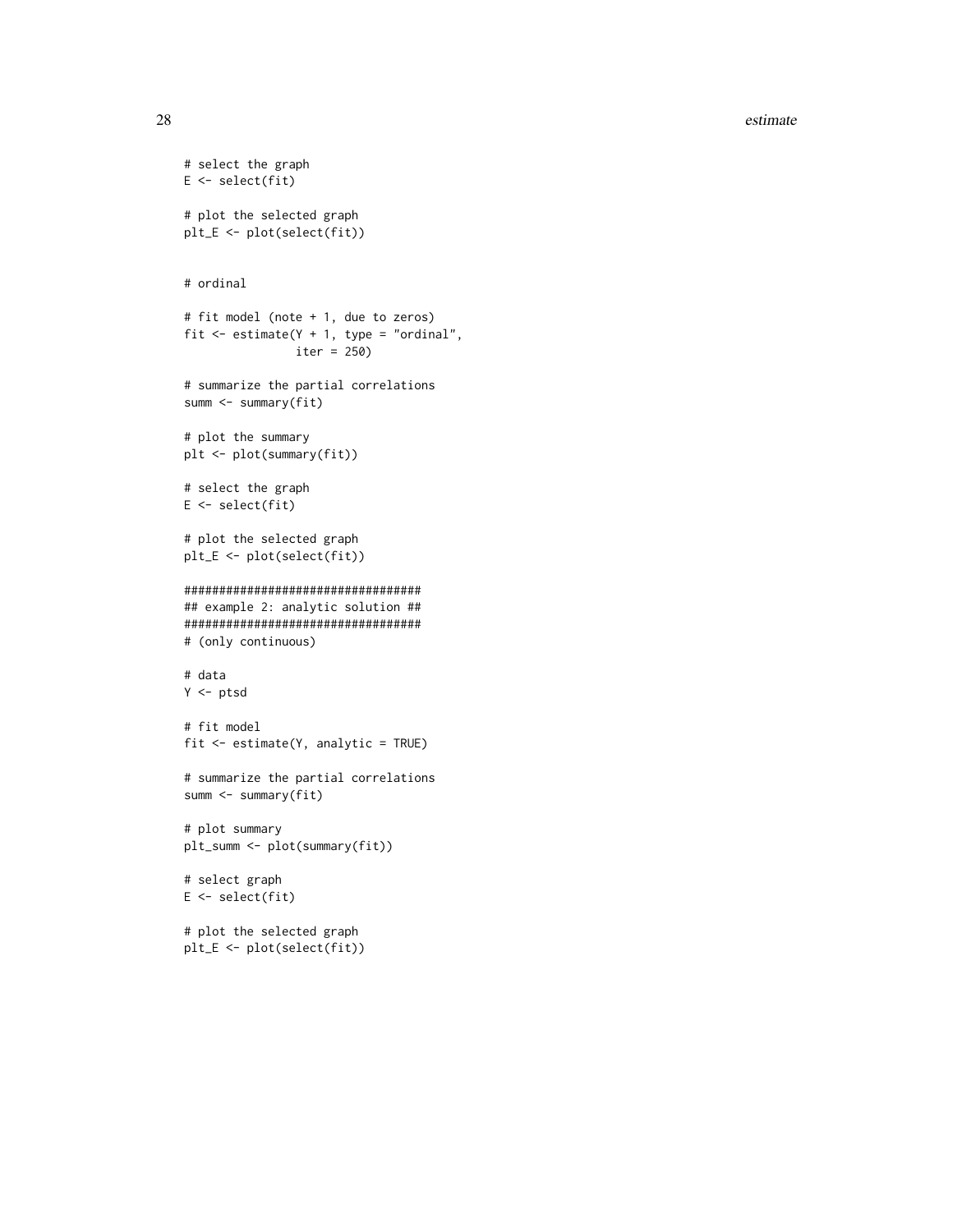```
# select the graph
E <- select(fit)

# plot the selected graph
plt_E <- plot(select(fit))


# ordinal

# fit model (note + 1, due to zeros)
fit <- estimate(Y + 1, type = "ordinal",
                iter = 250)

# summarize the partial correlations
summ <- summary(fit)

# plot the summary
plt <- plot(summary(fit))

# select the graph
E <- select(fit)

# plot the selected graph
plt_E <- plot(select(fit))

##################################
## example 2: analytic solution ##
##################################
# (only continuous)

# data
Y <- ptsd

# fit model
fit <- estimate(Y, analytic = TRUE)

# summarize the partial correlations
summ <- summary(fit)

# plot summary
plt_summ <- plot(summary(fit))

# select graph
E <- select(fit)

# plot the selected graph
plt_E <- plot(select(fit))
```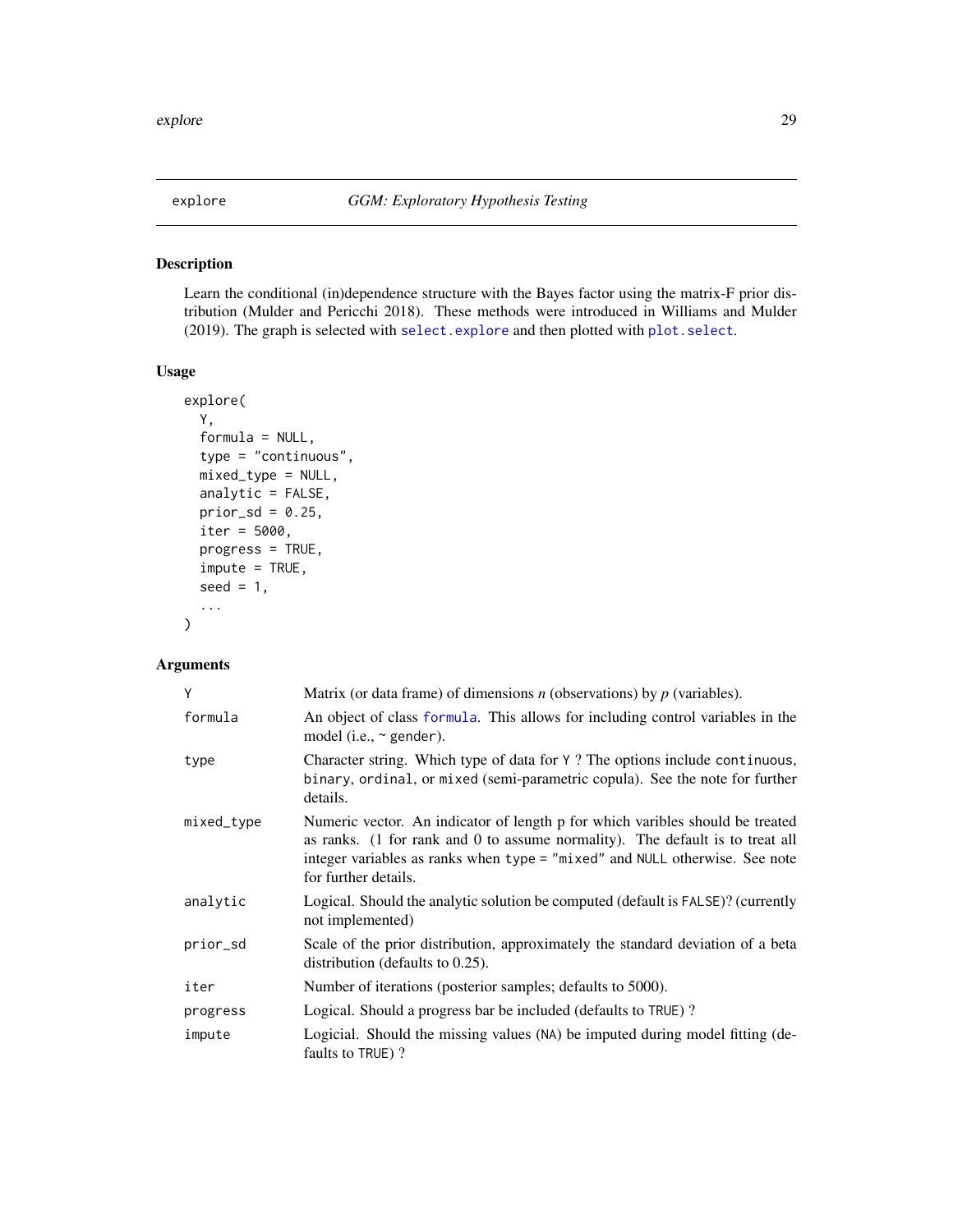# explore — *GGM: Exploratory Hypothesis Testing*

## Description

Learn the conditional (in)dependence structure with the Bayes factor using the matrix-F prior distribution (Mulder and Pericchi 2018). These methods were introduced in Williams and Mulder (2019). The graph is selected with `select.explore` and then plotted with `plot.select`.

## Usage

```
explore(
  Y,
  formula = NULL,
  type = "continuous",
  mixed_type = NULL,
  analytic = FALSE,
  prior_sd = 0.25,
  iter = 5000,
  progress = TRUE,
  impute = TRUE,
  seed = 1,
  ...
)
```

## Arguments

| Argument | Description |
|---|---|
| `Y` | Matrix (or data frame) of dimensions *n* (observations) by *p* (variables). |
| `formula` | An object of class `formula`. This allows for including control variables in the model (i.e., `~ gender`). |
| `type` | Character string. Which type of data for `Y` ? The options include `continuous`, `binary`, `ordinal`, or `mixed` (semi-parametric copula). See the note for further details. |
| `mixed_type` | Numeric vector. An indicator of length p for which varibles should be treated as ranks. (1 for rank and 0 to assume normality). The default is to treat all integer variables as ranks when `type = "mixed"` and `NULL` otherwise. See note for further details. |
| `analytic` | Logical. Should the analytic solution be computed (default is `FALSE`)? (currently not implemented) |
| `prior_sd` | Scale of the prior distribution, approximately the standard deviation of a beta distribution (defaults to 0.25). |
| `iter` | Number of iterations (posterior samples; defaults to 5000). |
| `progress` | Logical. Should a progress bar be included (defaults to `TRUE`) ? |
| `impute` | Logicial. Should the missing values (`NA`) be imputed during model fitting (defaults to `TRUE`) ? |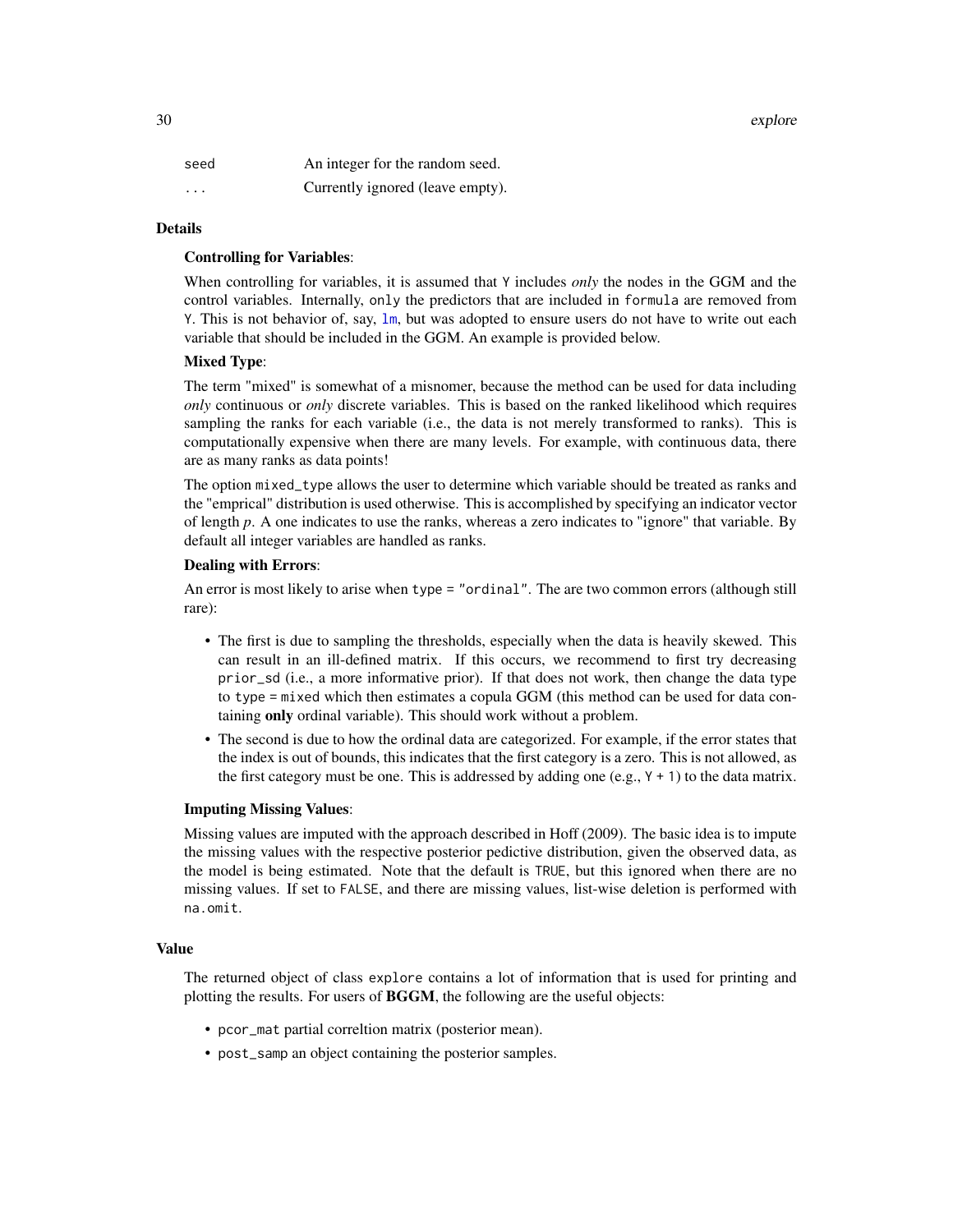| | |
|---|---|
| `seed` | An integer for the random seed. |
| `...` | Currently ignored (leave empty). |

## Details

**Controlling for Variables**:

When controlling for variables, it is assumed that `Y` includes *only* the nodes in the GGM and the control variables. Internally, `only` the predictors that are included in `formula` are removed from `Y`. This is not behavior of, say, `lm`, but was adopted to ensure users do not have to write out each variable that should be included in the GGM. An example is provided below.

**Mixed Type**:

The term "mixed" is somewhat of a misnomer, because the method can be used for data including *only* continuous or *only* discrete variables. This is based on the ranked likelihood which requires sampling the ranks for each variable (i.e., the data is not merely transformed to ranks). This is computationally expensive when there are many levels. For example, with continuous data, there are as many ranks as data points!

The option `mixed_type` allows the user to determine which variable should be treated as ranks and the "emprical" distribution is used otherwise. This is accomplished by specifying an indicator vector of length $p$. A one indicates to use the ranks, whereas a zero indicates to "ignore" that variable. By default all integer variables are handled as ranks.

**Dealing with Errors**:

An error is most likely to arise when `type = "ordinal"`. The are two common errors (although still rare):

- The first is due to sampling the thresholds, especially when the data is heavily skewed. This can result in an ill-defined matrix. If this occurs, we recommend to first try decreasing `prior_sd` (i.e., a more informative prior). If that does not work, then change the data type to `type = mixed` which then estimates a copula GGM (this method can be used for data containing **only** ordinal variable). This should work without a problem.
- The second is due to how the ordinal data are categorized. For example, if the error states that the index is out of bounds, this indicates that the first category is a zero. This is not allowed, as the first category must be one. This is addressed by adding one (e.g., `Y + 1`) to the data matrix.

**Imputing Missing Values**:

Missing values are imputed with the approach described in Hoff (2009). The basic idea is to impute the missing values with the respective posterior pedictive distribution, given the observed data, as the model is being estimated. Note that the default is `TRUE`, but this ignored when there are no missing values. If set to `FALSE`, and there are missing values, list-wise deletion is performed with `na.omit`.

## Value

The returned object of class `explore` contains a lot of information that is used for printing and plotting the results. For users of **BGGM**, the following are the useful objects:

- `pcor_mat` partial correltion matrix (posterior mean).
- `post_samp` an object containing the posterior samples.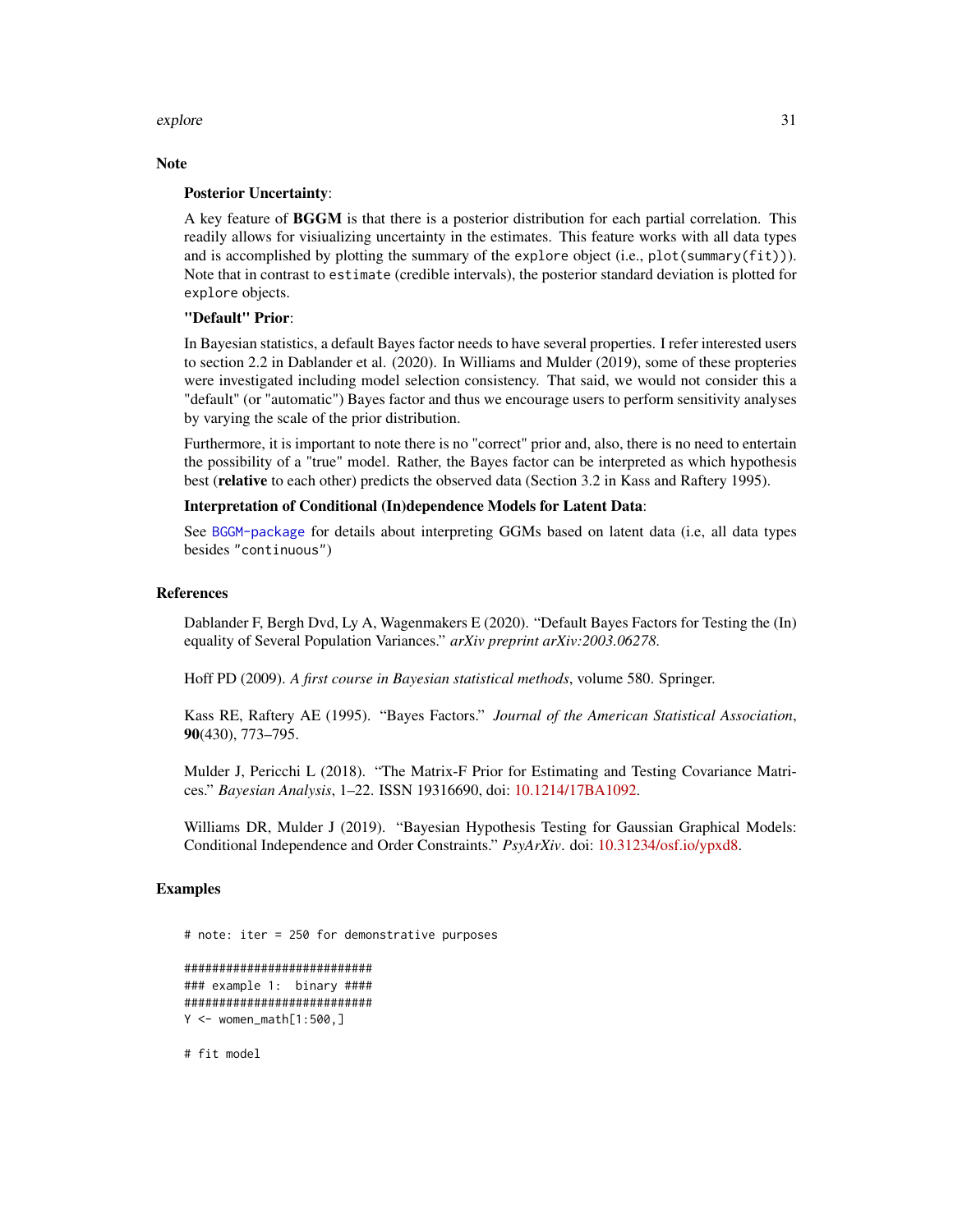## Note

**Posterior Uncertainty**:

A key feature of **BGGM** is that there is a posterior distribution for each partial correlation. This readily allows for visiualizing uncertainty in the estimates. This feature works with all data types and is accomplished by plotting the summary of the `explore` object (i.e., `plot(summary(fit))`). Note that in contrast to `estimate` (credible intervals), the posterior standard deviation is plotted for `explore` objects.

**"Default" Prior**:

In Bayesian statistics, a default Bayes factor needs to have several properties. I refer interested users to section 2.2 in Dablander et al. (2020). In Williams and Mulder (2019), some of these propteries were investigated including model selection consistency. That said, we would not consider this a "default" (or "automatic") Bayes factor and thus we encourage users to perform sensitivity analyses by varying the scale of the prior distribution.

Furthermore, it is important to note there is no "correct" prior and, also, there is no need to entertain the possibility of a "true" model. Rather, the Bayes factor can be interpreted as which hypothesis best (**relative** to each other) predicts the observed data (Section 3.2 in Kass and Raftery 1995).

**Interpretation of Conditional (In)dependence Models for Latent Data**:

See `BGGM-package` for details about interpreting GGMs based on latent data (i.e, all data types besides `"continuous"`)

## References

Dablander F, Bergh Dvd, Ly A, Wagenmakers E (2020). "Default Bayes Factors for Testing the (In) equality of Several Population Variances." *arXiv preprint arXiv:2003.06278*.

Hoff PD (2009). *A first course in Bayesian statistical methods*, volume 580. Springer.

Kass RE, Raftery AE (1995). "Bayes Factors." *Journal of the American Statistical Association*, **90**(430), 773–795.

Mulder J, Pericchi L (2018). "The Matrix-F Prior for Estimating and Testing Covariance Matrices." *Bayesian Analysis*, 1–22. ISSN 19316690, doi: 10.1214/17BA1092.

Williams DR, Mulder J (2019). "Bayesian Hypothesis Testing for Gaussian Graphical Models: Conditional Independence and Order Constraints." *PsyArXiv*. doi: 10.31234/osf.io/ypxd8.

## Examples

```
# note: iter = 250 for demonstrative purposes

###########################
### example 1:  binary ####
###########################
Y <- women_math[1:500,]

# fit model
```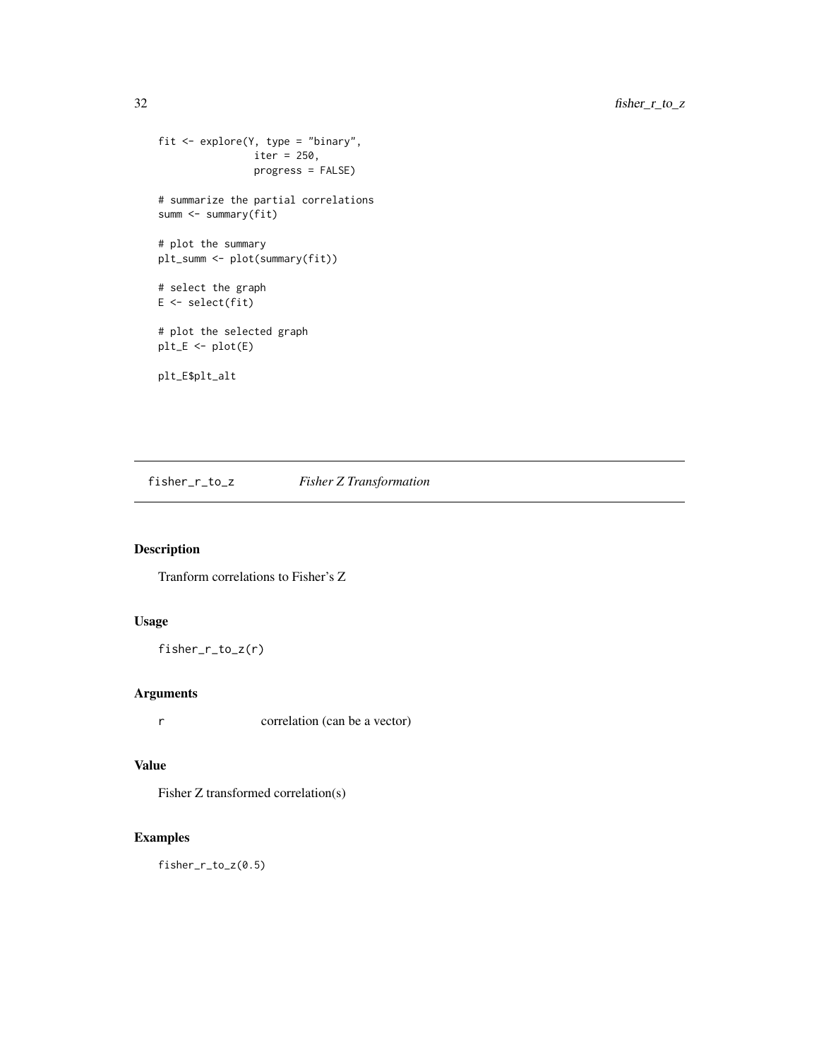```
fit <- explore(Y, type = "binary",
               iter = 250,
               progress = FALSE)

# summarize the partial correlations
summ <- summary(fit)

# plot the summary
plt_summ <- plot(summary(fit))

# select the graph
E <- select(fit)

# plot the selected graph
plt_E <- plot(E)

plt_E$plt_alt
```

---

## fisher_r_to_z    *Fisher Z Transformation*

---

### Description

Tranform correlations to Fisher's Z

### Usage

```
fisher_r_to_z(r)
```

### Arguments

| | |
|---|---|
| r | correlation (can be a vector) |

### Value

Fisher Z transformed correlation(s)

### Examples

```
fisher_r_to_z(0.5)
```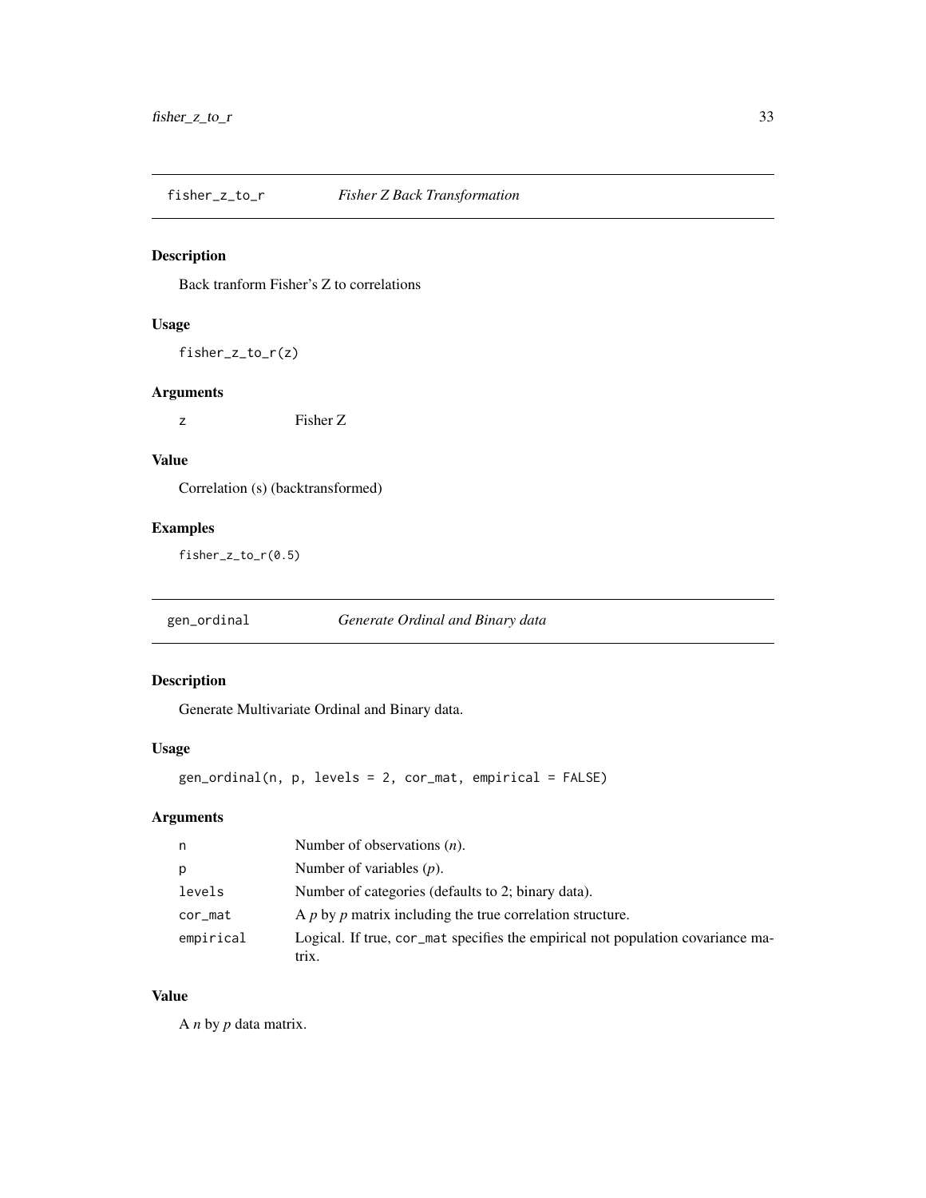## fisher_z_to_r *Fisher Z Back Transformation*

### Description

Back tranform Fisher's Z to correlations

### Usage

```
fisher_z_to_r(z)
```

### Arguments

| | |
|---|---|
| z | Fisher Z |

### Value

Correlation (s) (backtransformed)

### Examples

```
fisher_z_to_r(0.5)
```

## gen_ordinal *Generate Ordinal and Binary data*

### Description

Generate Multivariate Ordinal and Binary data.

### Usage

```
gen_ordinal(n, p, levels = 2, cor_mat, empirical = FALSE)
```

### Arguments

| | |
|---|---|
| n | Number of observations ($n$). |
| p | Number of variables ($p$). |
| levels | Number of categories (defaults to 2; binary data). |
| cor_mat | A $p$ by $p$ matrix including the true correlation structure. |
| empirical | Logical. If true, cor_mat specifies the empirical not population covariance matrix. |

### Value

A $n$ by $p$ data matrix.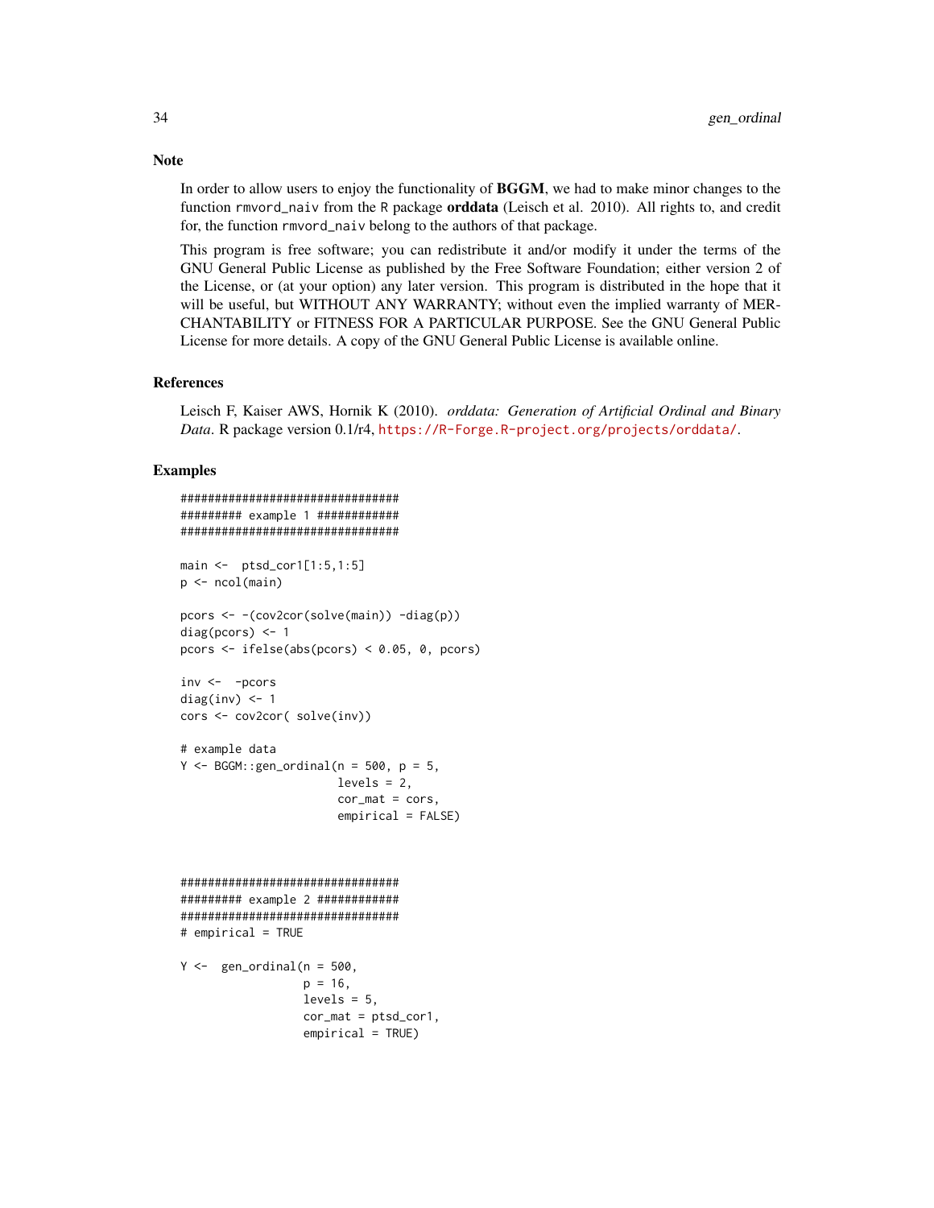## Note

In order to allow users to enjoy the functionality of **BGGM**, we had to make minor changes to the function `rmvord_naiv` from the R package **orddata** (Leisch et al. 2010). All rights to, and credit for, the function `rmvord_naiv` belong to the authors of that package.

This program is free software; you can redistribute it and/or modify it under the terms of the GNU General Public License as published by the Free Software Foundation; either version 2 of the License, or (at your option) any later version. This program is distributed in the hope that it will be useful, but WITHOUT ANY WARRANTY; without even the implied warranty of MERCHANTABILITY or FITNESS FOR A PARTICULAR PURPOSE. See the GNU General Public License for more details. A copy of the GNU General Public License is available online.

## References

Leisch F, Kaiser AWS, Hornik K (2010). *orddata: Generation of Artificial Ordinal and Binary Data*. R package version 0.1/r4, https://R-Forge.R-project.org/projects/orddata/.

## Examples

```
################################
######### example 1 ############
################################

main <-  ptsd_cor1[1:5,1:5]
p <- ncol(main)

pcors <- -(cov2cor(solve(main)) -diag(p))
diag(pcors) <- 1
pcors <- ifelse(abs(pcors) < 0.05, 0, pcors)

inv <-  -pcors
diag(inv) <- 1
cors <- cov2cor( solve(inv))

# example data
Y <- BGGM::gen_ordinal(n = 500, p = 5,
                       levels = 2,
                       cor_mat = cors,
                       empirical = FALSE)



################################
######### example 2 ############
################################
# empirical = TRUE

Y <-  gen_ordinal(n = 500,
                  p = 16,
                  levels = 5,
                  cor_mat = ptsd_cor1,
                  empirical = TRUE)
```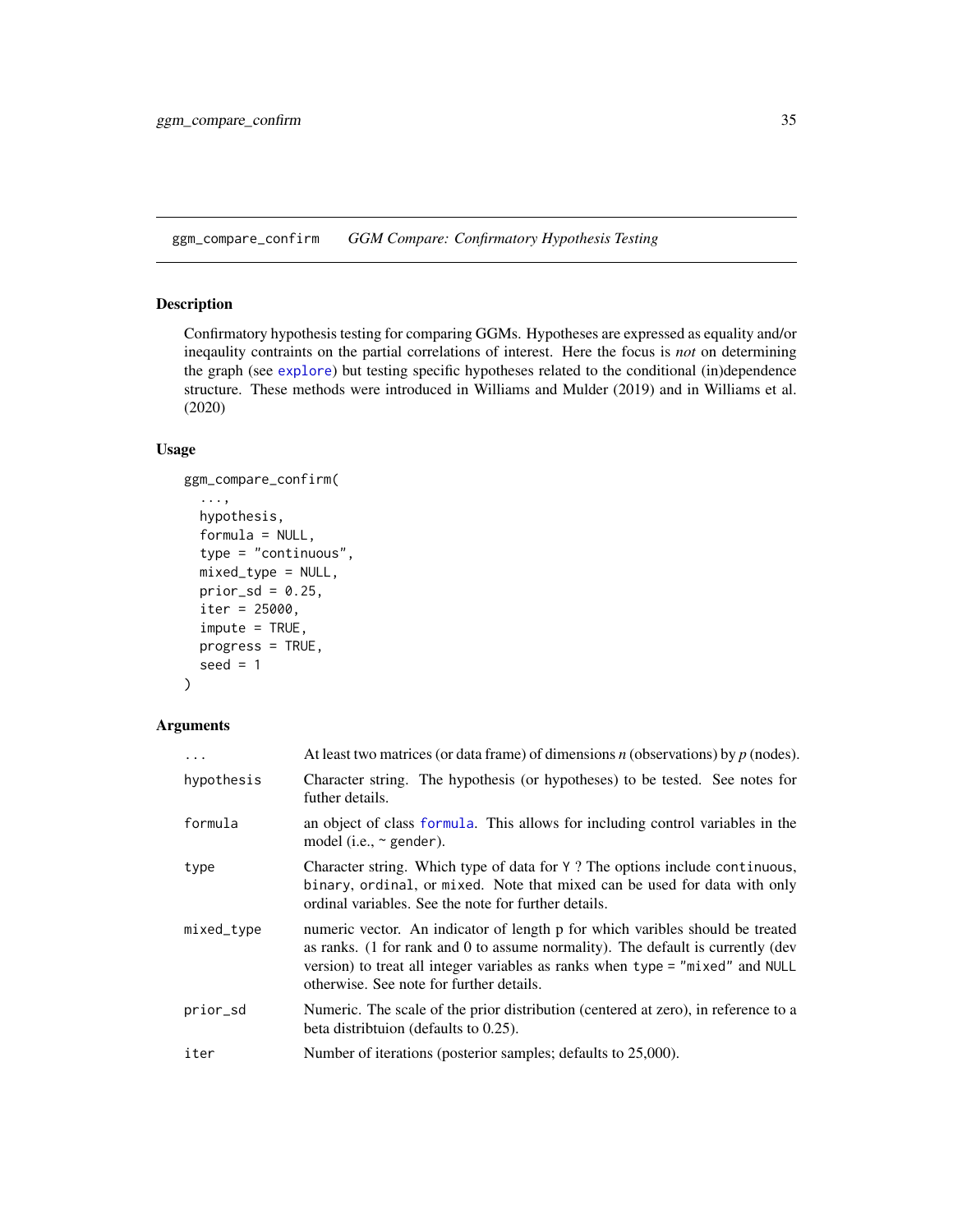## ggm_compare_confirm &nbsp;&nbsp;&nbsp; *GGM Compare: Confirmatory Hypothesis Testing*

### Description

Confirmatory hypothesis testing for comparing GGMs. Hypotheses are expressed as equality and/or ineqaulity contraints on the partial correlations of interest. Here the focus is *not* on determining the graph (see explore) but testing specific hypotheses related to the conditional (in)dependence structure. These methods were introduced in Williams and Mulder (2019) and in Williams et al. (2020)

### Usage

```
ggm_compare_confirm(
  ...,
  hypothesis,
  formula = NULL,
  type = "continuous",
  mixed_type = NULL,
  prior_sd = 0.25,
  iter = 25000,
  impute = TRUE,
  progress = TRUE,
  seed = 1
)
```

### Arguments

| | |
|---|---|
| `...` | At least two matrices (or data frame) of dimensions *n* (observations) by *p* (nodes). |
| `hypothesis` | Character string. The hypothesis (or hypotheses) to be tested. See notes for futher details. |
| `formula` | an object of class formula. This allows for including control variables in the model (i.e., `~ gender`). |
| `type` | Character string. Which type of data for `Y` ? The options include `continuous`, `binary`, `ordinal`, or `mixed`. Note that mixed can be used for data with only ordinal variables. See the note for further details. |
| `mixed_type` | numeric vector. An indicator of length p for which varibles should be treated as ranks. (1 for rank and 0 to assume normality). The default is currently (dev version) to treat all integer variables as ranks when `type = "mixed"` and `NULL` otherwise. See note for further details. |
| `prior_sd` | Numeric. The scale of the prior distribution (centered at zero), in reference to a beta distribtuion (defaults to 0.25). |
| `iter` | Number of iterations (posterior samples; defaults to 25,000). |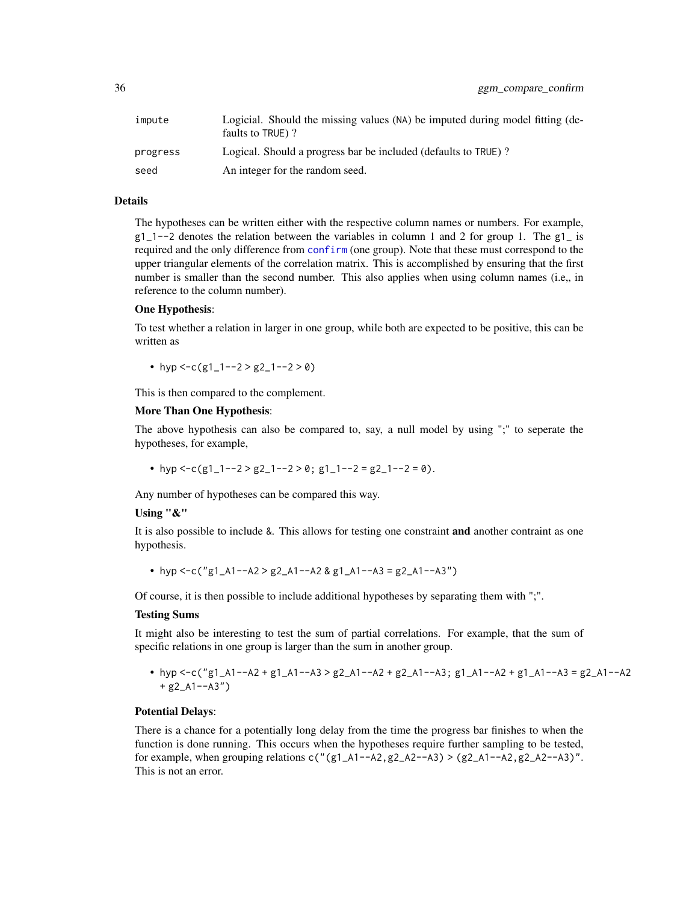| | |
|---|---|
| impute | Logicial. Should the missing values (NA) be imputed during model fitting (defaults to TRUE) ? |
| progress | Logical. Should a progress bar be included (defaults to TRUE) ? |
| seed | An integer for the random seed. |

## Details

The hypotheses can be written either with the respective column names or numbers. For example, `g1_1--2` denotes the relation between the variables in column 1 and 2 for group 1. The `g1_` is required and the only difference from `confirm` (one group). Note that these must correspond to the upper triangular elements of the correlation matrix. This is accomplished by ensuring that the first number is smaller than the second number. This also applies when using column names (i.e,, in reference to the column number).

**One Hypothesis**:

To test whether a relation in larger in one group, while both are expected to be positive, this can be written as

- `hyp <-c(g1_1--2 > g2_1--2 > 0)`

This is then compared to the complement.

**More Than One Hypothesis**:

The above hypothesis can also be compared to, say, a null model by using ";" to seperate the hypotheses, for example,

- `hyp <-c(g1_1--2 > g2_1--2 > 0; g1_1--2 = g2_1--2 = 0)`.

Any number of hypotheses can be compared this way.

**Using "&"**

It is also possible to include `&`. This allows for testing one constraint **and** another contraint as one hypothesis.

- `hyp <-c("g1_A1--A2 > g2_A1--A2 & g1_A1--A3 = g2_A1--A3")`

Of course, it is then possible to include additional hypotheses by separating them with ";".

**Testing Sums**

It might also be interesting to test the sum of partial correlations. For example, that the sum of specific relations in one group is larger than the sum in another group.

- `hyp <-c("g1_A1--A2 + g1_A1--A3 > g2_A1--A2 + g2_A1--A3; g1_A1--A2 + g1_A1--A3 = g2_A1--A2 + g2_A1--A3")`

**Potential Delays**:

There is a chance for a potentially long delay from the time the progress bar finishes to when the function is done running. This occurs when the hypotheses require further sampling to be tested, for example, when grouping relations `c("(g1_A1--A2,g2_A2--A3) > (g2_A1--A2,g2_A2--A3)"`. This is not an error.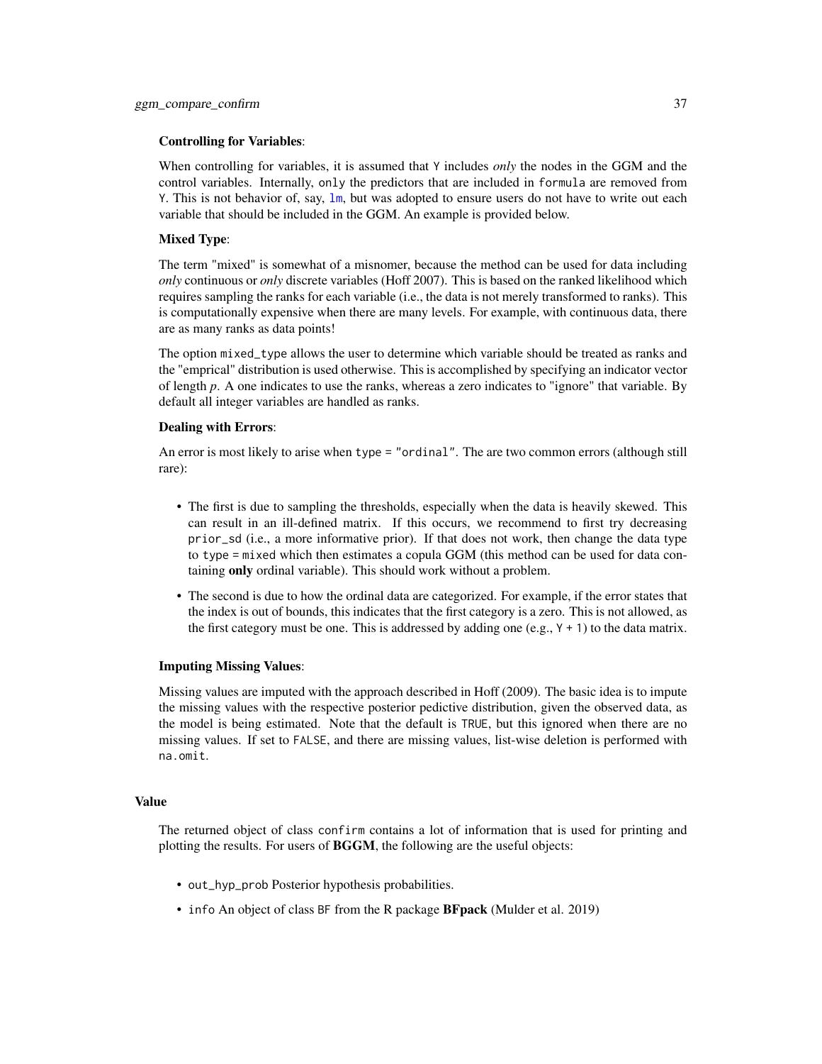**Controlling for Variables**:

When controlling for variables, it is assumed that `Y` includes *only* the nodes in the GGM and the control variables. Internally, `only` the predictors that are included in `formula` are removed from `Y`. This is not behavior of, say, `lm`, but was adopted to ensure users do not have to write out each variable that should be included in the GGM. An example is provided below.

**Mixed Type**:

The term "mixed" is somewhat of a misnomer, because the method can be used for data including *only* continuous or *only* discrete variables (Hoff 2007). This is based on the ranked likelihood which requires sampling the ranks for each variable (i.e., the data is not merely transformed to ranks). This is computationally expensive when there are many levels. For example, with continuous data, there are as many ranks as data points!

The option `mixed_type` allows the user to determine which variable should be treated as ranks and the "emprical" distribution is used otherwise. This is accomplished by specifying an indicator vector of length $p$. A one indicates to use the ranks, whereas a zero indicates to "ignore" that variable. By default all integer variables are handled as ranks.

**Dealing with Errors**:

An error is most likely to arise when `type = "ordinal"`. The are two common errors (although still rare):

- The first is due to sampling the thresholds, especially when the data is heavily skewed. This can result in an ill-defined matrix. If this occurs, we recommend to first try decreasing `prior_sd` (i.e., a more informative prior). If that does not work, then change the data type to `type = mixed` which then estimates a copula GGM (this method can be used for data containing **only** ordinal variable). This should work without a problem.
- The second is due to how the ordinal data are categorized. For example, if the error states that the index is out of bounds, this indicates that the first category is a zero. This is not allowed, as the first category must be one. This is addressed by adding one (e.g., `Y + 1`) to the data matrix.

**Imputing Missing Values**:

Missing values are imputed with the approach described in Hoff (2009). The basic idea is to impute the missing values with the respective posterior pedictive distribution, given the observed data, as the model is being estimated. Note that the default is `TRUE`, but this ignored when there are no missing values. If set to `FALSE`, and there are missing values, list-wise deletion is performed with `na.omit`.

## Value

The returned object of class `confirm` contains a lot of information that is used for printing and plotting the results. For users of **BGGM**, the following are the useful objects:

- `out_hyp_prob` Posterior hypothesis probabilities.
- `info` An object of class `BF` from the R package **BFpack** (Mulder et al. 2019)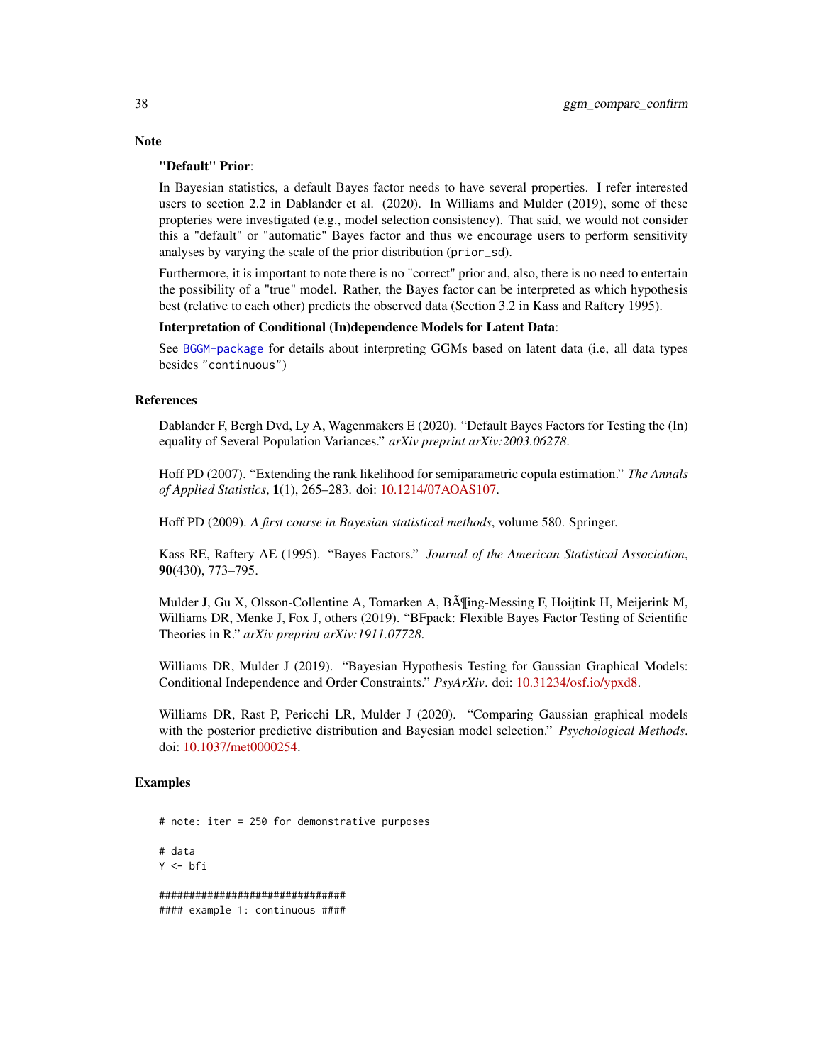## Note

**"Default" Prior**:

In Bayesian statistics, a default Bayes factor needs to have several properties. I refer interested users to section 2.2 in Dablander et al. (2020). In Williams and Mulder (2019), some of these propteries were investigated (e.g., model selection consistency). That said, we would not consider this a "default" or "automatic" Bayes factor and thus we encourage users to perform sensitivity analyses by varying the scale of the prior distribution (`prior_sd`).

Furthermore, it is important to note there is no "correct" prior and, also, there is no need to entertain the possibility of a "true" model. Rather, the Bayes factor can be interpreted as which hypothesis best (relative to each other) predicts the observed data (Section 3.2 in Kass and Raftery 1995).

**Interpretation of Conditional (In)dependence Models for Latent Data**:

See BGGM-package for details about interpreting GGMs based on latent data (i.e, all data types besides "continuous")

## References

Dablander F, Bergh Dvd, Ly A, Wagenmakers E (2020). "Default Bayes Factors for Testing the (In) equality of Several Population Variances." *arXiv preprint arXiv:2003.06278*.

Hoff PD (2007). "Extending the rank likelihood for semiparametric copula estimation." *The Annals of Applied Statistics*, **1**(1), 265–283. doi: 10.1214/07AOAS107.

Hoff PD (2009). *A first course in Bayesian statistical methods*, volume 580. Springer.

Kass RE, Raftery AE (1995). "Bayes Factors." *Journal of the American Statistical Association*, **90**(430), 773–795.

Mulder J, Gu X, Olsson-Collentine A, Tomarken A, BÃ¶ing-Messing F, Hoijtink H, Meijerink M, Williams DR, Menke J, Fox J, others (2019). "BFpack: Flexible Bayes Factor Testing of Scientific Theories in R." *arXiv preprint arXiv:1911.07728*.

Williams DR, Mulder J (2019). "Bayesian Hypothesis Testing for Gaussian Graphical Models: Conditional Independence and Order Constraints." *PsyArXiv*. doi: 10.31234/osf.io/ypxd8.

Williams DR, Rast P, Pericchi LR, Mulder J (2020). "Comparing Gaussian graphical models with the posterior predictive distribution and Bayesian model selection." *Psychological Methods*. doi: 10.1037/met0000254.

## Examples

```
# note: iter = 250 for demonstrative purposes

# data
Y <- bfi

###############################
#### example 1: continuous ####
```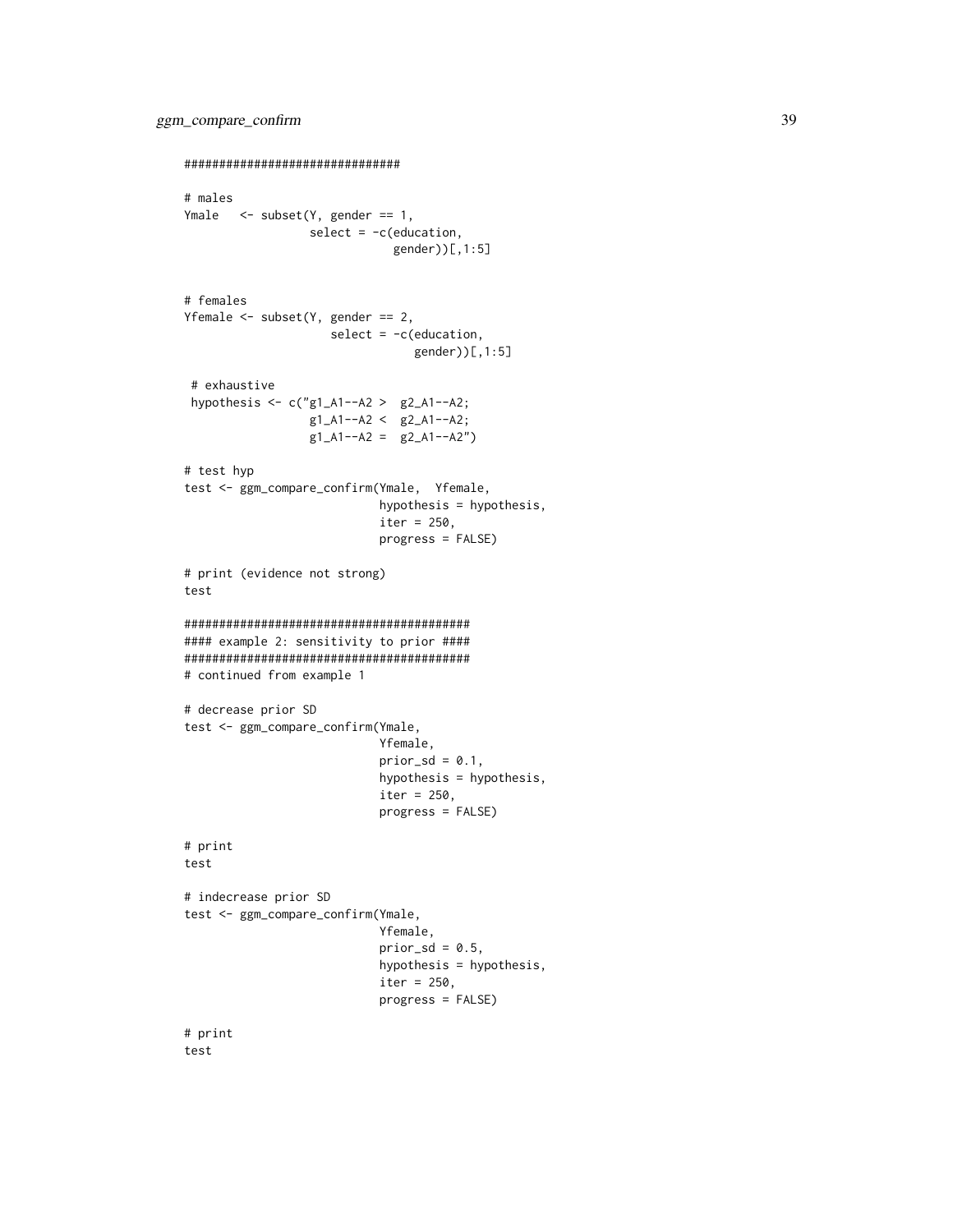```
###############################

# males
Ymale   <- subset(Y, gender == 1,
                  select = -c(education,
                              gender))[,1:5]


# females
Yfemale <- subset(Y, gender == 2,
                     select = -c(education,
                                 gender))[,1:5]

 # exhaustive
 hypothesis <- c("g1_A1--A2 >  g2_A1--A2;
                  g1_A1--A2 <  g2_A1--A2;
                  g1_A1--A2 =  g2_A1--A2")

# test hyp
test <- ggm_compare_confirm(Ymale,  Yfemale,
                            hypothesis = hypothesis,
                            iter = 250,
                            progress = FALSE)

# print (evidence not strong)
test

#########################################
#### example 2: sensitivity to prior ####
#########################################
# continued from example 1

# decrease prior SD
test <- ggm_compare_confirm(Ymale,
                            Yfemale,
                            prior_sd = 0.1,
                            hypothesis = hypothesis,
                            iter = 250,
                            progress = FALSE)

# print
test

# indecrease prior SD
test <- ggm_compare_confirm(Ymale,
                            Yfemale,
                            prior_sd = 0.5,
                            hypothesis = hypothesis,
                            iter = 250,
                            progress = FALSE)

# print
test
```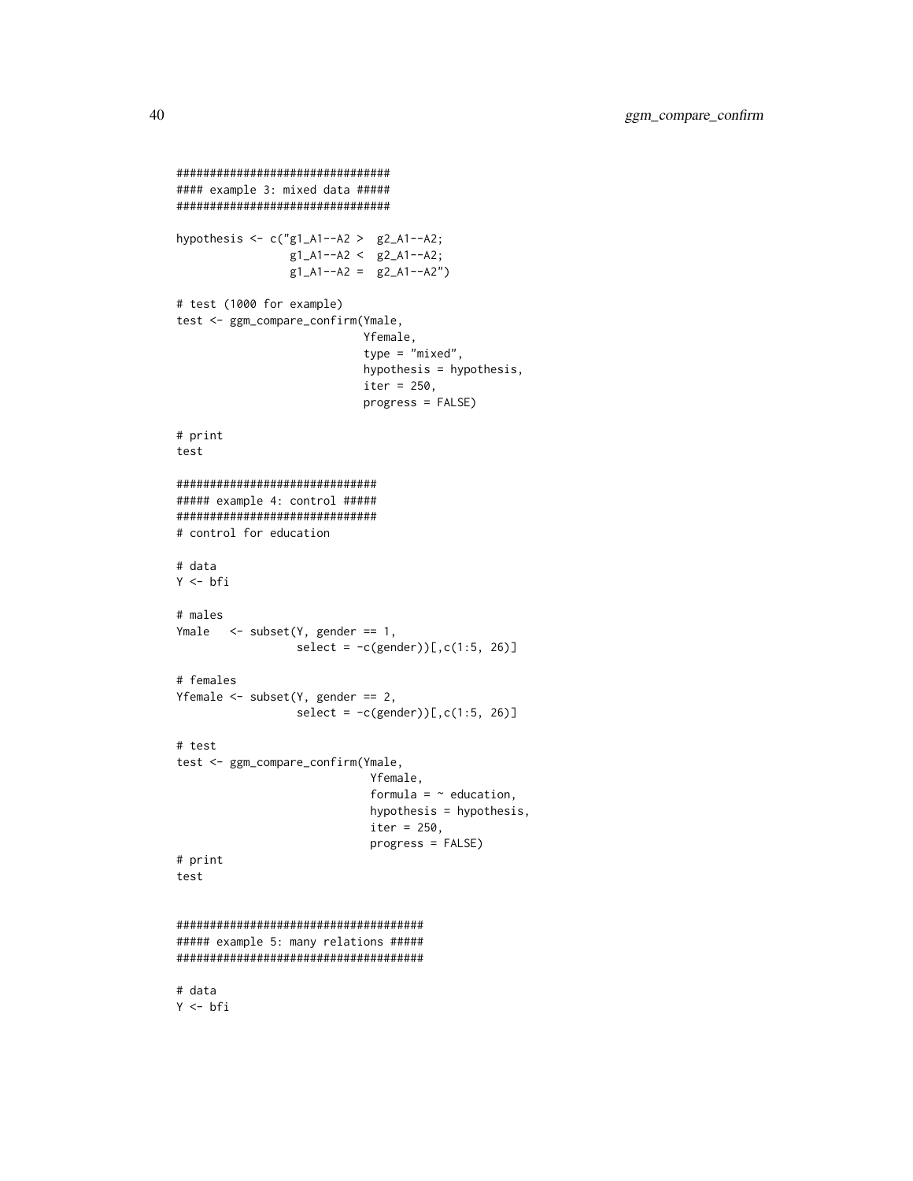```
#################################
#### example 3: mixed data #####
#################################

hypothesis <- c("g1_A1--A2 >  g2_A1--A2;
                 g1_A1--A2 <  g2_A1--A2;
                 g1_A1--A2 =  g2_A1--A2")

# test (1000 for example)
test <- ggm_compare_confirm(Ymale,
                            Yfemale,
                            type = "mixed",
                            hypothesis = hypothesis,
                            iter = 250,
                            progress = FALSE)

# print
test

##############################
##### example 4: control #####
##############################
# control for education

# data
Y <- bfi

# males
Ymale   <- subset(Y, gender == 1,
                  select = -c(gender))[,c(1:5, 26)]

# females
Yfemale <- subset(Y, gender == 2,
                  select = -c(gender))[,c(1:5, 26)]

# test
test <- ggm_compare_confirm(Ymale,
                             Yfemale,
                             formula = ~ education,
                             hypothesis = hypothesis,
                             iter = 250,
                             progress = FALSE)
# print
test


#####################################
##### example 5: many relations #####
#####################################

# data
Y <- bfi
```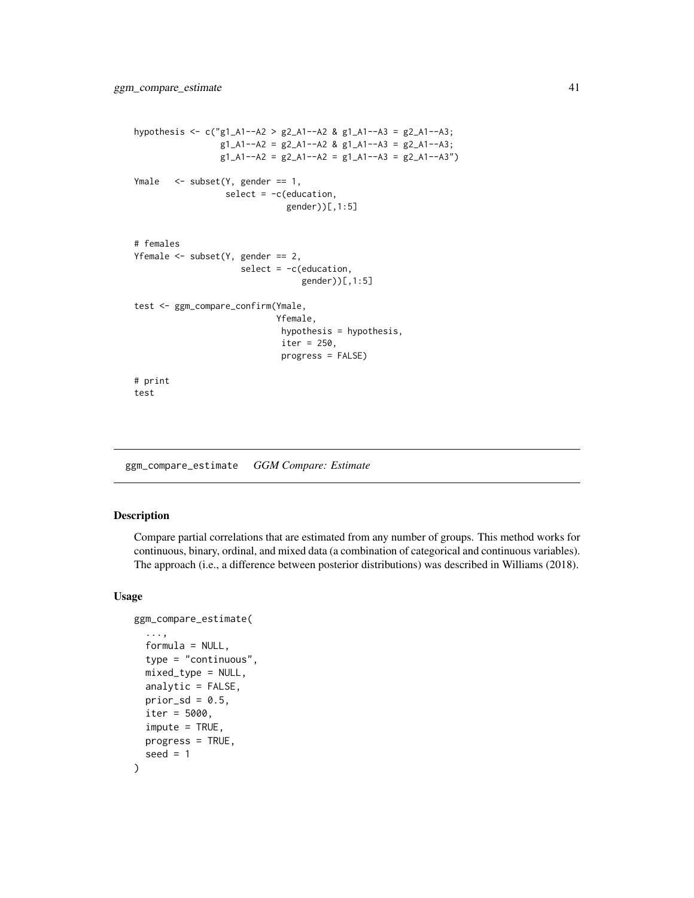```
hypothesis <- c("g1_A1--A2 > g2_A1--A2 & g1_A1--A3 = g2_A1--A3;
                g1_A1--A2 = g2_A1--A2 & g1_A1--A3 = g2_A1--A3;
                g1_A1--A2 = g2_A1--A2 = g1_A1--A3 = g2_A1--A3")

Ymale   <- subset(Y, gender == 1,
                  select = -c(education,
                              gender))[,1:5]


# females
Yfemale <- subset(Y, gender == 2,
                     select = -c(education,
                                 gender))[,1:5]

test <- ggm_compare_confirm(Ymale,
                            Yfemale,
                             hypothesis = hypothesis,
                             iter = 250,
                             progress = FALSE)

# print
test
```

## ggm_compare_estimate *GGM Compare: Estimate*

### Description

Compare partial correlations that are estimated from any number of groups. This method works for continuous, binary, ordinal, and mixed data (a combination of categorical and continuous variables). The approach (i.e., a difference between posterior distributions) was described in Williams (2018).

### Usage

```
ggm_compare_estimate(
  ...,
  formula = NULL,
  type = "continuous",
  mixed_type = NULL,
  analytic = FALSE,
  prior_sd = 0.5,
  iter = 5000,
  impute = TRUE,
  progress = TRUE,
  seed = 1
)
```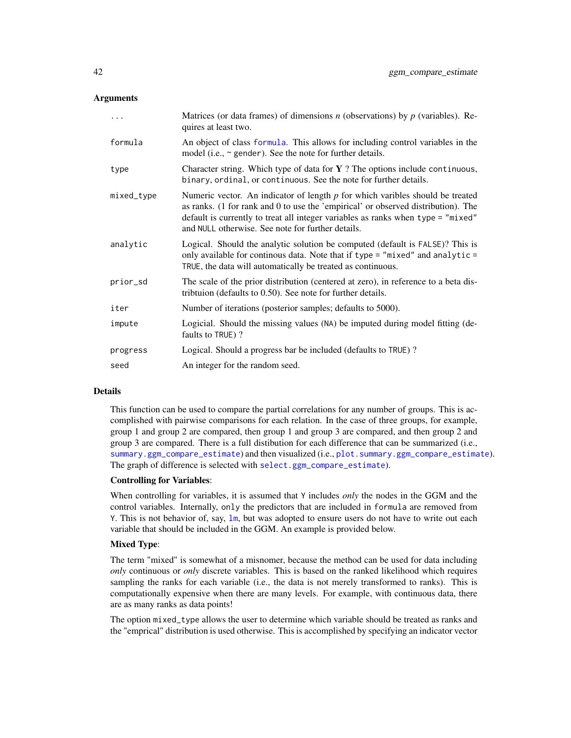## Arguments

| | |
|---|---|
| `...` | Matrices (or data frames) of dimensions *n* (observations) by *p* (variables). Requires at least two. |
| `formula` | An object of class `formula`. This allows for including control variables in the model (i.e., `~ gender`). See the note for further details. |
| `type` | Character string. Which type of data for **Y** ? The options include `continuous`, `binary`, `ordinal`, or `continuous`. See the note for further details. |
| `mixed_type` | Numeric vector. An indicator of length *p* for which varibles should be treated as ranks. (1 for rank and 0 to use the 'empirical' or observed distribution). The default is currently to treat all integer variables as ranks when `type = "mixed"` and `NULL` otherwise. See note for further details. |
| `analytic` | Logical. Should the analytic solution be computed (default is `FALSE`)? This is only available for continous data. Note that if `type = "mixed"` and `analytic = TRUE`, the data will automatically be treated as continuous. |
| `prior_sd` | The scale of the prior distribution (centered at zero), in reference to a beta distribtuion (defaults to 0.50). See note for further details. |
| `iter` | Number of iterations (posterior samples; defaults to 5000). |
| `impute` | Logicial. Should the missing values (`NA`) be imputed during model fitting (defaults to `TRUE`) ? |
| `progress` | Logical. Should a progress bar be included (defaults to `TRUE`) ? |
| `seed` | An integer for the random seed. |

## Details

This function can be used to compare the partial correlations for any number of groups. This is accomplished with pairwise comparisons for each relation. In the case of three groups, for example, group 1 and group 2 are compared, then group 1 and group 3 are compared, and then group 2 and group 3 are compared. There is a full distibution for each difference that can be summarized (i.e., `summary.ggm_compare_estimate`) and then visualized (i.e., `plot.summary.ggm_compare_estimate`). The graph of difference is selected with `select.ggm_compare_estimate`).

**Controlling for Variables**:

When controlling for variables, it is assumed that `Y` includes *only* the nodes in the GGM and the control variables. Internally, `only` the predictors that are included in `formula` are removed from `Y`. This is not behavior of, say, `lm`, but was adopted to ensure users do not have to write out each variable that should be included in the GGM. An example is provided below.

**Mixed Type**:

The term "mixed" is somewhat of a misnomer, because the method can be used for data including *only* continuous or *only* discrete variables. This is based on the ranked likelihood which requires sampling the ranks for each variable (i.e., the data is not merely transformed to ranks). This is computationally expensive when there are many levels. For example, with continuous data, there are as many ranks as data points!

The option `mixed_type` allows the user to determine which variable should be treated as ranks and the "emprical" distribution is used otherwise. This is accomplished by specifying an indicator vector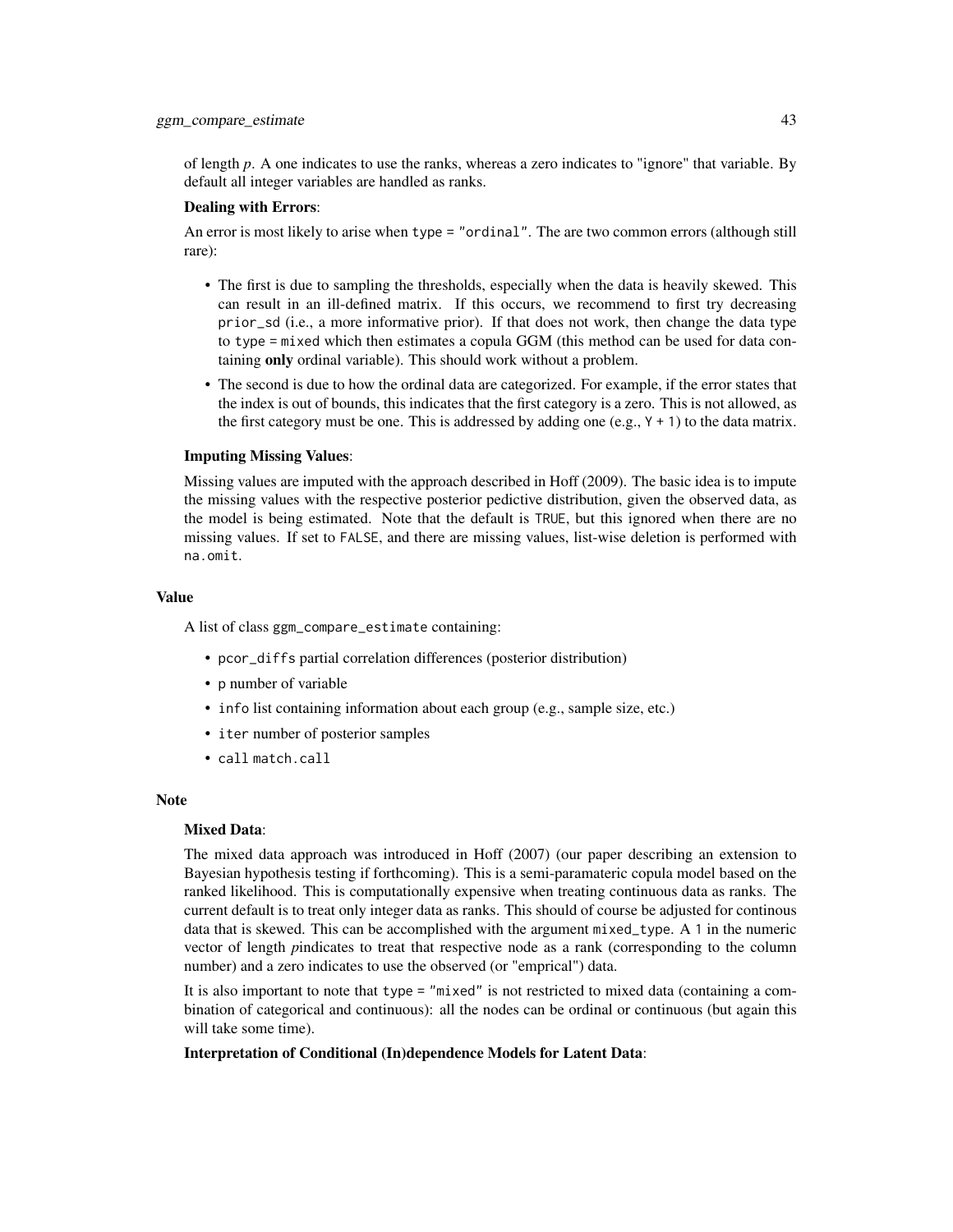of length $p$. A one indicates to use the ranks, whereas a zero indicates to "ignore" that variable. By default all integer variables are handled as ranks.

**Dealing with Errors**:

An error is most likely to arise when `type = "ordinal"`. The are two common errors (although still rare):

- The first is due to sampling the thresholds, especially when the data is heavily skewed. This can result in an ill-defined matrix. If this occurs, we recommend to first try decreasing `prior_sd` (i.e., a more informative prior). If that does not work, then change the data type to `type = mixed` which then estimates a copula GGM (this method can be used for data containing **only** ordinal variable). This should work without a problem.
- The second is due to how the ordinal data are categorized. For example, if the error states that the index is out of bounds, this indicates that the first category is a zero. This is not allowed, as the first category must be one. This is addressed by adding one (e.g., `Y + 1`) to the data matrix.

**Imputing Missing Values**:

Missing values are imputed with the approach described in Hoff (2009). The basic idea is to impute the missing values with the respective posterior pedictive distribution, given the observed data, as the model is being estimated. Note that the default is `TRUE`, but this ignored when there are no missing values. If set to `FALSE`, and there are missing values, list-wise deletion is performed with `na.omit`.

### Value

A list of class `ggm_compare_estimate` containing:

- `pcor_diffs` partial correlation differences (posterior distribution)
- `p` number of variable
- `info` list containing information about each group (e.g., sample size, etc.)
- `iter` number of posterior samples
- `call` `match.call`

### Note

**Mixed Data**:

The mixed data approach was introduced in Hoff (2007) (our paper describing an extension to Bayesian hypothesis testing if forthcoming). This is a semi-paramateric copula model based on the ranked likelihood. This is computationally expensive when treating continuous data as ranks. The current default is to treat only integer data as ranks. This should of course be adjusted for continous data that is skewed. This can be accomplished with the argument `mixed_type`. A `1` in the numeric vector of length $p$indicates to treat that respective node as a rank (corresponding to the column number) and a zero indicates to use the observed (or "emprical") data.

It is also important to note that `type = "mixed"` is not restricted to mixed data (containing a combination of categorical and continuous): all the nodes can be ordinal or continuous (but again this will take some time).

**Interpretation of Conditional (In)dependence Models for Latent Data**: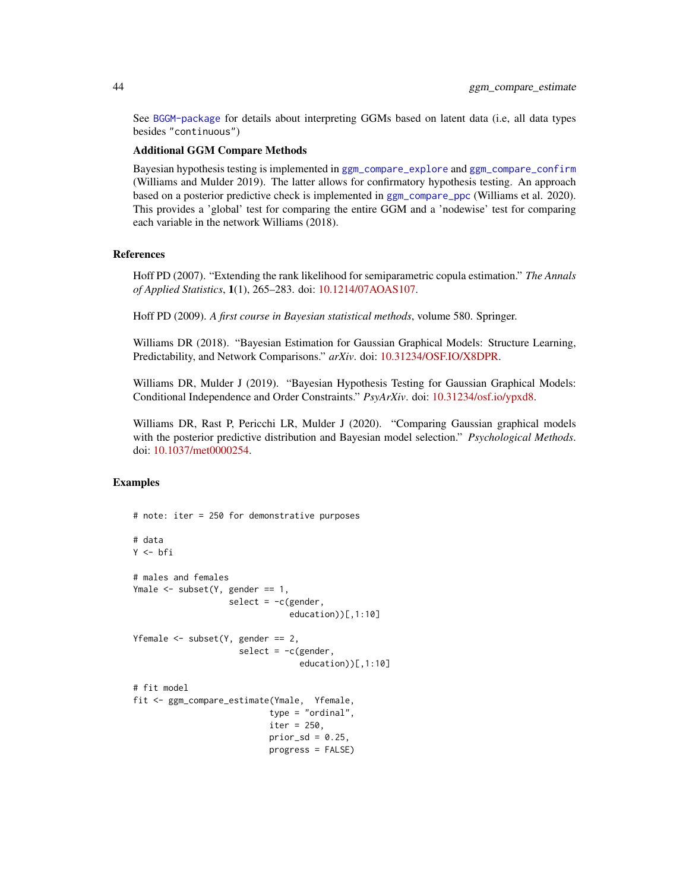See BGGM-package for details about interpreting GGMs based on latent data (i.e, all data types besides "continuous")

**Additional GGM Compare Methods**

Bayesian hypothesis testing is implemented in ggm_compare_explore and ggm_compare_confirm (Williams and Mulder 2019). The latter allows for confirmatory hypothesis testing. An approach based on a posterior predictive check is implemented in ggm_compare_ppc (Williams et al. 2020). This provides a 'global' test for comparing the entire GGM and a 'nodewise' test for comparing each variable in the network Williams (2018).

## References

Hoff PD (2007). "Extending the rank likelihood for semiparametric copula estimation." *The Annals of Applied Statistics*, **1**(1), 265–283. doi: 10.1214/07AOAS107.

Hoff PD (2009). *A first course in Bayesian statistical methods*, volume 580. Springer.

Williams DR (2018). "Bayesian Estimation for Gaussian Graphical Models: Structure Learning, Predictability, and Network Comparisons." *arXiv*. doi: 10.31234/OSF.IO/X8DPR.

Williams DR, Mulder J (2019). "Bayesian Hypothesis Testing for Gaussian Graphical Models: Conditional Independence and Order Constraints." *PsyArXiv*. doi: 10.31234/osf.io/ypxd8.

Williams DR, Rast P, Pericchi LR, Mulder J (2020). "Comparing Gaussian graphical models with the posterior predictive distribution and Bayesian model selection." *Psychological Methods*. doi: 10.1037/met0000254.

## Examples

```
# note: iter = 250 for demonstrative purposes

# data
Y <- bfi

# males and females
Ymale <- subset(Y, gender == 1,
                   select = -c(gender,
                               education))[,1:10]

Yfemale <- subset(Y, gender == 2,
                     select = -c(gender,
                                 education))[,1:10]

# fit model
fit <- ggm_compare_estimate(Ymale,  Yfemale,
                           type = "ordinal",
                           iter = 250,
                           prior_sd = 0.25,
                           progress = FALSE)
```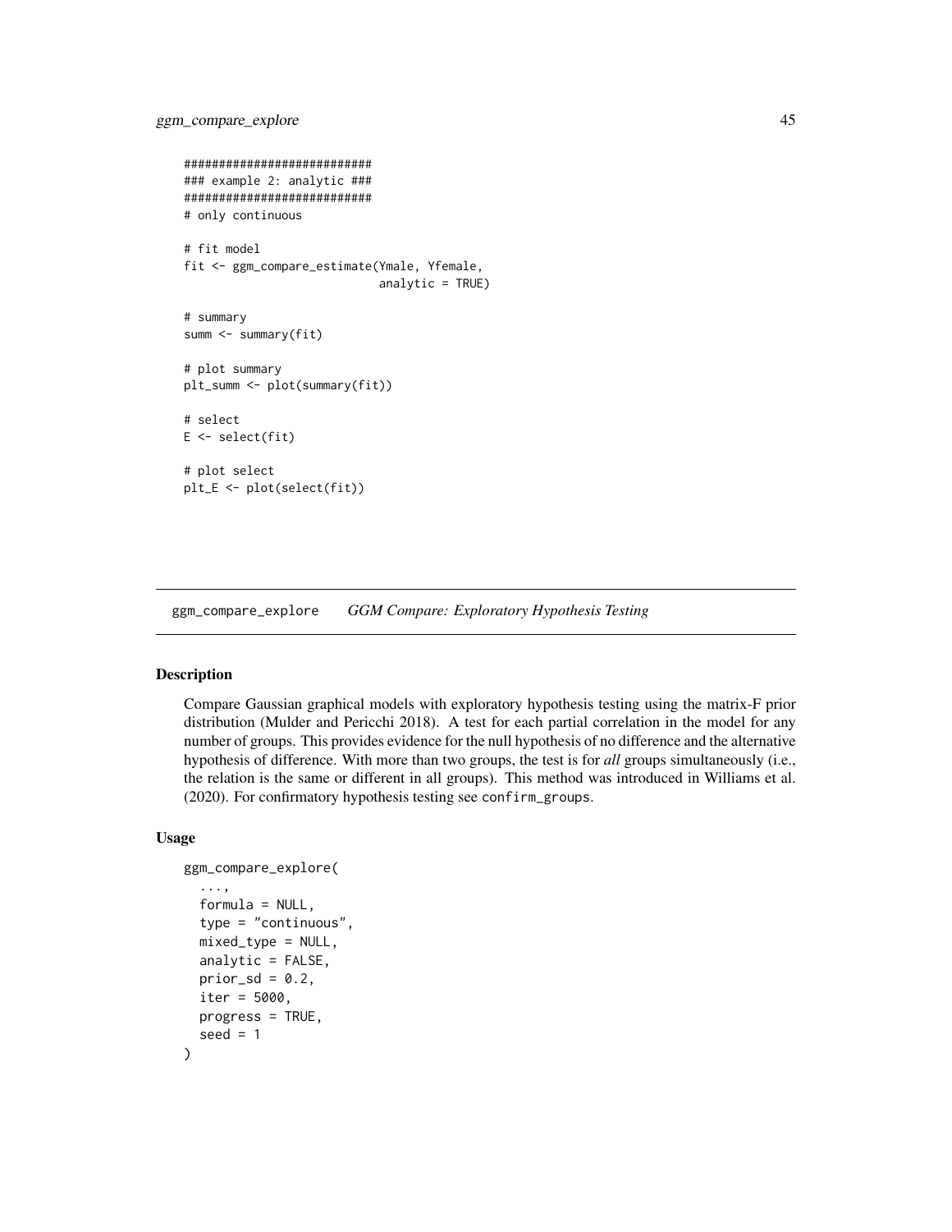```
###########################
### example 2: analytic ###
###########################
# only continuous

# fit model
fit <- ggm_compare_estimate(Ymale, Yfemale,
                            analytic = TRUE)

# summary
summ <- summary(fit)

# plot summary
plt_summ <- plot(summary(fit))

# select
E <- select(fit)

# plot select
plt_E <- plot(select(fit))
```

---

## ggm_compare_explore *GGM Compare: Exploratory Hypothesis Testing*

---

### Description

Compare Gaussian graphical models with exploratory hypothesis testing using the matrix-F prior distribution (Mulder and Pericchi 2018). A test for each partial correlation in the model for any number of groups. This provides evidence for the null hypothesis of no difference and the alternative hypothesis of difference. With more than two groups, the test is for *all* groups simultaneously (i.e., the relation is the same or different in all groups). This method was introduced in Williams et al. (2020). For confirmatory hypothesis testing see `confirm_groups`.

### Usage

```
ggm_compare_explore(
  ...,
  formula = NULL,
  type = "continuous",
  mixed_type = NULL,
  analytic = FALSE,
  prior_sd = 0.2,
  iter = 5000,
  progress = TRUE,
  seed = 1
)
```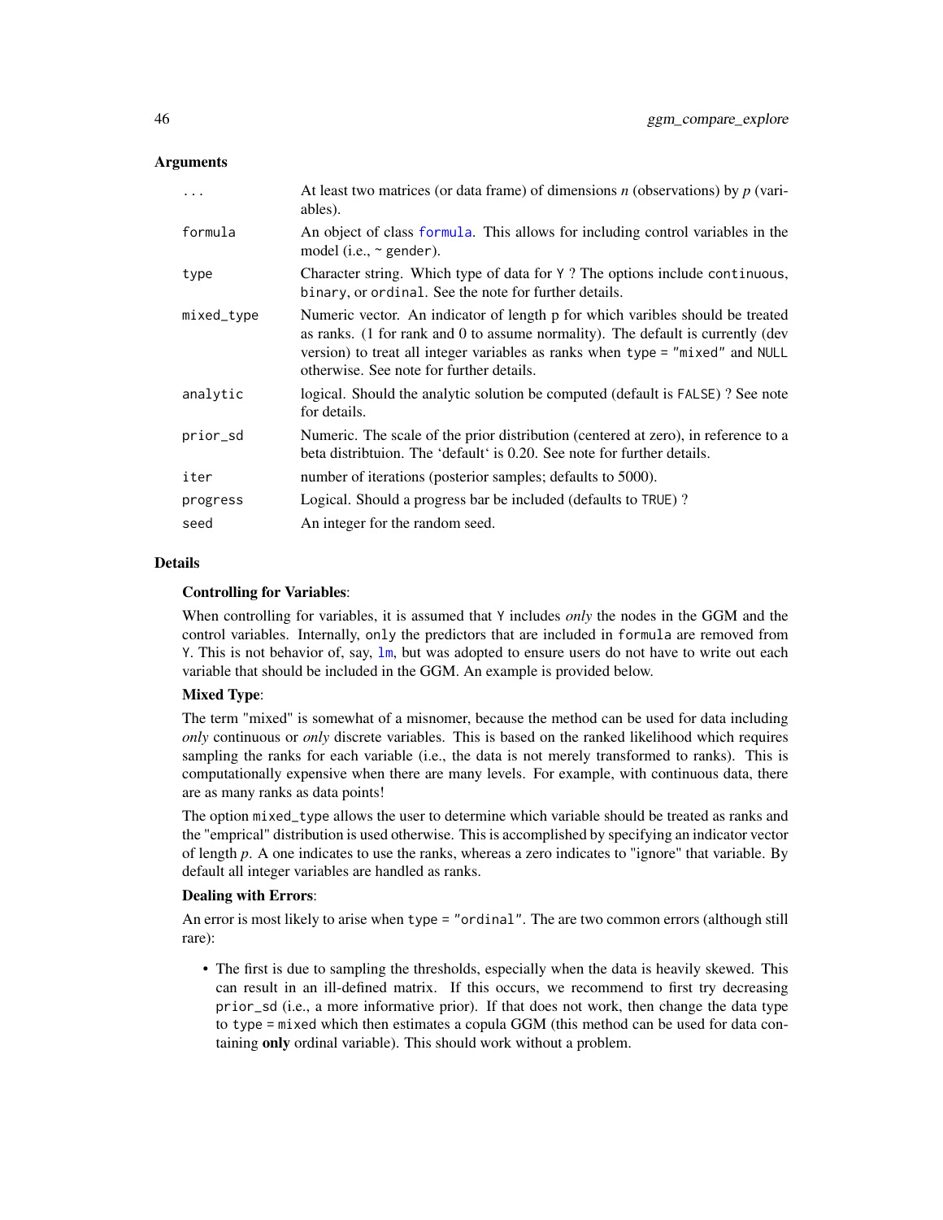### Arguments

| | |
|---|---|
| `...` | At least two matrices (or data frame) of dimensions *n* (observations) by *p* (variables). |
| `formula` | An object of class `formula`. This allows for including control variables in the model (i.e., `~ gender`). |
| `type` | Character string. Which type of data for `Y` ? The options include `continuous`, `binary`, or `ordinal`. See the note for further details. |
| `mixed_type` | Numeric vector. An indicator of length p for which varibles should be treated as ranks. (1 for rank and 0 to assume normality). The default is currently (dev version) to treat all integer variables as ranks when `type = "mixed"` and `NULL` otherwise. See note for further details. |
| `analytic` | logical. Should the analytic solution be computed (default is `FALSE`) ? See note for details. |
| `prior_sd` | Numeric. The scale of the prior distribution (centered at zero), in reference to a beta distribtuion. The 'default' is 0.20. See note for further details. |
| `iter` | number of iterations (posterior samples; defaults to 5000). |
| `progress` | Logical. Should a progress bar be included (defaults to `TRUE`) ? |
| `seed` | An integer for the random seed. |

### Details

**Controlling for Variables**:

When controlling for variables, it is assumed that `Y` includes *only* the nodes in the GGM and the control variables. Internally, `only` the predictors that are included in `formula` are removed from `Y`. This is not behavior of, say, `lm`, but was adopted to ensure users do not have to write out each variable that should be included in the GGM. An example is provided below.

**Mixed Type**:

The term "mixed" is somewhat of a misnomer, because the method can be used for data including *only* continuous or *only* discrete variables. This is based on the ranked likelihood which requires sampling the ranks for each variable (i.e., the data is not merely transformed to ranks). This is computationally expensive when there are many levels. For example, with continuous data, there are as many ranks as data points!

The option `mixed_type` allows the user to determine which variable should be treated as ranks and the "emprical" distribution is used otherwise. This is accomplished by specifying an indicator vector of length *p*. A one indicates to use the ranks, whereas a zero indicates to "ignore" that variable. By default all integer variables are handled as ranks.

**Dealing with Errors**:

An error is most likely to arise when `type = "ordinal"`. The are two common errors (although still rare):

- The first is due to sampling the thresholds, especially when the data is heavily skewed. This can result in an ill-defined matrix. If this occurs, we recommend to first try decreasing `prior_sd` (i.e., a more informative prior). If that does not work, then change the data type to `type = mixed` which then estimates a copula GGM (this method can be used for data containing **only** ordinal variable). This should work without a problem.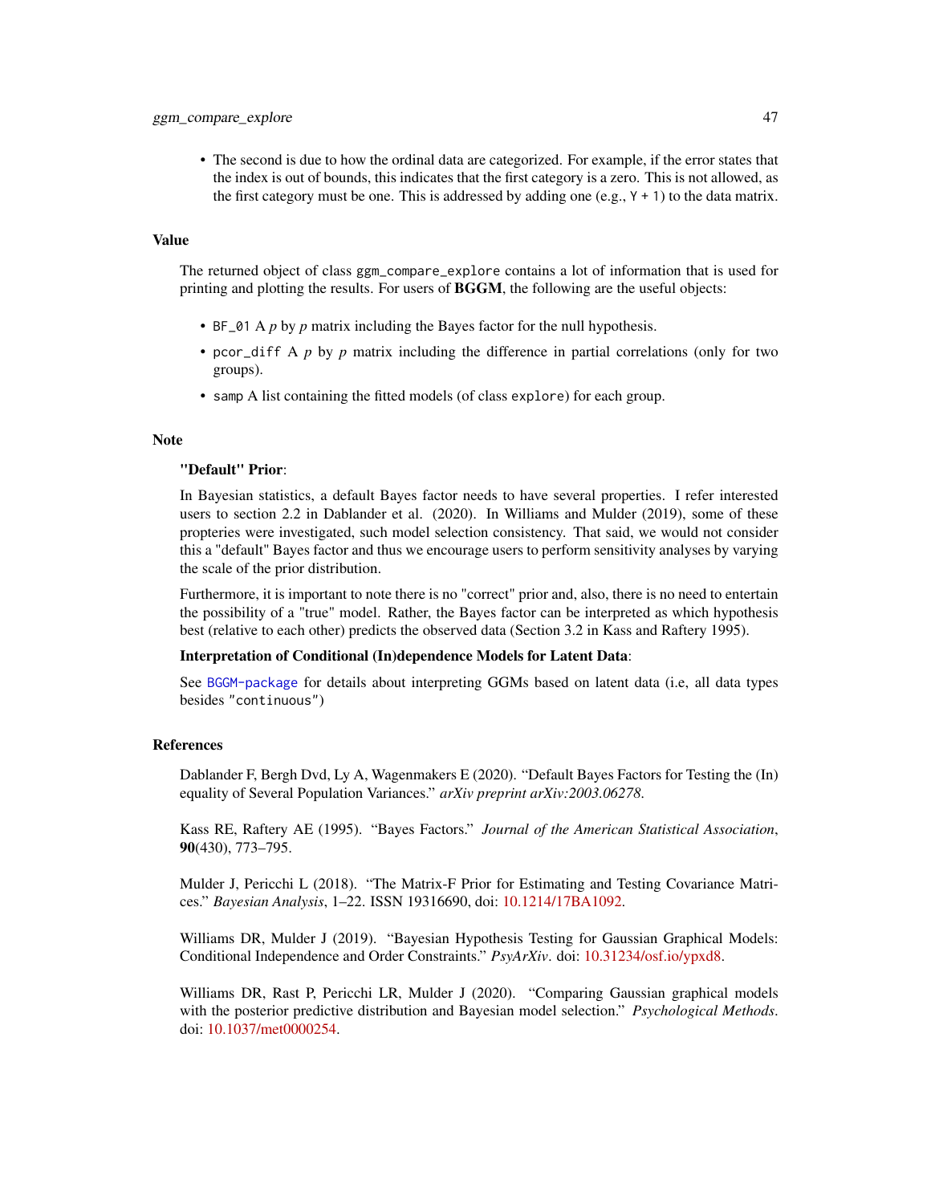- The second is due to how the ordinal data are categorized. For example, if the error states that the index is out of bounds, this indicates that the first category is a zero. This is not allowed, as the first category must be one. This is addressed by adding one (e.g., `Y + 1`) to the data matrix.

## Value

The returned object of class `ggm_compare_explore` contains a lot of information that is used for printing and plotting the results. For users of **BGGM**, the following are the useful objects:

- `BF_01` A $p$ by $p$ matrix including the Bayes factor for the null hypothesis.
- `pcor_diff` A $p$ by $p$ matrix including the difference in partial correlations (only for two groups).
- `samp` A list containing the fitted models (of class `explore`) for each group.

## Note

**"Default" Prior**:

In Bayesian statistics, a default Bayes factor needs to have several properties. I refer interested users to section 2.2 in Dablander et al. (2020). In Williams and Mulder (2019), some of these propteries were investigated, such model selection consistency. That said, we would not consider this a "default" Bayes factor and thus we encourage users to perform sensitivity analyses by varying the scale of the prior distribution.

Furthermore, it is important to note there is no "correct" prior and, also, there is no need to entertain the possibility of a "true" model. Rather, the Bayes factor can be interpreted as which hypothesis best (relative to each other) predicts the observed data (Section 3.2 in Kass and Raftery 1995).

**Interpretation of Conditional (In)dependence Models for Latent Data**:

See `BGGM-package` for details about interpreting GGMs based on latent data (i.e, all data types besides `"continuous"`)

## References

Dablander F, Bergh Dvd, Ly A, Wagenmakers E (2020). "Default Bayes Factors for Testing the (In) equality of Several Population Variances." *arXiv preprint arXiv:2003.06278*.

Kass RE, Raftery AE (1995). "Bayes Factors." *Journal of the American Statistical Association*, **90**(430), 773–795.

Mulder J, Pericchi L (2018). "The Matrix-F Prior for Estimating and Testing Covariance Matrices." *Bayesian Analysis*, 1–22. ISSN 19316690, doi: 10.1214/17BA1092.

Williams DR, Mulder J (2019). "Bayesian Hypothesis Testing for Gaussian Graphical Models: Conditional Independence and Order Constraints." *PsyArXiv*. doi: 10.31234/osf.io/ypxd8.

Williams DR, Rast P, Pericchi LR, Mulder J (2020). "Comparing Gaussian graphical models with the posterior predictive distribution and Bayesian model selection." *Psychological Methods*. doi: 10.1037/met0000254.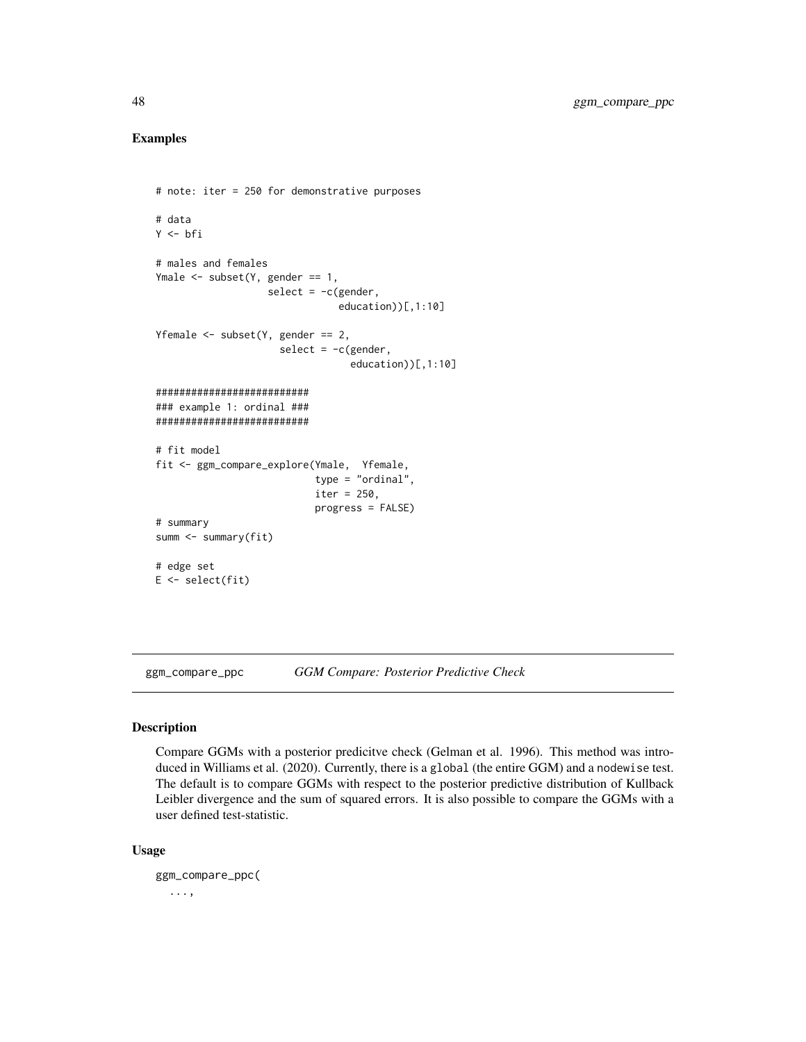## Examples

```
# note: iter = 250 for demonstrative purposes

# data
Y <- bfi

# males and females
Ymale <- subset(Y, gender == 1,
                   select = -c(gender,
                               education))[,1:10]

Yfemale <- subset(Y, gender == 2,
                     select = -c(gender,
                                 education))[,1:10]

##########################
### example 1: ordinal ###
##########################

# fit model
fit <- ggm_compare_explore(Ymale,  Yfemale,
                           type = "ordinal",
                           iter = 250,
                           progress = FALSE)
# summary
summ <- summary(fit)

# edge set
E <- select(fit)
```

---

# ggm_compare_ppc    *GGM Compare: Posterior Predictive Check*

---

## Description

Compare GGMs with a posterior predicitve check (Gelman et al. 1996). This method was introduced in Williams et al. (2020). Currently, there is a `global` (the entire GGM) and a `nodewise` test. The default is to compare GGMs with respect to the posterior predictive distribution of Kullback Leibler divergence and the sum of squared errors. It is also possible to compare the GGMs with a user defined test-statistic.

## Usage

```
ggm_compare_ppc(
  ...,
```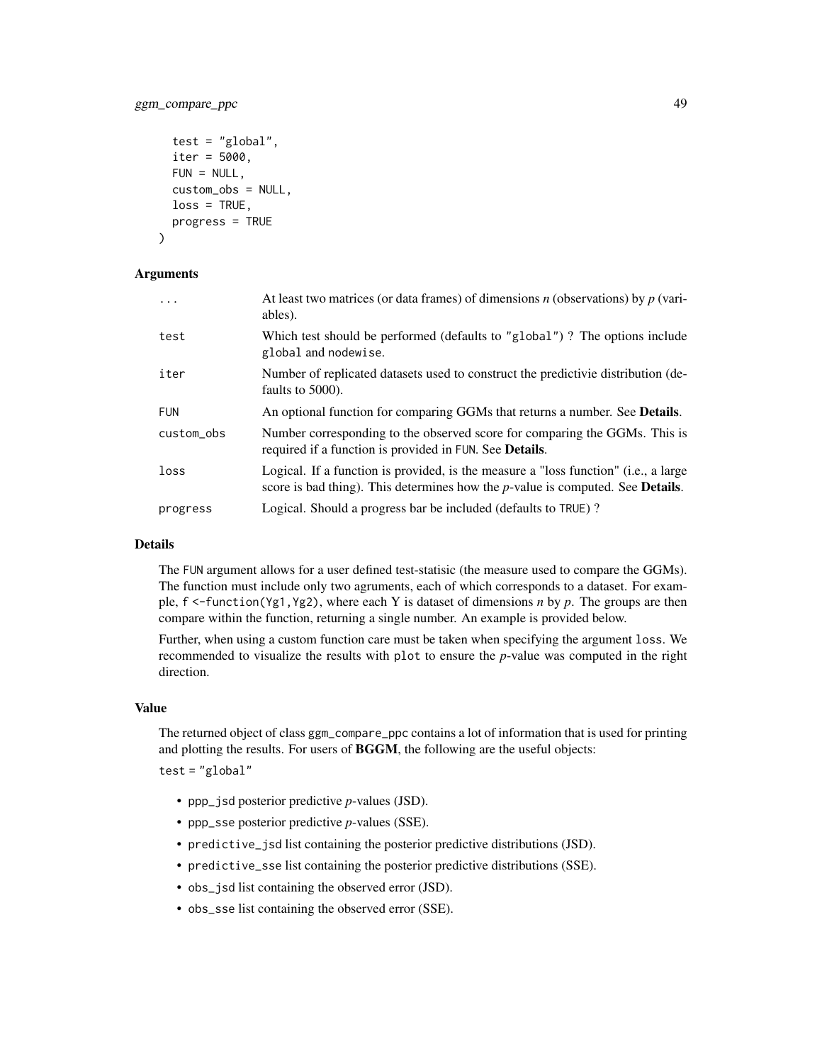```
  test = "global",
  iter = 5000,
  FUN = NULL,
  custom_obs = NULL,
  loss = TRUE,
  progress = TRUE
)
```

### Arguments

| | |
|---|---|
| `...` | At least two matrices (or data frames) of dimensions *n* (observations) by *p* (variables). |
| `test` | Which test should be performed (defaults to `"global"`) ? The options include `global` and `nodewise`. |
| `iter` | Number of replicated datasets used to construct the predictivie distribution (defaults to 5000). |
| `FUN` | An optional function for comparing GGMs that returns a number. See **Details**. |
| `custom_obs` | Number corresponding to the observed score for comparing the GGMs. This is required if a function is provided in `FUN`. See **Details**. |
| `loss` | Logical. If a function is provided, is the measure a "loss function" (i.e., a large score is bad thing). This determines how the *p*-value is computed. See **Details**. |
| `progress` | Logical. Should a progress bar be included (defaults to `TRUE`) ? |

### Details

The `FUN` argument allows for a user defined test-statisic (the measure used to compare the GGMs). The function must include only two agruments, each of which corresponds to a dataset. For example, `f <-function(Yg1,Yg2)`, where each Y is dataset of dimensions *n* by *p*. The groups are then compare within the function, returning a single number. An example is provided below.

Further, when using a custom function care must be taken when specifying the argument `loss`. We recommended to visualize the results with `plot` to ensure the *p*-value was computed in the right direction.

### Value

The returned object of class `ggm_compare_ppc` contains a lot of information that is used for printing and plotting the results. For users of **BGGM**, the following are the useful objects:

`test = "global"`

- `ppp_jsd` posterior predictive *p*-values (JSD).
- `ppp_sse` posterior predictive *p*-values (SSE).
- `predictive_jsd` list containing the posterior predictive distributions (JSD).
- `predictive_sse` list containing the posterior predictive distributions (SSE).
- `obs_jsd` list containing the observed error (JSD).
- `obs_sse` list containing the observed error (SSE).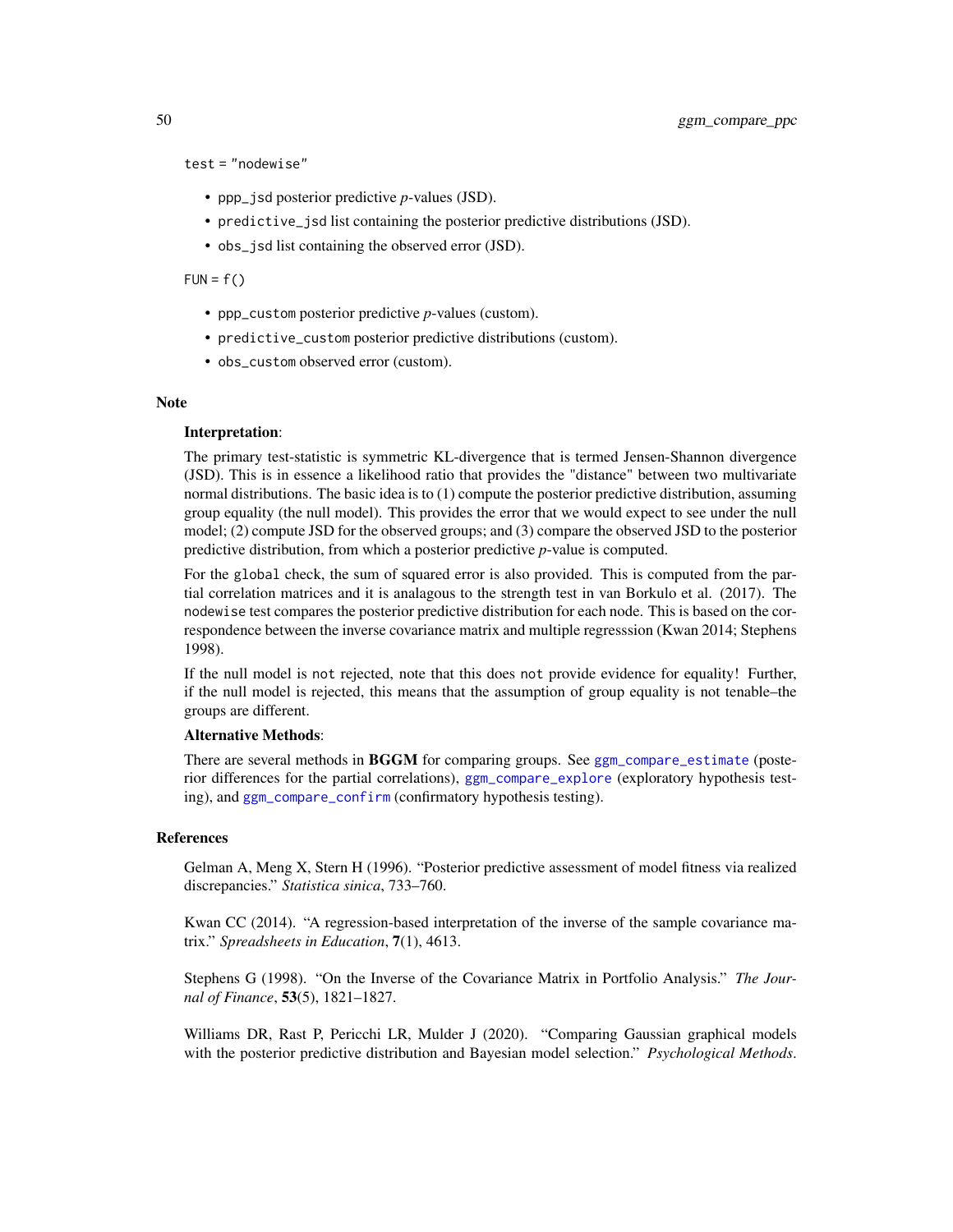test = "nodewise"

- `ppp_jsd` posterior predictive *p*-values (JSD).
- `predictive_jsd` list containing the posterior predictive distributions (JSD).
- `obs_jsd` list containing the observed error (JSD).

FUN = f()

- `ppp_custom` posterior predictive *p*-values (custom).
- `predictive_custom` posterior predictive distributions (custom).
- `obs_custom` observed error (custom).

## Note

**Interpretation**:

The primary test-statistic is symmetric KL-divergence that is termed Jensen-Shannon divergence (JSD). This is in essence a likelihood ratio that provides the "distance" between two multivariate normal distributions. The basic idea is to (1) compute the posterior predictive distribution, assuming group equality (the null model). This provides the error that we would expect to see under the null model; (2) compute JSD for the observed groups; and (3) compare the observed JSD to the posterior predictive distribution, from which a posterior predictive *p*-value is computed.

For the `global` check, the sum of squared error is also provided. This is computed from the partial correlation matrices and it is analagous to the strength test in van Borkulo et al. (2017). The `nodewise` test compares the posterior predictive distribution for each node. This is based on the correspondence between the inverse covariance matrix and multiple regresssion (Kwan 2014; Stephens 1998).

If the null model is `not` rejected, note that this does `not` provide evidence for equality! Further, if the null model is rejected, this means that the assumption of group equality is not tenable–the groups are different.

**Alternative Methods**:

There are several methods in **BGGM** for comparing groups. See `ggm_compare_estimate` (posterior differences for the partial correlations), `ggm_compare_explore` (exploratory hypothesis testing), and `ggm_compare_confirm` (confirmatory hypothesis testing).

## References

Gelman A, Meng X, Stern H (1996). "Posterior predictive assessment of model fitness via realized discrepancies." *Statistica sinica*, 733–760.

Kwan CC (2014). "A regression-based interpretation of the inverse of the sample covariance matrix." *Spreadsheets in Education*, **7**(1), 4613.

Stephens G (1998). "On the Inverse of the Covariance Matrix in Portfolio Analysis." *The Journal of Finance*, **53**(5), 1821–1827.

Williams DR, Rast P, Pericchi LR, Mulder J (2020). "Comparing Gaussian graphical models with the posterior predictive distribution and Bayesian model selection." *Psychological Methods*.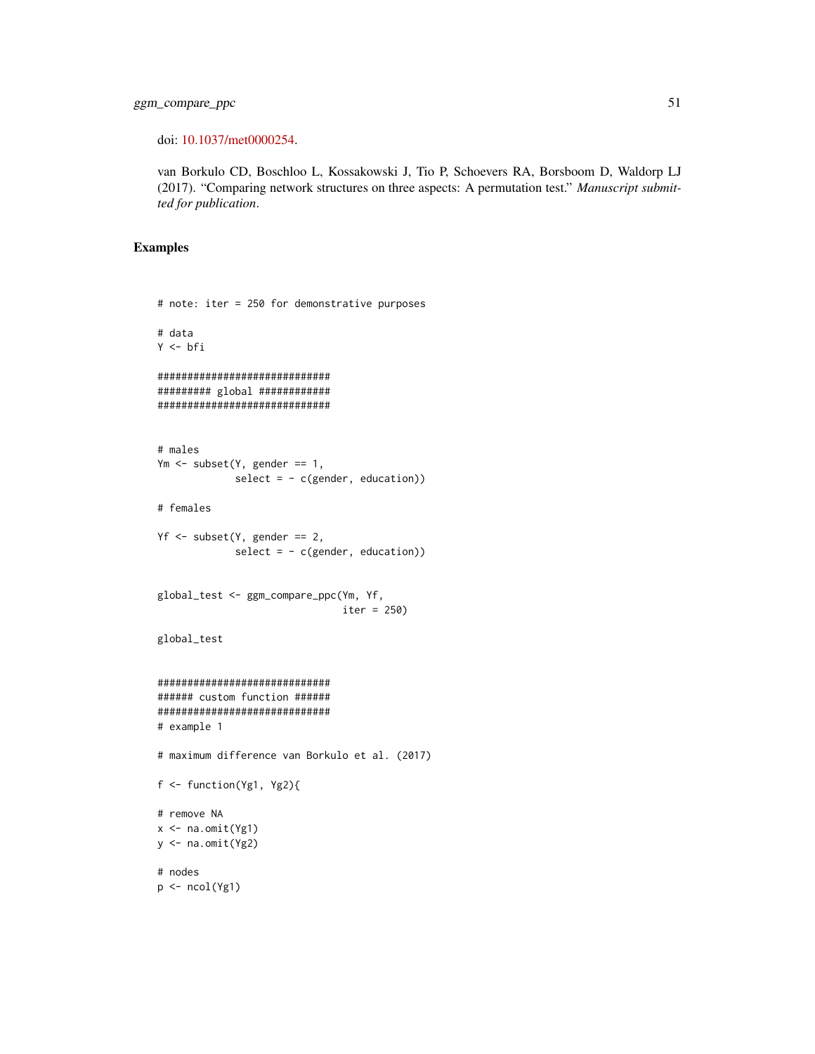doi: 10.1037/met0000254.

van Borkulo CD, Boschloo L, Kossakowski J, Tio P, Schoevers RA, Borsboom D, Waldorp LJ (2017). "Comparing network structures on three aspects: A permutation test." *Manuscript submitted for publication*.

## Examples

```
# note: iter = 250 for demonstrative purposes

# data
Y <- bfi

#############################
######### global ############
#############################


# males
Ym <- subset(Y, gender == 1,
             select = - c(gender, education))

# females

Yf <- subset(Y, gender == 2,
             select = - c(gender, education))


global_test <- ggm_compare_ppc(Ym, Yf,
                               iter = 250)

global_test


#############################
###### custom function ######
#############################
# example 1

# maximum difference van Borkulo et al. (2017)

f <- function(Yg1, Yg2){

# remove NA
x <- na.omit(Yg1)
y <- na.omit(Yg2)

# nodes
p <- ncol(Yg1)
```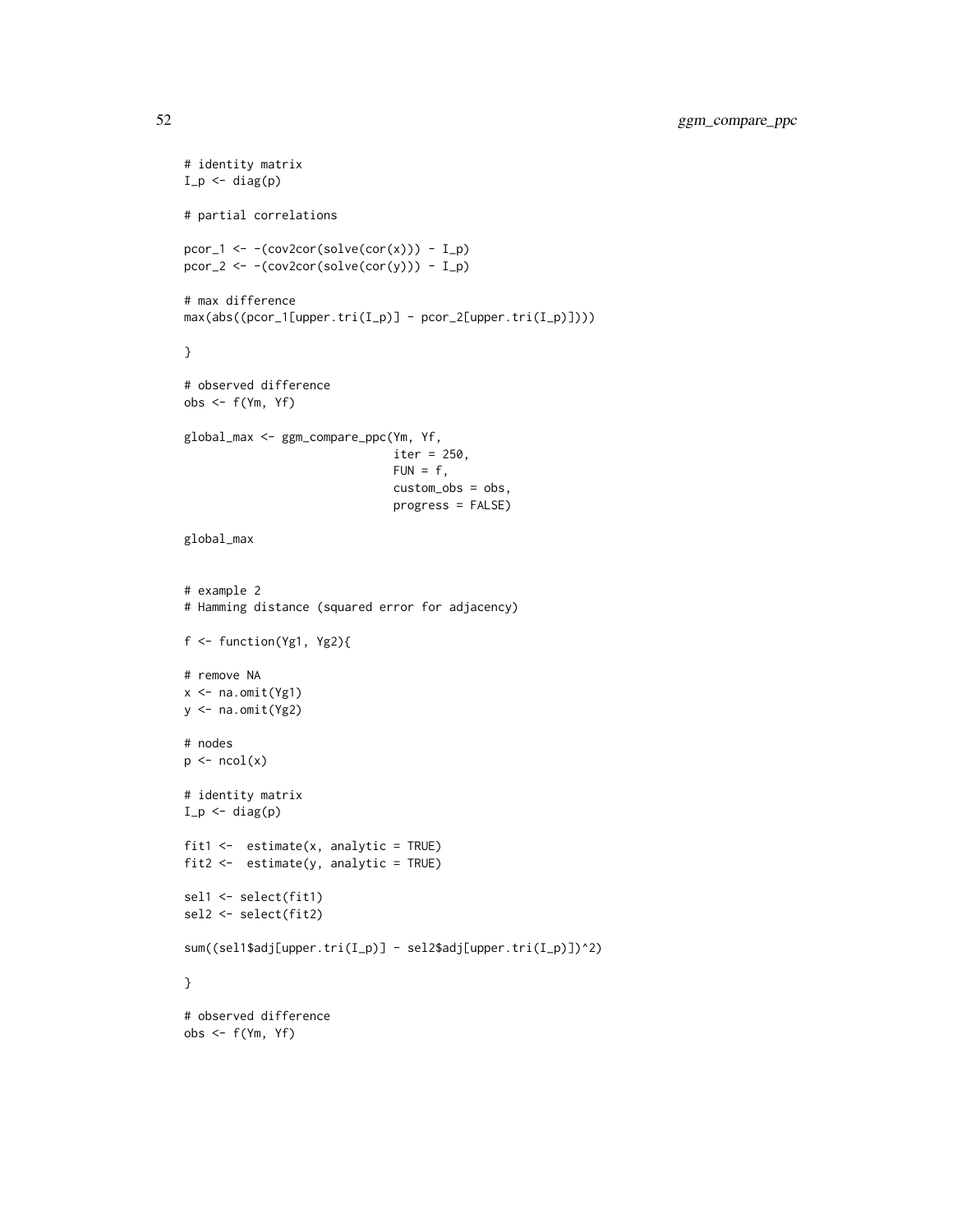```
# identity matrix
I_p <- diag(p)

# partial correlations

pcor_1 <- -(cov2cor(solve(cor(x))) - I_p)
pcor_2 <- -(cov2cor(solve(cor(y))) - I_p)

# max difference
max(abs((pcor_1[upper.tri(I_p)] - pcor_2[upper.tri(I_p)])))

}

# observed difference
obs <- f(Ym, Yf)

global_max <- ggm_compare_ppc(Ym, Yf,
                              iter = 250,
                              FUN = f,
                              custom_obs = obs,
                              progress = FALSE)

global_max


# example 2
# Hamming distance (squared error for adjacency)

f <- function(Yg1, Yg2){

# remove NA
x <- na.omit(Yg1)
y <- na.omit(Yg2)

# nodes
p <- ncol(x)

# identity matrix
I_p <- diag(p)

fit1 <-  estimate(x, analytic = TRUE)
fit2 <-  estimate(y, analytic = TRUE)

sel1 <- select(fit1)
sel2 <- select(fit2)

sum((sel1$adj[upper.tri(I_p)] - sel2$adj[upper.tri(I_p)])^2)

}

# observed difference
obs <- f(Ym, Yf)
```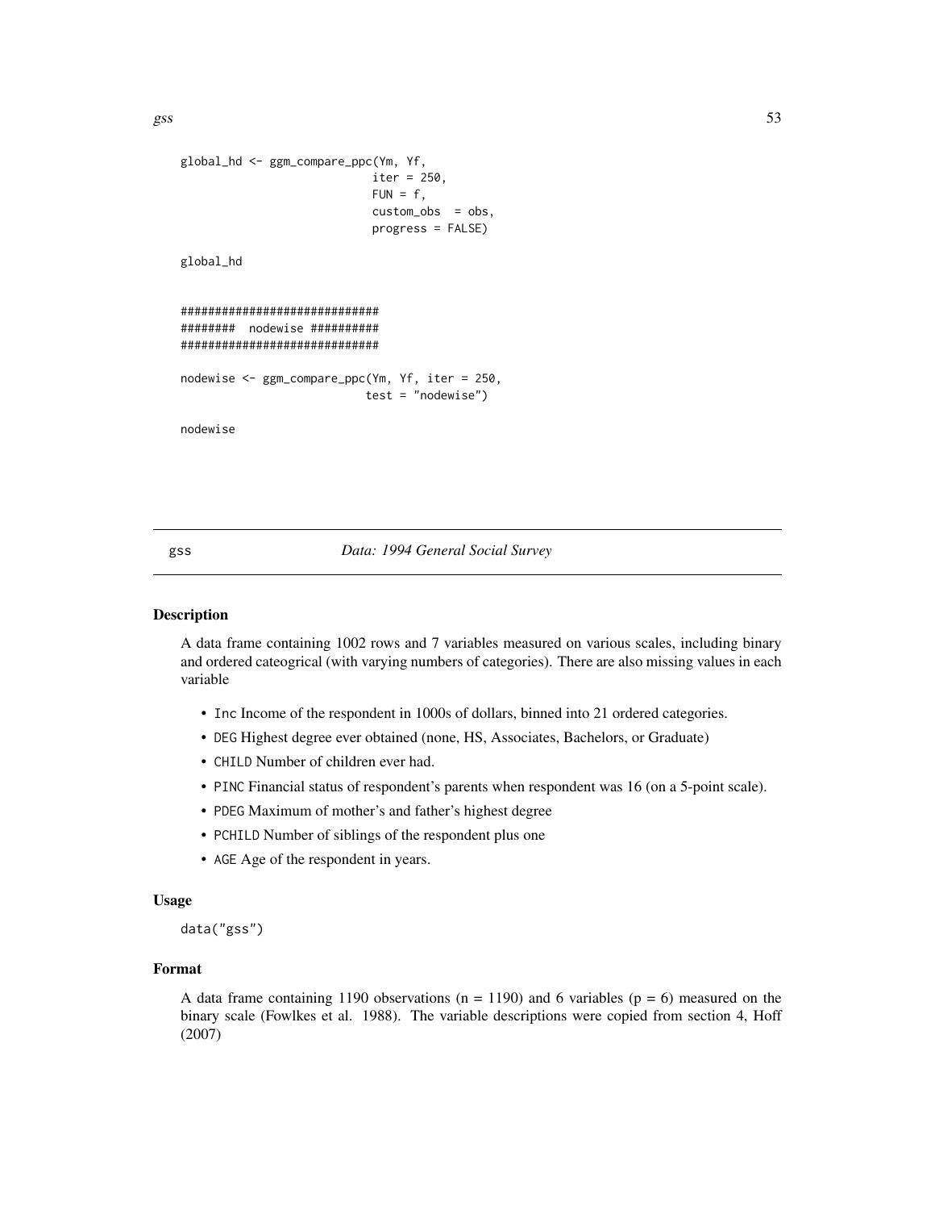```
global_hd <- ggm_compare_ppc(Ym, Yf,
                             iter = 250,
                             FUN = f,
                             custom_obs  = obs,
                             progress = FALSE)

global_hd


#############################
########  nodewise ##########
#############################

nodewise <- ggm_compare_ppc(Ym, Yf, iter = 250,
                            test = "nodewise")

nodewise
```

## gss — *Data: 1994 General Social Survey*

### Description

A data frame containing 1002 rows and 7 variables measured on various scales, including binary and ordered cateogrical (with varying numbers of categories). There are also missing values in each variable

- `Inc` Income of the respondent in 1000s of dollars, binned into 21 ordered categories.
- `DEG` Highest degree ever obtained (none, HS, Associates, Bachelors, or Graduate)
- `CHILD` Number of children ever had.
- `PINC` Financial status of respondent's parents when respondent was 16 (on a 5-point scale).
- `PDEG` Maximum of mother's and father's highest degree
- `PCHILD` Number of siblings of the respondent plus one
- `AGE` Age of the respondent in years.

### Usage

```
data("gss")
```

### Format

A data frame containing 1190 observations (n = 1190) and 6 variables (p = 6) measured on the binary scale (Fowlkes et al. 1988). The variable descriptions were copied from section 4, Hoff (2007)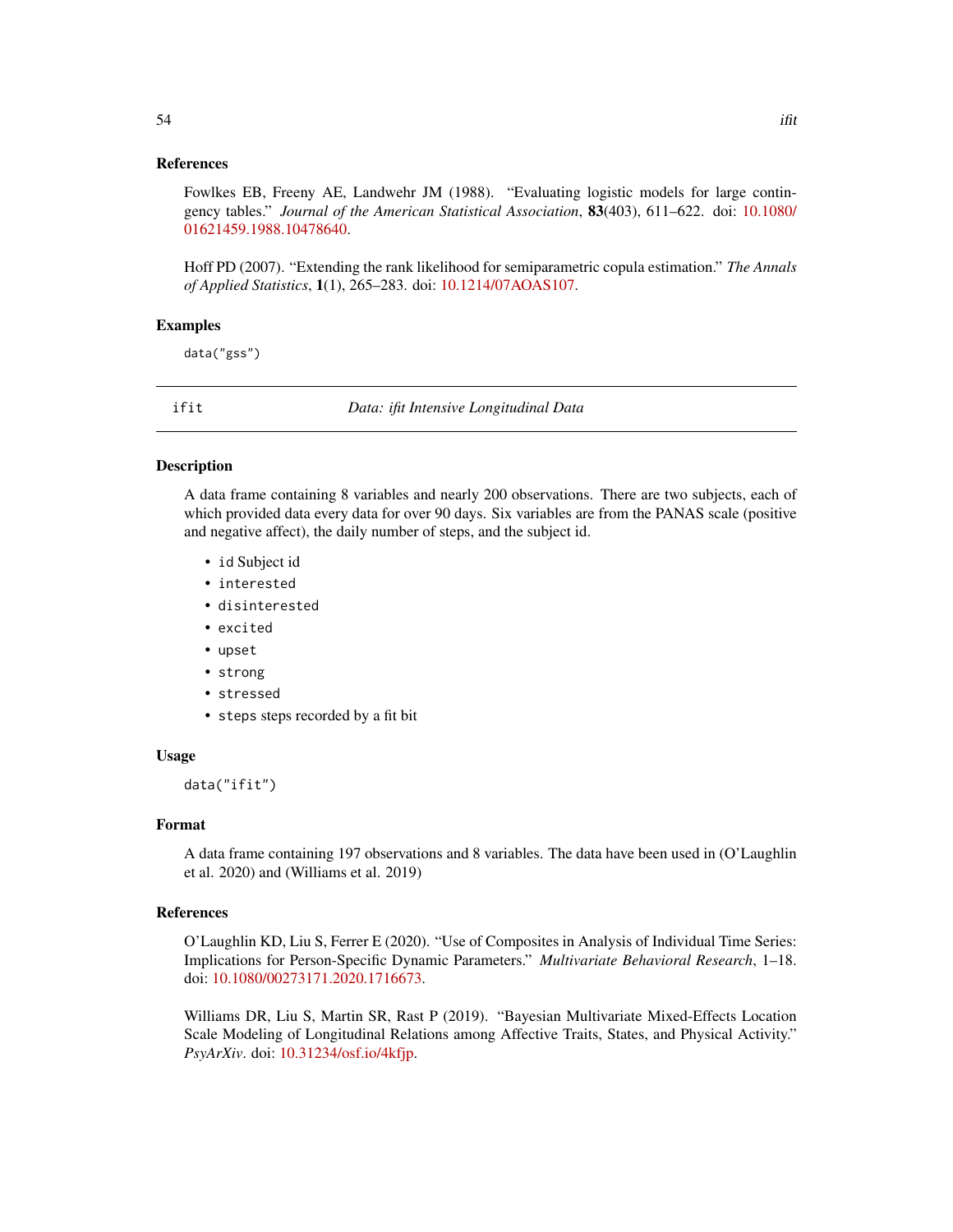### References

Fowlkes EB, Freeny AE, Landwehr JM (1988). "Evaluating logistic models for large contingency tables." *Journal of the American Statistical Association*, **83**(403), 611–622. doi: 10.1080/01621459.1988.10478640.

Hoff PD (2007). "Extending the rank likelihood for semiparametric copula estimation." *The Annals of Applied Statistics*, **1**(1), 265–283. doi: 10.1214/07AOAS107.

### Examples

```
data("gss")
```

---

## ifit — *Data: ifit Intensive Longitudinal Data*

---

### Description

A data frame containing 8 variables and nearly 200 observations. There are two subjects, each of which provided data every data for over 90 days. Six variables are from the PANAS scale (positive and negative affect), the daily number of steps, and the subject id.

- `id` Subject id
- `interested`
- `disinterested`
- `excited`
- `upset`
- `strong`
- `stressed`
- `steps` steps recorded by a fit bit

### Usage

```
data("ifit")
```

### Format

A data frame containing 197 observations and 8 variables. The data have been used in (O'Laughlin et al. 2020) and (Williams et al. 2019)

### References

O'Laughlin KD, Liu S, Ferrer E (2020). "Use of Composites in Analysis of Individual Time Series: Implications for Person-Specific Dynamic Parameters." *Multivariate Behavioral Research*, 1–18. doi: 10.1080/00273171.2020.1716673.

Williams DR, Liu S, Martin SR, Rast P (2019). "Bayesian Multivariate Mixed-Effects Location Scale Modeling of Longitudinal Relations among Affective Traits, States, and Physical Activity." *PsyArXiv*. doi: 10.31234/osf.io/4kfjp.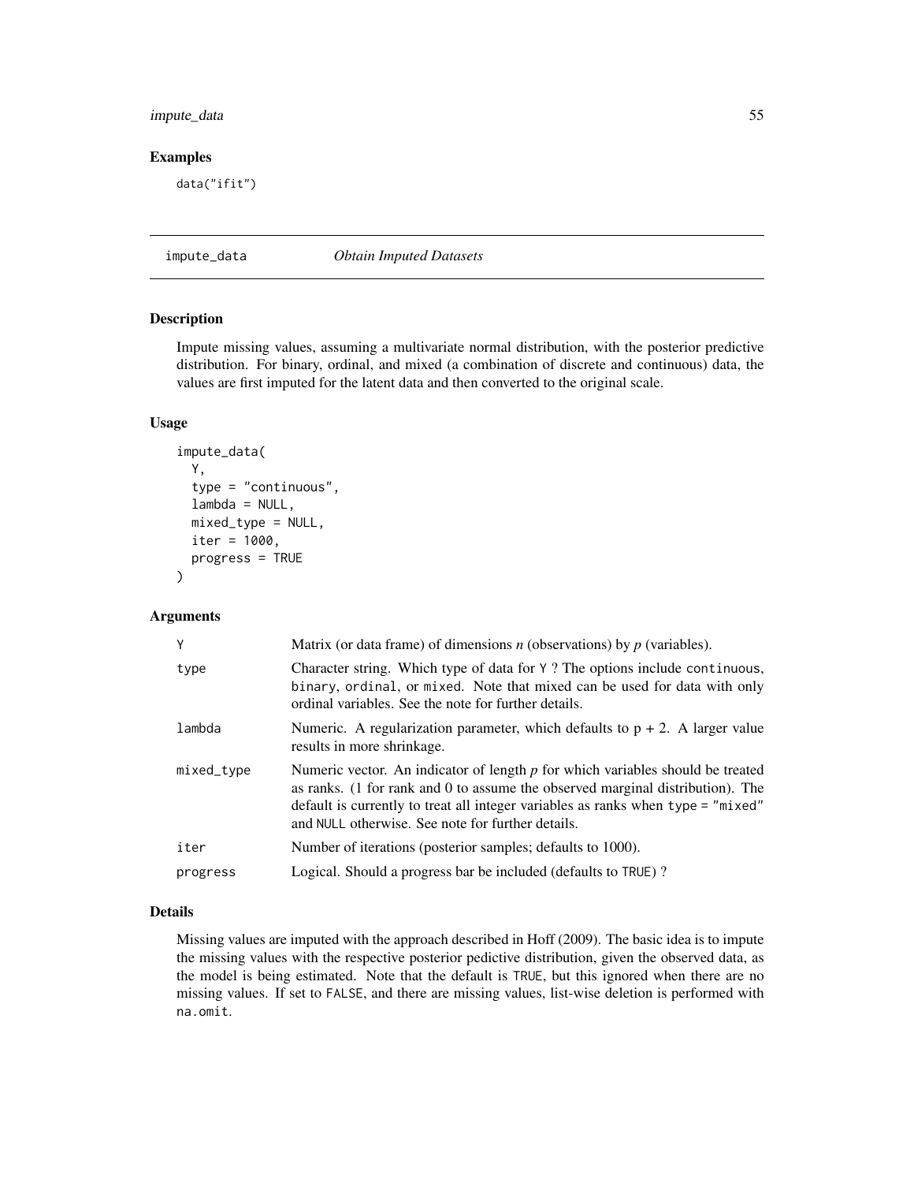## Examples

```
data("ifit")
```

---

# impute_data *Obtain Imputed Datasets*

---

## Description

Impute missing values, assuming a multivariate normal distribution, with the posterior predictive distribution. For binary, ordinal, and mixed (a combination of discrete and continuous) data, the values are first imputed for the latent data and then converted to the original scale.

## Usage

```
impute_data(
  Y,
  type = "continuous",
  lambda = NULL,
  mixed_type = NULL,
  iter = 1000,
  progress = TRUE
)
```

## Arguments

| | |
|---|---|
| Y | Matrix (or data frame) of dimensions *n* (observations) by *p* (variables). |
| type | Character string. Which type of data for Y ? The options include continuous, binary, ordinal, or mixed. Note that mixed can be used for data with only ordinal variables. See the note for further details. |
| lambda | Numeric. A regularization parameter, which defaults to p + 2. A larger value results in more shrinkage. |
| mixed_type | Numeric vector. An indicator of length *p* for which variables should be treated as ranks. (1 for rank and 0 to assume the observed marginal distribution). The default is currently to treat all integer variables as ranks when type = "mixed" and NULL otherwise. See note for further details. |
| iter | Number of iterations (posterior samples; defaults to 1000). |
| progress | Logical. Should a progress bar be included (defaults to TRUE) ? |

## Details

Missing values are imputed with the approach described in Hoff (2009). The basic idea is to impute the missing values with the respective posterior pedictive distribution, given the observed data, as the model is being estimated. Note that the default is TRUE, but this ignored when there are no missing values. If set to FALSE, and there are missing values, list-wise deletion is performed with na.omit.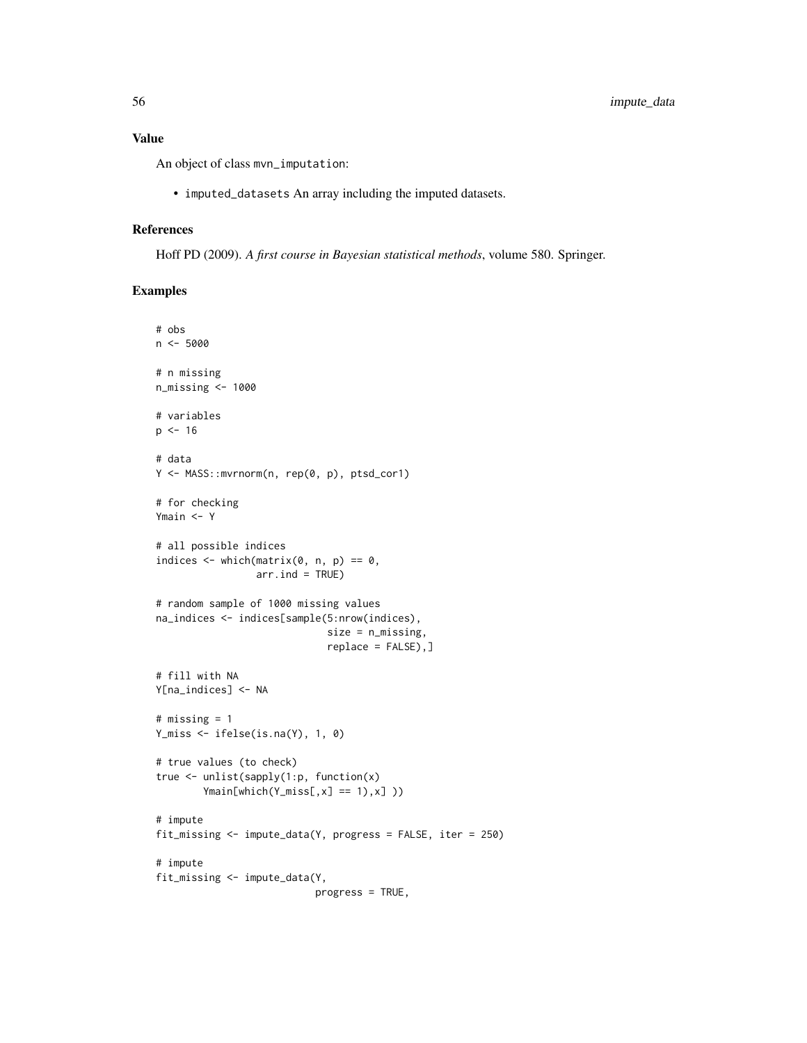## Value

An object of class mvn_imputation:

- imputed_datasets An array including the imputed datasets.

## References

Hoff PD (2009). *A first course in Bayesian statistical methods*, volume 580. Springer.

## Examples

```
# obs
n <- 5000

# n missing
n_missing <- 1000

# variables
p <- 16

# data
Y <- MASS::mvrnorm(n, rep(0, p), ptsd_cor1)

# for checking
Ymain <- Y

# all possible indices
indices <- which(matrix(0, n, p) == 0,
                 arr.ind = TRUE)

# random sample of 1000 missing values
na_indices <- indices[sample(5:nrow(indices),
                             size = n_missing,
                             replace = FALSE),]

# fill with NA
Y[na_indices] <- NA

# missing = 1
Y_miss <- ifelse(is.na(Y), 1, 0)

# true values (to check)
true <- unlist(sapply(1:p, function(x)
        Ymain[which(Y_miss[,x] == 1),x] ))

# impute
fit_missing <- impute_data(Y, progress = FALSE, iter = 250)

# impute
fit_missing <- impute_data(Y,
                           progress = TRUE,
```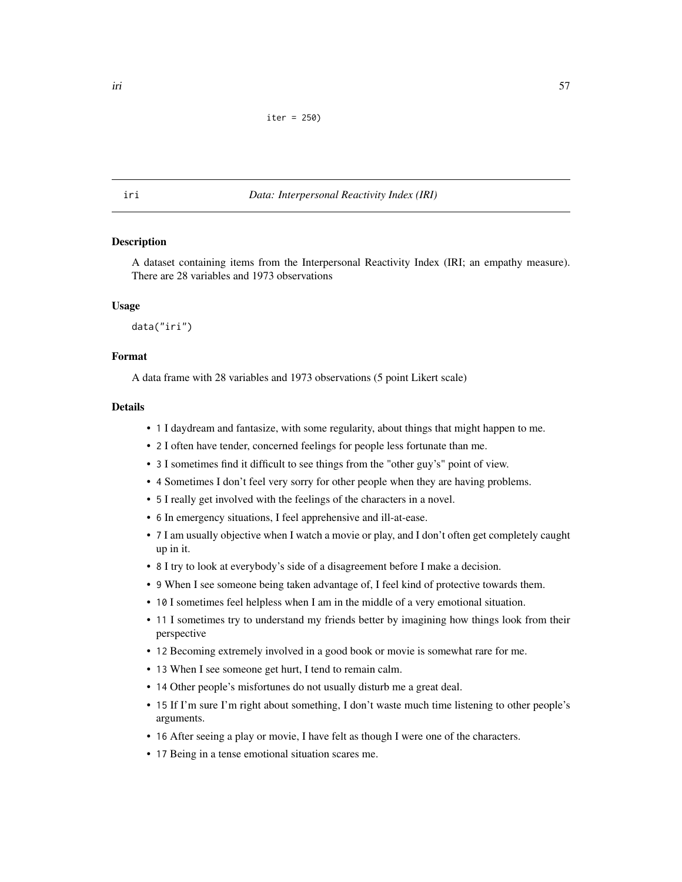```
iter = 250)
```

---

iri *Data: Interpersonal Reactivity Index (IRI)*

---

### Description

A dataset containing items from the Interpersonal Reactivity Index (IRI; an empathy measure). There are 28 variables and 1973 observations

### Usage

```
data("iri")
```

### Format

A data frame with 28 variables and 1973 observations (5 point Likert scale)

### Details

- `1` I daydream and fantasize, with some regularity, about things that might happen to me.
- `2` I often have tender, concerned feelings for people less fortunate than me.
- `3` I sometimes find it difficult to see things from the "other guy's" point of view.
- `4` Sometimes I don't feel very sorry for other people when they are having problems.
- `5` I really get involved with the feelings of the characters in a novel.
- `6` In emergency situations, I feel apprehensive and ill-at-ease.
- `7` I am usually objective when I watch a movie or play, and I don't often get completely caught up in it.
- `8` I try to look at everybody's side of a disagreement before I make a decision.
- `9` When I see someone being taken advantage of, I feel kind of protective towards them.
- `10` I sometimes feel helpless when I am in the middle of a very emotional situation.
- `11` I sometimes try to understand my friends better by imagining how things look from their perspective
- `12` Becoming extremely involved in a good book or movie is somewhat rare for me.
- `13` When I see someone get hurt, I tend to remain calm.
- `14` Other people's misfortunes do not usually disturb me a great deal.
- `15` If I'm sure I'm right about something, I don't waste much time listening to other people's arguments.
- `16` After seeing a play or movie, I have felt as though I were one of the characters.
- `17` Being in a tense emotional situation scares me.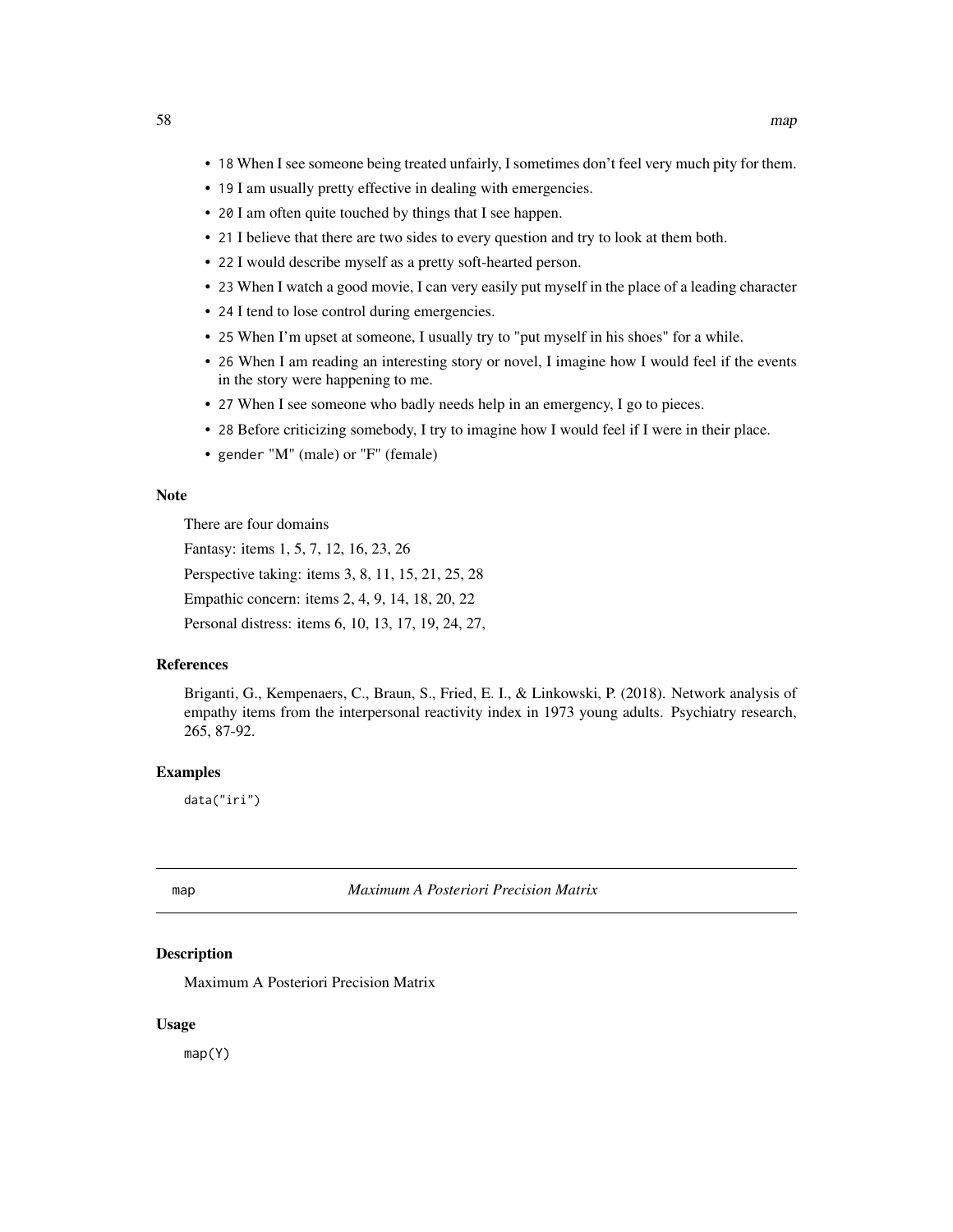- `18` When I see someone being treated unfairly, I sometimes don't feel very much pity for them.
- `19` I am usually pretty effective in dealing with emergencies.
- `20` I am often quite touched by things that I see happen.
- `21` I believe that there are two sides to every question and try to look at them both.
- `22` I would describe myself as a pretty soft-hearted person.
- `23` When I watch a good movie, I can very easily put myself in the place of a leading character
- `24` I tend to lose control during emergencies.
- `25` When I'm upset at someone, I usually try to "put myself in his shoes" for a while.
- `26` When I am reading an interesting story or novel, I imagine how I would feel if the events in the story were happening to me.
- `27` When I see someone who badly needs help in an emergency, I go to pieces.
- `28` Before criticizing somebody, I try to imagine how I would feel if I were in their place.
- `gender` "M" (male) or "F" (female)

### Note

There are four domains

Fantasy: items 1, 5, 7, 12, 16, 23, 26

Perspective taking: items 3, 8, 11, 15, 21, 25, 28

Empathic concern: items 2, 4, 9, 14, 18, 20, 22

Personal distress: items 6, 10, 13, 17, 19, 24, 27,

### References

Briganti, G., Kempenaers, C., Braun, S., Fried, E. I., & Linkowski, P. (2018). Network analysis of empathy items from the interpersonal reactivity index in 1973 young adults. Psychiatry research, 265, 87-92.

### Examples

```
data("iri")
```

---

## map — *Maximum A Posteriori Precision Matrix*

### Description

Maximum A Posteriori Precision Matrix

### Usage

```
map(Y)
```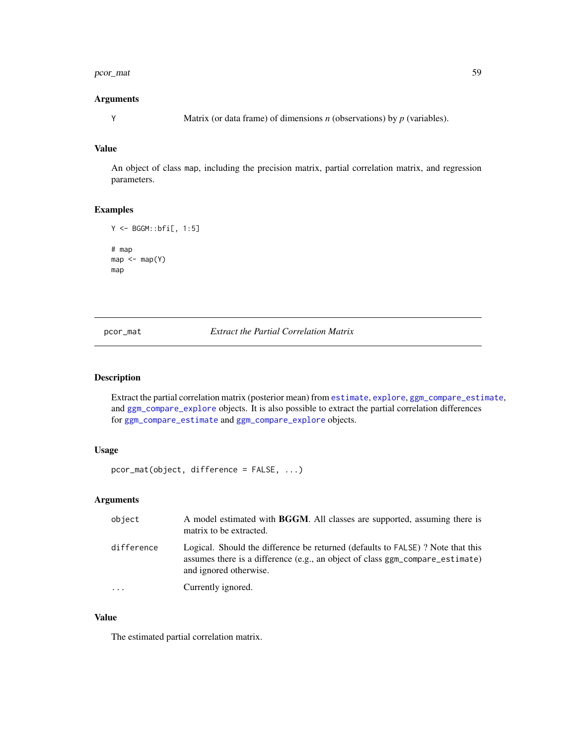### Arguments

| | |
|---|---|
| Y | Matrix (or data frame) of dimensions *n* (observations) by *p* (variables). |

### Value

An object of class `map`, including the precision matrix, partial correlation matrix, and regression parameters.

### Examples

```
Y <- BGGM::bfi[, 1:5]

# map
map <- map(Y)
map
```

---

## pcor_mat — *Extract the Partial Correlation Matrix*

---

### Description

Extract the partial correlation matrix (posterior mean) from `estimate`, `explore`, `ggm_compare_estimate`, and `ggm_compare_explore` objects. It is also possible to extract the partial correlation differences for `ggm_compare_estimate` and `ggm_compare_explore` objects.

### Usage

```
pcor_mat(object, difference = FALSE, ...)
```

### Arguments

| | |
|---|---|
| object | A model estimated with **BGGM**. All classes are supported, assuming there is matrix to be extracted. |
| difference | Logical. Should the difference be returned (defaults to `FALSE`) ? Note that this assumes there is a difference (e.g., an object of class `ggm_compare_estimate`) and ignored otherwise. |
| ... | Currently ignored. |

### Value

The estimated partial correlation matrix.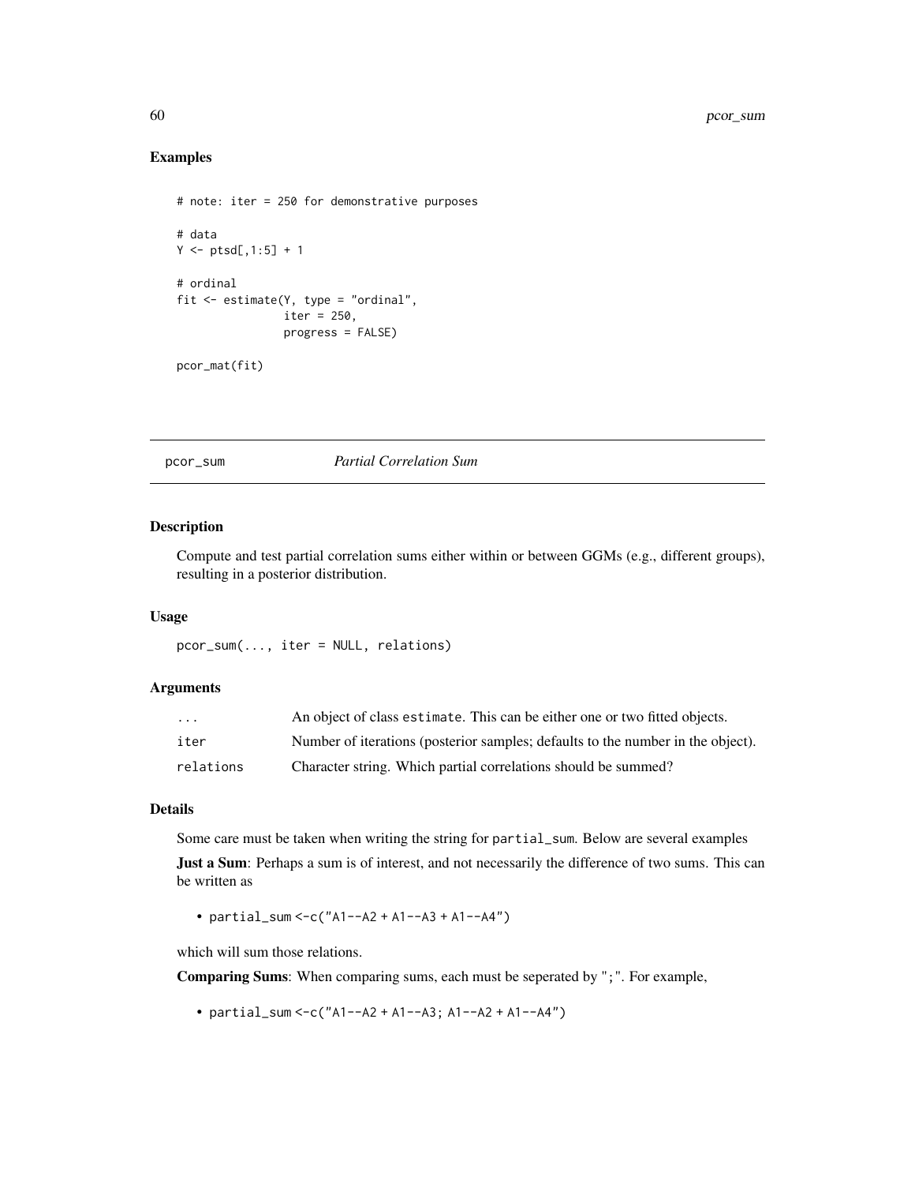## Examples

```
# note: iter = 250 for demonstrative purposes

# data
Y <- ptsd[,1:5] + 1

# ordinal
fit <- estimate(Y, type = "ordinal",
                iter = 250,
                progress = FALSE)

pcor_mat(fit)
```

---

## pcor_sum — *Partial Correlation Sum*

### Description

Compute and test partial correlation sums either within or between GGMs (e.g., different groups), resulting in a posterior distribution.

### Usage

```
pcor_sum(..., iter = NULL, relations)
```

### Arguments

| | |
|---|---|
| ... | An object of class estimate. This can be either one or two fitted objects. |
| iter | Number of iterations (posterior samples; defaults to the number in the object). |
| relations | Character string. Which partial correlations should be summed? |

### Details

Some care must be taken when writing the string for partial_sum. Below are several examples

**Just a Sum**: Perhaps a sum is of interest, and not necessarily the difference of two sums. This can be written as

- `partial_sum <-c("A1--A2 + A1--A3 + A1--A4")`

which will sum those relations.

**Comparing Sums**: When comparing sums, each must be seperated by ";". For example,

- `partial_sum <-c("A1--A2 + A1--A3; A1--A2 + A1--A4")`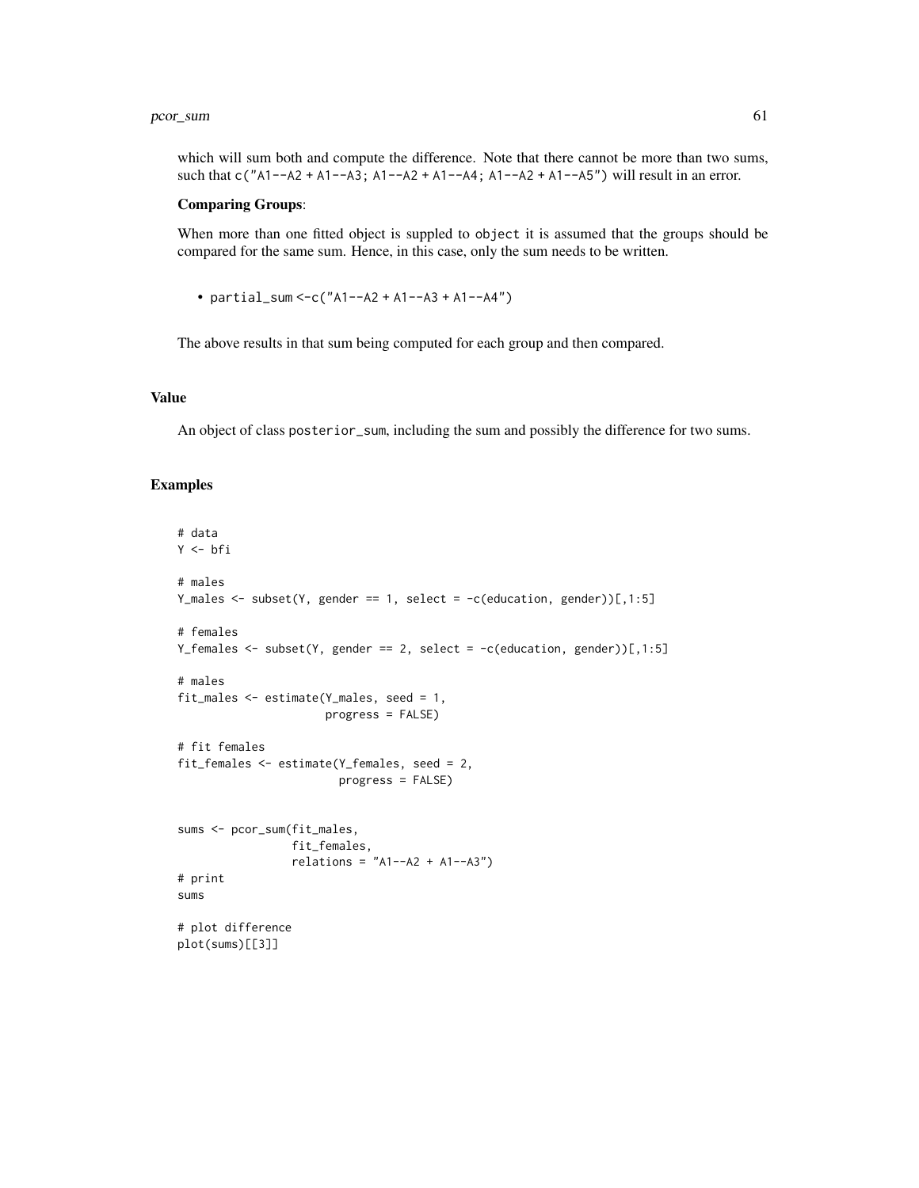which will sum both and compute the difference. Note that there cannot be more than two sums, such that `c("A1--A2 + A1--A3; A1--A2 + A1--A4; A1--A2 + A1--A5")` will result in an error.

**Comparing Groups**:

When more than one fitted object is suppled to `object` it is assumed that the groups should be compared for the same sum. Hence, in this case, only the sum needs to be written.

- `partial_sum <-c("A1--A2 + A1--A3 + A1--A4")`

The above results in that sum being computed for each group and then compared.

## Value

An object of class `posterior_sum`, including the sum and possibly the difference for two sums.

## Examples

```
# data
Y <- bfi

# males
Y_males <- subset(Y, gender == 1, select = -c(education, gender))[,1:5]

# females
Y_females <- subset(Y, gender == 2, select = -c(education, gender))[,1:5]

# males
fit_males <- estimate(Y_males, seed = 1,
                      progress = FALSE)

# fit females
fit_females <- estimate(Y_females, seed = 2,
                        progress = FALSE)


sums <- pcor_sum(fit_males,
                 fit_females,
                 relations = "A1--A2 + A1--A3")
# print
sums

# plot difference
plot(sums)[[3]]
```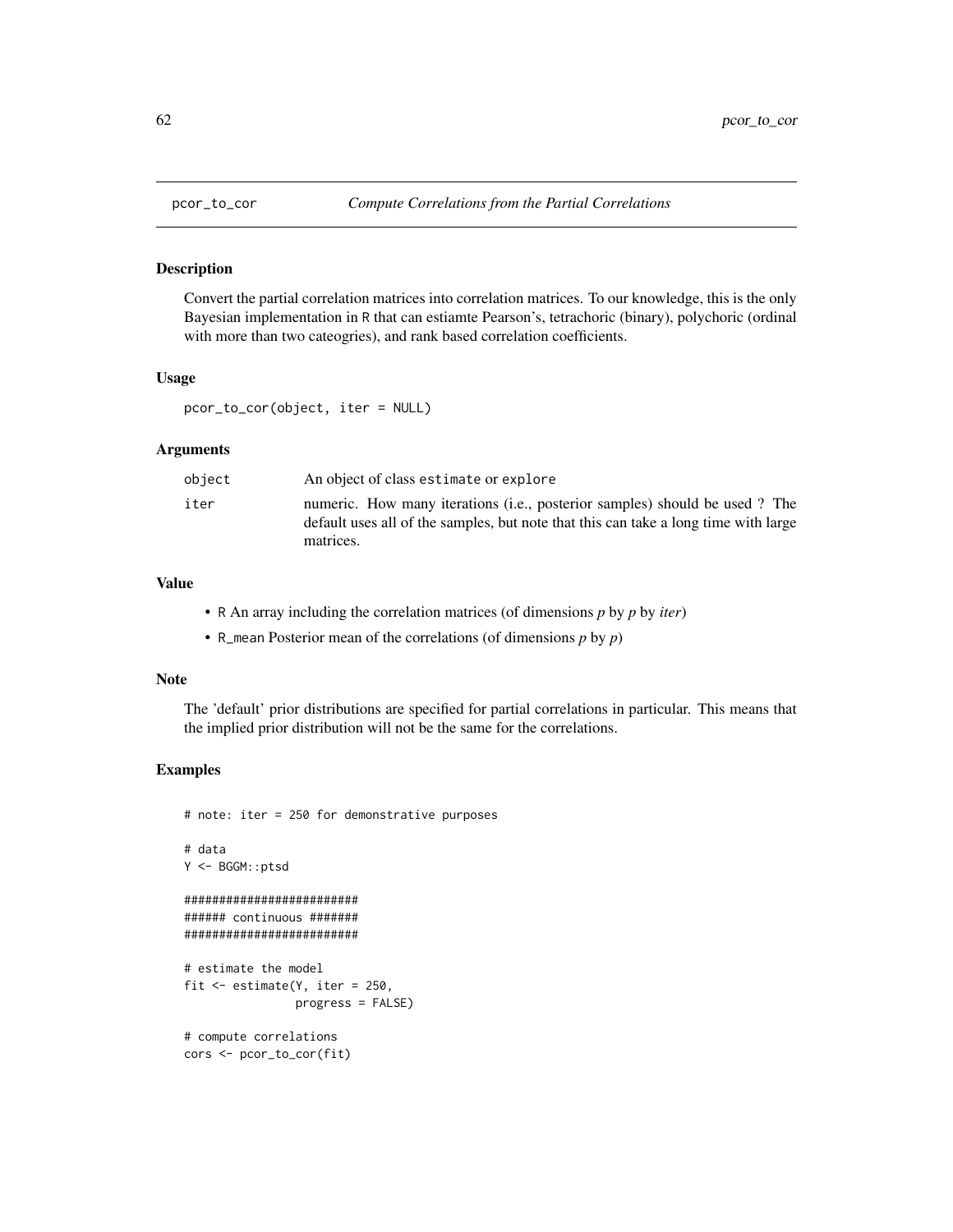# pcor_to_cor

*Compute Correlations from the Partial Correlations*

## Description

Convert the partial correlation matrices into correlation matrices. To our knowledge, this is the only Bayesian implementation in R that can estiamte Pearson's, tetrachoric (binary), polychoric (ordinal with more than two cateogries), and rank based correlation coefficients.

## Usage

```
pcor_to_cor(object, iter = NULL)
```

## Arguments

| | |
|---|---|
| object | An object of class estimate or explore |
| iter | numeric. How many iterations (i.e., posterior samples) should be used ? The default uses all of the samples, but note that this can take a long time with large matrices. |

## Value

- R An array including the correlation matrices (of dimensions *p* by *p* by *iter*)
- R_mean Posterior mean of the correlations (of dimensions *p* by *p*)

## Note

The 'default' prior distributions are specified for partial correlations in particular. This means that the implied prior distribution will not be the same for the correlations.

## Examples

```
# note: iter = 250 for demonstrative purposes

# data
Y <- BGGM::ptsd

#########################
###### continuous #######
#########################

# estimate the model
fit <- estimate(Y, iter = 250,
                progress = FALSE)

# compute correlations
cors <- pcor_to_cor(fit)
```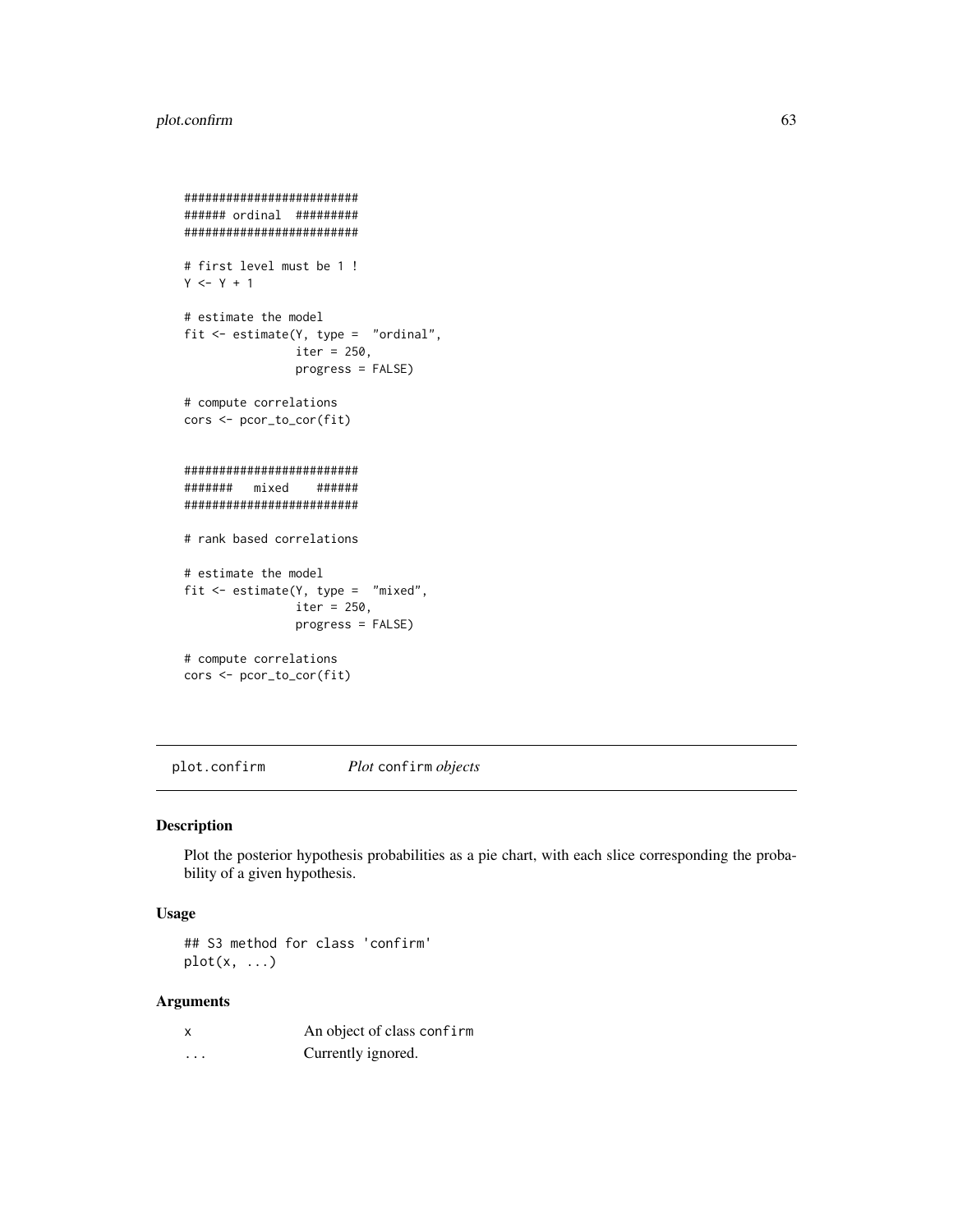```
#########################
###### ordinal  #########
#########################

# first level must be 1 !
Y <- Y + 1

# estimate the model
fit <- estimate(Y, type =  "ordinal",
                iter = 250,
                progress = FALSE)

# compute correlations
cors <- pcor_to_cor(fit)


#########################
#######   mixed    ######
#########################

# rank based correlations

# estimate the model
fit <- estimate(Y, type =  "mixed",
                iter = 250,
                progress = FALSE)

# compute correlations
cors <- pcor_to_cor(fit)
```

## plot.confirm — *Plot* `confirm` *objects*

### Description

Plot the posterior hypothesis probabilities as a pie chart, with each slice corresponding the probability of a given hypothesis.

### Usage

```
## S3 method for class 'confirm'
plot(x, ...)
```

### Arguments

| | |
|---|---|
| x | An object of class `confirm` |
| ... | Currently ignored. |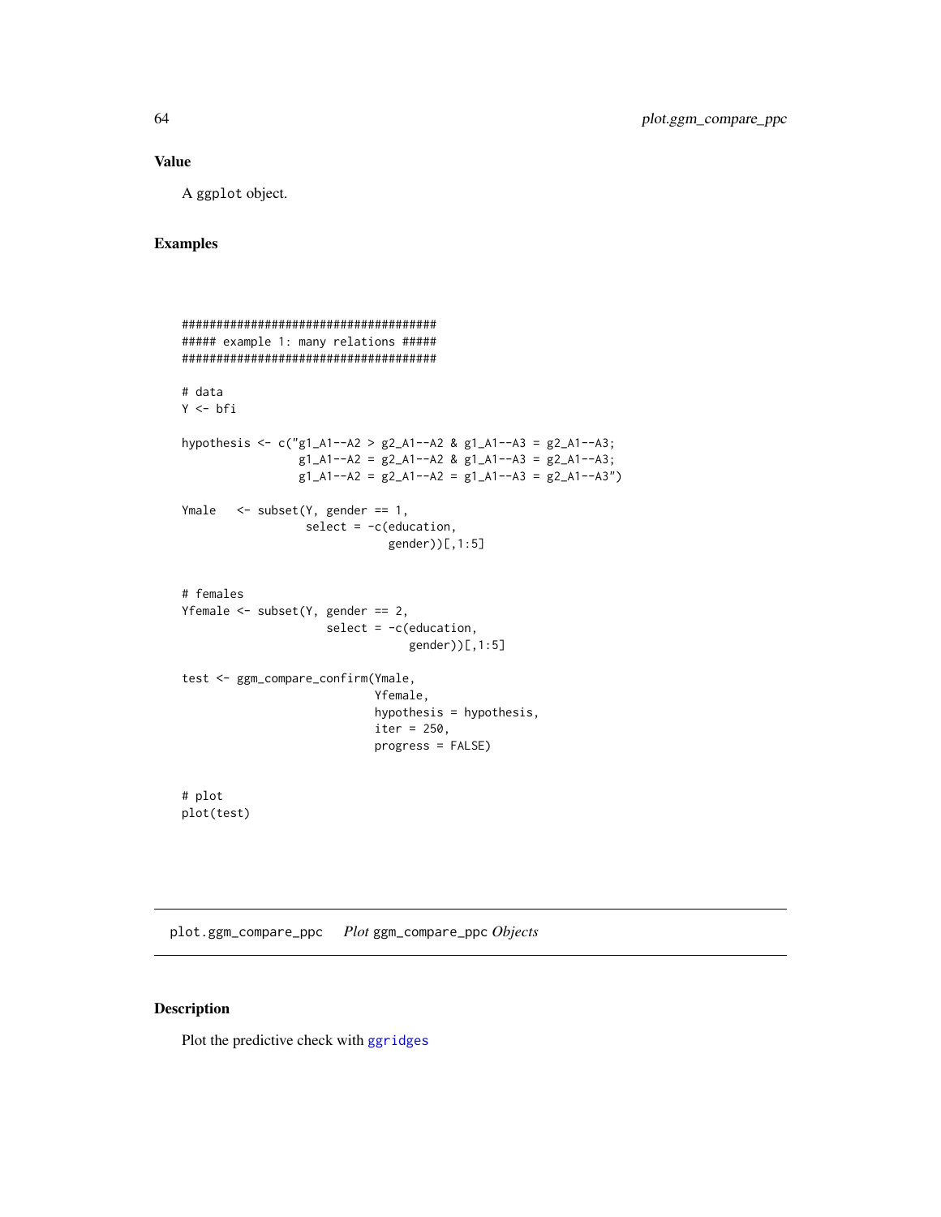## Value

A ggplot object.

## Examples

```
#####################################
##### example 1: many relations #####
#####################################

# data
Y <- bfi

hypothesis <- c("g1_A1--A2 > g2_A1--A2 & g1_A1--A3 = g2_A1--A3;
                g1_A1--A2 = g2_A1--A2 & g1_A1--A3 = g2_A1--A3;
                g1_A1--A2 = g2_A1--A2 = g1_A1--A3 = g2_A1--A3")

Ymale   <- subset(Y, gender == 1,
                  select = -c(education,
                              gender))[,1:5]


# females
Yfemale <- subset(Y, gender == 2,
                     select = -c(education,
                                 gender))[,1:5]

test <- ggm_compare_confirm(Ymale,
                            Yfemale,
                            hypothesis = hypothesis,
                            iter = 250,
                            progress = FALSE)


# plot
plot(test)
```

---

## plot.ggm_compare_ppc    *Plot* ggm_compare_ppc *Objects*

---

## Description

Plot the predictive check with ggridges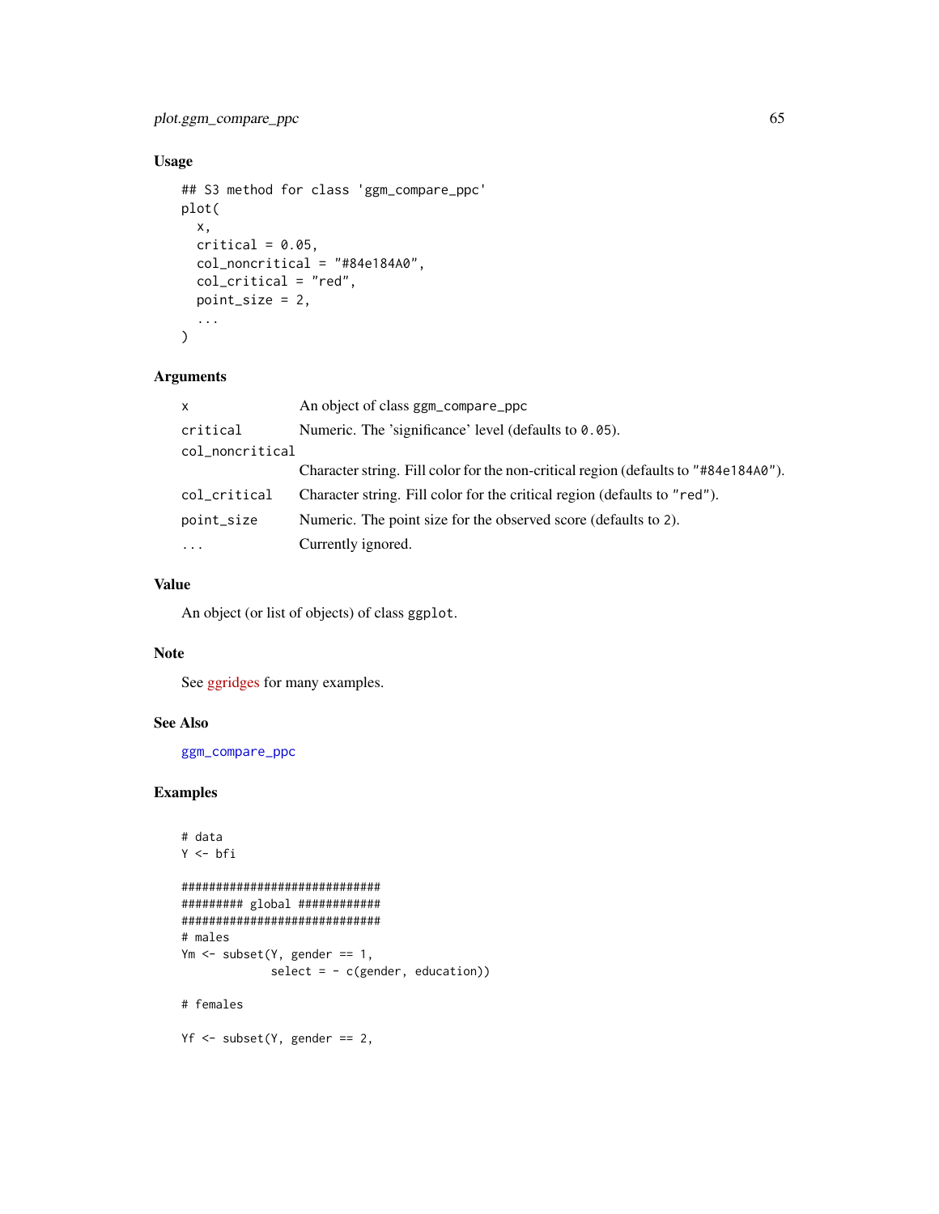### Usage

```
## S3 method for class 'ggm_compare_ppc'
plot(
  x,
  critical = 0.05,
  col_noncritical = "#84e184A0",
  col_critical = "red",
  point_size = 2,
  ...
)
```

### Arguments

| | |
|---|---|
| `x` | An object of class ggm_compare_ppc |
| `critical` | Numeric. The 'significance' level (defaults to `0.05`). |
| `col_noncritical` | Character string. Fill color for the non-critical region (defaults to `"#84e184A0"`). |
| `col_critical` | Character string. Fill color for the critical region (defaults to `"red"`). |
| `point_size` | Numeric. The point size for the observed score (defaults to 2). |
| `...` | Currently ignored. |

### Value

An object (or list of objects) of class `ggplot`.

### Note

See ggridges for many examples.

### See Also

`ggm_compare_ppc`

### Examples

```
# data
Y <- bfi

#############################
######### global ############
#############################
# males
Ym <- subset(Y, gender == 1,
             select = - c(gender, education))

# females

Yf <- subset(Y, gender == 2,
```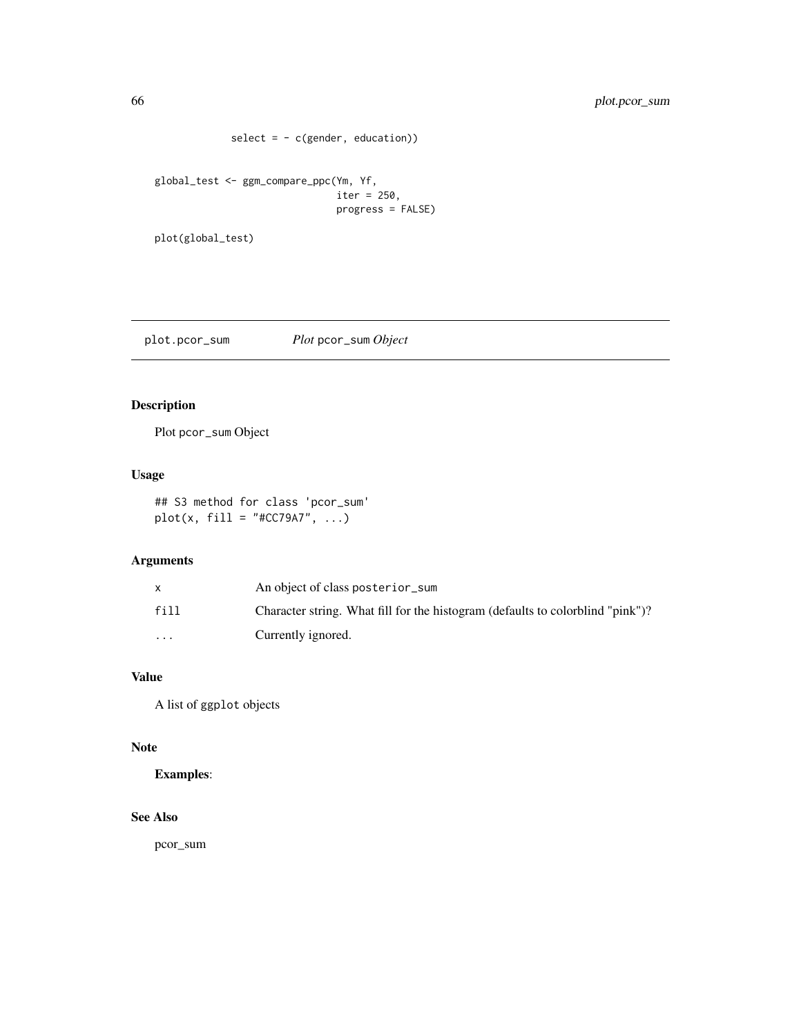```
            select = - c(gender, education))


global_test <- ggm_compare_ppc(Ym, Yf,
                               iter = 250,
                               progress = FALSE)

plot(global_test)
```

---

## plot.pcor_sum &nbsp;&nbsp;&nbsp;&nbsp; *Plot* pcor_sum *Object*

### Description

Plot pcor_sum Object

### Usage

```
## S3 method for class 'pcor_sum'
plot(x, fill = "#CC79A7", ...)
```

### Arguments

| | |
|---|---|
| x | An object of class posterior_sum |
| fill | Character string. What fill for the histogram (defaults to colorblind "pink")? |
| ... | Currently ignored. |

### Value

A list of ggplot objects

### Note

**Examples**:

### See Also

pcor_sum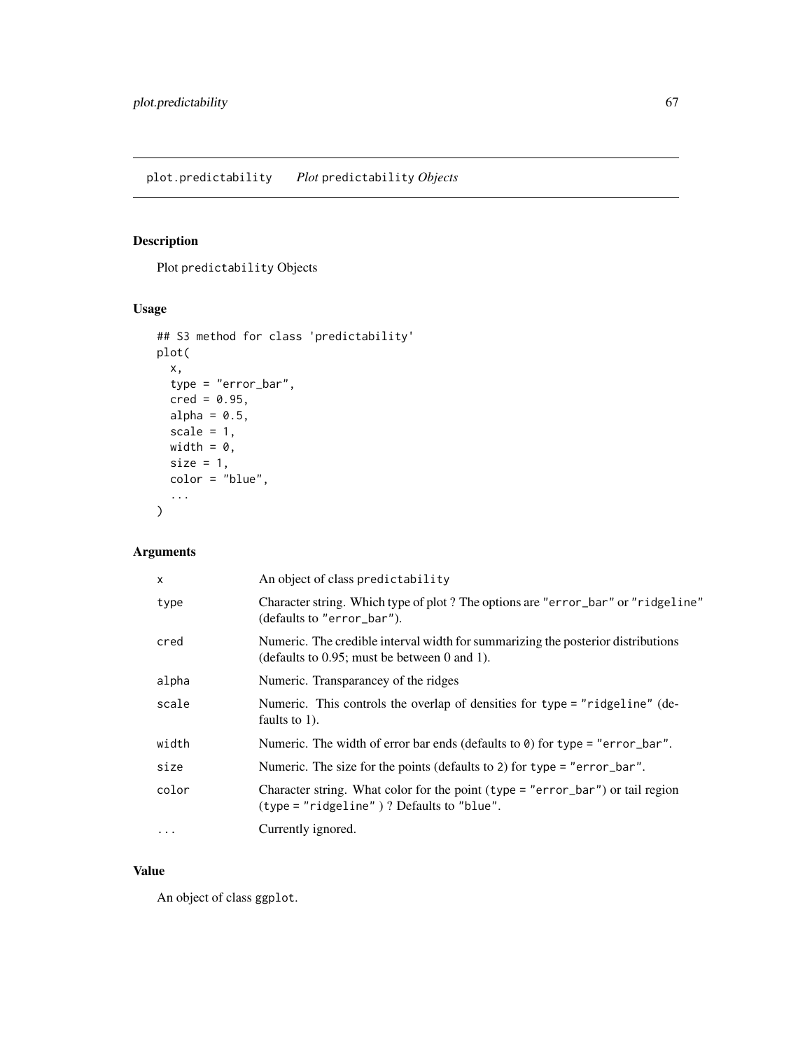## plot.predictability — *Plot* predictability *Objects*

### Description

Plot predictability Objects

### Usage

```
## S3 method for class 'predictability'
plot(
  x,
  type = "error_bar",
  cred = 0.95,
  alpha = 0.5,
  scale = 1,
  width = 0,
  size = 1,
  color = "blue",
  ...
)
```

### Arguments

| | |
|---|---|
| x | An object of class predictability |
| type | Character string. Which type of plot ? The options are "error_bar" or "ridgeline" (defaults to "error_bar"). |
| cred | Numeric. The credible interval width for summarizing the posterior distributions (defaults to 0.95; must be between 0 and 1). |
| alpha | Numeric. Transparancey of the ridges |
| scale | Numeric. This controls the overlap of densities for type = "ridgeline" (defaults to 1). |
| width | Numeric. The width of error bar ends (defaults to 0) for type = "error_bar". |
| size | Numeric. The size for the points (defaults to 2) for type = "error_bar". |
| color | Character string. What color for the point (type = "error_bar") or tail region (type = "ridgeline" ) ? Defaults to "blue". |
| ... | Currently ignored. |

### Value

An object of class ggplot.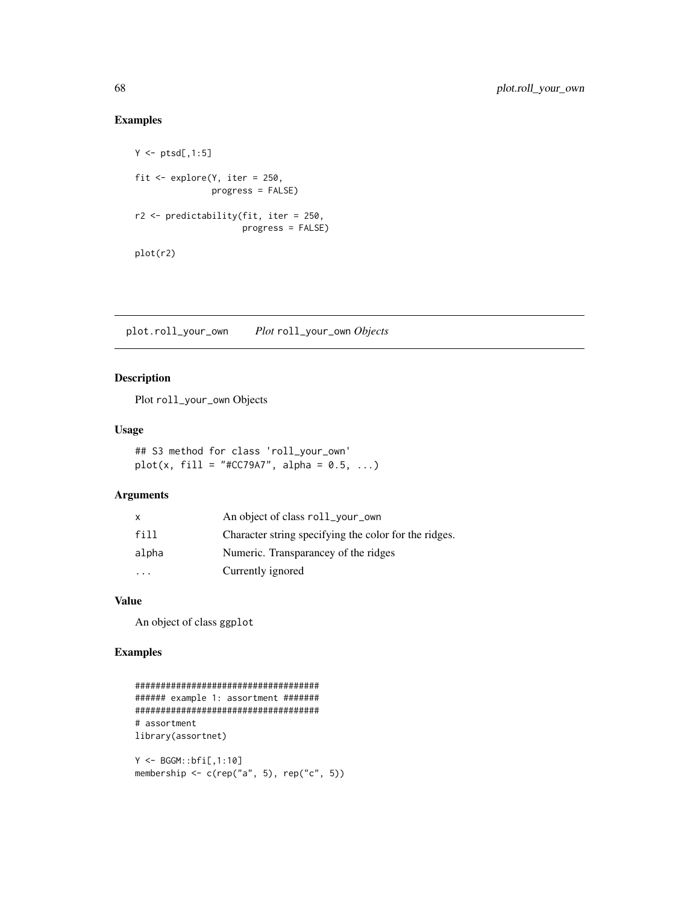## Examples

```
Y <- ptsd[,1:5]

fit <- explore(Y, iter = 250,
               progress = FALSE)

r2 <- predictability(fit, iter = 250,
                     progress = FALSE)

plot(r2)
```

---

plot.roll_your_own    *Plot* roll_your_own *Objects*

---

## Description

Plot roll_your_own Objects

## Usage

```
## S3 method for class 'roll_your_own'
plot(x, fill = "#CC79A7", alpha = 0.5, ...)
```

## Arguments

| | |
|---|---|
| x | An object of class roll_your_own |
| fill | Character string specifying the color for the ridges. |
| alpha | Numeric. Transparancey of the ridges |
| ... | Currently ignored |

## Value

An object of class ggplot

## Examples

```
####################################
###### example 1: assortment #######
####################################
# assortment
library(assortnet)

Y <- BGGM::bfi[,1:10]
membership <- c(rep("a", 5), rep("c", 5))
```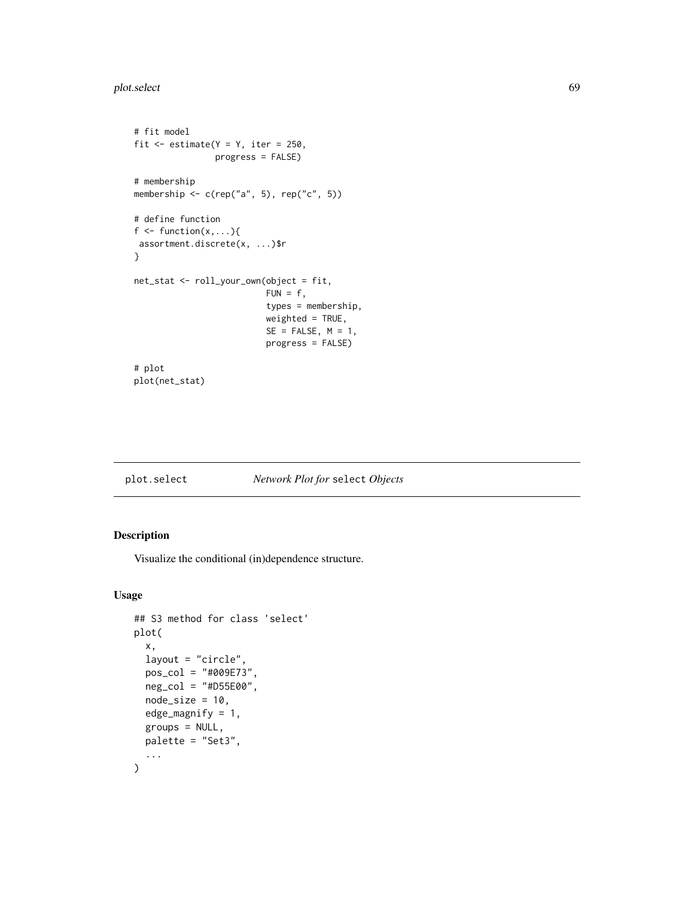```
# fit model
fit <- estimate(Y = Y, iter = 250,
                progress = FALSE)

# membership
membership <- c(rep("a", 5), rep("c", 5))

# define function
f <- function(x,...){
 assortment.discrete(x, ...)$r
}

net_stat <- roll_your_own(object = fit,
                          FUN = f,
                          types = membership,
                          weighted = TRUE,
                          SE = FALSE, M = 1,
                          progress = FALSE)

# plot
plot(net_stat)
```

---

`plot.select` *Network Plot for* `select` *Objects*

---

## Description

Visualize the conditional (in)dependence structure.

## Usage

```
## S3 method for class 'select'
plot(
  x,
  layout = "circle",
  pos_col = "#009E73",
  neg_col = "#D55E00",
  node_size = 10,
  edge_magnify = 1,
  groups = NULL,
  palette = "Set3",
  ...
)
```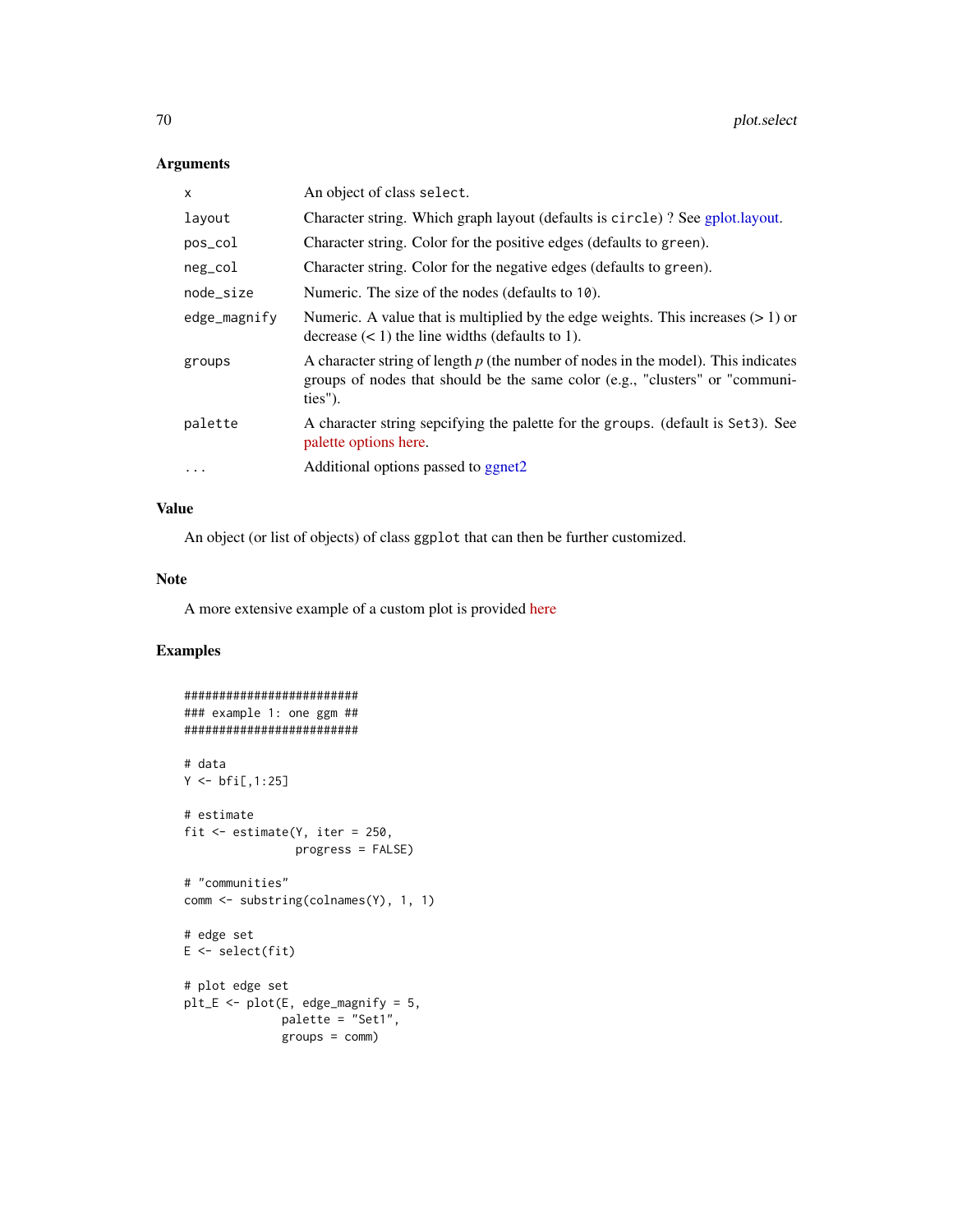### Arguments

| | |
|---|---|
| `x` | An object of class `select`. |
| `layout` | Character string. Which graph layout (defaults is `circle`) ? See gplot.layout. |
| `pos_col` | Character string. Color for the positive edges (defaults to `green`). |
| `neg_col` | Character string. Color for the negative edges (defaults to `green`). |
| `node_size` | Numeric. The size of the nodes (defaults to `10`). |
| `edge_magnify` | Numeric. A value that is multiplied by the edge weights. This increases (> 1) or decrease (< 1) the line widths (defaults to 1). |
| `groups` | A character string of length *p* (the number of nodes in the model). This indicates groups of nodes that should be the same color (e.g., "clusters" or "communities"). |
| `palette` | A character string sepcifying the palette for the `groups`. (default is `Set3`). See palette options here. |
| `...` | Additional options passed to ggnet2 |

### Value

An object (or list of objects) of class `ggplot` that can then be further customized.

### Note

A more extensive example of a custom plot is provided here

### Examples

```
#########################
### example 1: one ggm ##
#########################

# data
Y <- bfi[,1:25]

# estimate
fit <- estimate(Y, iter = 250,
                progress = FALSE)

# "communities"
comm <- substring(colnames(Y), 1, 1)

# edge set
E <- select(fit)

# plot edge set
plt_E <- plot(E, edge_magnify = 5,
              palette = "Set1",
              groups = comm)
```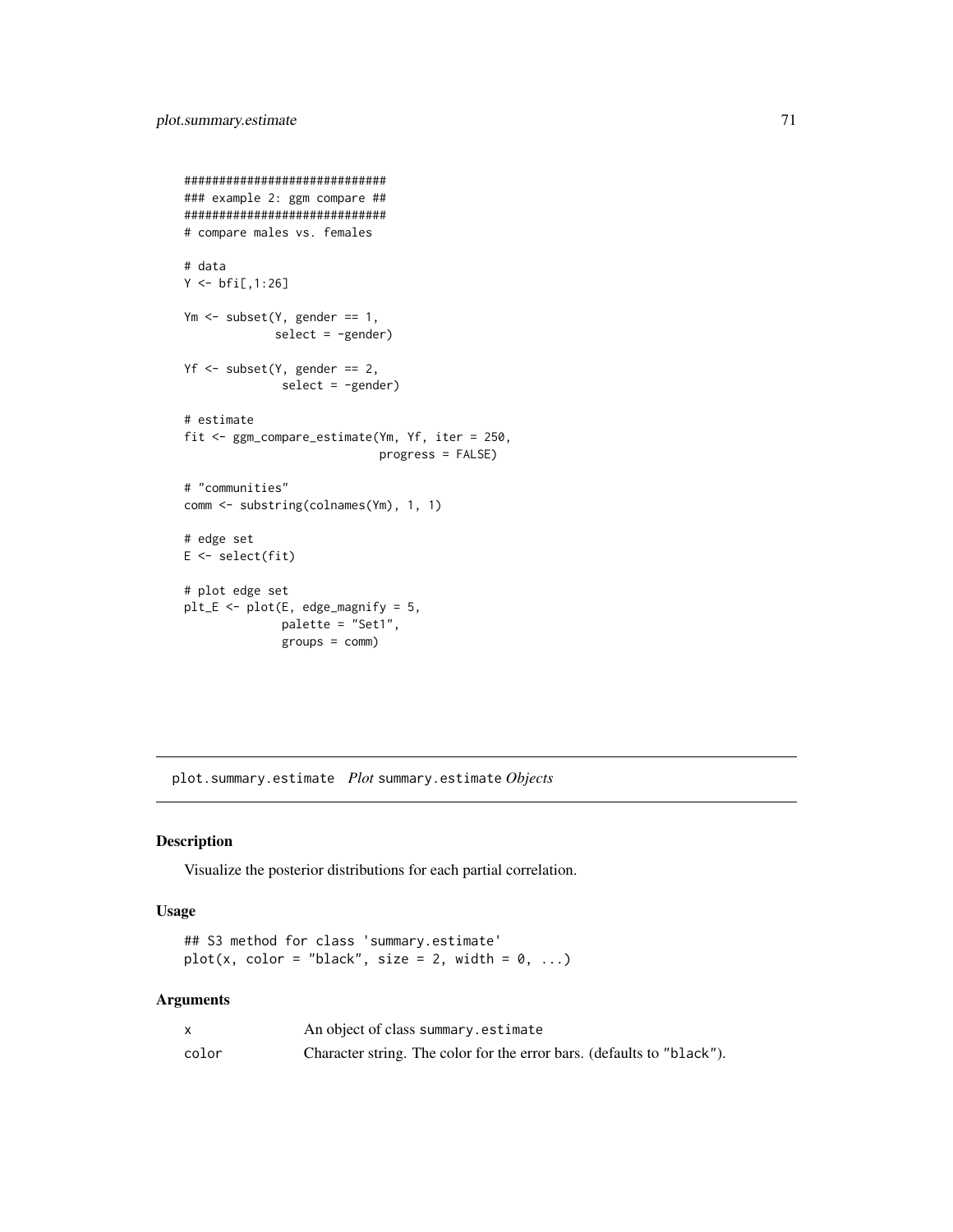```
#############################
### example 2: ggm compare ##
#############################
# compare males vs. females

# data
Y <- bfi[,1:26]

Ym <- subset(Y, gender == 1,
             select = -gender)

Yf <- subset(Y, gender == 2,
              select = -gender)

# estimate
fit <- ggm_compare_estimate(Ym, Yf, iter = 250,
                            progress = FALSE)

# "communities"
comm <- substring(colnames(Ym), 1, 1)

# edge set
E <- select(fit)

# plot edge set
plt_E <- plot(E, edge_magnify = 5,
              palette = "Set1",
              groups = comm)
```

## plot.summary.estimate *Plot* summary.estimate *Objects*

### Description

Visualize the posterior distributions for each partial correlation.

### Usage

```
## S3 method for class 'summary.estimate'
plot(x, color = "black", size = 2, width = 0, ...)
```

### Arguments

| | |
|---|---|
| x | An object of class summary.estimate |
| color | Character string. The color for the error bars. (defaults to "black"). |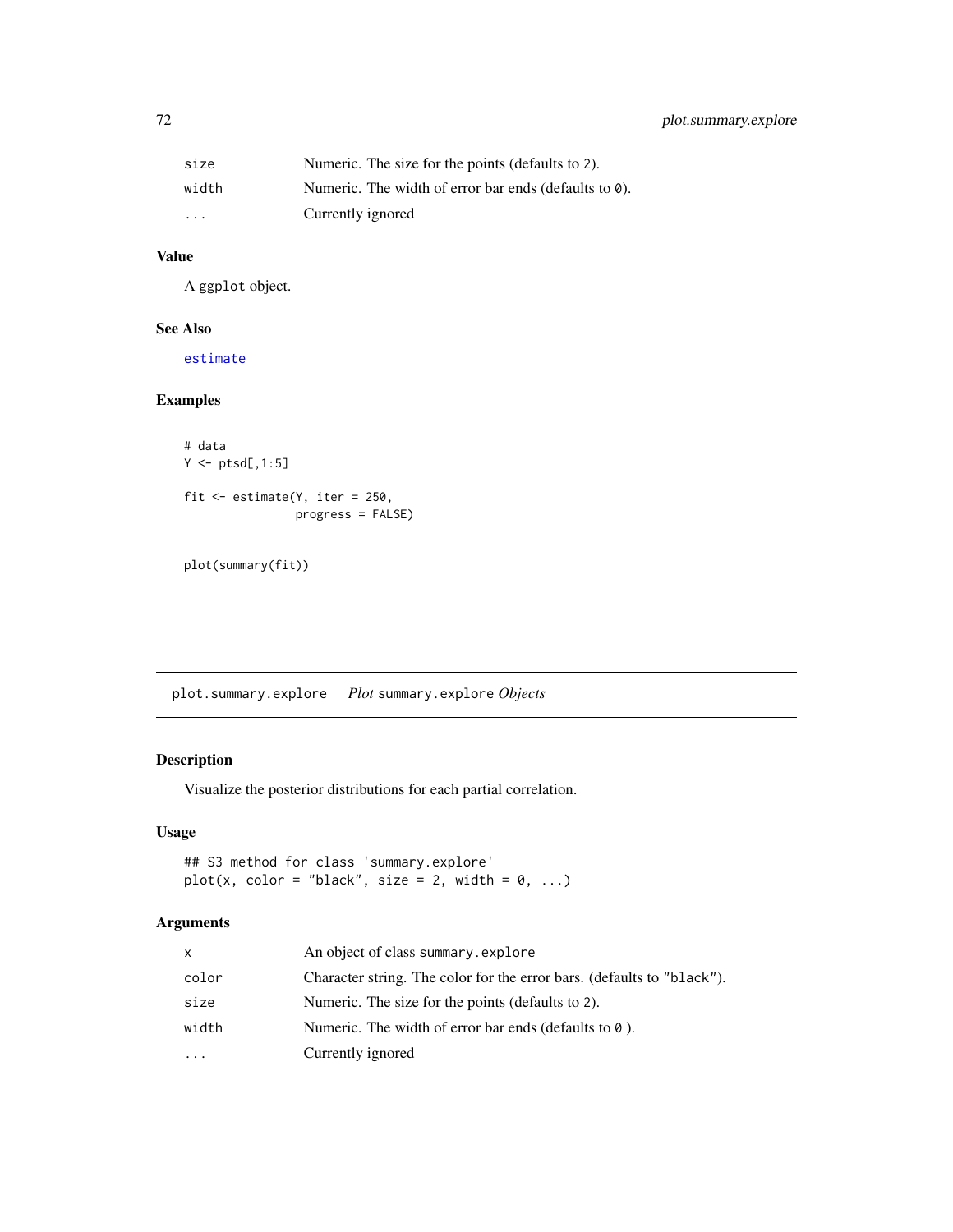| | |
|---|---|
| size | Numeric. The size for the points (defaults to 2). |
| width | Numeric. The width of error bar ends (defaults to 0). |
| ... | Currently ignored |

### Value

A ggplot object.

### See Also

estimate

### Examples

```
# data
Y <- ptsd[,1:5]

fit <- estimate(Y, iter = 250,
                progress = FALSE)


plot(summary(fit))
```

---

## plot.summary.explore *Plot* summary.explore *Objects*

---

### Description

Visualize the posterior distributions for each partial correlation.

### Usage

```
## S3 method for class 'summary.explore'
plot(x, color = "black", size = 2, width = 0, ...)
```

### Arguments

| | |
|---|---|
| x | An object of class summary.explore |
| color | Character string. The color for the error bars. (defaults to "black"). |
| size | Numeric. The size for the points (defaults to 2). |
| width | Numeric. The width of error bar ends (defaults to 0 ). |
| ... | Currently ignored |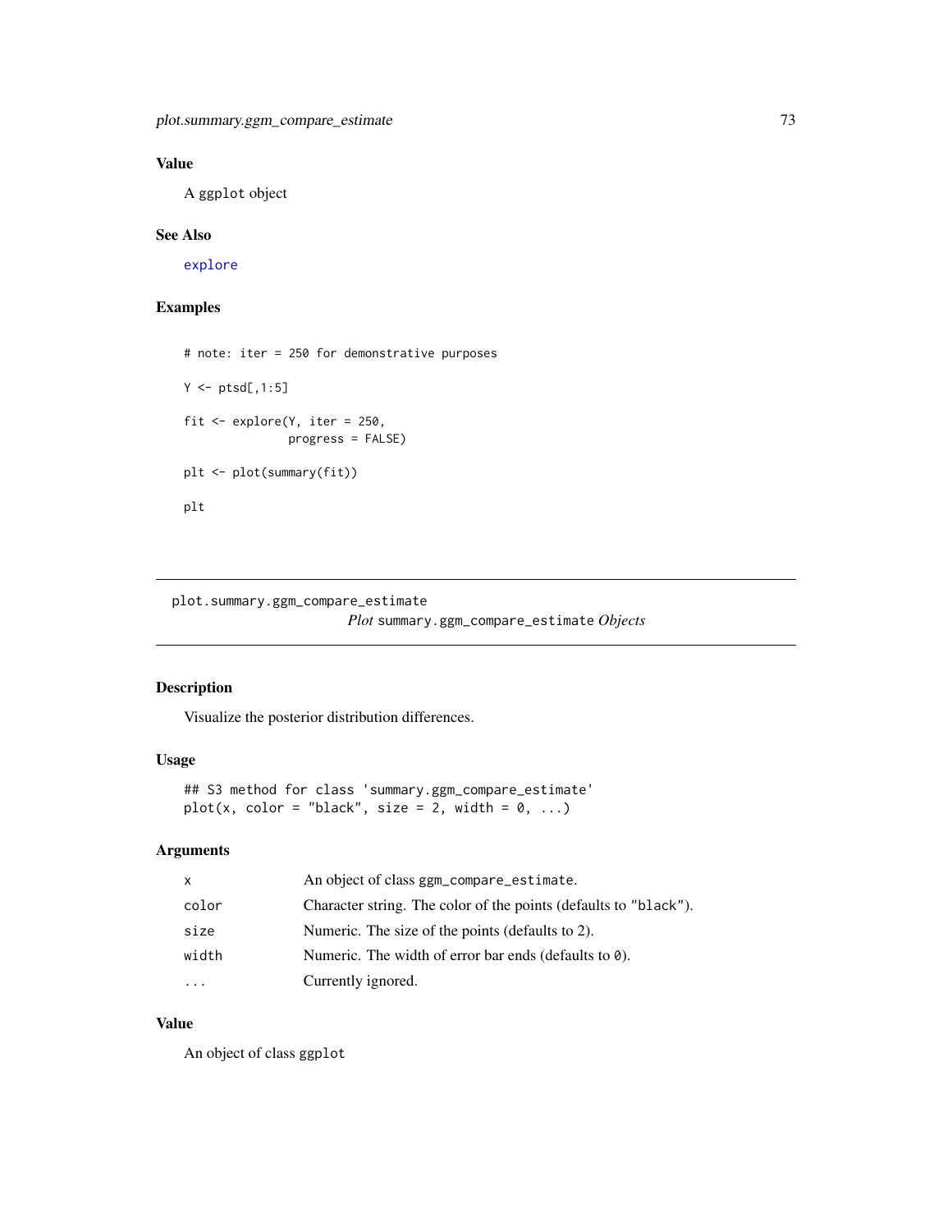## Value

A `ggplot` object

## See Also

`explore`

## Examples

```
# note: iter = 250 for demonstrative purposes

Y <- ptsd[,1:5]

fit <- explore(Y, iter = 250,
               progress = FALSE)

plt <- plot(summary(fit))

plt
```

---

# plot.summary.ggm_compare_estimate

*Plot* `summary.ggm_compare_estimate` *Objects*

## Description

Visualize the posterior distribution differences.

## Usage

```
## S3 method for class 'summary.ggm_compare_estimate'
plot(x, color = "black", size = 2, width = 0, ...)
```

## Arguments

| | |
|---|---|
| `x` | An object of class `ggm_compare_estimate`. |
| `color` | Character string. The color of the points (defaults to `"black"`). |
| `size` | Numeric. The size of the points (defaults to 2). |
| `width` | Numeric. The width of error bar ends (defaults to `0`). |
| `...` | Currently ignored. |

## Value

An object of class `ggplot`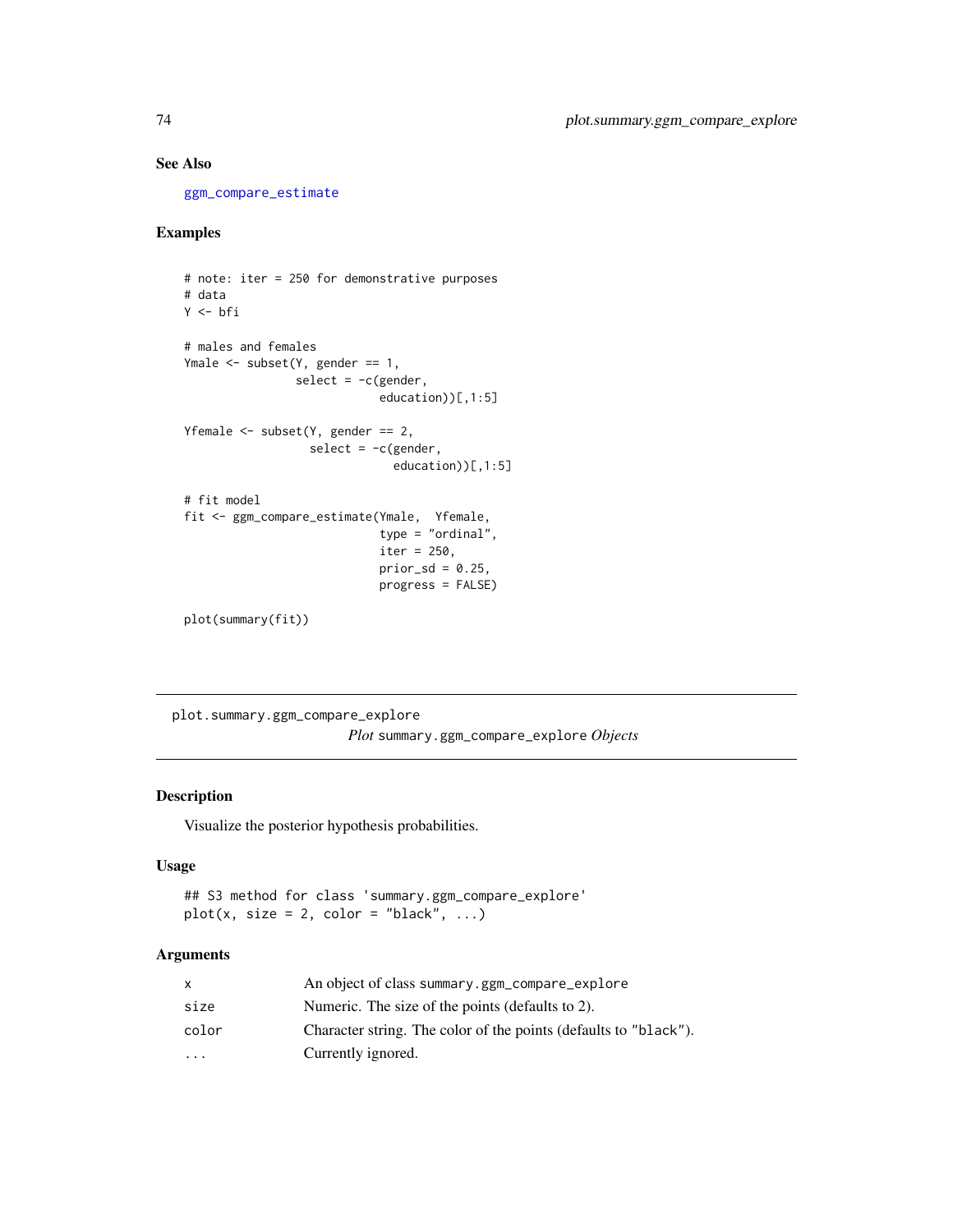### See Also

ggm_compare_estimate

### Examples

```
# note: iter = 250 for demonstrative purposes
# data
Y <- bfi

# males and females
Ymale <- subset(Y, gender == 1,
                select = -c(gender,
                            education))[,1:5]

Yfemale <- subset(Y, gender == 2,
                  select = -c(gender,
                              education))[,1:5]

# fit model
fit <- ggm_compare_estimate(Ymale,  Yfemale,
                            type = "ordinal",
                            iter = 250,
                            prior_sd = 0.25,
                            progress = FALSE)

plot(summary(fit))
```

---

## plot.summary.ggm_compare_explore

*Plot* `summary.ggm_compare_explore` *Objects*

### Description

Visualize the posterior hypothesis probabilities.

### Usage

```
## S3 method for class 'summary.ggm_compare_explore'
plot(x, size = 2, color = "black", ...)
```

### Arguments

| | |
|---|---|
| x | An object of class `summary.ggm_compare_explore` |
| size | Numeric. The size of the points (defaults to 2). |
| color | Character string. The color of the points (defaults to `"black"`). |
| ... | Currently ignored. |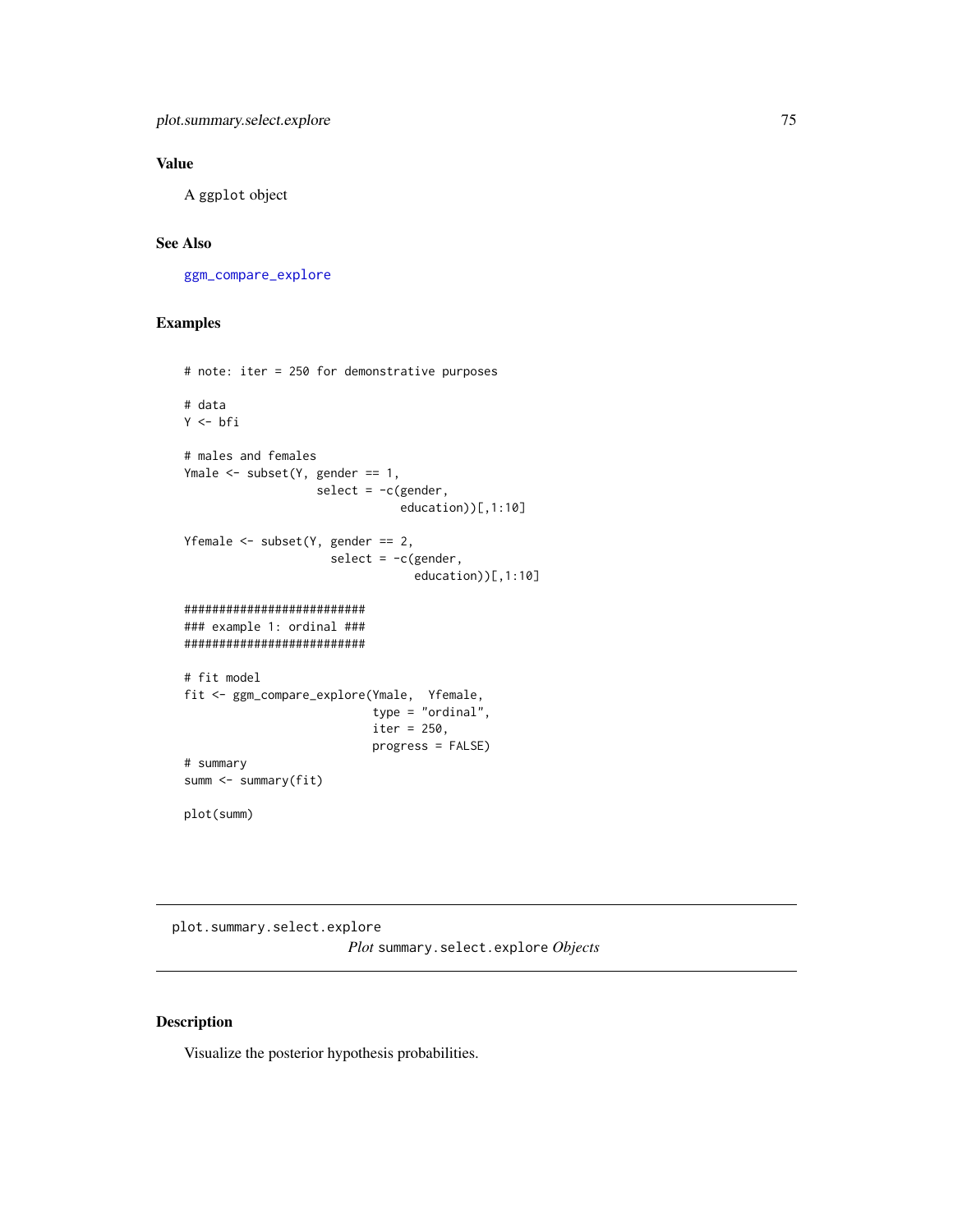## Value

A ggplot object

## See Also

ggm_compare_explore

## Examples

```
# note: iter = 250 for demonstrative purposes

# data
Y <- bfi

# males and females
Ymale <- subset(Y, gender == 1,
                   select = -c(gender,
                               education))[,1:10]

Yfemale <- subset(Y, gender == 2,
                     select = -c(gender,
                                 education))[,1:10]

##########################
### example 1: ordinal ###
##########################

# fit model
fit <- ggm_compare_explore(Ymale,  Yfemale,
                           type = "ordinal",
                           iter = 250,
                           progress = FALSE)
# summary
summ <- summary(fit)

plot(summ)
```

---

# plot.summary.select.explore

*Plot* `summary.select.explore` *Objects*

## Description

Visualize the posterior hypothesis probabilities.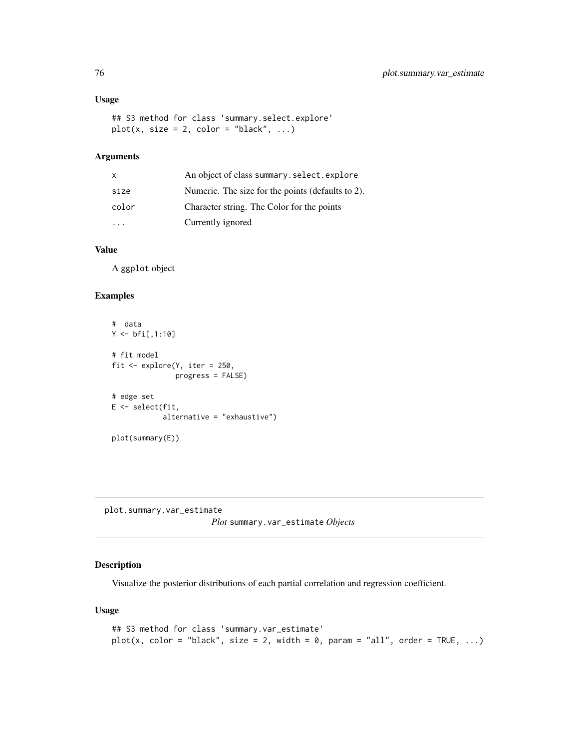## Usage

```
## S3 method for class 'summary.select.explore'
plot(x, size = 2, color = "black", ...)
```

## Arguments

| | |
|---|---|
| x | An object of class summary.select.explore |
| size | Numeric. The size for the points (defaults to 2). |
| color | Character string. The Color for the points |
| ... | Currently ignored |

## Value

A ggplot object

## Examples

```
# data
Y <- bfi[,1:10]

# fit model
fit <- explore(Y, iter = 250,
               progress = FALSE)

# edge set
E <- select(fit,
            alternative = "exhaustive")

plot(summary(E))
```

---

# plot.summary.var_estimate

*Plot* summary.var_estimate *Objects*

## Description

Visualize the posterior distributions of each partial correlation and regression coefficient.

## Usage

```
## S3 method for class 'summary.var_estimate'
plot(x, color = "black", size = 2, width = 0, param = "all", order = TRUE, ...)
```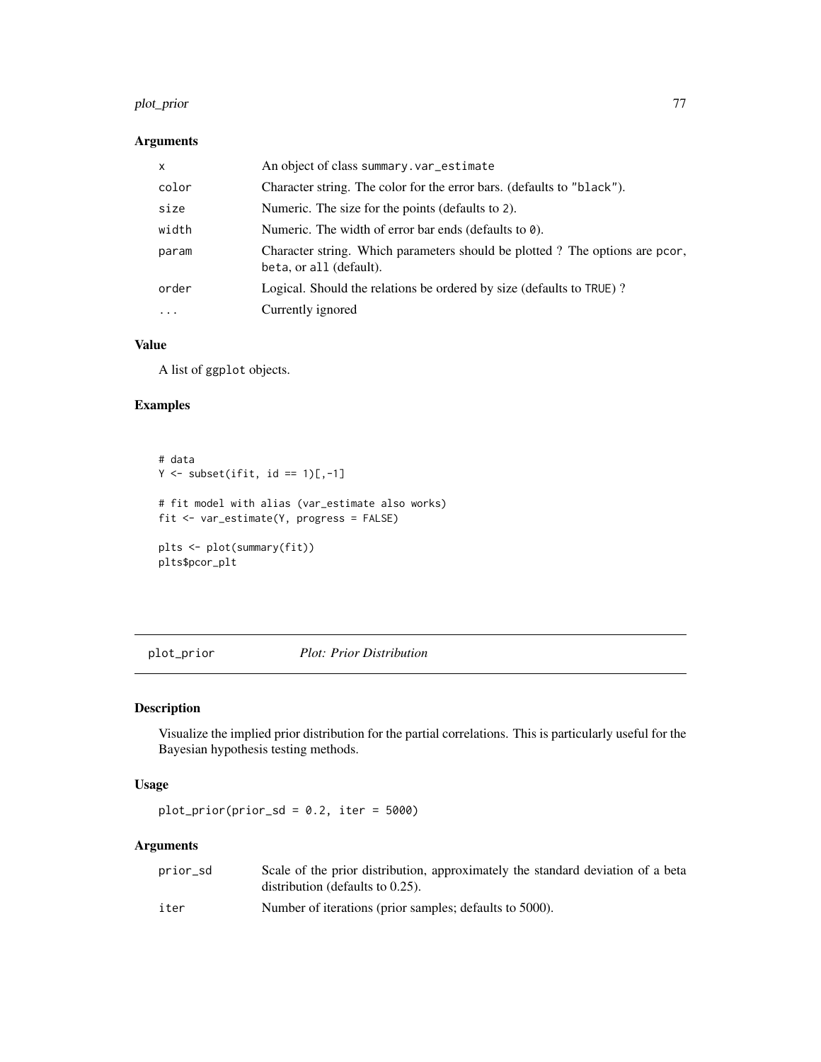### Arguments

| | |
|---|---|
| x | An object of class summary.var_estimate |
| color | Character string. The color for the error bars. (defaults to "black"). |
| size | Numeric. The size for the points (defaults to 2). |
| width | Numeric. The width of error bar ends (defaults to 0). |
| param | Character string. Which parameters should be plotted ? The options are pcor, beta, or all (default). |
| order | Logical. Should the relations be ordered by size (defaults to TRUE) ? |
| ... | Currently ignored |

### Value

A list of ggplot objects.

### Examples

```
# data
Y <- subset(ifit, id == 1)[,-1]

# fit model with alias (var_estimate also works)
fit <- var_estimate(Y, progress = FALSE)

plts <- plot(summary(fit))
plts$pcor_plt
```

## plot_prior *Plot: Prior Distribution*

### Description

Visualize the implied prior distribution for the partial correlations. This is particularly useful for the Bayesian hypothesis testing methods.

### Usage

```
plot_prior(prior_sd = 0.2, iter = 5000)
```

### Arguments

| | |
|---|---|
| prior_sd | Scale of the prior distribution, approximately the standard deviation of a beta distribution (defaults to 0.25). |
| iter | Number of iterations (prior samples; defaults to 5000). |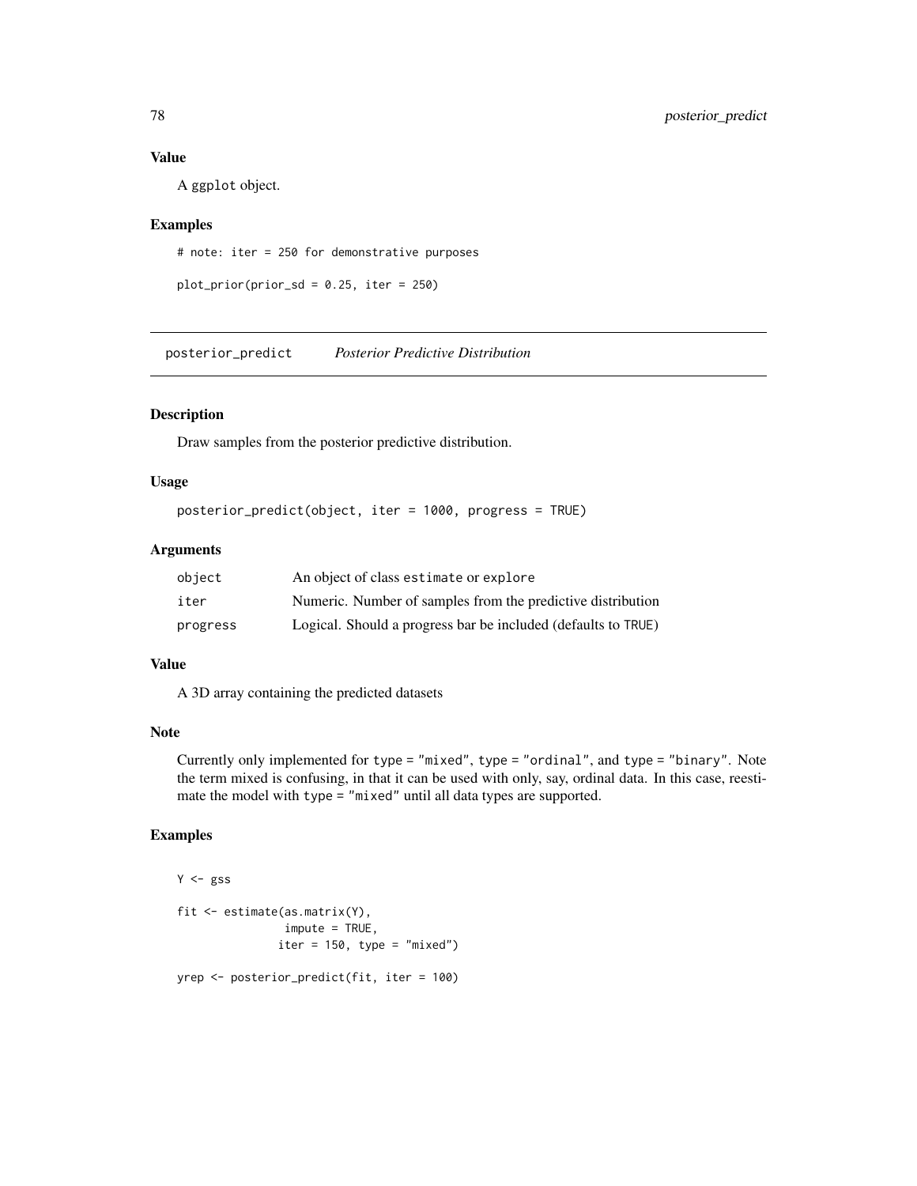### Value

A ggplot object.

### Examples

```
# note: iter = 250 for demonstrative purposes

plot_prior(prior_sd = 0.25, iter = 250)
```

---

## posterior_predict *Posterior Predictive Distribution*

---

### Description

Draw samples from the posterior predictive distribution.

### Usage

```
posterior_predict(object, iter = 1000, progress = TRUE)
```

### Arguments

| | |
|---|---|
| object | An object of class estimate or explore |
| iter | Numeric. Number of samples from the predictive distribution |
| progress | Logical. Should a progress bar be included (defaults to TRUE) |

### Value

A 3D array containing the predicted datasets

### Note

Currently only implemented for type = "mixed", type = "ordinal", and type = "binary". Note the term mixed is confusing, in that it can be used with only, say, ordinal data. In this case, reestimate the model with type = "mixed" until all data types are supported.

### Examples

```
Y <- gss

fit <- estimate(as.matrix(Y),
                impute = TRUE,
               iter = 150, type = "mixed")

yrep <- posterior_predict(fit, iter = 100)
```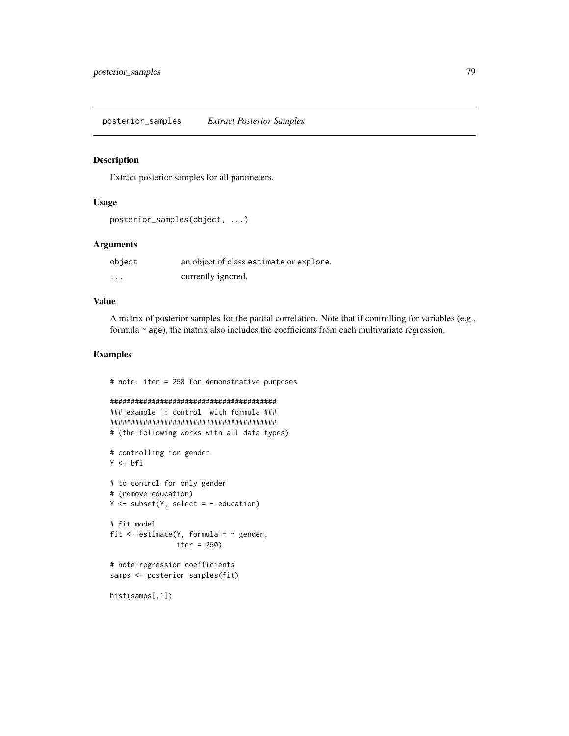## posterior_samples *Extract Posterior Samples*

### Description

Extract posterior samples for all parameters.

### Usage

```
posterior_samples(object, ...)
```

### Arguments

| | |
|---|---|
| object | an object of class estimate or explore. |
| ... | currently ignored. |

### Value

A matrix of posterior samples for the partial correlation. Note that if controlling for variables (e.g., formula ~ age), the matrix also includes the coefficients from each multivariate regression.

### Examples

```
# note: iter = 250 for demonstrative purposes

########################################
### example 1: control  with formula ###
########################################
# (the following works with all data types)

# controlling for gender
Y <- bfi

# to control for only gender
# (remove education)
Y <- subset(Y, select = - education)

# fit model
fit <- estimate(Y, formula = ~ gender,
                iter = 250)

# note regression coefficients
samps <- posterior_samples(fit)

hist(samps[,1])
```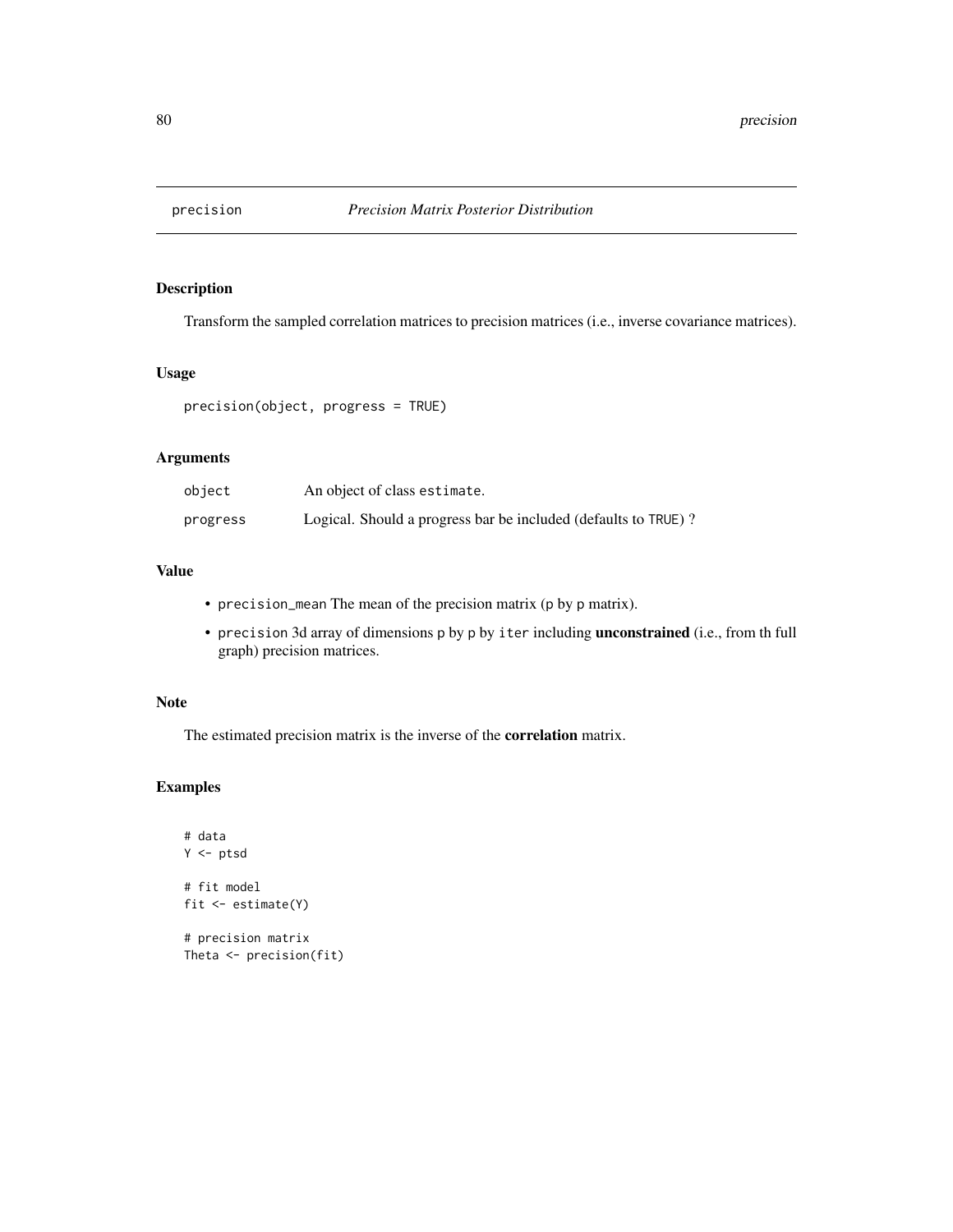# precision — *Precision Matrix Posterior Distribution*

## Description

Transform the sampled correlation matrices to precision matrices (i.e., inverse covariance matrices).

## Usage

```
precision(object, progress = TRUE)
```

## Arguments

| | |
|---|---|
| `object` | An object of class `estimate`. |
| `progress` | Logical. Should a progress bar be included (defaults to `TRUE`) ? |

## Value

- `precision_mean` The mean of the precision matrix (`p` by `p` matrix).
- `precision` 3d array of dimensions `p` by `p` by `iter` including **unconstrained** (i.e., from th full graph) precision matrices.

## Note

The estimated precision matrix is the inverse of the **correlation** matrix.

## Examples

```
# data
Y <- ptsd

# fit model
fit <- estimate(Y)

# precision matrix
Theta <- precision(fit)
```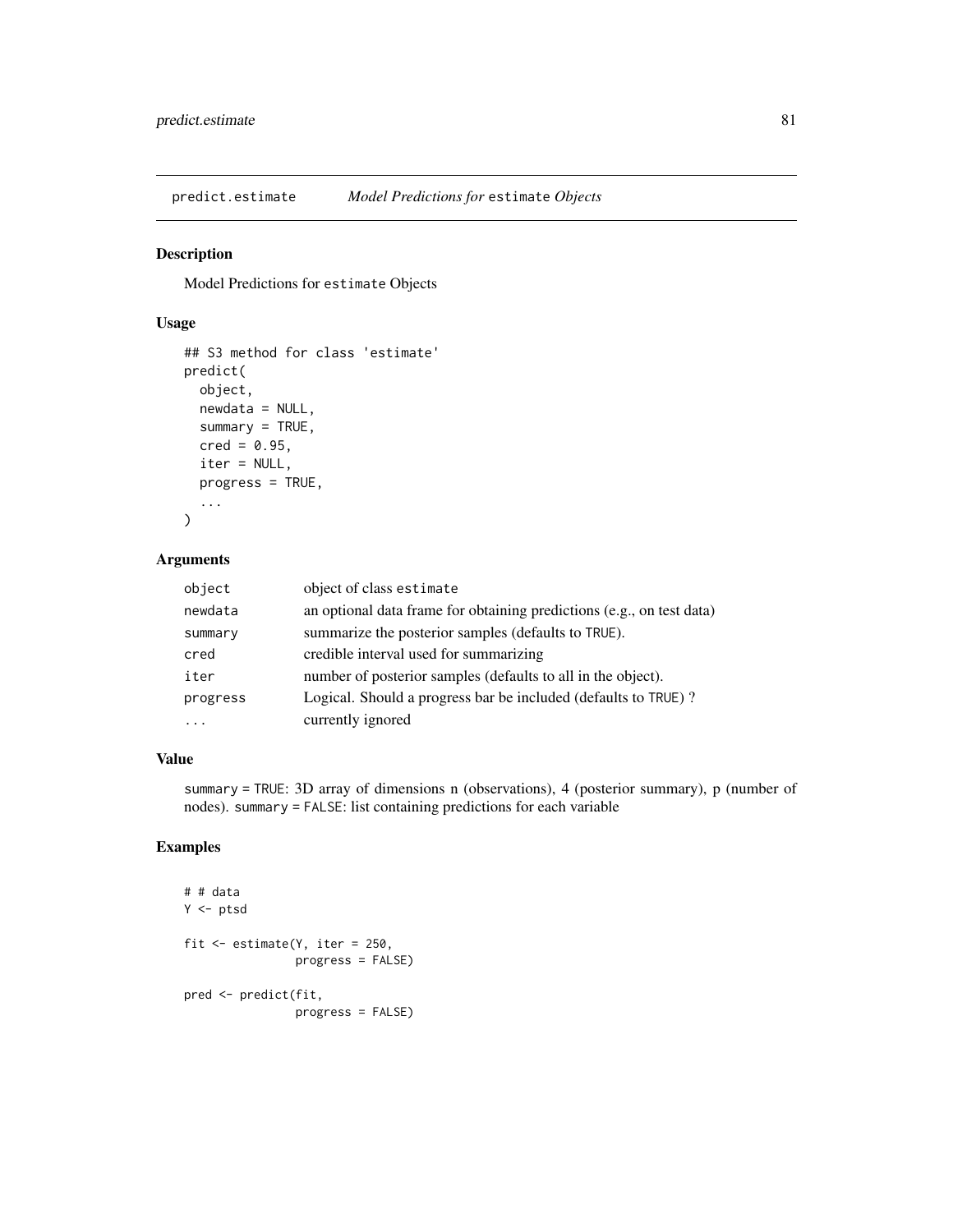## predict.estimate *Model Predictions for* estimate *Objects*

### Description

Model Predictions for estimate Objects

### Usage

```
## S3 method for class 'estimate'
predict(
  object,
  newdata = NULL,
  summary = TRUE,
  cred = 0.95,
  iter = NULL,
  progress = TRUE,
  ...
)
```

### Arguments

| | |
|---|---|
| object | object of class estimate |
| newdata | an optional data frame for obtaining predictions (e.g., on test data) |
| summary | summarize the posterior samples (defaults to TRUE). |
| cred | credible interval used for summarizing |
| iter | number of posterior samples (defaults to all in the object). |
| progress | Logical. Should a progress bar be included (defaults to TRUE) ? |
| ... | currently ignored |

### Value

summary = TRUE: 3D array of dimensions n (observations), 4 (posterior summary), p (number of nodes). summary = FALSE: list containing predictions for each variable

### Examples

```
# # data
Y <- ptsd

fit <- estimate(Y, iter = 250,
                progress = FALSE)

pred <- predict(fit,
                progress = FALSE)
```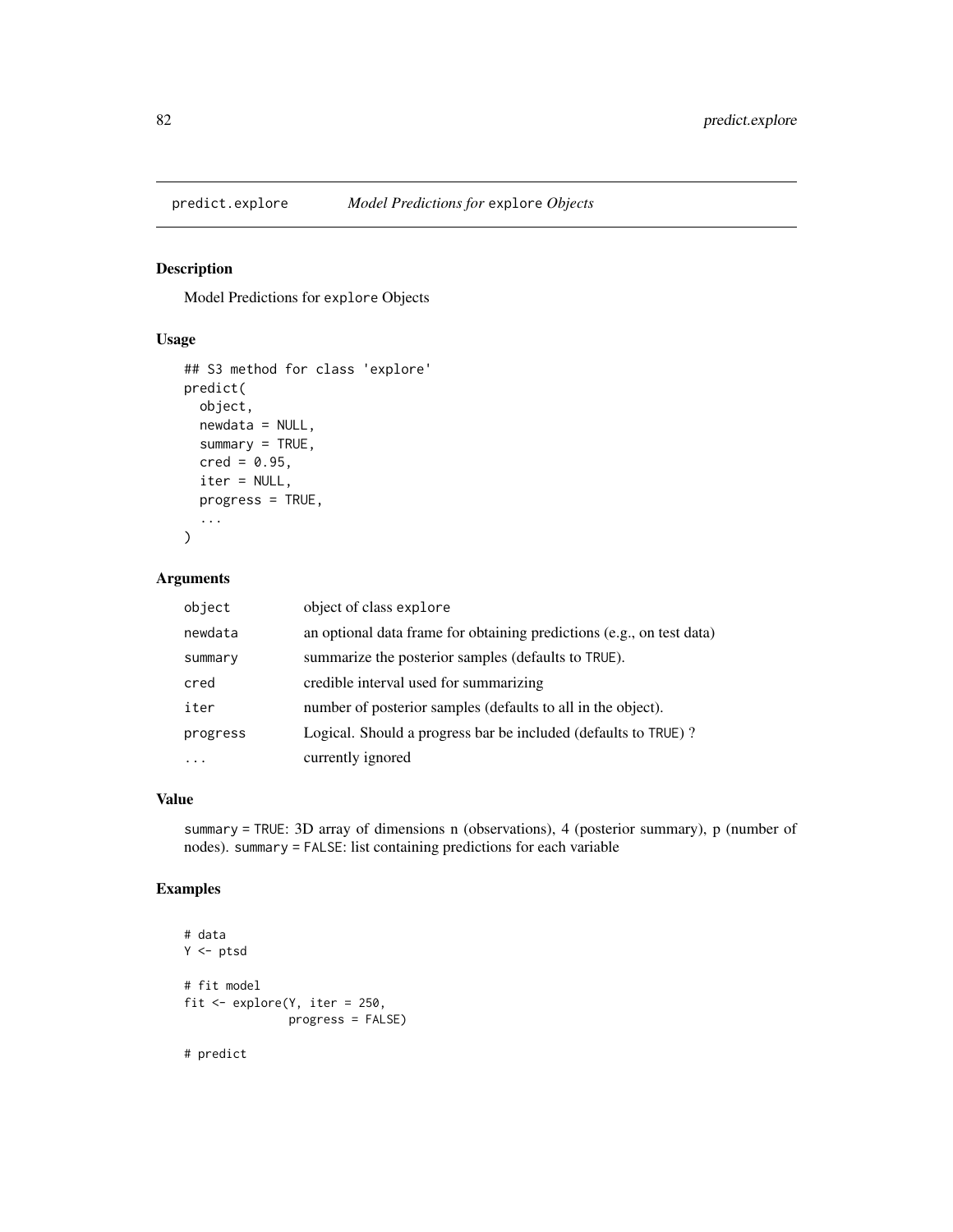## predict.explore *Model Predictions for* explore *Objects*

### Description

Model Predictions for explore Objects

### Usage

```
## S3 method for class 'explore'
predict(
  object,
  newdata = NULL,
  summary = TRUE,
  cred = 0.95,
  iter = NULL,
  progress = TRUE,
  ...
)
```

### Arguments

| | |
|---|---|
| object | object of class explore |
| newdata | an optional data frame for obtaining predictions (e.g., on test data) |
| summary | summarize the posterior samples (defaults to TRUE). |
| cred | credible interval used for summarizing |
| iter | number of posterior samples (defaults to all in the object). |
| progress | Logical. Should a progress bar be included (defaults to TRUE) ? |
| ... | currently ignored |

### Value

summary = TRUE: 3D array of dimensions n (observations), 4 (posterior summary), p (number of nodes). summary = FALSE: list containing predictions for each variable

### Examples

```
# data
Y <- ptsd

# fit model
fit <- explore(Y, iter = 250,
               progress = FALSE)

# predict
```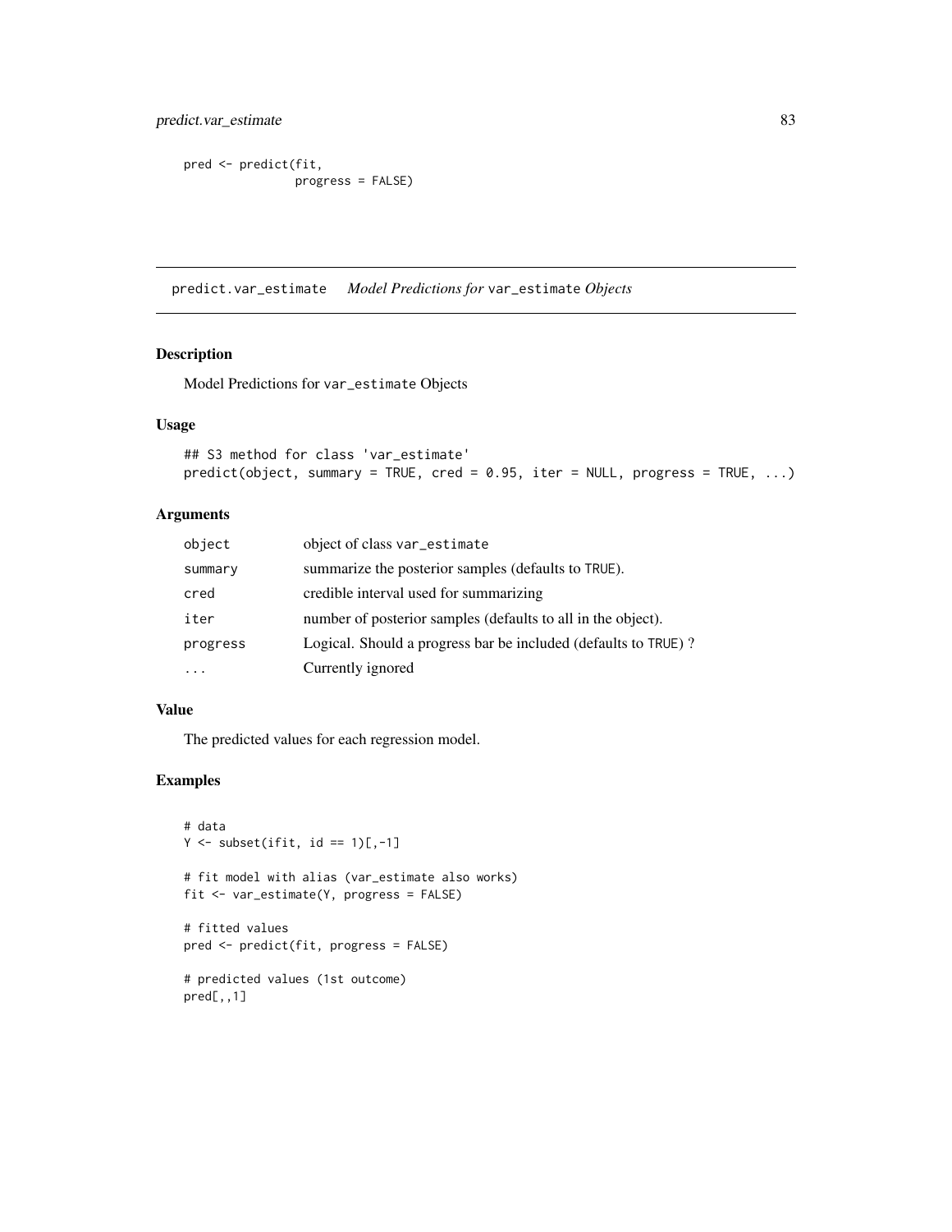```
pred <- predict(fit,
                progress = FALSE)
```

## predict.var_estimate *Model Predictions for* var_estimate *Objects*

### Description

Model Predictions for var_estimate Objects

### Usage

```
## S3 method for class 'var_estimate'
predict(object, summary = TRUE, cred = 0.95, iter = NULL, progress = TRUE, ...)
```

### Arguments

| | |
|---|---|
| object | object of class var_estimate |
| summary | summarize the posterior samples (defaults to TRUE). |
| cred | credible interval used for summarizing |
| iter | number of posterior samples (defaults to all in the object). |
| progress | Logical. Should a progress bar be included (defaults to TRUE) ? |
| ... | Currently ignored |

### Value

The predicted values for each regression model.

### Examples

```
# data
Y <- subset(ifit, id == 1)[,-1]

# fit model with alias (var_estimate also works)
fit <- var_estimate(Y, progress = FALSE)

# fitted values
pred <- predict(fit, progress = FALSE)

# predicted values (1st outcome)
pred[,,1]
```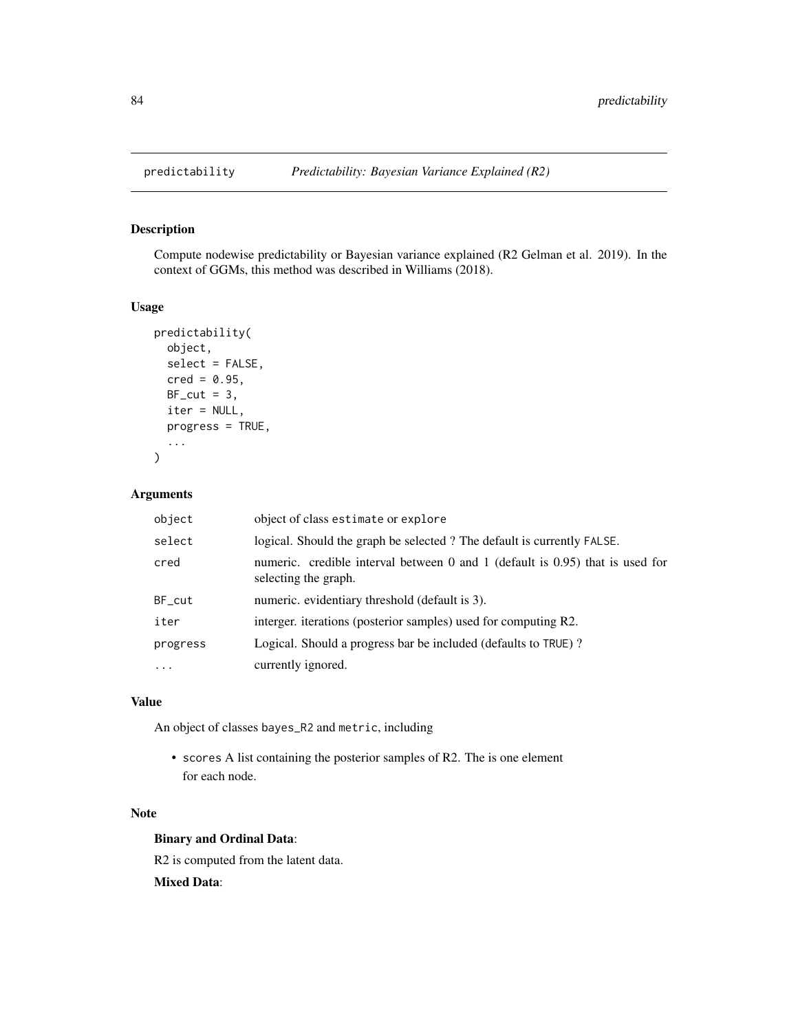# predictability — *Predictability: Bayesian Variance Explained (R2)*

## Description

Compute nodewise predictability or Bayesian variance explained (R2 Gelman et al. 2019). In the context of GGMs, this method was described in Williams (2018).

## Usage

```
predictability(
  object,
  select = FALSE,
  cred = 0.95,
  BF_cut = 3,
  iter = NULL,
  progress = TRUE,
  ...
)
```

## Arguments

| | |
|---|---|
| object | object of class `estimate` or `explore` |
| select | logical. Should the graph be selected ? The default is currently `FALSE`. |
| cred | numeric. credible interval between 0 and 1 (default is 0.95) that is used for selecting the graph. |
| BF_cut | numeric. evidentiary threshold (default is 3). |
| iter | interger. iterations (posterior samples) used for computing R2. |
| progress | Logical. Should a progress bar be included (defaults to `TRUE`) ? |
| ... | currently ignored. |

## Value

An object of classes `bayes_R2` and `metric`, including

- `scores` A list containing the posterior samples of R2. The is one element for each node.

## Note

**Binary and Ordinal Data**:

R2 is computed from the latent data.

**Mixed Data**: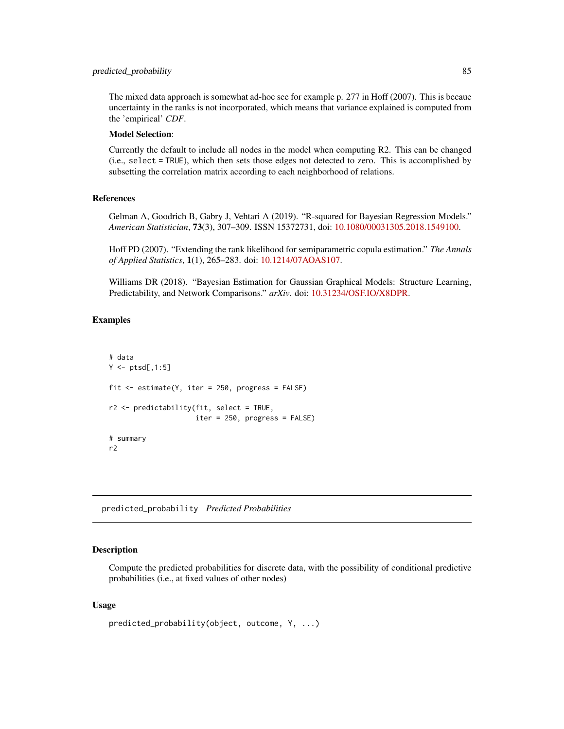The mixed data approach is somewhat ad-hoc see for example p. 277 in Hoff (2007). This is becaue uncertainty in the ranks is not incorporated, which means that variance explained is computed from the 'empirical' *CDF*.

**Model Selection**:

Currently the default to include all nodes in the model when computing R2. This can be changed (i.e., `select = TRUE`), which then sets those edges not detected to zero. This is accomplished by subsetting the correlation matrix according to each neighborhood of relations.

## References

Gelman A, Goodrich B, Gabry J, Vehtari A (2019). "R-squared for Bayesian Regression Models." *American Statistician*, **73**(3), 307–309. ISSN 15372731, doi: 10.1080/00031305.2018.1549100.

Hoff PD (2007). "Extending the rank likelihood for semiparametric copula estimation." *The Annals of Applied Statistics*, **1**(1), 265–283. doi: 10.1214/07AOAS107.

Williams DR (2018). "Bayesian Estimation for Gaussian Graphical Models: Structure Learning, Predictability, and Network Comparisons." *arXiv*. doi: 10.31234/OSF.IO/X8DPR.

## Examples

```
# data
Y <- ptsd[,1:5]

fit <- estimate(Y, iter = 250, progress = FALSE)

r2 <- predictability(fit, select = TRUE,
                     iter = 250, progress = FALSE)

# summary
r2
```

---

# predicted_probability *Predicted Probabilities*

---

## Description

Compute the predicted probabilities for discrete data, with the possibility of conditional predictive probabilities (i.e., at fixed values of other nodes)

## Usage

```
predicted_probability(object, outcome, Y, ...)
```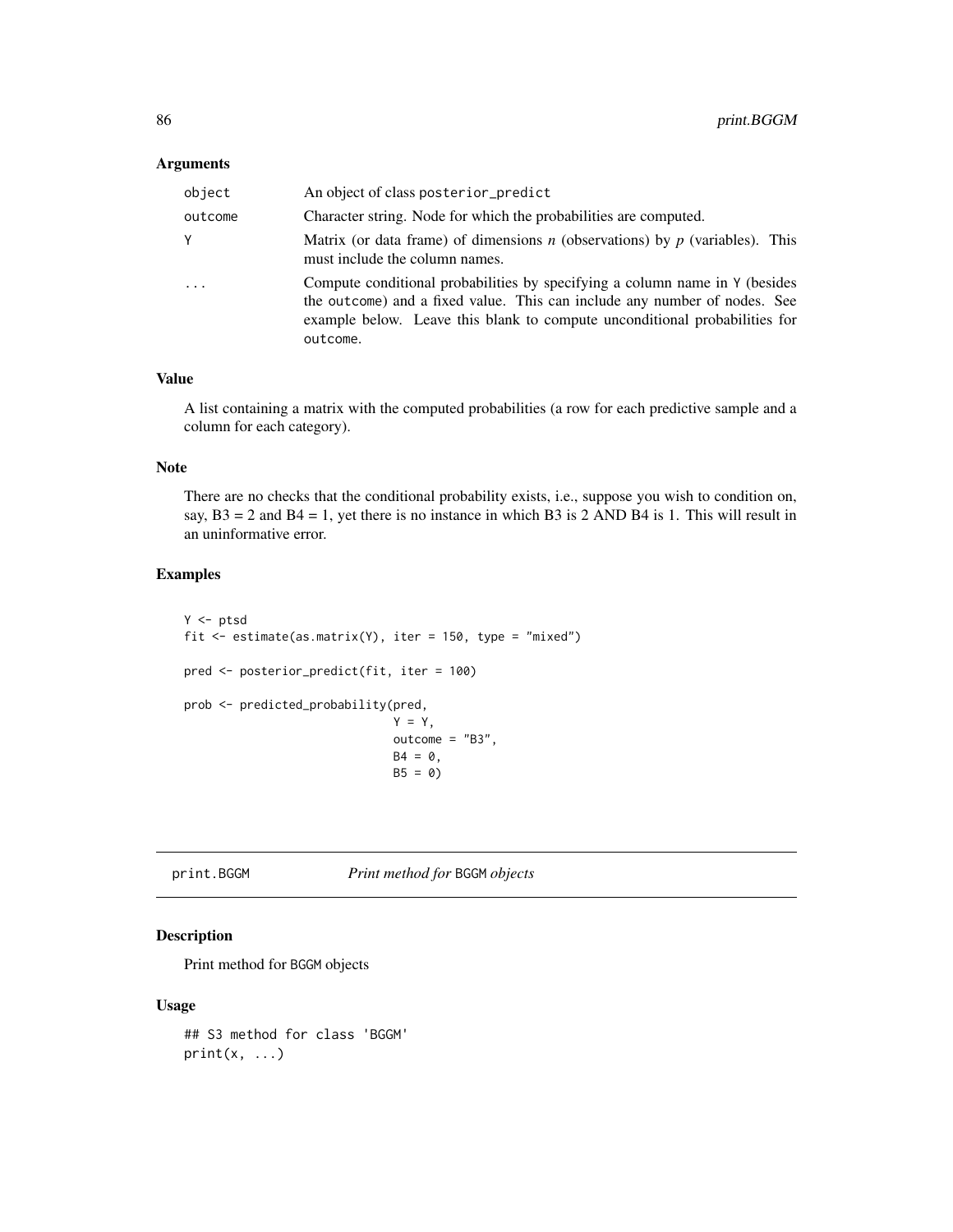### Arguments

| | |
|---|---|
| object | An object of class posterior_predict |
| outcome | Character string. Node for which the probabilities are computed. |
| Y | Matrix (or data frame) of dimensions $n$ (observations) by $p$ (variables). This must include the column names. |
| ... | Compute conditional probabilities by specifying a column name in Y (besides the outcome) and a fixed value. This can include any number of nodes. See example below. Leave this blank to compute unconditional probabilities for outcome. |

### Value

A list containing a matrix with the computed probabilities (a row for each predictive sample and a column for each category).

### Note

There are no checks that the conditional probability exists, i.e., suppose you wish to condition on, say, B3 = 2 and B4 = 1, yet there is no instance in which B3 is 2 AND B4 is 1. This will result in an uninformative error.

### Examples

```
Y <- ptsd
fit <- estimate(as.matrix(Y), iter = 150, type = "mixed")

pred <- posterior_predict(fit, iter = 100)

prob <- predicted_probability(pred,
                              Y = Y,
                              outcome = "B3",
                              B4 = 0,
                              B5 = 0)
```

---

## print.BGGM — *Print method for* BGGM *objects*

### Description

Print method for BGGM objects

### Usage

```
## S3 method for class 'BGGM'
print(x, ...)
```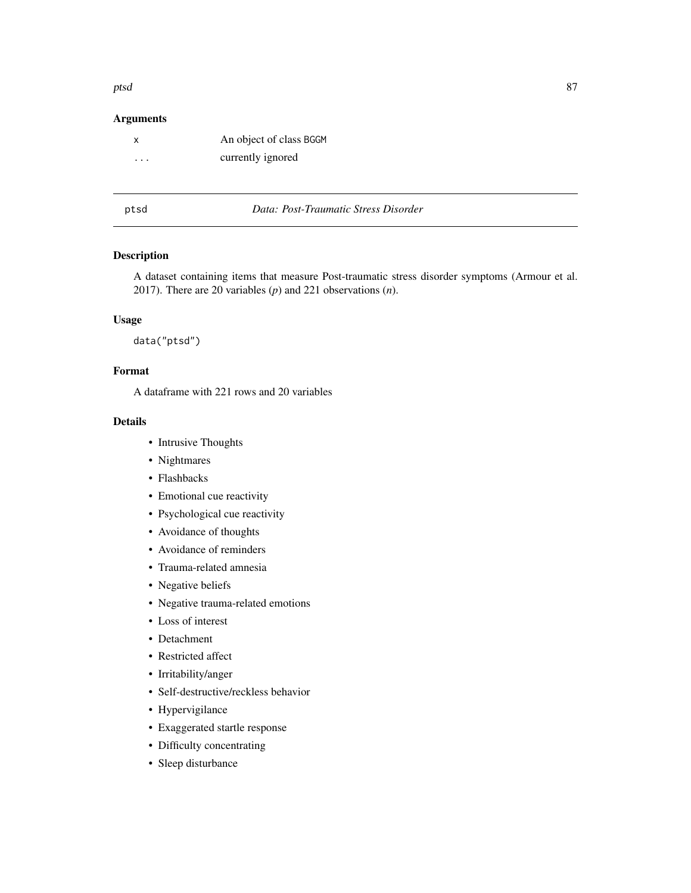### Arguments

| | |
|---|---|
| `x` | An object of class `BGGM` |
| `...` | currently ignored |

## ptsd — *Data: Post-Traumatic Stress Disorder*

### Description

A dataset containing items that measure Post-traumatic stress disorder symptoms (Armour et al. 2017). There are 20 variables ($p$) and 221 observations ($n$).

### Usage

```
data("ptsd")
```

### Format

A dataframe with 221 rows and 20 variables

### Details

- Intrusive Thoughts
- Nightmares
- Flashbacks
- Emotional cue reactivity
- Psychological cue reactivity
- Avoidance of thoughts
- Avoidance of reminders
- Trauma-related amnesia
- Negative beliefs
- Negative trauma-related emotions
- Loss of interest
- Detachment
- Restricted affect
- Irritability/anger
- Self-destructive/reckless behavior
- Hypervigilance
- Exaggerated startle response
- Difficulty concentrating
- Sleep disturbance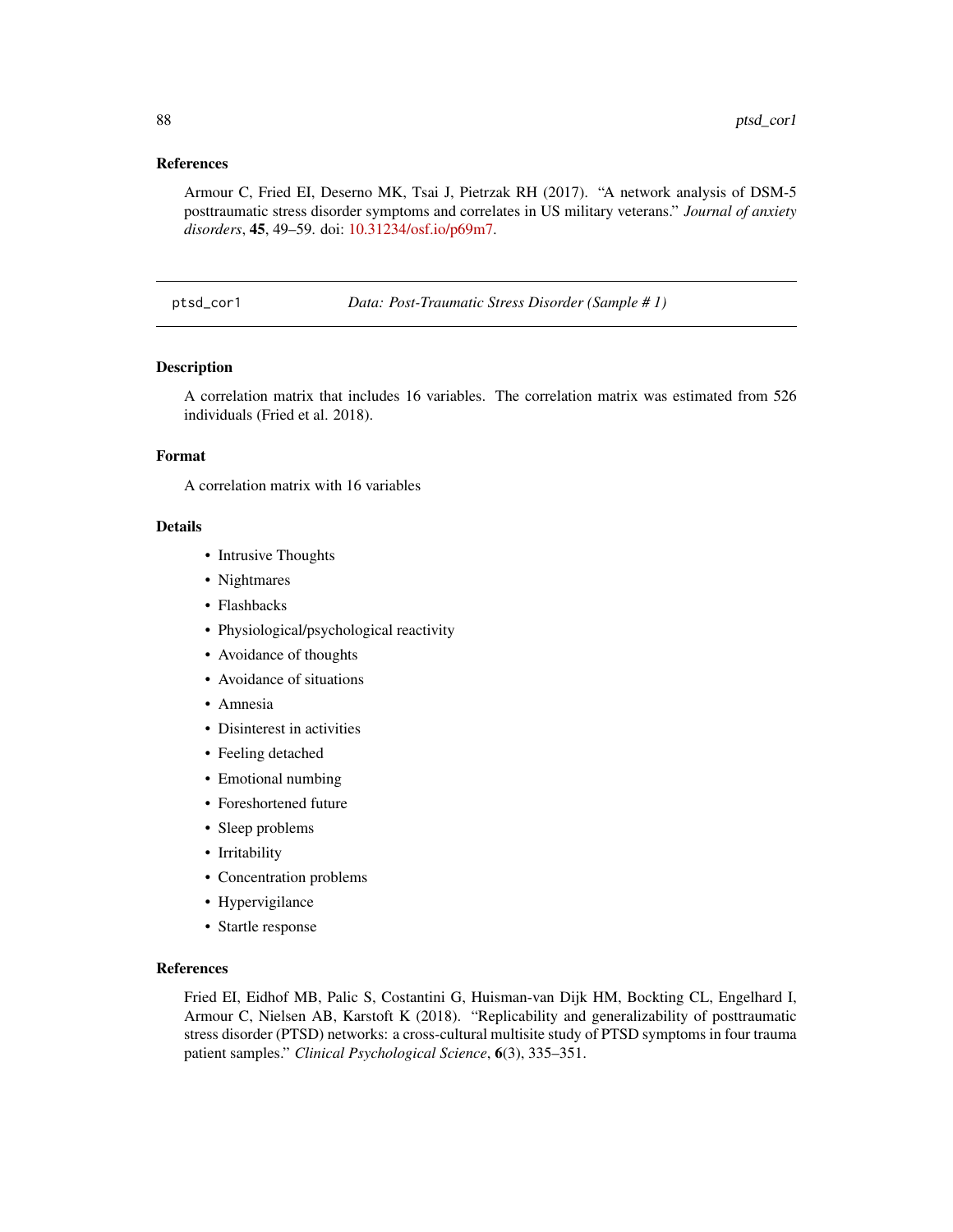## References

Armour C, Fried EI, Deserno MK, Tsai J, Pietrzak RH (2017). "A network analysis of DSM-5 posttraumatic stress disorder symptoms and correlates in US military veterans." *Journal of anxiety disorders*, **45**, 49–59. doi: 10.31234/osf.io/p69m7.

---

# ptsd_cor1 — *Data: Post-Traumatic Stress Disorder (Sample # 1)*

## Description

A correlation matrix that includes 16 variables. The correlation matrix was estimated from 526 individuals (Fried et al. 2018).

## Format

A correlation matrix with 16 variables

## Details

- Intrusive Thoughts
- Nightmares
- Flashbacks
- Physiological/psychological reactivity
- Avoidance of thoughts
- Avoidance of situations
- Amnesia
- Disinterest in activities
- Feeling detached
- Emotional numbing
- Foreshortened future
- Sleep problems
- Irritability
- Concentration problems
- Hypervigilance
- Startle response

## References

Fried EI, Eidhof MB, Palic S, Costantini G, Huisman-van Dijk HM, Bockting CL, Engelhard I, Armour C, Nielsen AB, Karstoft K (2018). "Replicability and generalizability of posttraumatic stress disorder (PTSD) networks: a cross-cultural multisite study of PTSD symptoms in four trauma patient samples." *Clinical Psychological Science*, **6**(3), 335–351.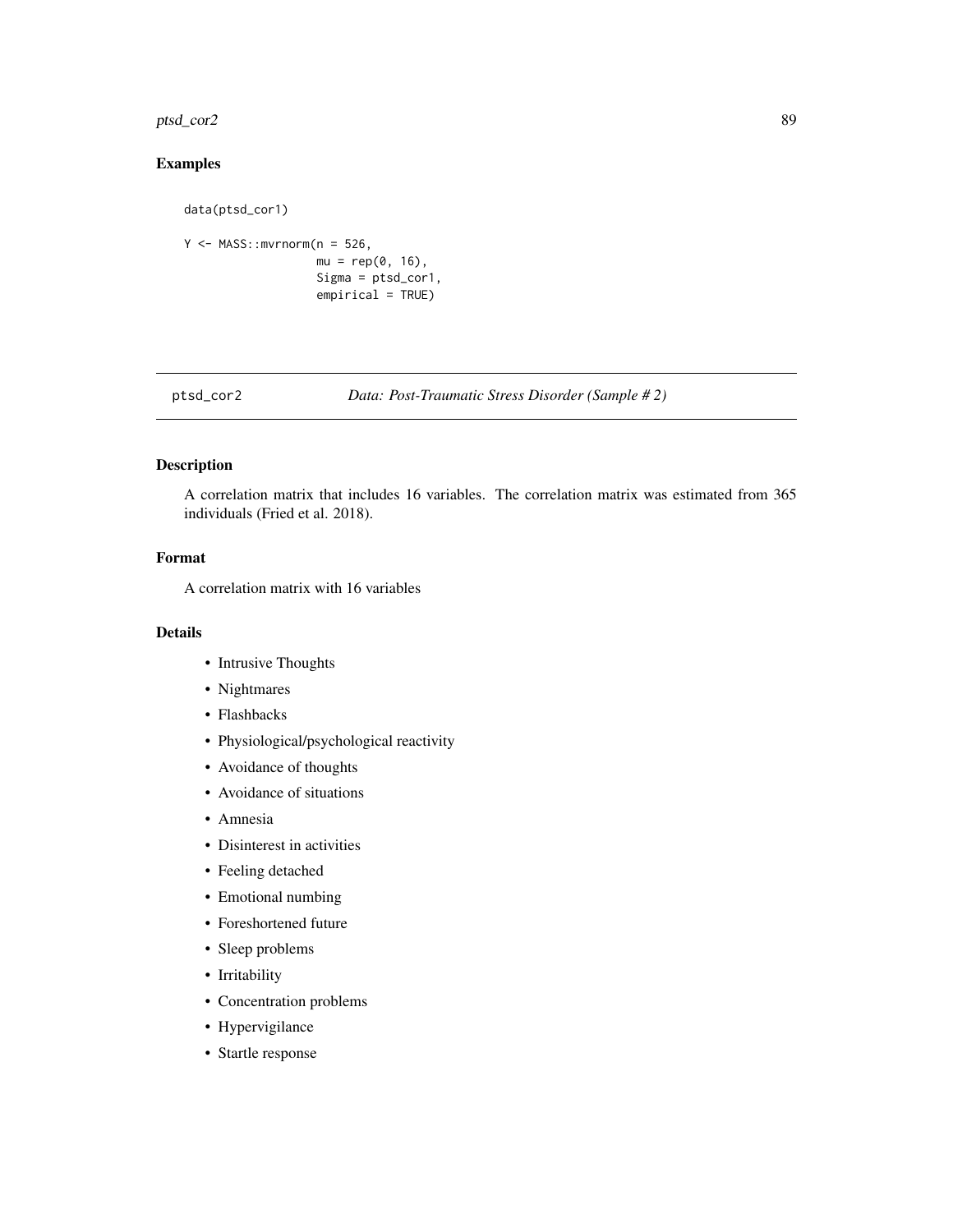## Examples

```
data(ptsd_cor1)

Y <- MASS::mvrnorm(n = 526,
                   mu = rep(0, 16),
                   Sigma = ptsd_cor1,
                   empirical = TRUE)
```

---

`ptsd_cor2` *Data: Post-Traumatic Stress Disorder (Sample # 2)*

---

## Description

A correlation matrix that includes 16 variables. The correlation matrix was estimated from 365 individuals (Fried et al. 2018).

## Format

A correlation matrix with 16 variables

## Details

- Intrusive Thoughts
- Nightmares
- Flashbacks
- Physiological/psychological reactivity
- Avoidance of thoughts
- Avoidance of situations
- Amnesia
- Disinterest in activities
- Feeling detached
- Emotional numbing
- Foreshortened future
- Sleep problems
- Irritability
- Concentration problems
- Hypervigilance
- Startle response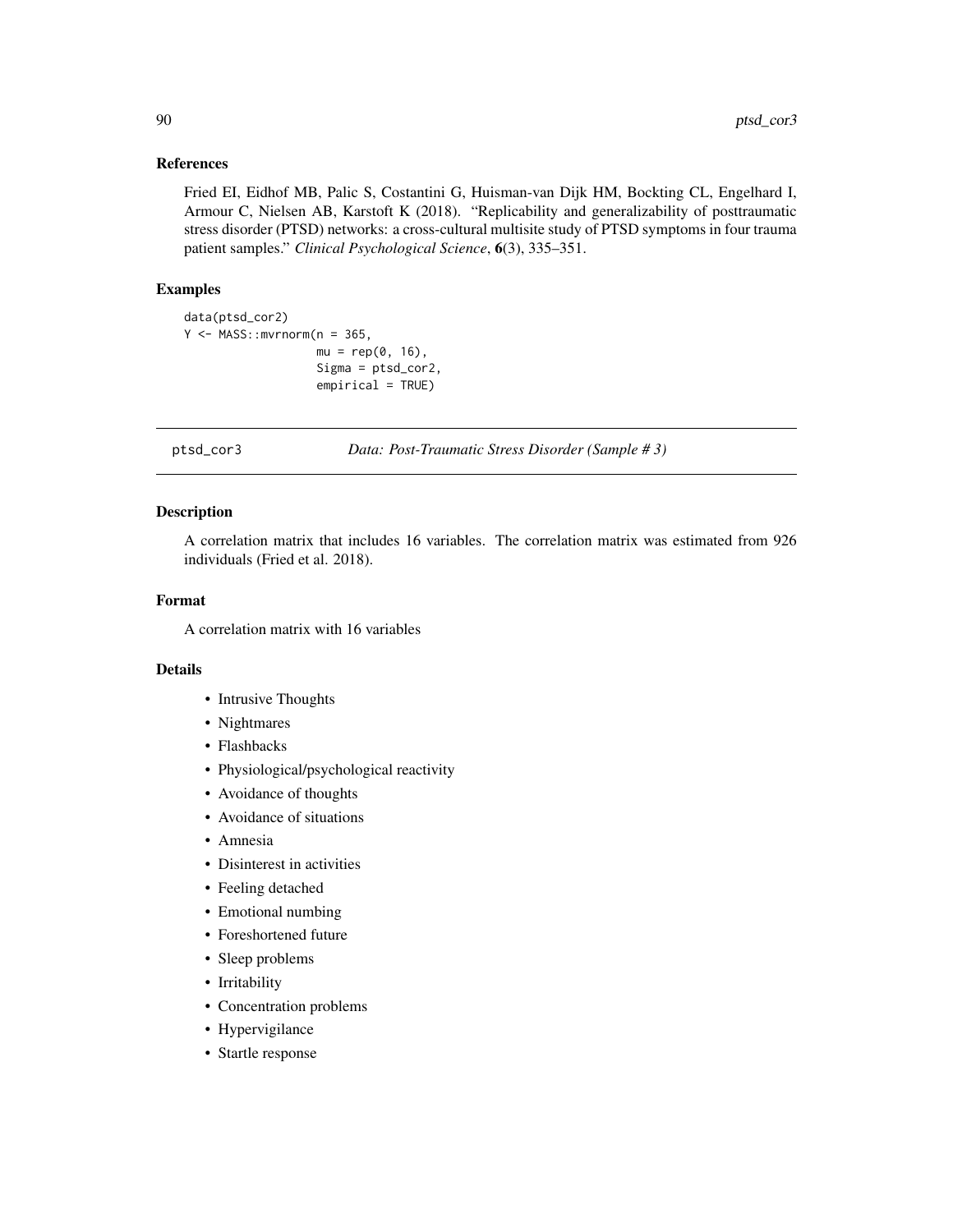### References

Fried EI, Eidhof MB, Palic S, Costantini G, Huisman-van Dijk HM, Bockting CL, Engelhard I, Armour C, Nielsen AB, Karstoft K (2018). "Replicability and generalizability of posttraumatic stress disorder (PTSD) networks: a cross-cultural multisite study of PTSD symptoms in four trauma patient samples." *Clinical Psychological Science*, **6**(3), 335–351.

### Examples

```
data(ptsd_cor2)
Y <- MASS::mvrnorm(n = 365,
                   mu = rep(0, 16),
                   Sigma = ptsd_cor2,
                   empirical = TRUE)
```

---

## ptsd_cor3 *Data: Post-Traumatic Stress Disorder (Sample # 3)*

---

### Description

A correlation matrix that includes 16 variables. The correlation matrix was estimated from 926 individuals (Fried et al. 2018).

### Format

A correlation matrix with 16 variables

### Details

- Intrusive Thoughts
- Nightmares
- Flashbacks
- Physiological/psychological reactivity
- Avoidance of thoughts
- Avoidance of situations
- Amnesia
- Disinterest in activities
- Feeling detached
- Emotional numbing
- Foreshortened future
- Sleep problems
- Irritability
- Concentration problems
- Hypervigilance
- Startle response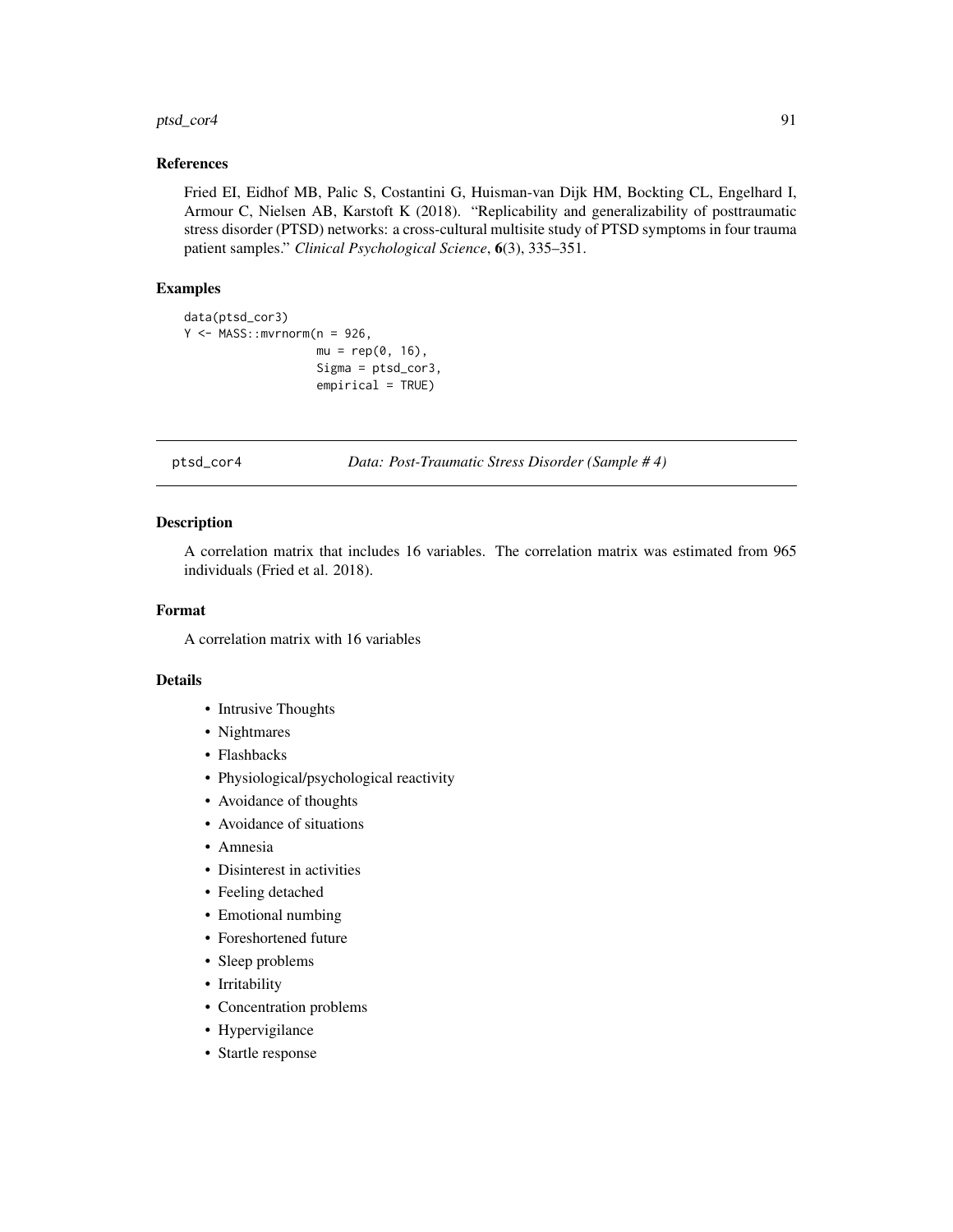### References

Fried EI, Eidhof MB, Palic S, Costantini G, Huisman-van Dijk HM, Bockting CL, Engelhard I, Armour C, Nielsen AB, Karstoft K (2018). "Replicability and generalizability of posttraumatic stress disorder (PTSD) networks: a cross-cultural multisite study of PTSD symptoms in four trauma patient samples." *Clinical Psychological Science*, **6**(3), 335–351.

### Examples

```
data(ptsd_cor3)
Y <- MASS::mvrnorm(n = 926,
                   mu = rep(0, 16),
                   Sigma = ptsd_cor3,
                   empirical = TRUE)
```

---

## ptsd_cor4 &nbsp;&nbsp;&nbsp; *Data: Post-Traumatic Stress Disorder (Sample # 4)*

### Description

A correlation matrix that includes 16 variables. The correlation matrix was estimated from 965 individuals (Fried et al. 2018).

### Format

A correlation matrix with 16 variables

### Details

- Intrusive Thoughts
- Nightmares
- Flashbacks
- Physiological/psychological reactivity
- Avoidance of thoughts
- Avoidance of situations
- Amnesia
- Disinterest in activities
- Feeling detached
- Emotional numbing
- Foreshortened future
- Sleep problems
- Irritability
- Concentration problems
- Hypervigilance
- Startle response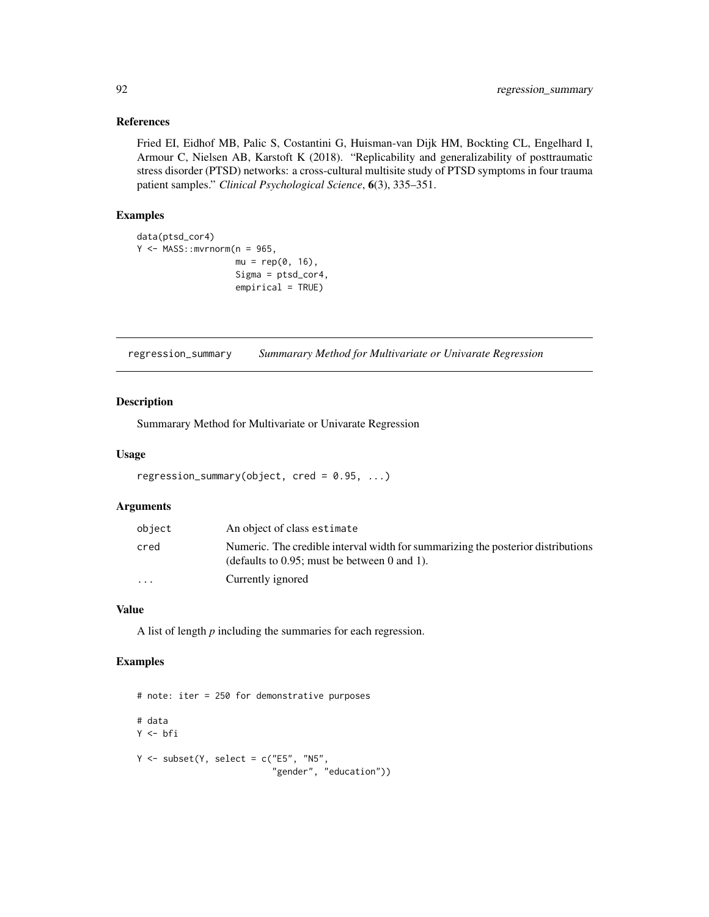### References

Fried EI, Eidhof MB, Palic S, Costantini G, Huisman-van Dijk HM, Bockting CL, Engelhard I, Armour C, Nielsen AB, Karstoft K (2018). "Replicability and generalizability of posttraumatic stress disorder (PTSD) networks: a cross-cultural multisite study of PTSD symptoms in four trauma patient samples." *Clinical Psychological Science*, **6**(3), 335–351.

### Examples

```
data(ptsd_cor4)
Y <- MASS::mvrnorm(n = 965,
                   mu = rep(0, 16),
                   Sigma = ptsd_cor4,
                   empirical = TRUE)
```

---

## regression_summary *Summarary Method for Multivariate or Univarate Regression*

---

### Description

Summarary Method for Multivariate or Univarate Regression

### Usage

```
regression_summary(object, cred = 0.95, ...)
```

### Arguments

| | |
|---|---|
| object | An object of class estimate |
| cred | Numeric. The credible interval width for summarizing the posterior distributions (defaults to 0.95; must be between 0 and 1). |
| ... | Currently ignored |

### Value

A list of length *p* including the summaries for each regression.

### Examples

```
# note: iter = 250 for demonstrative purposes

# data
Y <- bfi

Y <- subset(Y, select = c("E5", "N5",
                          "gender", "education"))
```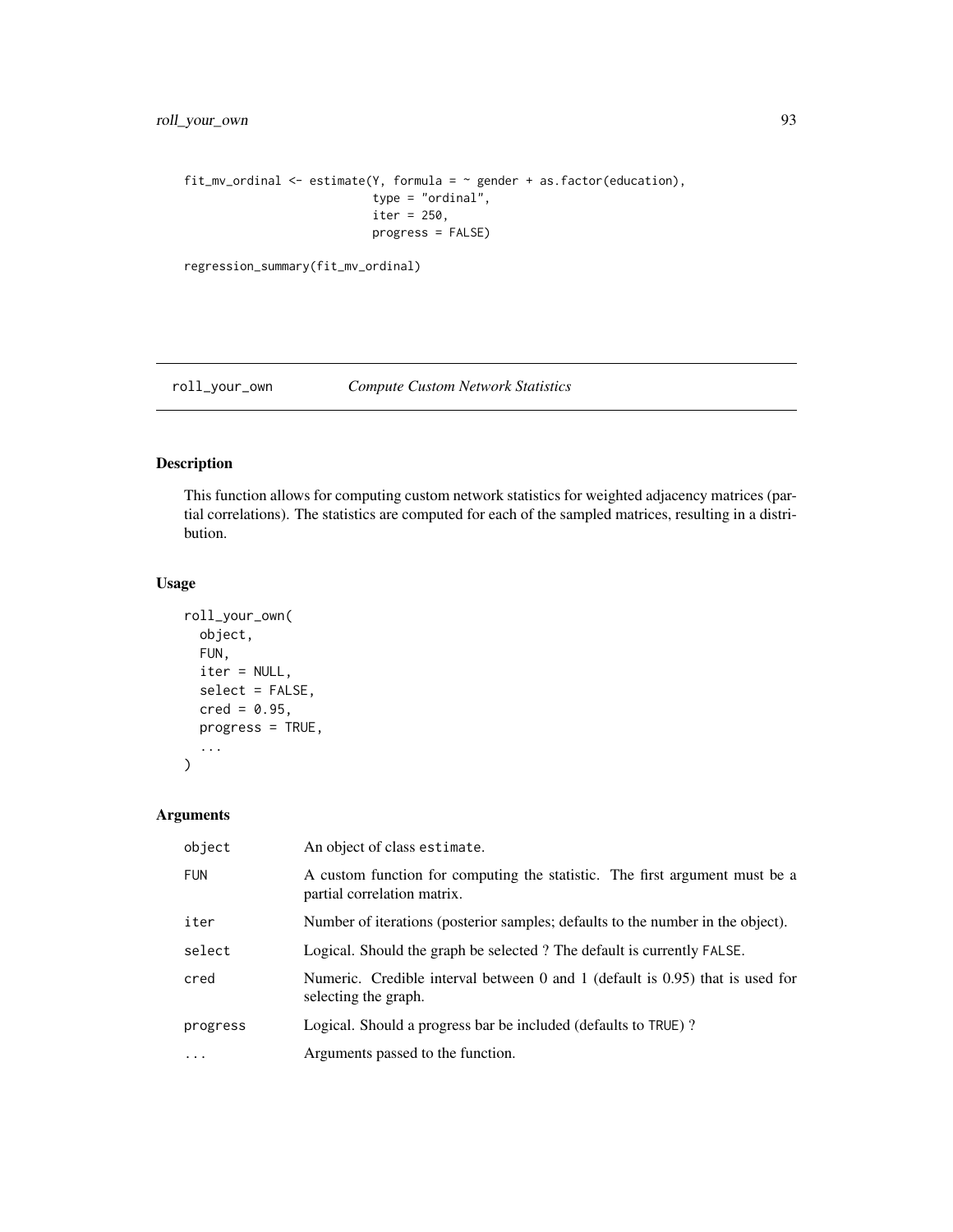```
fit_mv_ordinal <- estimate(Y, formula = ~ gender + as.factor(education),
                           type = "ordinal",
                           iter = 250,
                           progress = FALSE)

regression_summary(fit_mv_ordinal)
```

## roll_your_own &nbsp;&nbsp;&nbsp; *Compute Custom Network Statistics*

### Description

This function allows for computing custom network statistics for weighted adjacency matrices (partial correlations). The statistics are computed for each of the sampled matrices, resulting in a distribution.

### Usage

```
roll_your_own(
  object,
  FUN,
  iter = NULL,
  select = FALSE,
  cred = 0.95,
  progress = TRUE,
  ...
)
```

### Arguments

| | |
|---|---|
| object | An object of class estimate. |
| FUN | A custom function for computing the statistic. The first argument must be a partial correlation matrix. |
| iter | Number of iterations (posterior samples; defaults to the number in the object). |
| select | Logical. Should the graph be selected ? The default is currently FALSE. |
| cred | Numeric. Credible interval between 0 and 1 (default is 0.95) that is used for selecting the graph. |
| progress | Logical. Should a progress bar be included (defaults to TRUE) ? |
| ... | Arguments passed to the function. |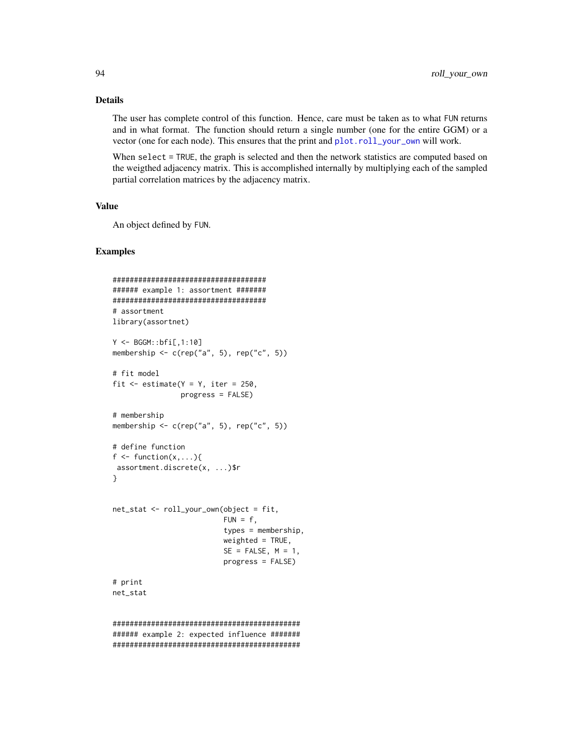## Details

The user has complete control of this function. Hence, care must be taken as to what FUN returns and in what format. The function should return a single number (one for the entire GGM) or a vector (one for each node). This ensures that the print and plot.roll_your_own will work.

When select = TRUE, the graph is selected and then the network statistics are computed based on the weigthed adjacency matrix. This is accomplished internally by multiplying each of the sampled partial correlation matrices by the adjacency matrix.

## Value

An object defined by FUN.

## Examples

```
####################################
###### example 1: assortment #######
####################################
# assortment
library(assortnet)

Y <- BGGM::bfi[,1:10]
membership <- c(rep("a", 5), rep("c", 5))

# fit model
fit <- estimate(Y = Y, iter = 250,
                progress = FALSE)

# membership
membership <- c(rep("a", 5), rep("c", 5))

# define function
f <- function(x,...){
 assortment.discrete(x, ...)$r
}


net_stat <- roll_your_own(object = fit,
                          FUN = f,
                          types = membership,
                          weighted = TRUE,
                          SE = FALSE, M = 1,
                          progress = FALSE)

# print
net_stat


############################################
###### example 2: expected influence #######
############################################
```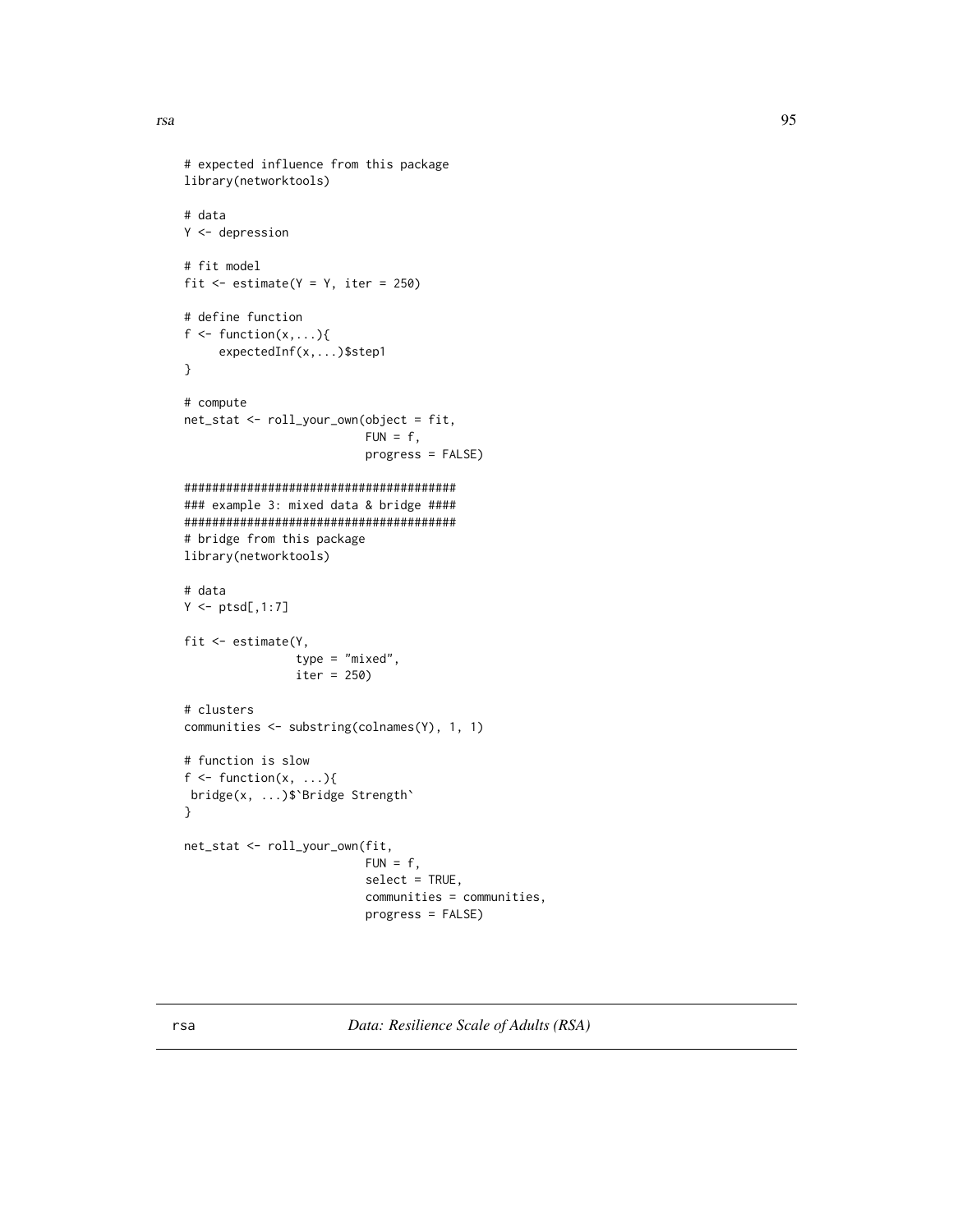```
# expected influence from this package
library(networktools)

# data
Y <- depression

# fit model
fit <- estimate(Y = Y, iter = 250)

# define function
f <- function(x,...){
     expectedInf(x,...)$step1
}

# compute
net_stat <- roll_your_own(object = fit,
                          FUN = f,
                          progress = FALSE)

#######################################
### example 3: mixed data & bridge ####
#######################################
# bridge from this package
library(networktools)

# data
Y <- ptsd[,1:7]

fit <- estimate(Y,
                type = "mixed",
                iter = 250)

# clusters
communities <- substring(colnames(Y), 1, 1)

# function is slow
f <- function(x, ...){
 bridge(x, ...)$`Bridge Strength`
}

net_stat <- roll_your_own(fit,
                          FUN = f,
                          select = TRUE,
                          communities = communities,
                          progress = FALSE)
```

## rsa *Data: Resilience Scale of Adults (RSA)*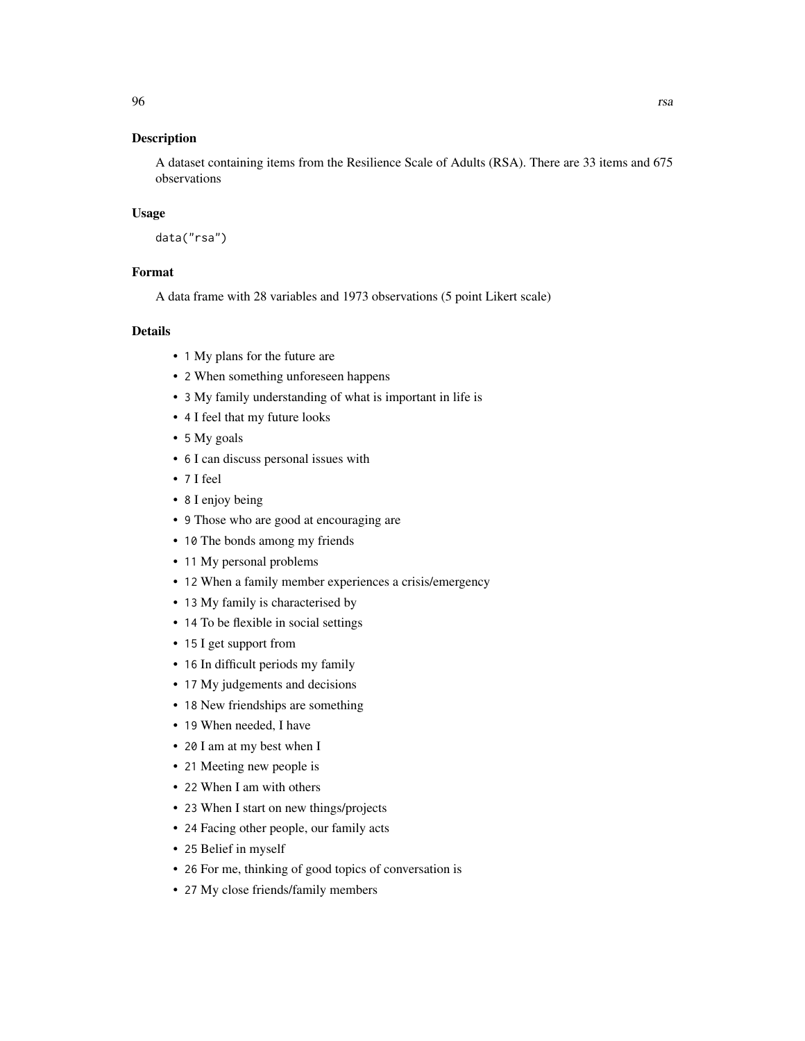## Description

A dataset containing items from the Resilience Scale of Adults (RSA). There are 33 items and 675 observations

## Usage

```
data("rsa")
```

## Format

A data frame with 28 variables and 1973 observations (5 point Likert scale)

## Details

- `1` My plans for the future are
- `2` When something unforeseen happens
- `3` My family understanding of what is important in life is
- `4` I feel that my future looks
- `5` My goals
- `6` I can discuss personal issues with
- `7` I feel
- `8` I enjoy being
- `9` Those who are good at encouraging are
- `10` The bonds among my friends
- `11` My personal problems
- `12` When a family member experiences a crisis/emergency
- `13` My family is characterised by
- `14` To be flexible in social settings
- `15` I get support from
- `16` In difficult periods my family
- `17` My judgements and decisions
- `18` New friendships are something
- `19` When needed, I have
- `20` I am at my best when I
- `21` Meeting new people is
- `22` When I am with others
- `23` When I start on new things/projects
- `24` Facing other people, our family acts
- `25` Belief in myself
- `26` For me, thinking of good topics of conversation is
- `27` My close friends/family members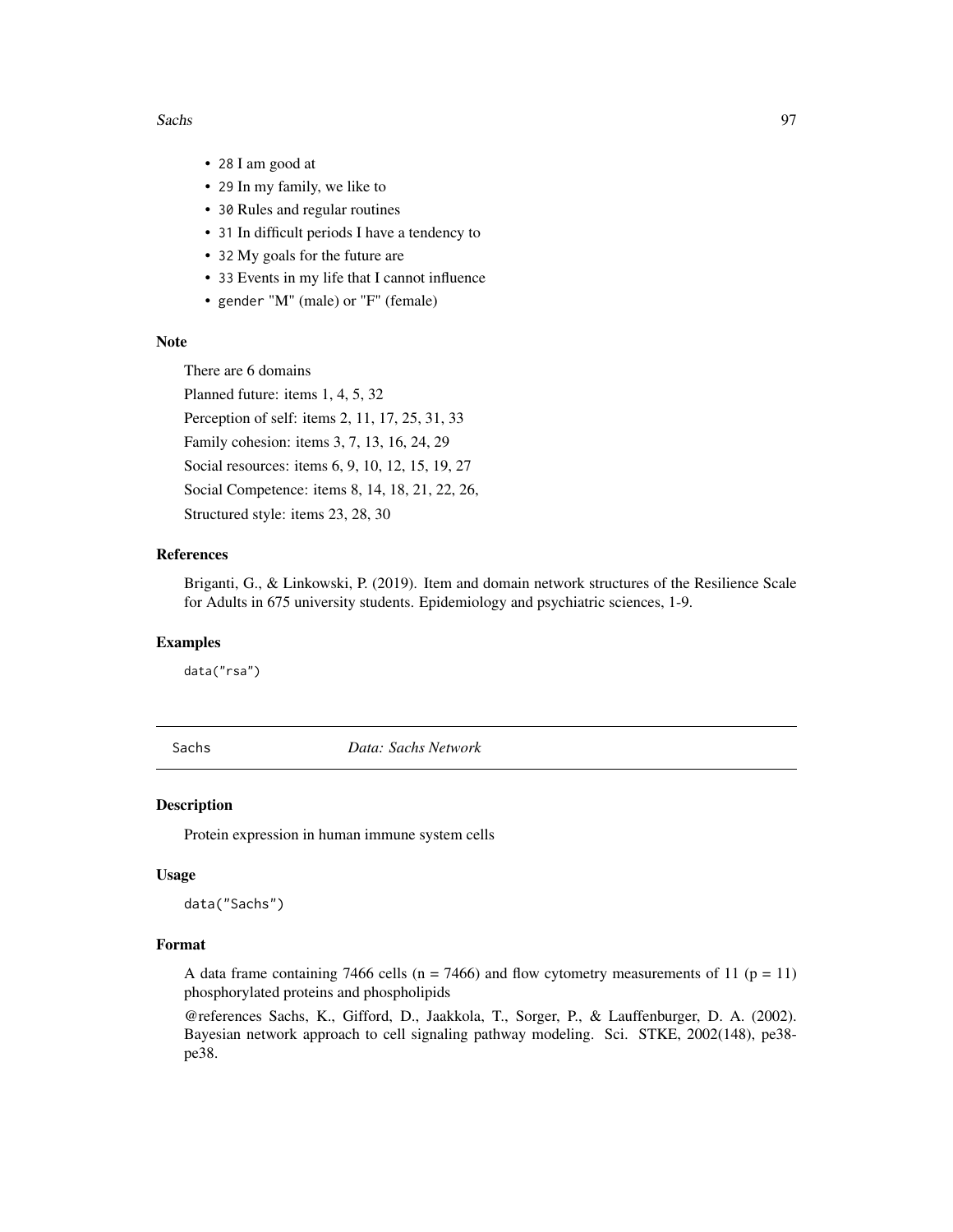- `28` I am good at
- `29` In my family, we like to
- `30` Rules and regular routines
- `31` In difficult periods I have a tendency to
- `32` My goals for the future are
- `33` Events in my life that I cannot influence
- `gender` "M" (male) or "F" (female)

### Note

There are 6 domains

Planned future: items 1, 4, 5, 32

Perception of self: items 2, 11, 17, 25, 31, 33

Family cohesion: items 3, 7, 13, 16, 24, 29

Social resources: items 6, 9, 10, 12, 15, 19, 27

Social Competence: items 8, 14, 18, 21, 22, 26,

Structured style: items 23, 28, 30

### References

Briganti, G., & Linkowski, P. (2019). Item and domain network structures of the Resilience Scale for Adults in 675 university students. Epidemiology and psychiatric sciences, 1-9.

### Examples

```
data("rsa")
```

---

## Sachs — *Data: Sachs Network*

### Description

Protein expression in human immune system cells

### Usage

```
data("Sachs")
```

### Format

A data frame containing 7466 cells (n = 7466) and flow cytometry measurements of 11 (p = 11) phosphorylated proteins and phospholipids

@references Sachs, K., Gifford, D., Jaakkola, T., Sorger, P., & Lauffenburger, D. A. (2002). Bayesian network approach to cell signaling pathway modeling. Sci. STKE, 2002(148), pe38-pe38.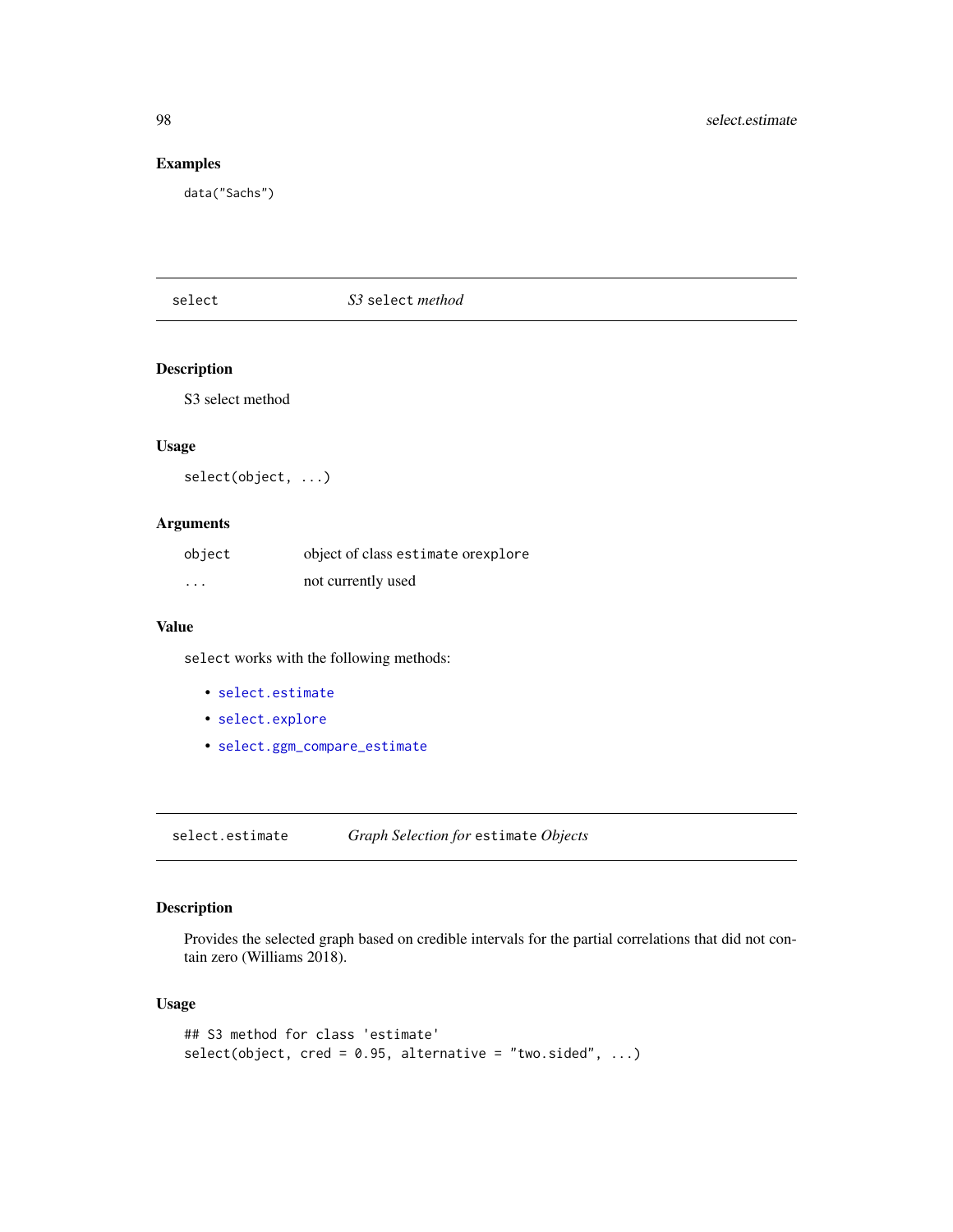### Examples

```
data("Sachs")
```

---

## select — *S3* `select` *method*

### Description

S3 select method

### Usage

```
select(object, ...)
```

### Arguments

| | |
|---|---|
| object | object of class `estimate` or`explore` |
| ... | not currently used |

### Value

`select` works with the following methods:

- `select.estimate`
- `select.explore`
- `select.ggm_compare_estimate`

---

## select.estimate — *Graph Selection for* `estimate` *Objects*

### Description

Provides the selected graph based on credible intervals for the partial correlations that did not contain zero (Williams 2018).

### Usage

```
## S3 method for class 'estimate'
select(object, cred = 0.95, alternative = "two.sided", ...)
```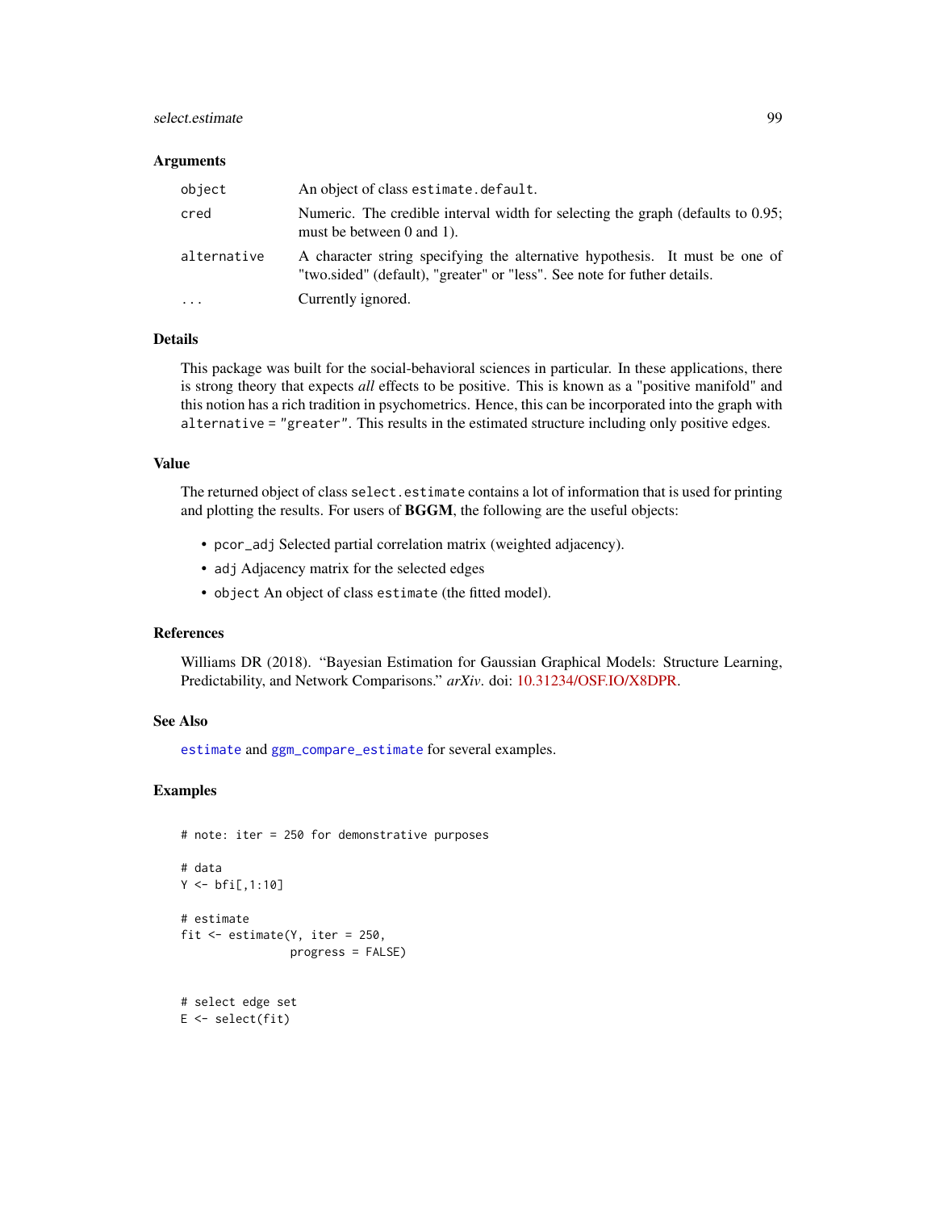### Arguments

| | |
|---|---|
| `object` | An object of class `estimate.default`. |
| `cred` | Numeric. The credible interval width for selecting the graph (defaults to 0.95; must be between 0 and 1). |
| `alternative` | A character string specifying the alternative hypothesis. It must be one of "two.sided" (default), "greater" or "less". See note for futher details. |
| `...` | Currently ignored. |

### Details

This package was built for the social-behavioral sciences in particular. In these applications, there is strong theory that expects *all* effects to be positive. This is known as a "positive manifold" and this notion has a rich tradition in psychometrics. Hence, this can be incorporated into the graph with `alternative = "greater"`. This results in the estimated structure including only positive edges.

### Value

The returned object of class `select.estimate` contains a lot of information that is used for printing and plotting the results. For users of **BGGM**, the following are the useful objects:

- `pcor_adj` Selected partial correlation matrix (weighted adjacency).
- `adj` Adjacency matrix for the selected edges
- `object` An object of class `estimate` (the fitted model).

### References

Williams DR (2018). "Bayesian Estimation for Gaussian Graphical Models: Structure Learning, Predictability, and Network Comparisons." *arXiv*. doi: 10.31234/OSF.IO/X8DPR.

### See Also

`estimate` and `ggm_compare_estimate` for several examples.

### Examples

```
# note: iter = 250 for demonstrative purposes

# data
Y <- bfi[,1:10]

# estimate
fit <- estimate(Y, iter = 250,
                progress = FALSE)


# select edge set
E <- select(fit)
```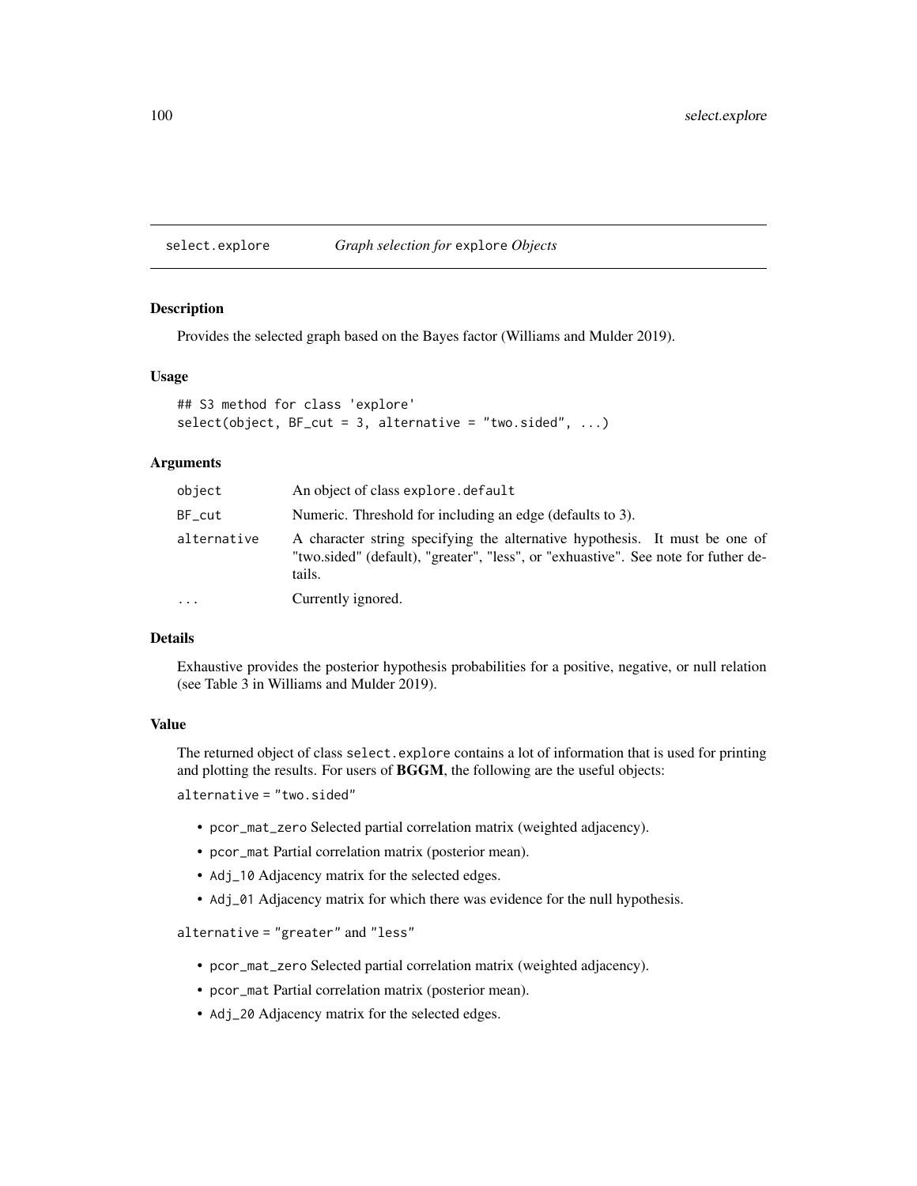## select.explore *Graph selection for* explore *Objects*

### Description

Provides the selected graph based on the Bayes factor (Williams and Mulder 2019).

### Usage

```
## S3 method for class 'explore'
select(object, BF_cut = 3, alternative = "two.sided", ...)
```

### Arguments

| | |
|---|---|
| object | An object of class explore.default |
| BF_cut | Numeric. Threshold for including an edge (defaults to 3). |
| alternative | A character string specifying the alternative hypothesis. It must be one of "two.sided" (default), "greater", "less", or "exhuastive". See note for futher details. |
| ... | Currently ignored. |

### Details

Exhaustive provides the posterior hypothesis probabilities for a positive, negative, or null relation (see Table 3 in Williams and Mulder 2019).

### Value

The returned object of class select.explore contains a lot of information that is used for printing and plotting the results. For users of **BGGM**, the following are the useful objects:

alternative = "two.sided"

- pcor_mat_zero Selected partial correlation matrix (weighted adjacency).
- pcor_mat Partial correlation matrix (posterior mean).
- Adj_10 Adjacency matrix for the selected edges.
- Adj_01 Adjacency matrix for which there was evidence for the null hypothesis.

alternative = "greater" and "less"

- pcor_mat_zero Selected partial correlation matrix (weighted adjacency).
- pcor_mat Partial correlation matrix (posterior mean).
- Adj_20 Adjacency matrix for the selected edges.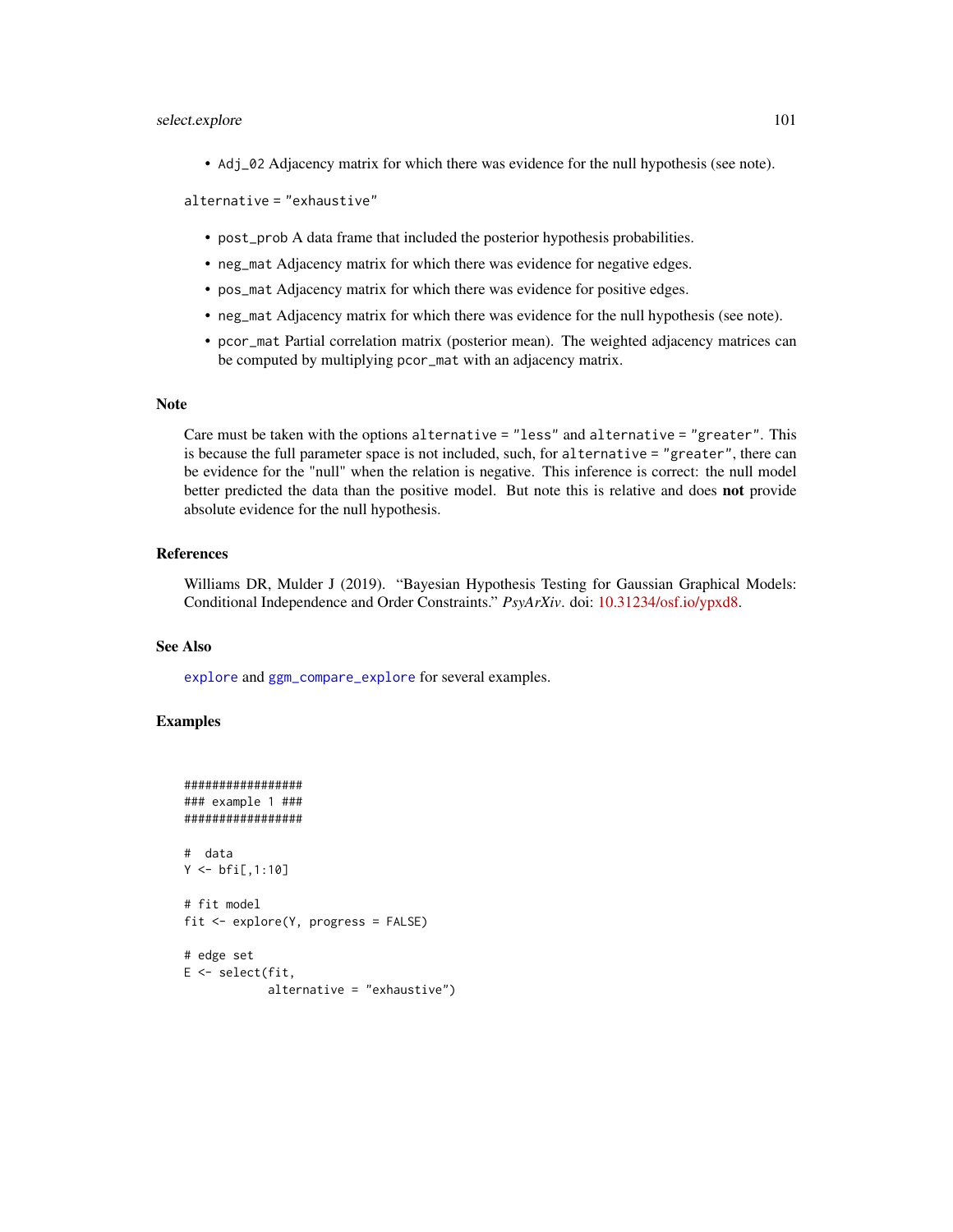- `Adj_02` Adjacency matrix for which there was evidence for the null hypothesis (see note).

`alternative = "exhaustive"`

- `post_prob` A data frame that included the posterior hypothesis probabilities.
- `neg_mat` Adjacency matrix for which there was evidence for negative edges.
- `pos_mat` Adjacency matrix for which there was evidence for positive edges.
- `neg_mat` Adjacency matrix for which there was evidence for the null hypothesis (see note).
- `pcor_mat` Partial correlation matrix (posterior mean). The weighted adjacency matrices can be computed by multiplying `pcor_mat` with an adjacency matrix.

## Note

Care must be taken with the options `alternative = "less"` and `alternative = "greater"`. This is because the full parameter space is not included, such, for `alternative = "greater"`, there can be evidence for the "null" when the relation is negative. This inference is correct: the null model better predicted the data than the positive model. But note this is relative and does **not** provide absolute evidence for the null hypothesis.

## References

Williams DR, Mulder J (2019). "Bayesian Hypothesis Testing for Gaussian Graphical Models: Conditional Independence and Order Constraints." *PsyArXiv*. doi: 10.31234/osf.io/ypxd8.

## See Also

`explore` and `ggm_compare_explore` for several examples.

## Examples

```
#################
### example 1 ###
#################

#  data
Y <- bfi[,1:10]

# fit model
fit <- explore(Y, progress = FALSE)

# edge set
E <- select(fit,
            alternative = "exhaustive")
```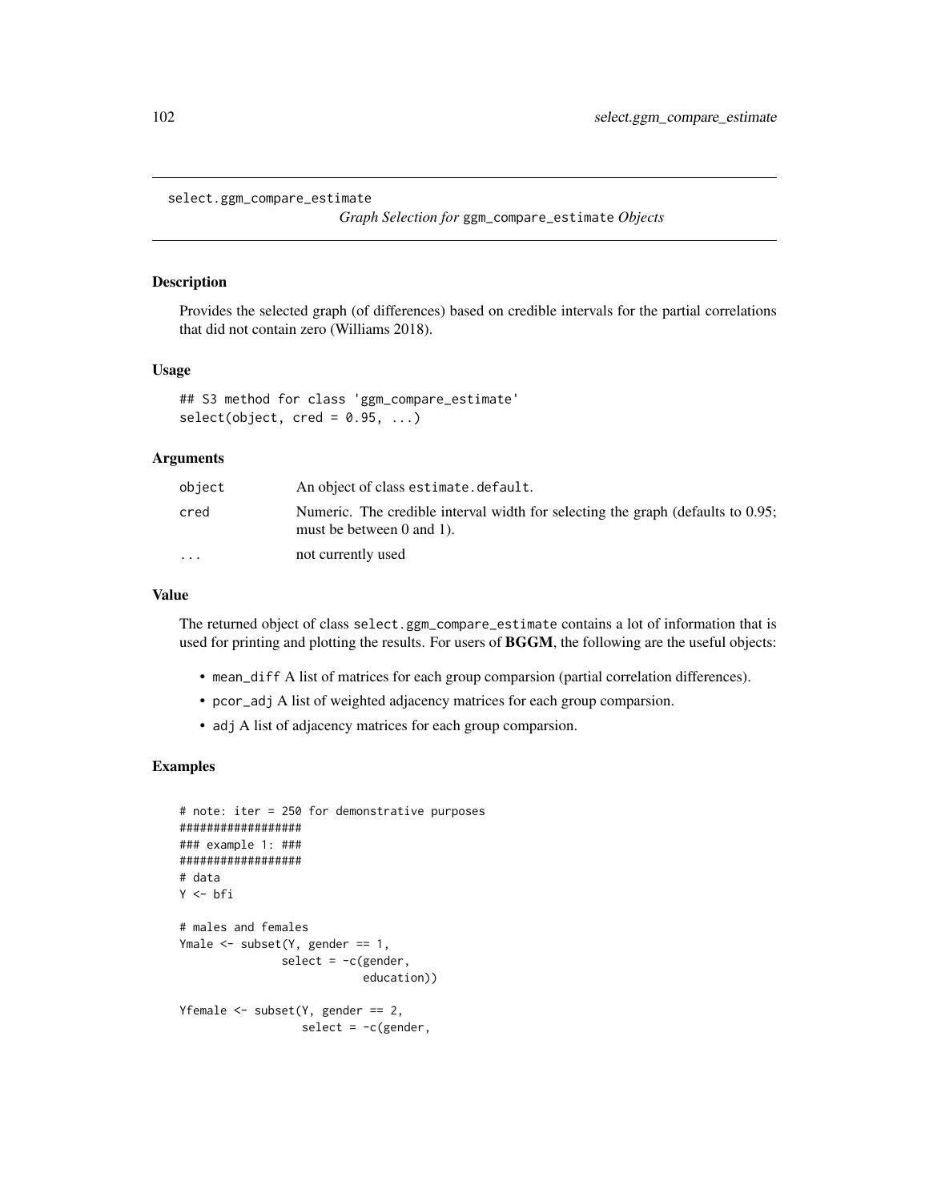```
select.ggm_compare_estimate
```

*Graph Selection for* `ggm_compare_estimate` *Objects*

## Description

Provides the selected graph (of differences) based on credible intervals for the partial correlations that did not contain zero (Williams 2018).

## Usage

```
## S3 method for class 'ggm_compare_estimate'
select(object, cred = 0.95, ...)
```

## Arguments

| | |
|---|---|
| object | An object of class `estimate.default`. |
| cred | Numeric. The credible interval width for selecting the graph (defaults to 0.95; must be between 0 and 1). |
| ... | not currently used |

## Value

The returned object of class `select.ggm_compare_estimate` contains a lot of information that is used for printing and plotting the results. For users of **BGGM**, the following are the useful objects:

- `mean_diff` A list of matrices for each group comparsion (partial correlation differences).
- `pcor_adj` A list of weighted adjacency matrices for each group comparsion.
- `adj` A list of adjacency matrices for each group comparsion.

## Examples

```
# note: iter = 250 for demonstrative purposes
##################
### example 1: ###
##################
# data
Y <- bfi

# males and females
Ymale <- subset(Y, gender == 1,
               select = -c(gender,
                           education))

Yfemale <- subset(Y, gender == 2,
                  select = -c(gender,
```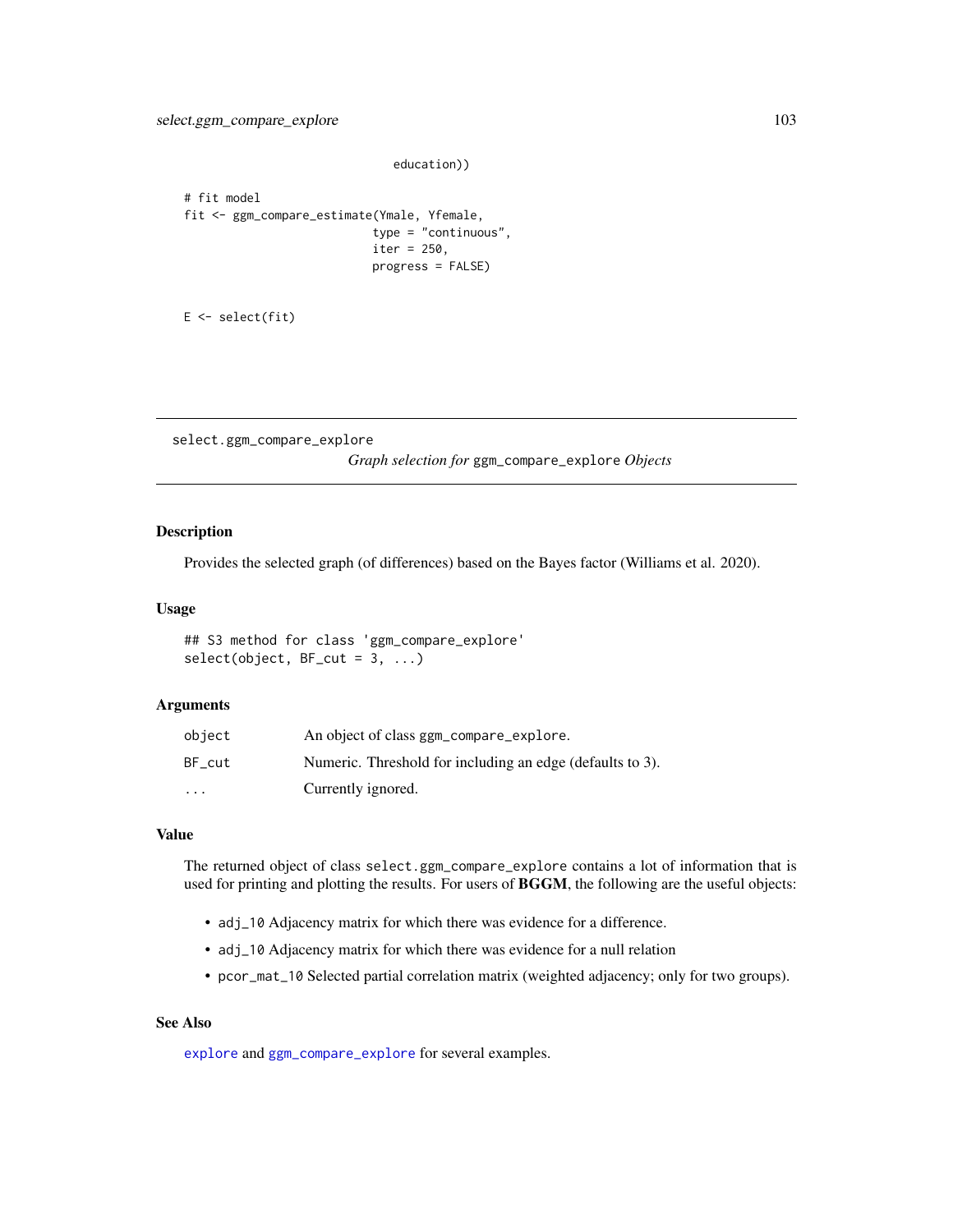```
                              education))

# fit model
fit <- ggm_compare_estimate(Ymale, Yfemale,
                            type = "continuous",
                            iter = 250,
                            progress = FALSE)


E <- select(fit)
```

---

## select.ggm_compare_explore

*Graph selection for* `ggm_compare_explore` *Objects*

---

### Description

Provides the selected graph (of differences) based on the Bayes factor (Williams et al. 2020).

### Usage

```
## S3 method for class 'ggm_compare_explore'
select(object, BF_cut = 3, ...)
```

### Arguments

| | |
|---|---|
| `object` | An object of class `ggm_compare_explore`. |
| `BF_cut` | Numeric. Threshold for including an edge (defaults to 3). |
| `...` | Currently ignored. |

### Value

The returned object of class `select.ggm_compare_explore` contains a lot of information that is used for printing and plotting the results. For users of **BGGM**, the following are the useful objects:

- `adj_10` Adjacency matrix for which there was evidence for a difference.
- `adj_10` Adjacency matrix for which there was evidence for a null relation
- `pcor_mat_10` Selected partial correlation matrix (weighted adjacency; only for two groups).

### See Also

`explore` and `ggm_compare_explore` for several examples.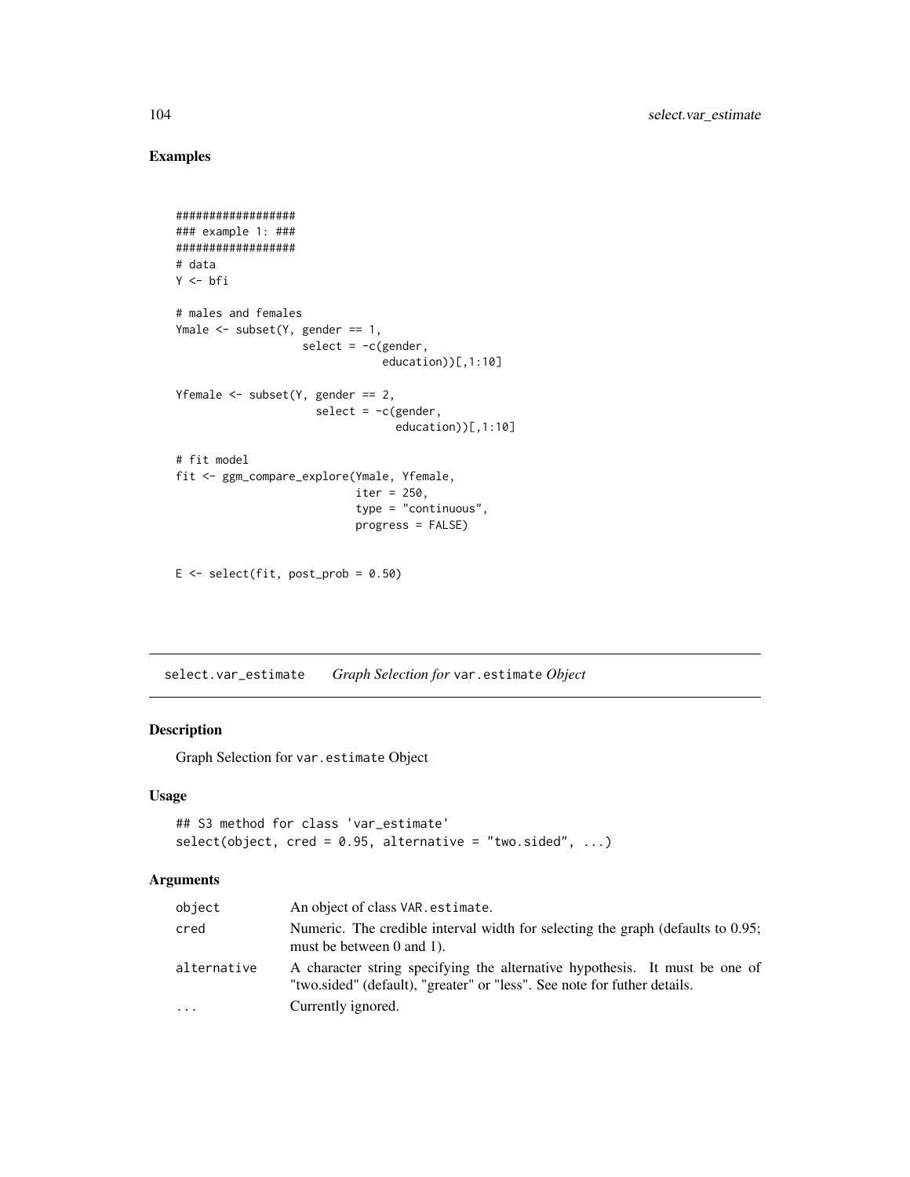## Examples

```
##################
### example 1: ###
##################
# data
Y <- bfi

# males and females
Ymale <- subset(Y, gender == 1,
                   select = -c(gender,
                               education))[,1:10]

Yfemale <- subset(Y, gender == 2,
                     select = -c(gender,
                                 education))[,1:10]

# fit model
fit <- ggm_compare_explore(Ymale, Yfemale,
                           iter = 250,
                           type = "continuous",
                           progress = FALSE)


E <- select(fit, post_prob = 0.50)
```

---

# select.var_estimate    *Graph Selection for* `var.estimate` *Object*

## Description

Graph Selection for `var.estimate` Object

## Usage

```
## S3 method for class 'var_estimate'
select(object, cred = 0.95, alternative = "two.sided", ...)
```

## Arguments

| | |
|---|---|
| `object` | An object of class `VAR.estimate`. |
| `cred` | Numeric. The credible interval width for selecting the graph (defaults to 0.95; must be between 0 and 1). |
| `alternative` | A character string specifying the alternative hypothesis. It must be one of "two.sided" (default), "greater" or "less". See note for futher details. |
| `...` | Currently ignored. |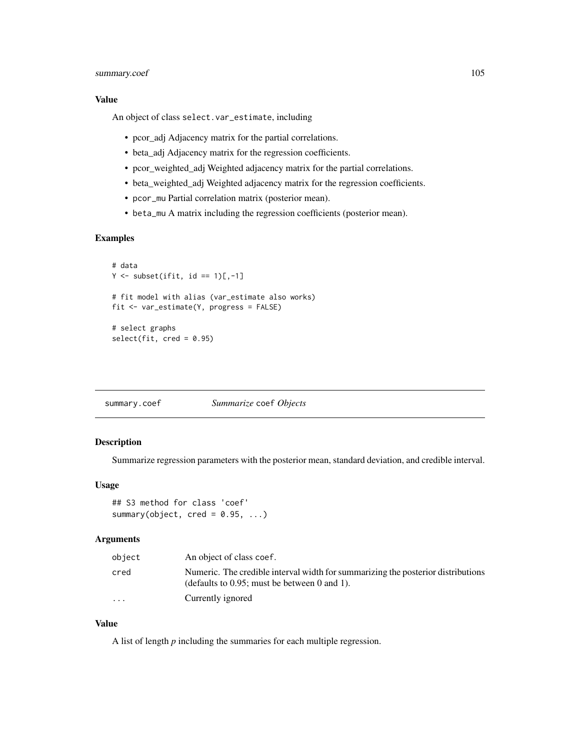### Value

An object of class `select.var_estimate`, including

- pcor_adj Adjacency matrix for the partial correlations.
- beta_adj Adjacency matrix for the regression coefficients.
- pcor_weighted_adj Weighted adjacency matrix for the partial correlations.
- beta_weighted_adj Weighted adjacency matrix for the regression coefficients.
- `pcor_mu` Partial correlation matrix (posterior mean).
- `beta_mu` A matrix including the regression coefficients (posterior mean).

### Examples

```
# data
Y <- subset(ifit, id == 1)[,-1]

# fit model with alias (var_estimate also works)
fit <- var_estimate(Y, progress = FALSE)

# select graphs
select(fit, cred = 0.95)
```

---

## summary.coef *Summarize* `coef` *Objects*

### Description

Summarize regression parameters with the posterior mean, standard deviation, and credible interval.

### Usage

```
## S3 method for class 'coef'
summary(object, cred = 0.95, ...)
```

### Arguments

| | |
|---|---|
| `object` | An object of class `coef`. |
| `cred` | Numeric. The credible interval width for summarizing the posterior distributions (defaults to 0.95; must be between 0 and 1). |
| `...` | Currently ignored |

### Value

A list of length $p$ including the summaries for each multiple regression.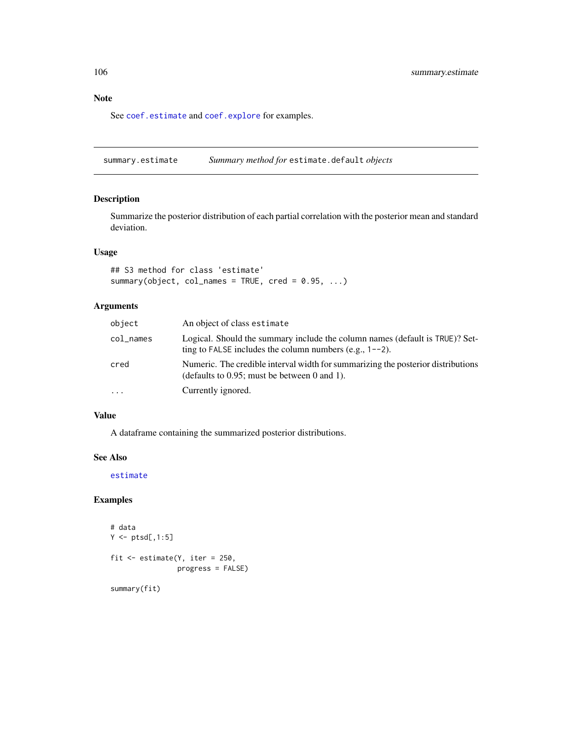## Note

See `coef.estimate` and `coef.explore` for examples.

---

## summary.estimate — *Summary method for* `estimate.default` *objects*

### Description

Summarize the posterior distribution of each partial correlation with the posterior mean and standard deviation.

### Usage

```
## S3 method for class 'estimate'
summary(object, col_names = TRUE, cred = 0.95, ...)
```

### Arguments

| | |
|---|---|
| `object` | An object of class `estimate` |
| `col_names` | Logical. Should the summary include the column names (default is `TRUE`)? Setting to `FALSE` includes the column numbers (e.g., `1--2`). |
| `cred` | Numeric. The credible interval width for summarizing the posterior distributions (defaults to 0.95; must be between 0 and 1). |
| `...` | Currently ignored. |

### Value

A dataframe containing the summarized posterior distributions.

### See Also

`estimate`

### Examples

```
# data
Y <- ptsd[,1:5]

fit <- estimate(Y, iter = 250,
                progress = FALSE)

summary(fit)
```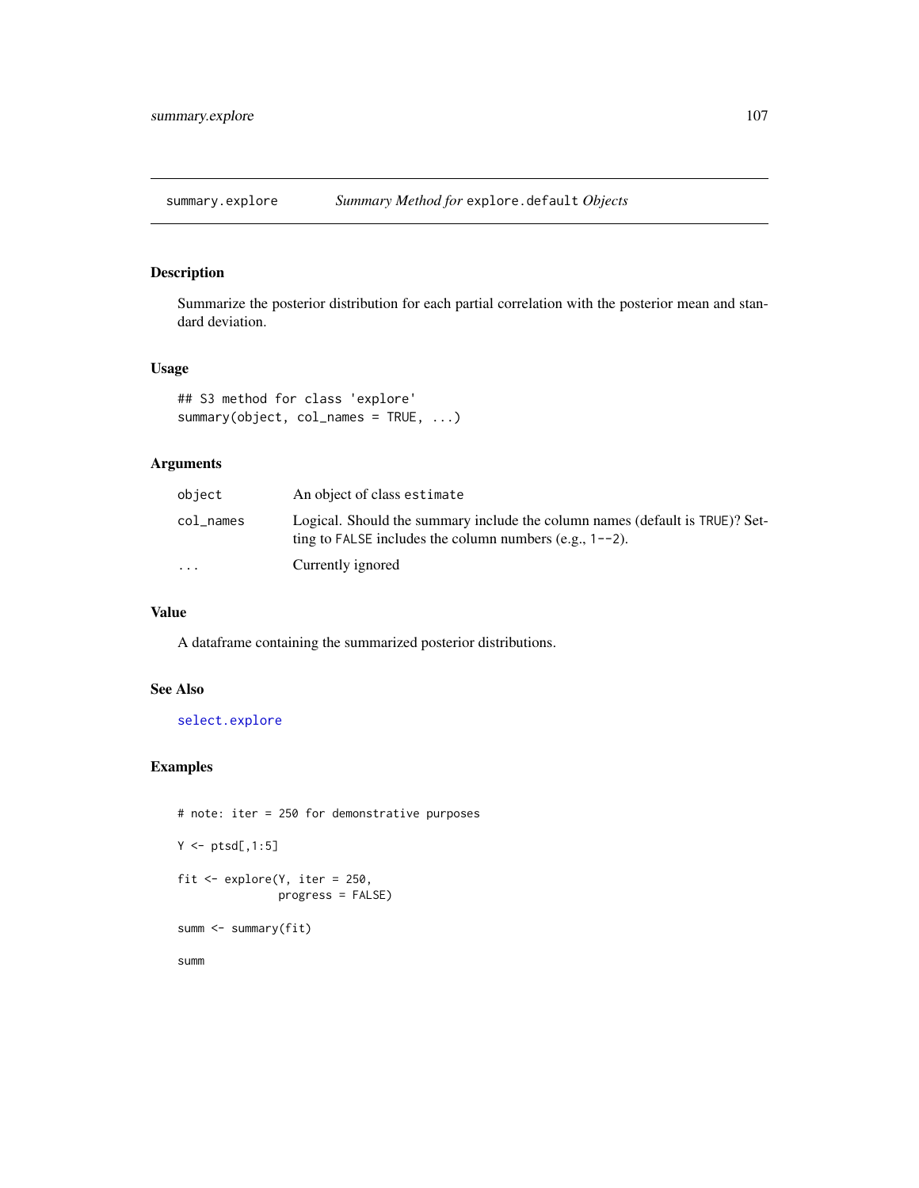## summary.explore *Summary Method for* `explore.default` *Objects*

### Description

Summarize the posterior distribution for each partial correlation with the posterior mean and standard deviation.

### Usage

```
## S3 method for class 'explore'
summary(object, col_names = TRUE, ...)
```

### Arguments

| | |
|---|---|
| `object` | An object of class `estimate` |
| `col_names` | Logical. Should the summary include the column names (default is `TRUE`)? Setting to `FALSE` includes the column numbers (e.g., `1--2`). |
| `...` | Currently ignored |

### Value

A dataframe containing the summarized posterior distributions.

### See Also

`select.explore`

### Examples

```
# note: iter = 250 for demonstrative purposes

Y <- ptsd[,1:5]

fit <- explore(Y, iter = 250,
               progress = FALSE)

summ <- summary(fit)

summ
```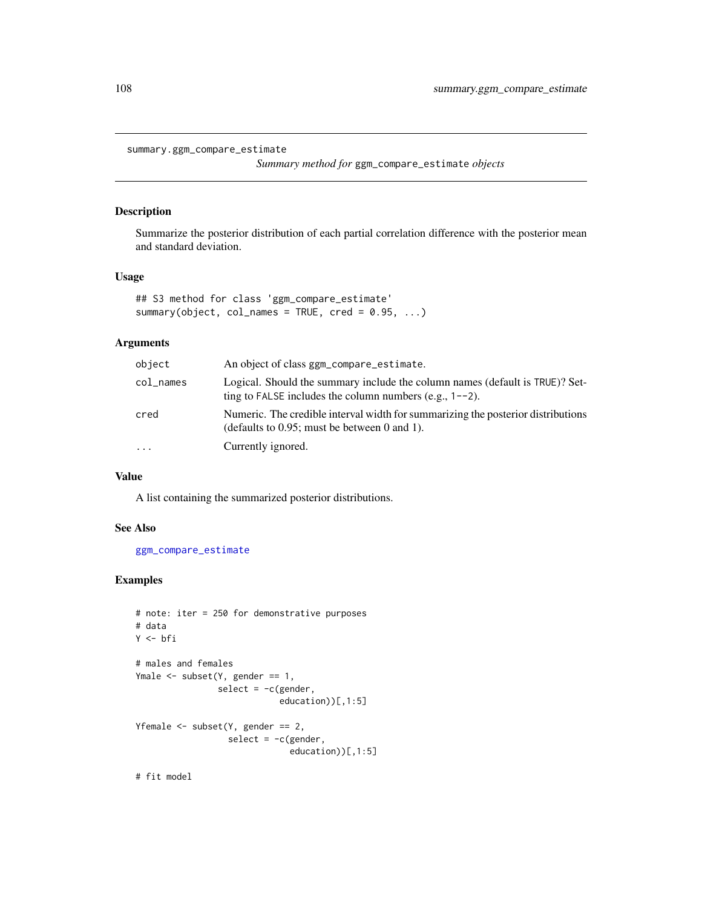## summary.ggm_compare_estimate

*Summary method for* `ggm_compare_estimate` *objects*

### Description

Summarize the posterior distribution of each partial correlation difference with the posterior mean and standard deviation.

### Usage

```
## S3 method for class 'ggm_compare_estimate'
summary(object, col_names = TRUE, cred = 0.95, ...)
```

### Arguments

| | |
|---|---|
| `object` | An object of class `ggm_compare_estimate`. |
| `col_names` | Logical. Should the summary include the column names (default is `TRUE`)? Setting to `FALSE` includes the column numbers (e.g., `1--2`). |
| `cred` | Numeric. The credible interval width for summarizing the posterior distributions (defaults to 0.95; must be between 0 and 1). |
| `...` | Currently ignored. |

### Value

A list containing the summarized posterior distributions.

### See Also

`ggm_compare_estimate`

### Examples

```
# note: iter = 250 for demonstrative purposes
# data
Y <- bfi

# males and females
Ymale <- subset(Y, gender == 1,
                select = -c(gender,
                            education))[,1:5]

Yfemale <- subset(Y, gender == 2,
                  select = -c(gender,
                              education))[,1:5]

# fit model
```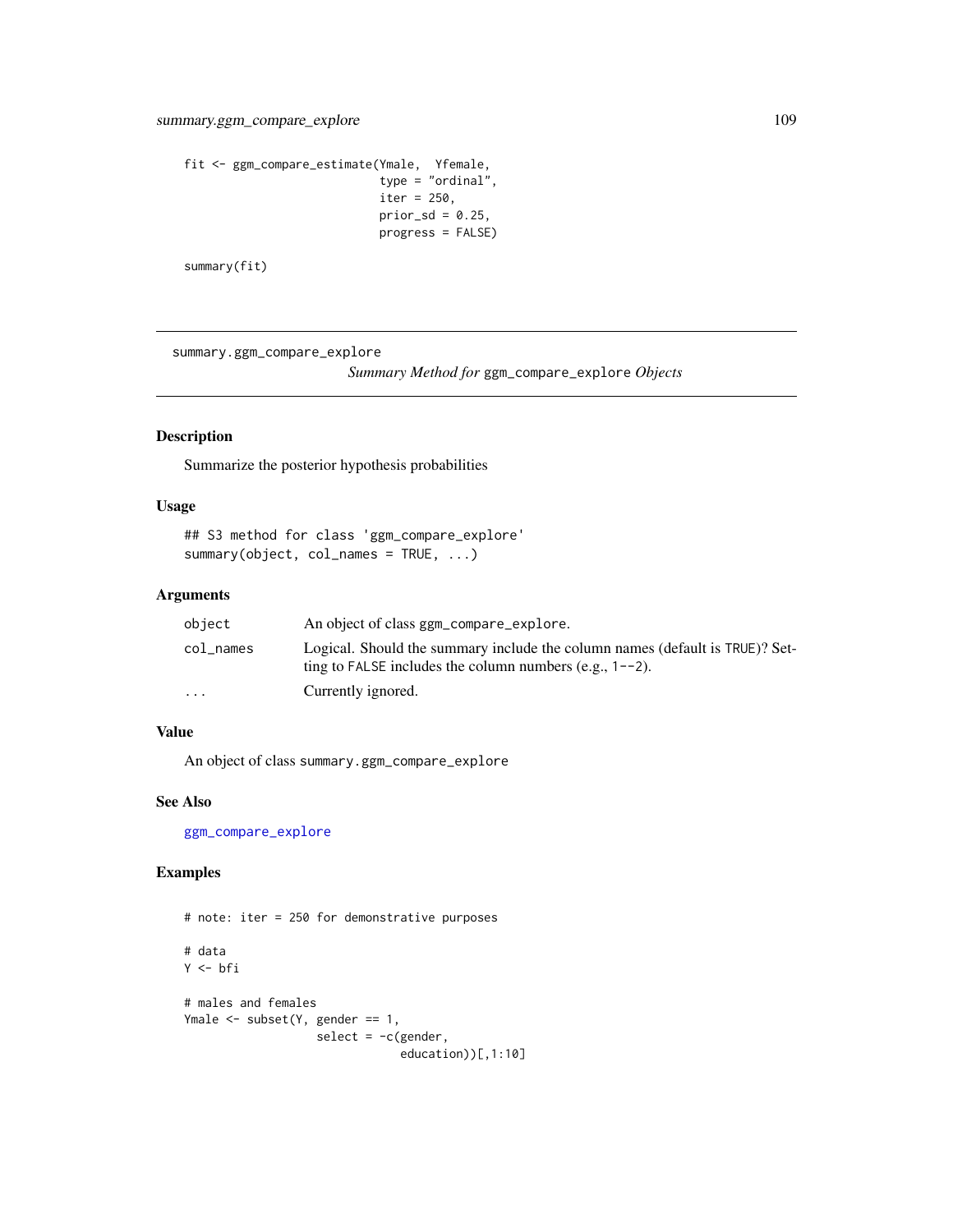```
fit <- ggm_compare_estimate(Ymale,  Yfemale,
                            type = "ordinal",
                            iter = 250,
                            prior_sd = 0.25,
                            progress = FALSE)

summary(fit)
```

## summary.ggm_compare_explore

*Summary Method for* `ggm_compare_explore` *Objects*

### Description

Summarize the posterior hypothesis probabilities

### Usage

```
## S3 method for class 'ggm_compare_explore'
summary(object, col_names = TRUE, ...)
```

### Arguments

| | |
|---|---|
| `object` | An object of class `ggm_compare_explore`. |
| `col_names` | Logical. Should the summary include the column names (default is `TRUE`)? Setting to `FALSE` includes the column numbers (e.g., `1--2`). |
| `...` | Currently ignored. |

### Value

An object of class `summary.ggm_compare_explore`

### See Also

`ggm_compare_explore`

### Examples

```
# note: iter = 250 for demonstrative purposes

# data
Y <- bfi

# males and females
Ymale <- subset(Y, gender == 1,
                   select = -c(gender,
                               education))[,1:10]
```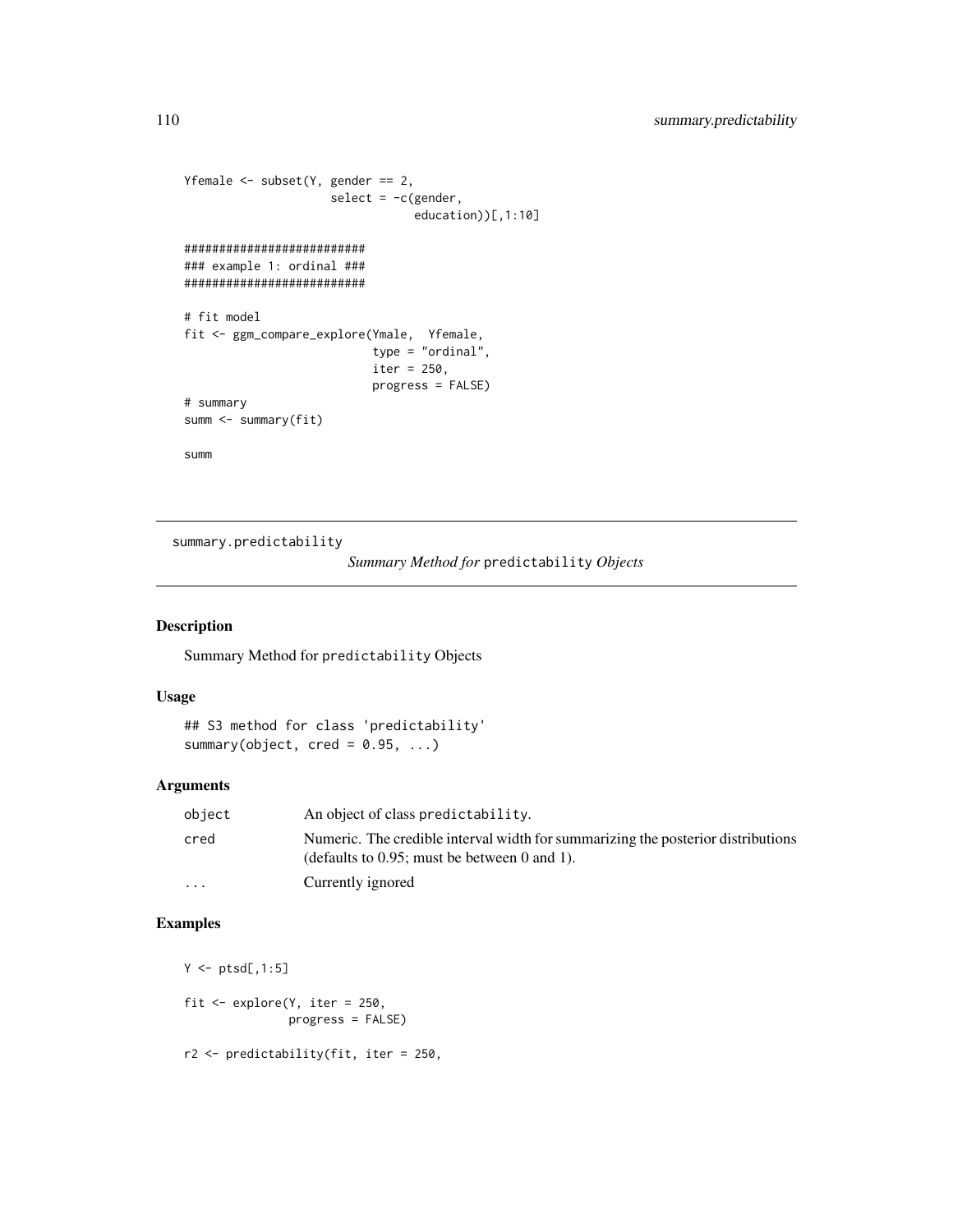```
Yfemale <- subset(Y, gender == 2,
                  select = -c(gender,
                              education))[,1:10]

#########################
### example 1: ordinal ###
#########################

# fit model
fit <- ggm_compare_explore(Ymale,  Yfemale,
                           type = "ordinal",
                           iter = 250,
                           progress = FALSE)
# summary
summ <- summary(fit)

summ
```

## summary.predictability

*Summary Method for* `predictability` *Objects*

### Description

Summary Method for `predictability` Objects

### Usage

```
## S3 method for class 'predictability'
summary(object, cred = 0.95, ...)
```

### Arguments

| | |
|---|---|
| `object` | An object of class `predictability`. |
| `cred` | Numeric. The credible interval width for summarizing the posterior distributions (defaults to 0.95; must be between 0 and 1). |
| `...` | Currently ignored |

### Examples

```
Y <- ptsd[,1:5]

fit <- explore(Y, iter = 250,
               progress = FALSE)

r2 <- predictability(fit, iter = 250,
```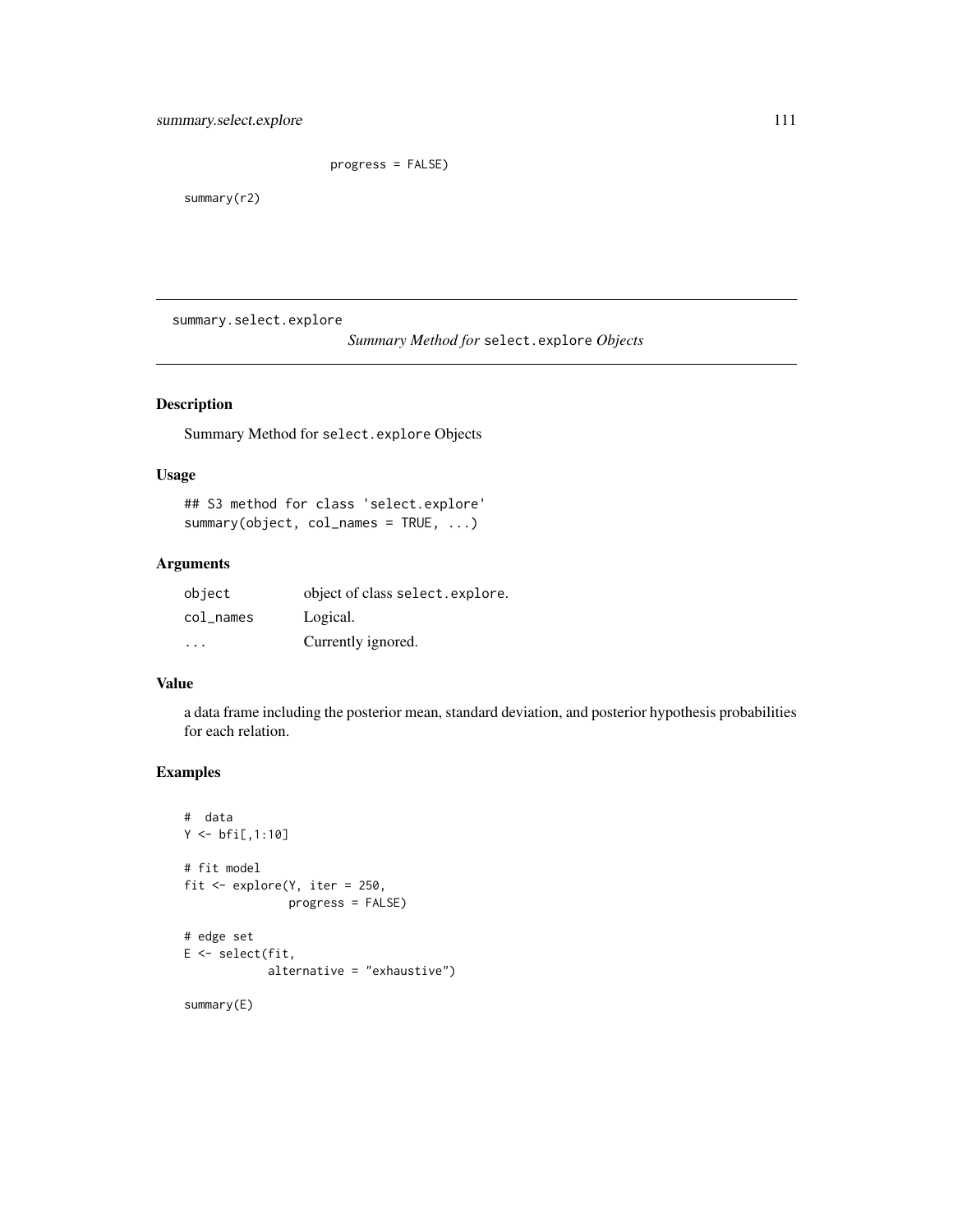```
                     progress = FALSE)

summary(r2)
```

---

summary.select.explore *Summary Method for* `select.explore` *Objects*

---

## Description

Summary Method for `select.explore` Objects

## Usage

```
## S3 method for class 'select.explore'
summary(object, col_names = TRUE, ...)
```

## Arguments

| | |
|---|---|
| `object` | object of class `select.explore`. |
| `col_names` | Logical. |
| `...` | Currently ignored. |

## Value

a data frame including the posterior mean, standard deviation, and posterior hypothesis probabilities for each relation.

## Examples

```
#  data
Y <- bfi[,1:10]

# fit model
fit <- explore(Y, iter = 250,
               progress = FALSE)

# edge set
E <- select(fit,
            alternative = "exhaustive")

summary(E)
```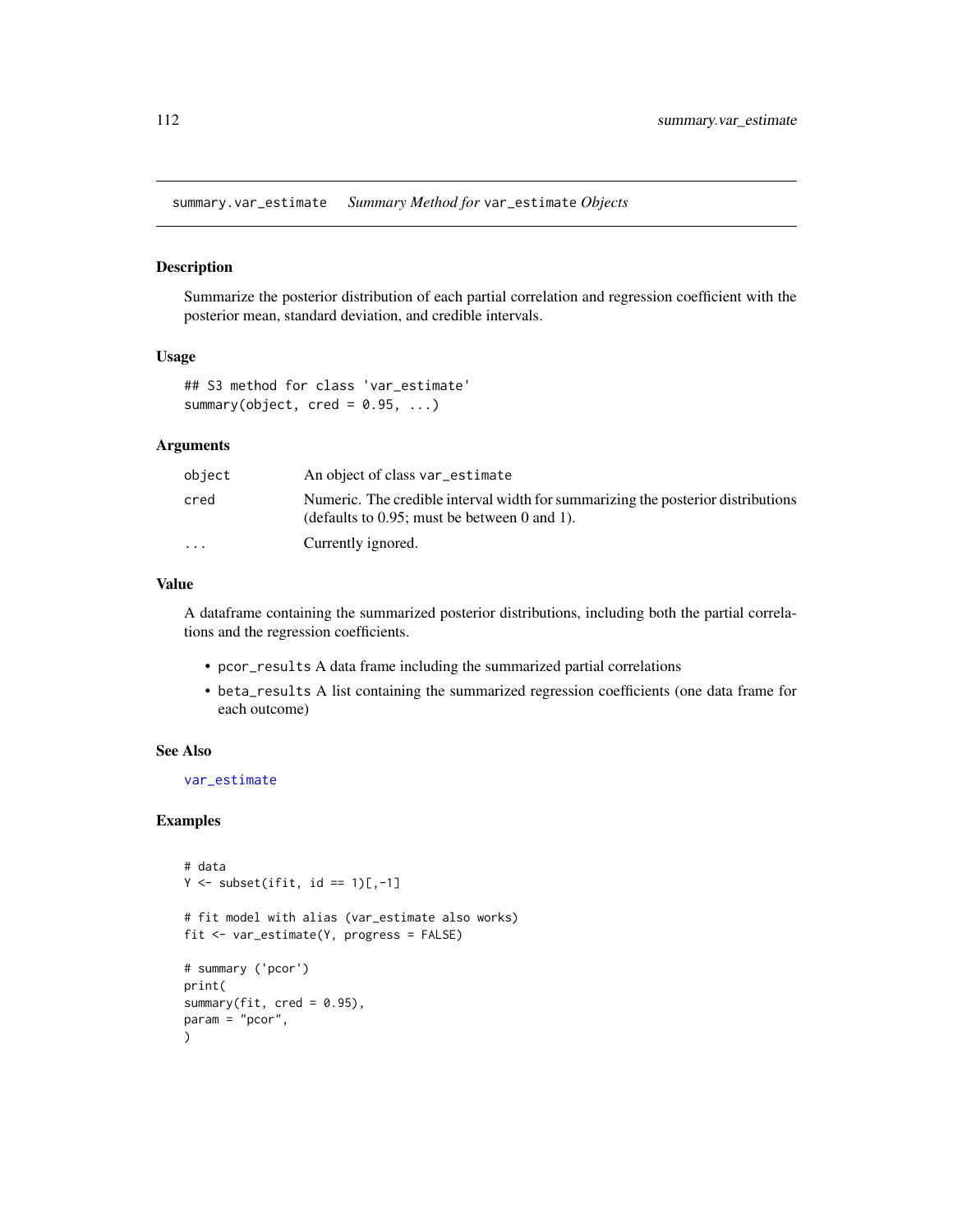## summary.var_estimate    *Summary Method for* `var_estimate` *Objects*

### Description

Summarize the posterior distribution of each partial correlation and regression coefficient with the posterior mean, standard deviation, and credible intervals.

### Usage

```
## S3 method for class 'var_estimate'
summary(object, cred = 0.95, ...)
```

### Arguments

| | |
|---|---|
| `object` | An object of class `var_estimate` |
| `cred` | Numeric. The credible interval width for summarizing the posterior distributions (defaults to 0.95; must be between 0 and 1). |
| `...` | Currently ignored. |

### Value

A dataframe containing the summarized posterior distributions, including both the partial correlations and the regression coefficients.

- `pcor_results` A data frame including the summarized partial correlations
- `beta_results` A list containing the summarized regression coefficients (one data frame for each outcome)

### See Also

`var_estimate`

### Examples

```
# data
Y <- subset(ifit, id == 1)[,-1]

# fit model with alias (var_estimate also works)
fit <- var_estimate(Y, progress = FALSE)

# summary ('pcor')
print(
summary(fit, cred = 0.95),
param = "pcor",
)
```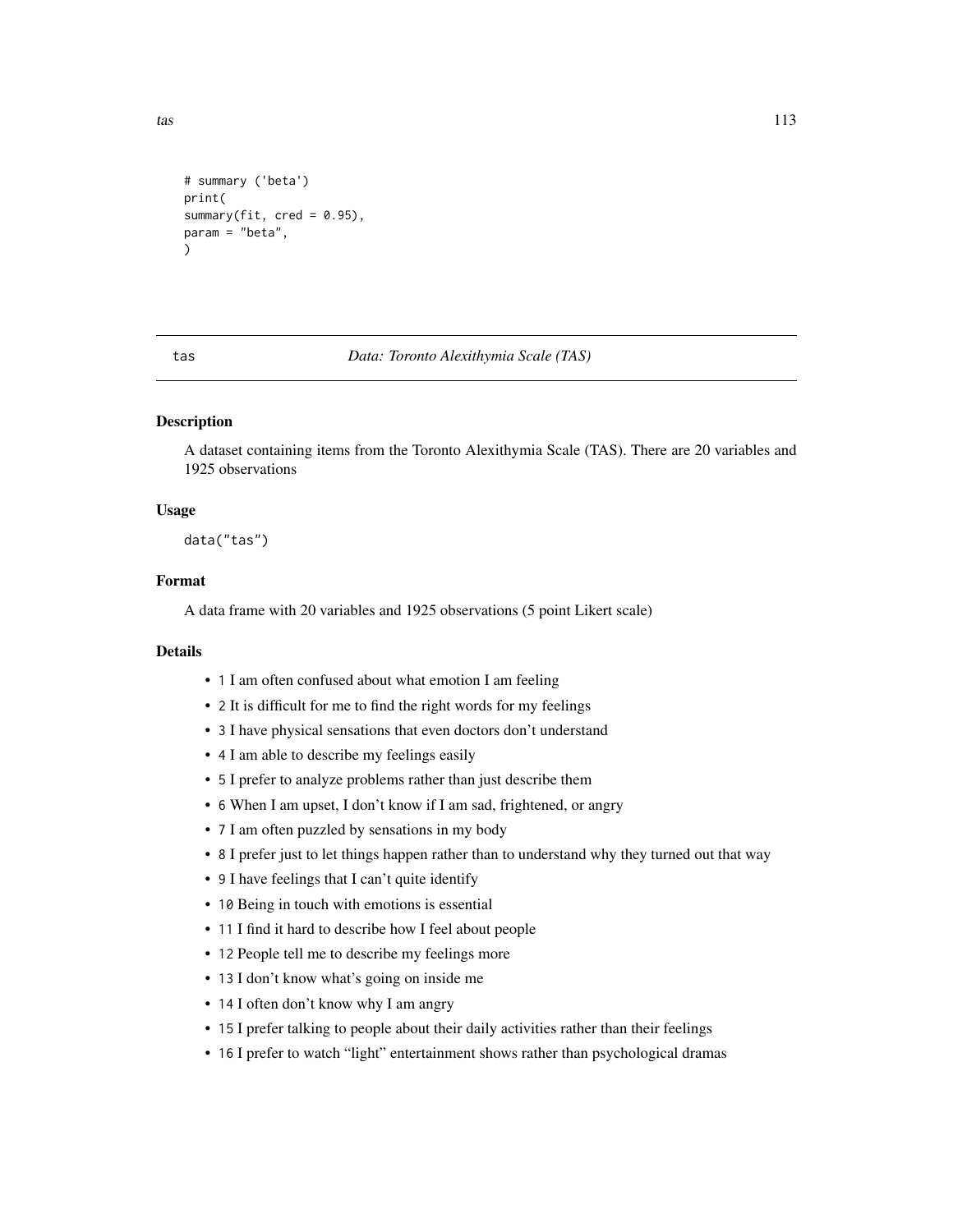```
# summary ('beta')
print(
summary(fit, cred = 0.95),
param = "beta",
)
```

## tas — *Data: Toronto Alexithymia Scale (TAS)*

### Description

A dataset containing items from the Toronto Alexithymia Scale (TAS). There are 20 variables and 1925 observations

### Usage

```
data("tas")
```

### Format

A data frame with 20 variables and 1925 observations (5 point Likert scale)

### Details

- `1` I am often confused about what emotion I am feeling
- `2` It is difficult for me to find the right words for my feelings
- `3` I have physical sensations that even doctors don't understand
- `4` I am able to describe my feelings easily
- `5` I prefer to analyze problems rather than just describe them
- `6` When I am upset, I don't know if I am sad, frightened, or angry
- `7` I am often puzzled by sensations in my body
- `8` I prefer just to let things happen rather than to understand why they turned out that way
- `9` I have feelings that I can't quite identify
- `10` Being in touch with emotions is essential
- `11` I find it hard to describe how I feel about people
- `12` People tell me to describe my feelings more
- `13` I don't know what's going on inside me
- `14` I often don't know why I am angry
- `15` I prefer talking to people about their daily activities rather than their feelings
- `16` I prefer to watch "light" entertainment shows rather than psychological dramas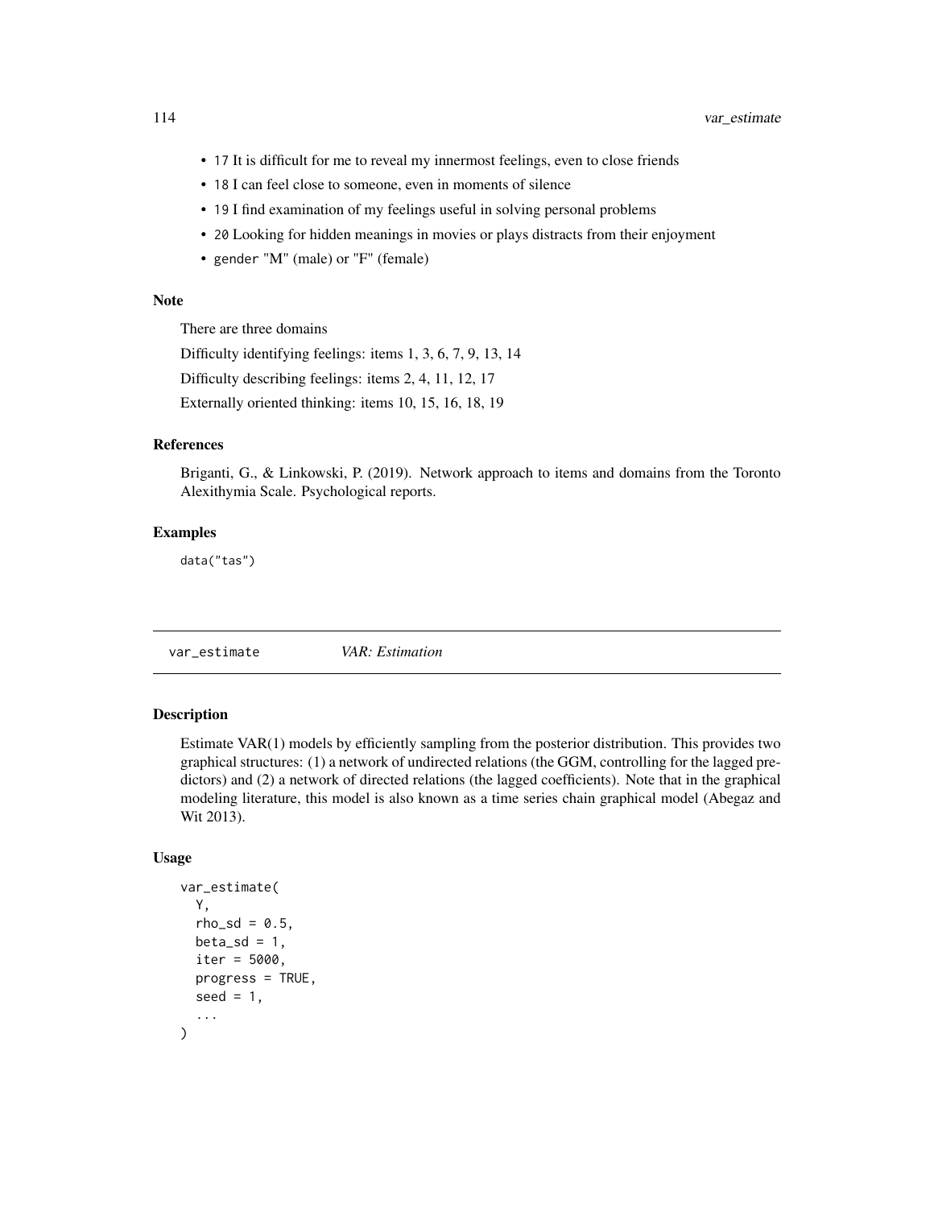- `17` It is difficult for me to reveal my innermost feelings, even to close friends
- `18` I can feel close to someone, even in moments of silence
- `19` I find examination of my feelings useful in solving personal problems
- `20` Looking for hidden meanings in movies or plays distracts from their enjoyment
- `gender` "M" (male) or "F" (female)

### Note

There are three domains

Difficulty identifying feelings: items 1, 3, 6, 7, 9, 13, 14

Difficulty describing feelings: items 2, 4, 11, 12, 17

Externally oriented thinking: items 10, 15, 16, 18, 19

### References

Briganti, G., & Linkowski, P. (2019). Network approach to items and domains from the Toronto Alexithymia Scale. Psychological reports.

### Examples

```
data("tas")
```

## var_estimate *VAR: Estimation*

### Description

Estimate VAR(1) models by efficiently sampling from the posterior distribution. This provides two graphical structures: (1) a network of undirected relations (the GGM, controlling for the lagged predictors) and (2) a network of directed relations (the lagged coefficients). Note that in the graphical modeling literature, this model is also known as a time series chain graphical model (Abegaz and Wit 2013).

### Usage

```
var_estimate(
  Y,
  rho_sd = 0.5,
  beta_sd = 1,
  iter = 5000,
  progress = TRUE,
  seed = 1,
  ...
)
```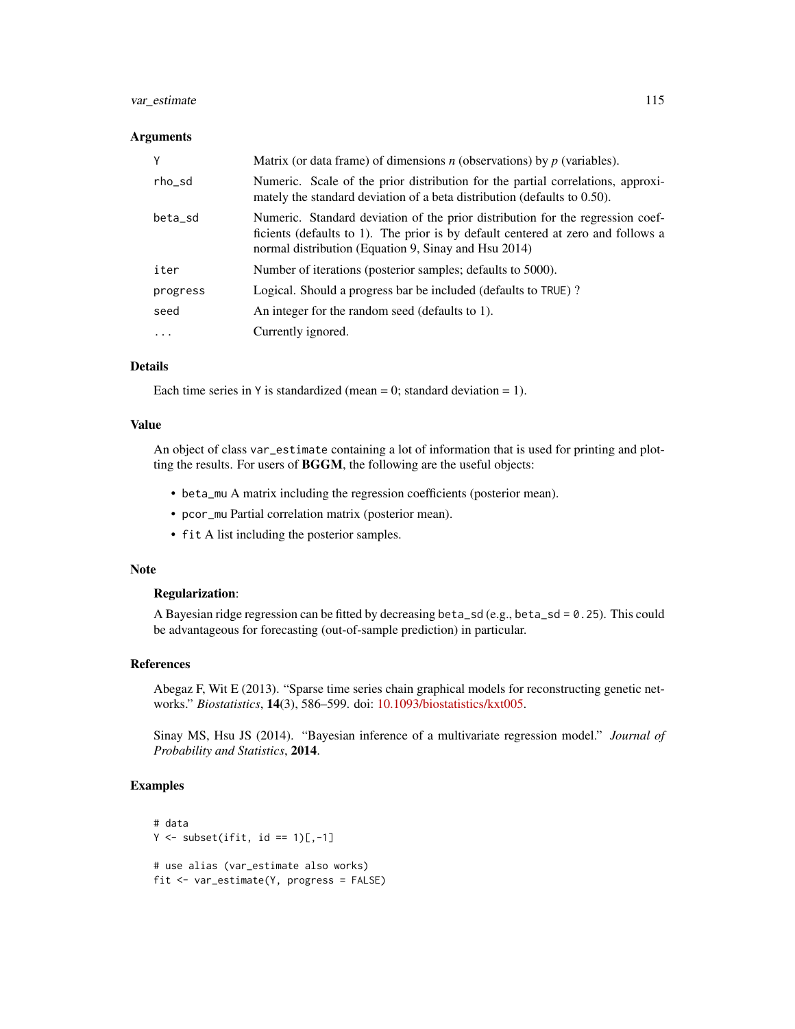## Arguments

| | |
|---|---|
| `Y` | Matrix (or data frame) of dimensions *n* (observations) by *p* (variables). |
| `rho_sd` | Numeric. Scale of the prior distribution for the partial correlations, approximately the standard deviation of a beta distribution (defaults to 0.50). |
| `beta_sd` | Numeric. Standard deviation of the prior distribution for the regression coefficients (defaults to 1). The prior is by default centered at zero and follows a normal distribution (Equation 9, Sinay and Hsu 2014) |
| `iter` | Number of iterations (posterior samples; defaults to 5000). |
| `progress` | Logical. Should a progress bar be included (defaults to `TRUE`) ? |
| `seed` | An integer for the random seed (defaults to 1). |
| `...` | Currently ignored. |

## Details

Each time series in `Y` is standardized (mean = 0; standard deviation = 1).

## Value

An object of class `var_estimate` containing a lot of information that is used for printing and plotting the results. For users of **BGGM**, the following are the useful objects:

- `beta_mu` A matrix including the regression coefficients (posterior mean).
- `pcor_mu` Partial correlation matrix (posterior mean).
- `fit` A list including the posterior samples.

## Note

**Regularization**:

A Bayesian ridge regression can be fitted by decreasing `beta_sd` (e.g., `beta_sd = 0.25`). This could be advantageous for forecasting (out-of-sample prediction) in particular.

## References

Abegaz F, Wit E (2013). "Sparse time series chain graphical models for reconstructing genetic networks." *Biostatistics*, **14**(3), 586–599. doi: 10.1093/biostatistics/kxt005.

Sinay MS, Hsu JS (2014). "Bayesian inference of a multivariate regression model." *Journal of Probability and Statistics*, **2014**.

## Examples

```
# data
Y <- subset(ifit, id == 1)[,-1]

# use alias (var_estimate also works)
fit <- var_estimate(Y, progress = FALSE)
```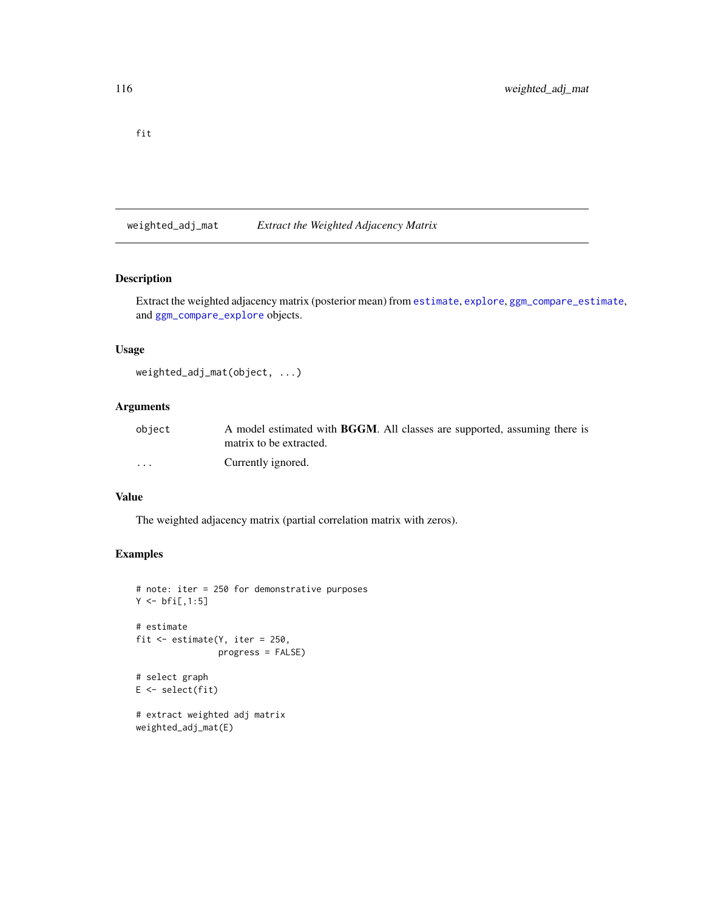```
fit
```

## weighted_adj_mat — *Extract the Weighted Adjacency Matrix*

### Description

Extract the weighted adjacency matrix (posterior mean) from estimate, explore, ggm_compare_estimate, and ggm_compare_explore objects.

### Usage

```
weighted_adj_mat(object, ...)
```

### Arguments

| | |
|---|---|
| object | A model estimated with **BGGM**. All classes are supported, assuming there is matrix to be extracted. |
| ... | Currently ignored. |

### Value

The weighted adjacency matrix (partial correlation matrix with zeros).

### Examples

```
# note: iter = 250 for demonstrative purposes
Y <- bfi[,1:5]

# estimate
fit <- estimate(Y, iter = 250,
                progress = FALSE)

# select graph
E <- select(fit)

# extract weighted adj matrix
weighted_adj_mat(E)
```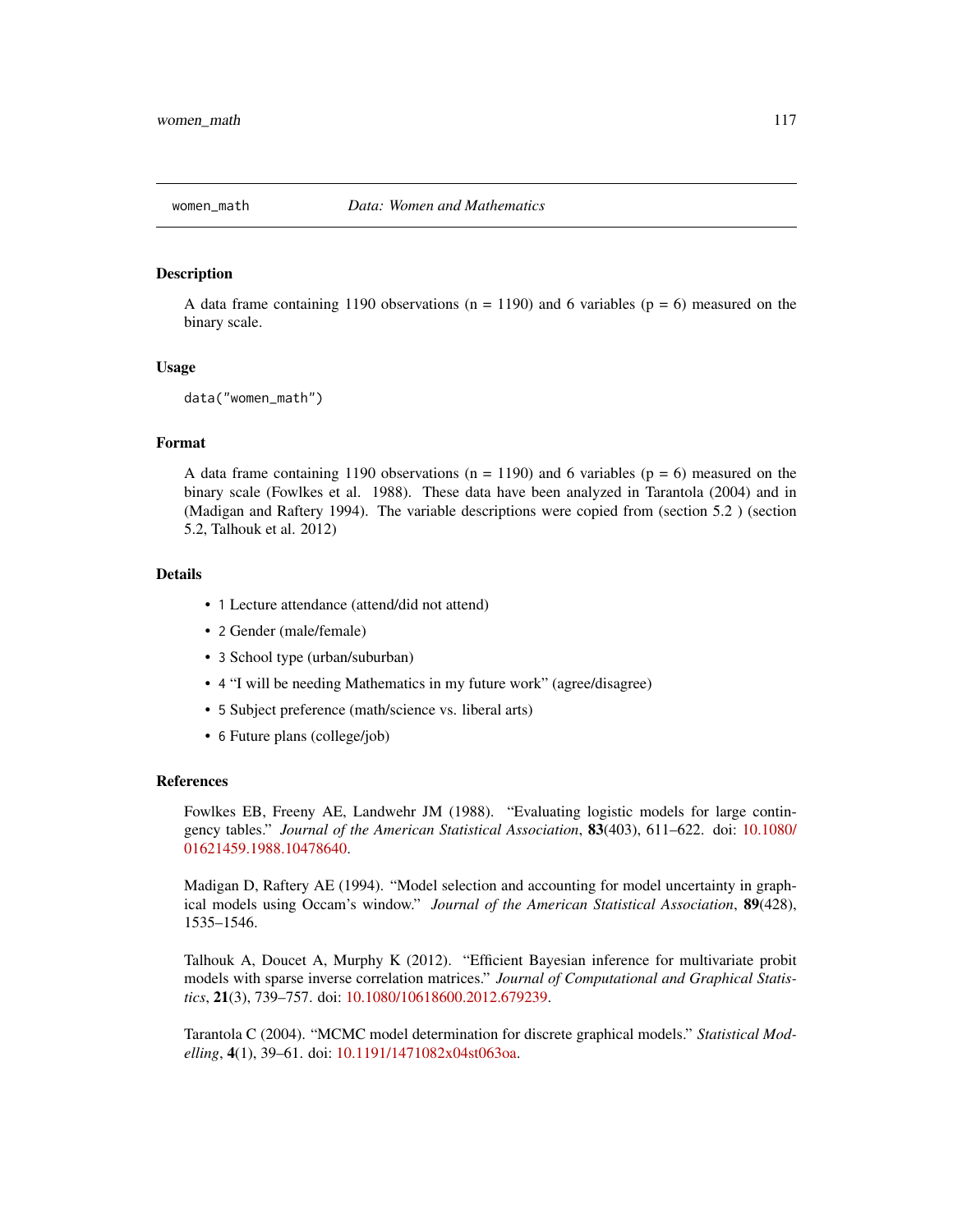## women_math — *Data: Women and Mathematics*

### Description

A data frame containing 1190 observations (n = 1190) and 6 variables (p = 6) measured on the binary scale.

### Usage

```
data("women_math")
```

### Format

A data frame containing 1190 observations (n = 1190) and 6 variables (p = 6) measured on the binary scale (Fowlkes et al. 1988). These data have been analyzed in Tarantola (2004) and in (Madigan and Raftery 1994). The variable descriptions were copied from (section 5.2 ) (section 5.2, Talhouk et al. 2012)

### Details

- 1 Lecture attendance (attend/did not attend)
- 2 Gender (male/female)
- 3 School type (urban/suburban)
- 4 "I will be needing Mathematics in my future work" (agree/disagree)
- 5 Subject preference (math/science vs. liberal arts)
- 6 Future plans (college/job)

### References

Fowlkes EB, Freeny AE, Landwehr JM (1988). "Evaluating logistic models for large contingency tables." *Journal of the American Statistical Association*, **83**(403), 611–622. doi: 10.1080/01621459.1988.10478640.

Madigan D, Raftery AE (1994). "Model selection and accounting for model uncertainty in graphical models using Occam's window." *Journal of the American Statistical Association*, **89**(428), 1535–1546.

Talhouk A, Doucet A, Murphy K (2012). "Efficient Bayesian inference for multivariate probit models with sparse inverse correlation matrices." *Journal of Computational and Graphical Statistics*, **21**(3), 739–757. doi: 10.1080/10618600.2012.679239.

Tarantola C (2004). "MCMC model determination for discrete graphical models." *Statistical Modelling*, **4**(1), 39–61. doi: 10.1191/1471082x04st063oa.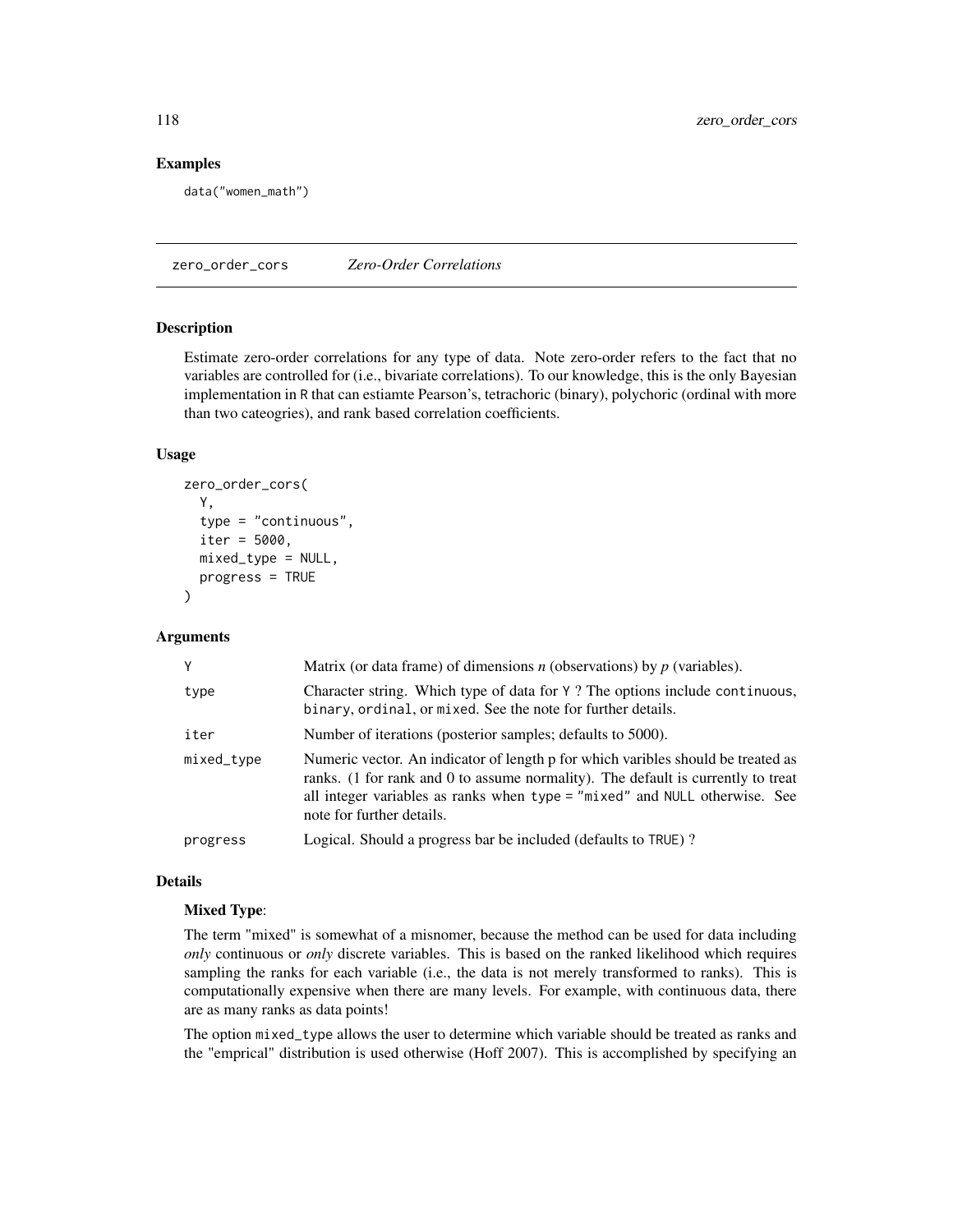## Examples

```
data("women_math")
```

---

## zero_order_cors *Zero-Order Correlations*

### Description

Estimate zero-order correlations for any type of data. Note zero-order refers to the fact that no variables are controlled for (i.e., bivariate correlations). To our knowledge, this is the only Bayesian implementation in R that can estiamte Pearson's, tetrachoric (binary), polychoric (ordinal with more than two cateogries), and rank based correlation coefficients.

### Usage

```
zero_order_cors(
  Y,
  type = "continuous",
  iter = 5000,
  mixed_type = NULL,
  progress = TRUE
)
```

### Arguments

| | |
|---|---|
| Y | Matrix (or data frame) of dimensions *n* (observations) by *p* (variables). |
| type | Character string. Which type of data for Y ? The options include continuous, binary, ordinal, or mixed. See the note for further details. |
| iter | Number of iterations (posterior samples; defaults to 5000). |
| mixed_type | Numeric vector. An indicator of length p for which varibles should be treated as ranks. (1 for rank and 0 to assume normality). The default is currently to treat all integer variables as ranks when type = "mixed" and NULL otherwise. See note for further details. |
| progress | Logical. Should a progress bar be included (defaults to TRUE) ? |

### Details

**Mixed Type**:

The term "mixed" is somewhat of a misnomer, because the method can be used for data including *only* continuous or *only* discrete variables. This is based on the ranked likelihood which requires sampling the ranks for each variable (i.e., the data is not merely transformed to ranks). This is computationally expensive when there are many levels. For example, with continuous data, there are as many ranks as data points!

The option mixed_type allows the user to determine which variable should be treated as ranks and the "emprical" distribution is used otherwise (Hoff 2007). This is accomplished by specifying an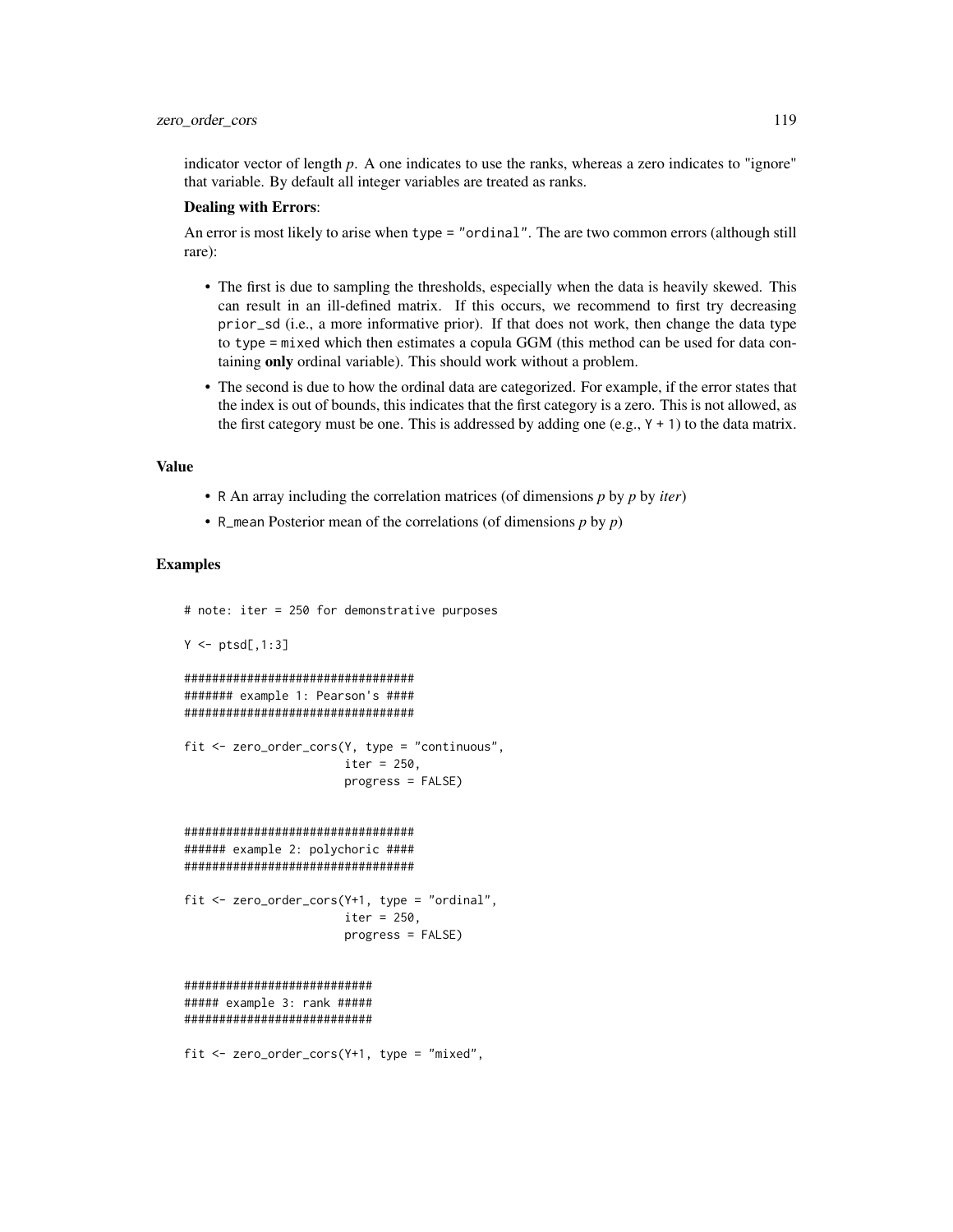indicator vector of length *p*. A one indicates to use the ranks, whereas a zero indicates to "ignore" that variable. By default all integer variables are treated as ranks.

**Dealing with Errors**:

An error is most likely to arise when `type = "ordinal"`. The are two common errors (although still rare):

- The first is due to sampling the thresholds, especially when the data is heavily skewed. This can result in an ill-defined matrix. If this occurs, we recommend to first try decreasing `prior_sd` (i.e., a more informative prior). If that does not work, then change the data type to `type = mixed` which then estimates a copula GGM (this method can be used for data containing **only** ordinal variable). This should work without a problem.
- The second is due to how the ordinal data are categorized. For example, if the error states that the index is out of bounds, this indicates that the first category is a zero. This is not allowed, as the first category must be one. This is addressed by adding one (e.g., `Y + 1`) to the data matrix.

## Value

- `R` An array including the correlation matrices (of dimensions *p* by *p* by *iter*)
- `R_mean` Posterior mean of the correlations (of dimensions *p* by *p*)

## Examples

```
# note: iter = 250 for demonstrative purposes

Y <- ptsd[,1:3]

#################################
####### example 1: Pearson's ####
#################################

fit <- zero_order_cors(Y, type = "continuous",
                       iter = 250,
                       progress = FALSE)


#################################
###### example 2: polychoric ####
#################################

fit <- zero_order_cors(Y+1, type = "ordinal",
                       iter = 250,
                       progress = FALSE)


##########################
##### example 3: rank #####
##########################

fit <- zero_order_cors(Y+1, type = "mixed",
```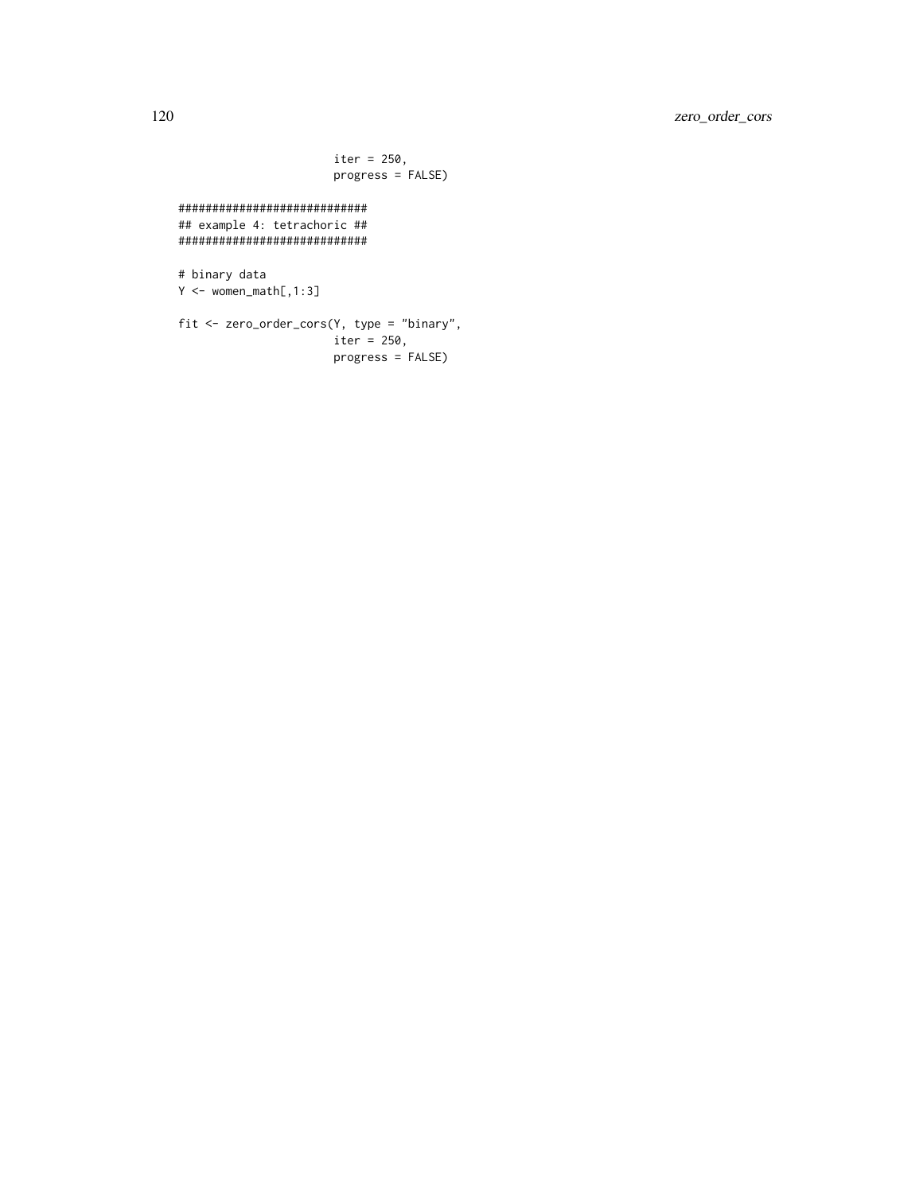```
                         iter = 250,
                         progress = FALSE)

############################
## example 4: tetrachoric ##
############################

# binary data
Y <- women_math[,1:3]

fit <- zero_order_cors(Y, type = "binary",
                         iter = 250,
                         progress = FALSE)
```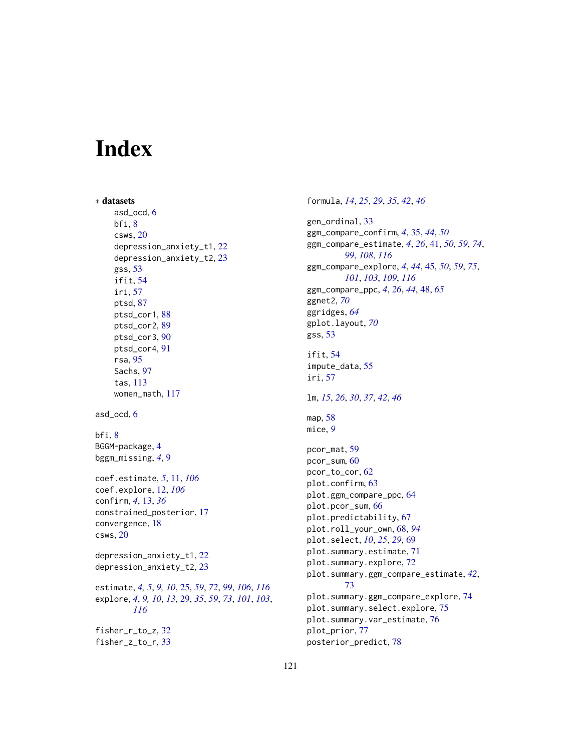# Index

∗ **datasets**

- asd_ocd, 6
- bfi, 8
- csws, 20
- depression_anxiety_t1, 22
- depression_anxiety_t2, 23
- gss, 53
- ifit, 54
- iri, 57
- ptsd, 87
- ptsd_cor1, 88
- ptsd_cor2, 89
- ptsd_cor3, 90
- ptsd_cor4, 91
- rsa, 95
- Sachs, 97
- tas, 113
- women_math, 117

asd_ocd, 6

bfi, 8
BGGM-package, 4
bggm_missing, *4*, 9

coef.estimate, *5*, 11, *106*
coef.explore, 12, *106*
confirm, *4*, 13, *36*
constrained_posterior, 17
convergence, 18
csws, 20

depression_anxiety_t1, 22
depression_anxiety_t2, 23

estimate, *4, 5, 9, 10*, 25, *59*, *72*, *99*, *106*, *116*
explore, *4*, *9, 10*, *13*, 29, *35*, *59*, *73*, *101*, *103*, *116*

fisher_r_to_z, 32
fisher_z_to_r, 33

formula, *14*, *25*, *29*, *35*, *42*, *46*

gen_ordinal, 33
ggm_compare_confirm, *4*, 35, *44*, *50*
ggm_compare_estimate, *4*, *26*, 41, *50*, *59*, *74*, *99*, *108*, *116*
ggm_compare_explore, *4*, *44*, 45, *50*, *59*, *75*, *101*, *103*, *109*, *116*
ggm_compare_ppc, *4*, *26*, *44*, 48, *65*
ggnet2, *70*
ggridges, *64*
gplot.layout, *70*
gss, 53

ifit, 54
impute_data, 55
iri, 57

lm, *15*, *26*, *30*, *37*, *42*, *46*

map, 58
mice, *9*

pcor_mat, 59
pcor_sum, 60
pcor_to_cor, 62
plot.confirm, 63
plot.ggm_compare_ppc, 64
plot.pcor_sum, 66
plot.predictability, 67
plot.roll_your_own, 68, *94*
plot.select, *10*, *25*, *29*, 69
plot.summary.estimate, 71
plot.summary.explore, 72
plot.summary.ggm_compare_estimate, *42*, 73
plot.summary.ggm_compare_explore, 74
plot.summary.select.explore, 75
plot.summary.var_estimate, 76
plot_prior, 77
posterior_predict, 78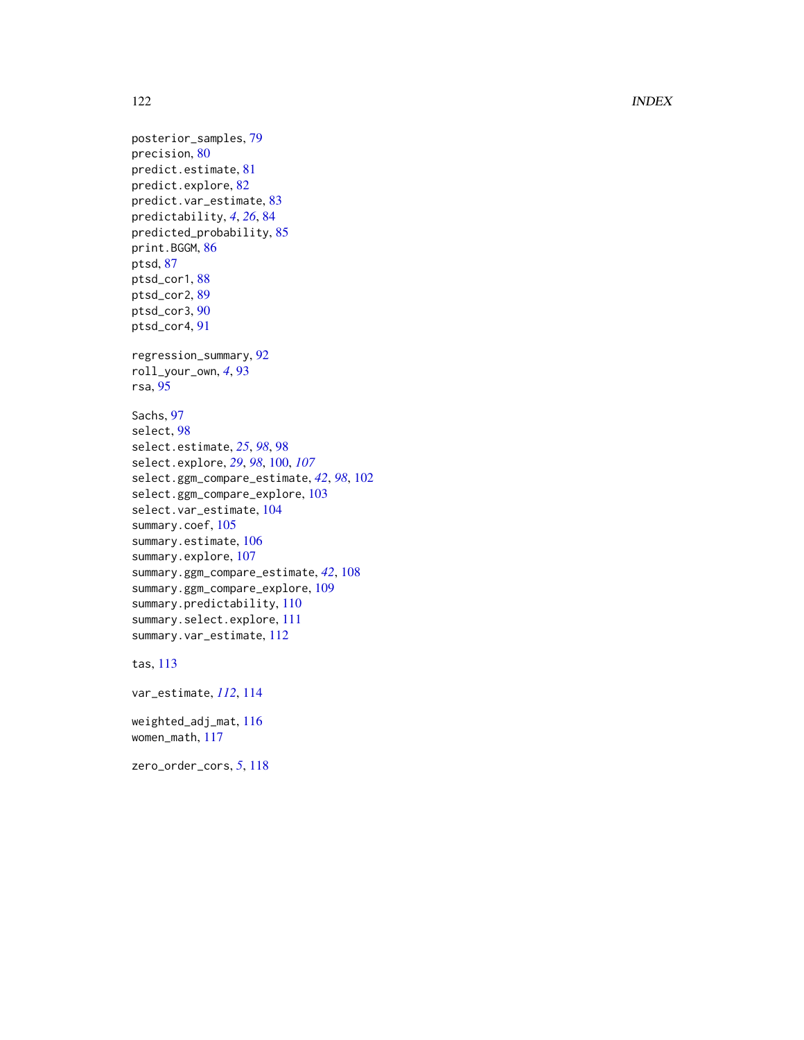posterior_samples, 79
precision, 80
predict.estimate, 81
predict.explore, 82
predict.var_estimate, 83
predictability, *4*, *26*, 84
predicted_probability, 85
print.BGGM, 86
ptsd, 87
ptsd_cor1, 88
ptsd_cor2, 89
ptsd_cor3, 90
ptsd_cor4, 91

regression_summary, 92
roll_your_own, *4*, 93
rsa, 95

Sachs, 97
select, 98
select.estimate, *25*, *98*, 98
select.explore, *29*, *98*, 100, *107*
select.ggm_compare_estimate, *42*, *98*, 102
select.ggm_compare_explore, 103
select.var_estimate, 104
summary.coef, 105
summary.estimate, 106
summary.explore, 107
summary.ggm_compare_estimate, *42*, 108
summary.ggm_compare_explore, 109
summary.predictability, 110
summary.select.explore, 111
summary.var_estimate, 112

tas, 113

var_estimate, *112*, 114

weighted_adj_mat, 116
women_math, 117

zero_order_cors, *5*, 118